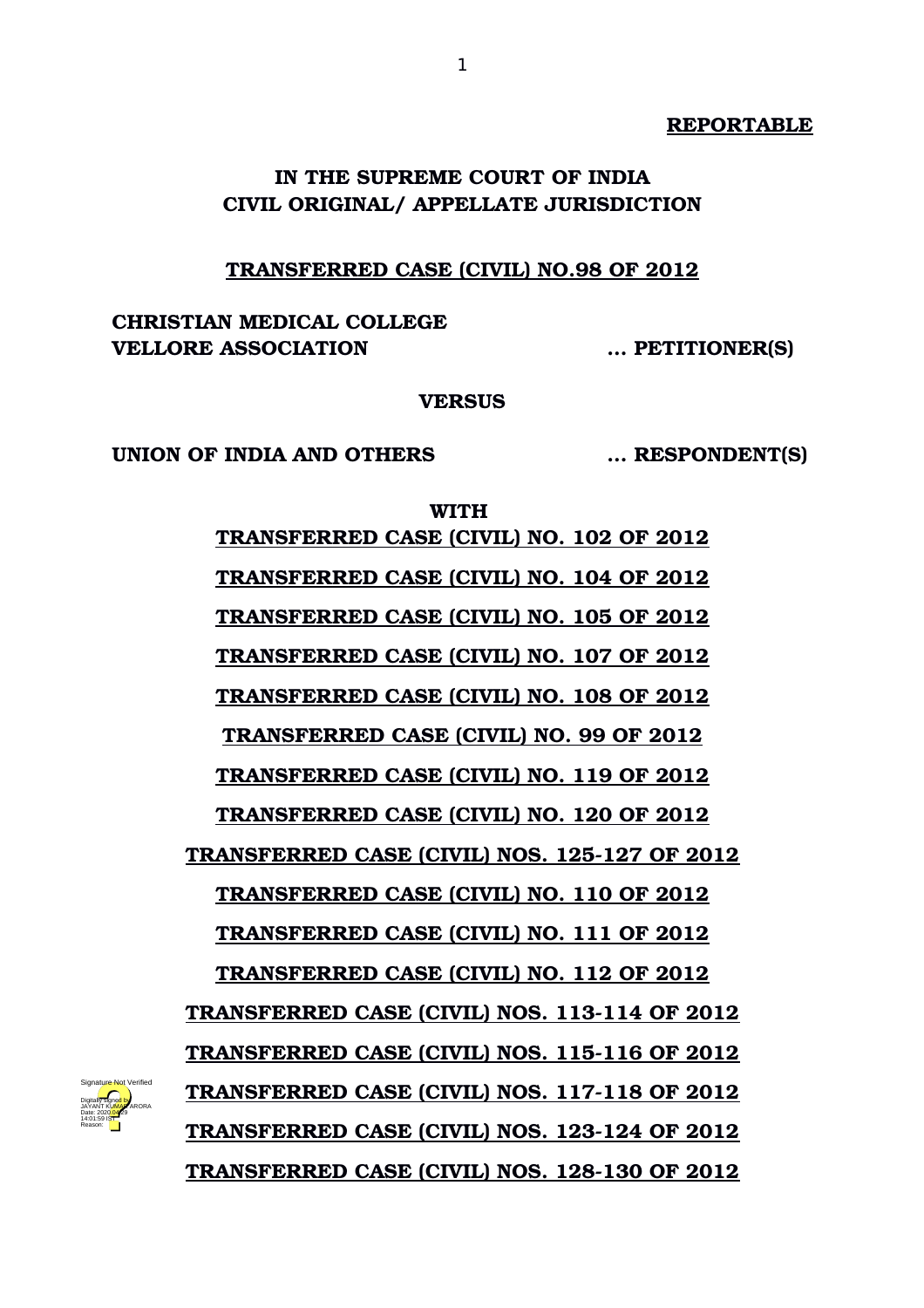**REPORTABLE**

**IN THE SUPREME COURT OF INDIA**
**CIVIL ORIGINAL/ APPELLATE JURISDICTION**

**TRANSFERRED CASE (CIVIL) NO.98 OF 2012**

**CHRISTIAN MEDICAL COLLEGE VELLORE ASSOCIATION** ... **PETITIONER(S)**

**VERSUS**

**UNION OF INDIA AND OTHERS** ... **RESPONDENT(S)**

**WITH**

**TRANSFERRED CASE (CIVIL) NO. 102 OF 2012**

**TRANSFERRED CASE (CIVIL) NO. 104 OF 2012**

**TRANSFERRED CASE (CIVIL) NO. 105 OF 2012**

**TRANSFERRED CASE (CIVIL) NO. 107 OF 2012**

**TRANSFERRED CASE (CIVIL) NO. 108 OF 2012**

**TRANSFERRED CASE (CIVIL) NO. 99 OF 2012**

**TRANSFERRED CASE (CIVIL) NO. 119 OF 2012**

**TRANSFERRED CASE (CIVIL) NO. 120 OF 2012**

**TRANSFERRED CASE (CIVIL) NOS. 125-127 OF 2012**

**TRANSFERRED CASE (CIVIL) NO. 110 OF 2012**

**TRANSFERRED CASE (CIVIL) NO. 111 OF 2012**

**TRANSFERRED CASE (CIVIL) NO. 112 OF 2012**

**TRANSFERRED CASE (CIVIL) NOS. 113-114 OF 2012**

**TRANSFERRED CASE (CIVIL) NOS. 115-116 OF 2012**

**TRANSFERRED CASE (CIVIL) NOS. 117-118 OF 2012**

**TRANSFERRED CASE (CIVIL) NOS. 123-124 OF 2012**

**TRANSFERRED CASE (CIVIL) NOS. 128-130 OF 2012**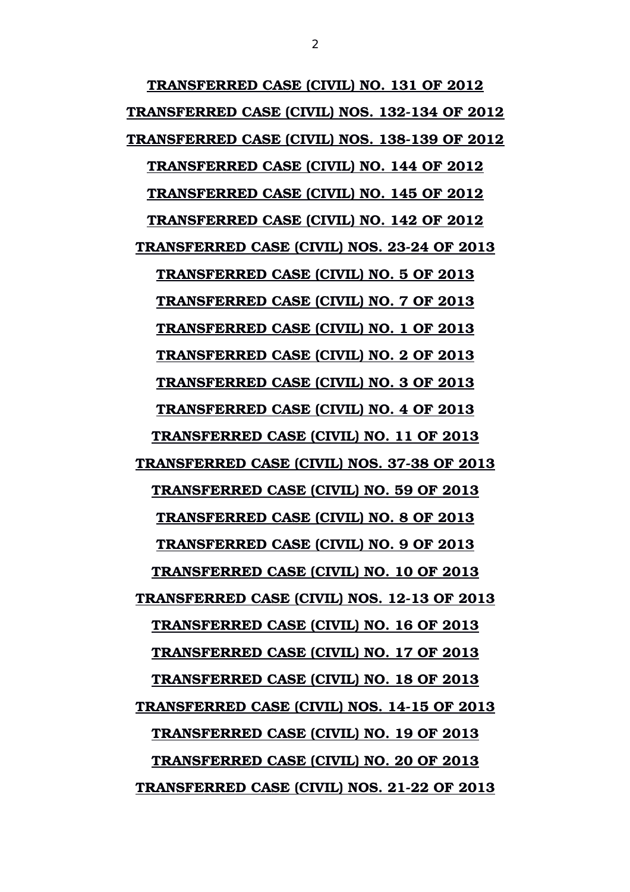**TRANSFERRED CASE (CIVIL) NO. 131 OF 2012**

**TRANSFERRED CASE (CIVIL) NOS. 132-134 OF 2012**

**TRANSFERRED CASE (CIVIL) NOS. 138-139 OF 2012**

**TRANSFERRED CASE (CIVIL) NO. 144 OF 2012**

**TRANSFERRED CASE (CIVIL) NO. 145 OF 2012**

**TRANSFERRED CASE (CIVIL) NO. 142 OF 2012**

**TRANSFERRED CASE (CIVIL) NOS. 23-24 OF 2013**

**TRANSFERRED CASE (CIVIL) NO. 5 OF 2013**

**TRANSFERRED CASE (CIVIL) NO. 7 OF 2013**

**TRANSFERRED CASE (CIVIL) NO. 1 OF 2013**

**TRANSFERRED CASE (CIVIL) NO. 2 OF 2013**

**TRANSFERRED CASE (CIVIL) NO. 3 OF 2013**

**TRANSFERRED CASE (CIVIL) NO. 4 OF 2013**

**TRANSFERRED CASE (CIVIL) NO. 11 OF 2013**

**TRANSFERRED CASE (CIVIL) NOS. 37-38 OF 2013**

**TRANSFERRED CASE (CIVIL) NO. 59 OF 2013**

**TRANSFERRED CASE (CIVIL) NO. 8 OF 2013**

**TRANSFERRED CASE (CIVIL) NO. 9 OF 2013**

**TRANSFERRED CASE (CIVIL) NO. 10 OF 2013**

**TRANSFERRED CASE (CIVIL) NOS. 12-13 OF 2013**

**TRANSFERRED CASE (CIVIL) NO. 16 OF 2013**

**TRANSFERRED CASE (CIVIL) NO. 17 OF 2013**

**TRANSFERRED CASE (CIVIL) NO. 18 OF 2013**

**TRANSFERRED CASE (CIVIL) NOS. 14-15 OF 2013**

**TRANSFERRED CASE (CIVIL) NO. 19 OF 2013**

**TRANSFERRED CASE (CIVIL) NO. 20 OF 2013**

**TRANSFERRED CASE (CIVIL) NOS. 21-22 OF 2013**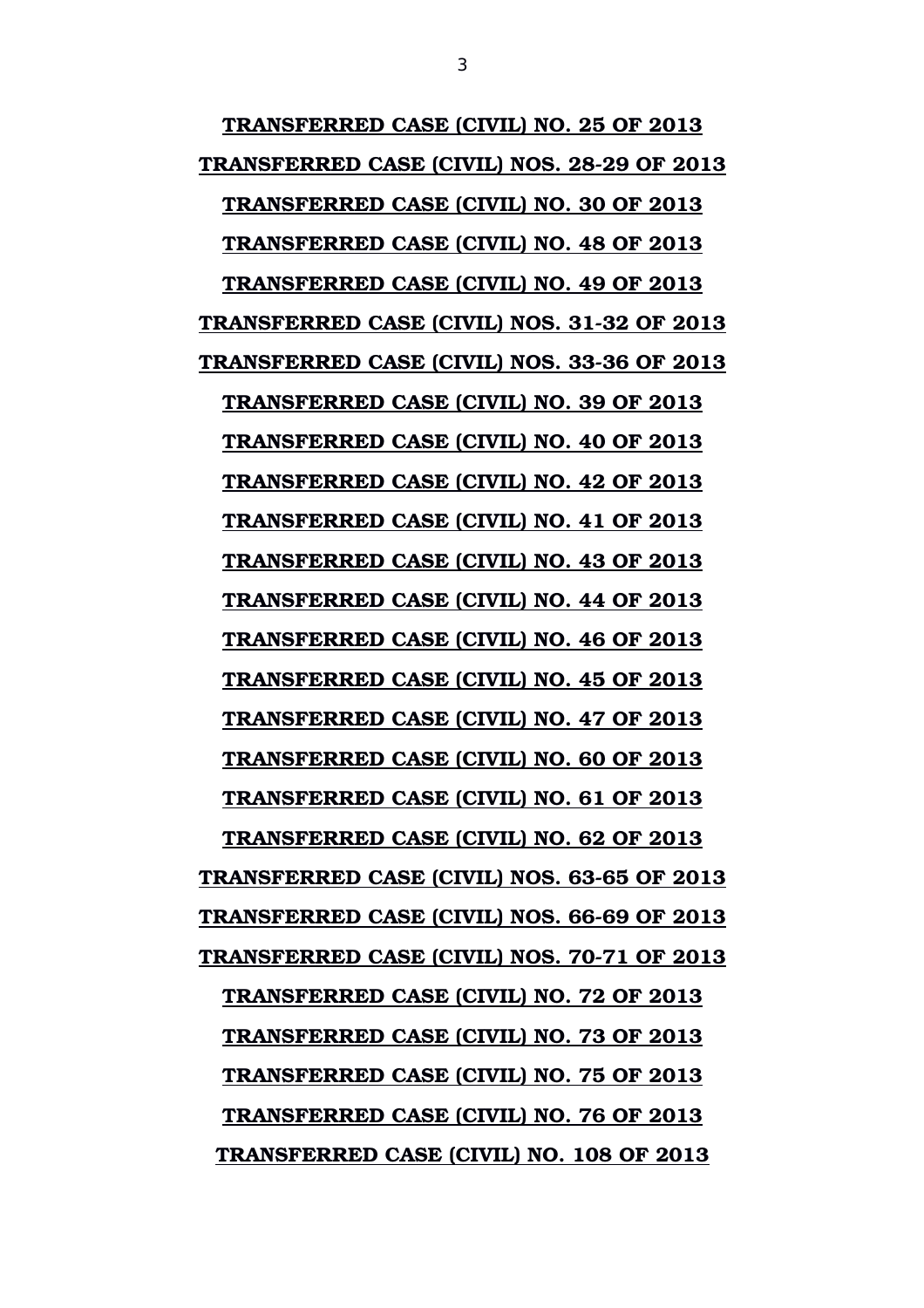**TRANSFERRED CASE (CIVIL) NO. 25 OF 2013**

**TRANSFERRED CASE (CIVIL) NOS. 28-29 OF 2013**

**TRANSFERRED CASE (CIVIL) NO. 30 OF 2013**

**TRANSFERRED CASE (CIVIL) NO. 48 OF 2013**

**TRANSFERRED CASE (CIVIL) NO. 49 OF 2013**

**TRANSFERRED CASE (CIVIL) NOS. 31-32 OF 2013**

**TRANSFERRED CASE (CIVIL) NOS. 33-36 OF 2013**

**TRANSFERRED CASE (CIVIL) NO. 39 OF 2013**

**TRANSFERRED CASE (CIVIL) NO. 40 OF 2013**

**TRANSFERRED CASE (CIVIL) NO. 42 OF 2013**

**TRANSFERRED CASE (CIVIL) NO. 41 OF 2013**

**TRANSFERRED CASE (CIVIL) NO. 43 OF 2013**

**TRANSFERRED CASE (CIVIL) NO. 44 OF 2013**

**TRANSFERRED CASE (CIVIL) NO. 46 OF 2013**

**TRANSFERRED CASE (CIVIL) NO. 45 OF 2013**

**TRANSFERRED CASE (CIVIL) NO. 47 OF 2013**

**TRANSFERRED CASE (CIVIL) NO. 60 OF 2013**

**TRANSFERRED CASE (CIVIL) NO. 61 OF 2013**

**TRANSFERRED CASE (CIVIL) NO. 62 OF 2013**

**TRANSFERRED CASE (CIVIL) NOS. 63-65 OF 2013**

**TRANSFERRED CASE (CIVIL) NOS. 66-69 OF 2013**

**TRANSFERRED CASE (CIVIL) NOS. 70-71 OF 2013**

**TRANSFERRED CASE (CIVIL) NO. 72 OF 2013**

**TRANSFERRED CASE (CIVIL) NO. 73 OF 2013**

**TRANSFERRED CASE (CIVIL) NO. 75 OF 2013**

**TRANSFERRED CASE (CIVIL) NO. 76 OF 2013**

**TRANSFERRED CASE (CIVIL) NO. 108 OF 2013**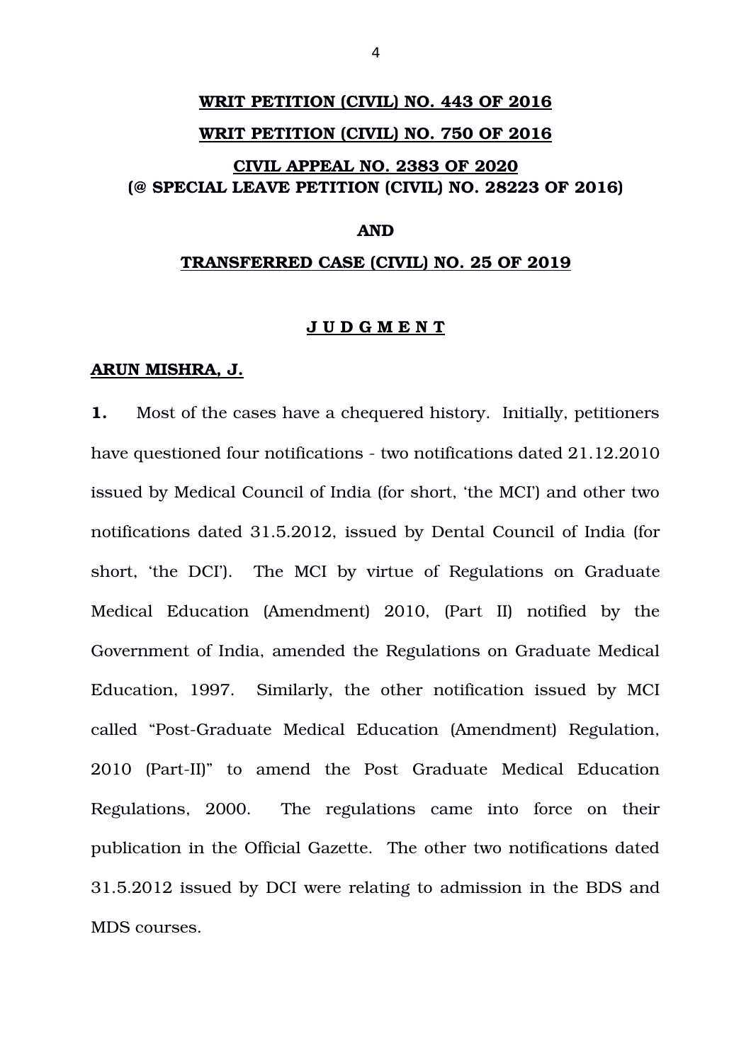**WRIT PETITION (CIVIL) NO. 443 OF 2016**

**WRIT PETITION (CIVIL) NO. 750 OF 2016**

**CIVIL APPEAL NO. 2383 OF 2020**
**(@ SPECIAL LEAVE PETITION (CIVIL) NO. 28223 OF 2016)**

**AND**

**TRANSFERRED CASE (CIVIL) NO. 25 OF 2019**

**J U D G M E N T**

**ARUN MISHRA, J.**

**1.** Most of the cases have a chequered history. Initially, petitioners have questioned four notifications - two notifications dated 21.12.2010 issued by Medical Council of India (for short, 'the MCI') and other two notifications dated 31.5.2012, issued by Dental Council of India (for short, 'the DCI'). The MCI by virtue of Regulations on Graduate Medical Education (Amendment) 2010, (Part II) notified by the Government of India, amended the Regulations on Graduate Medical Education, 1997. Similarly, the other notification issued by MCI called "Post-Graduate Medical Education (Amendment) Regulation, 2010 (Part-II)" to amend the Post Graduate Medical Education Regulations, 2000. The regulations came into force on their publication in the Official Gazette. The other two notifications dated 31.5.2012 issued by DCI were relating to admission in the BDS and MDS courses.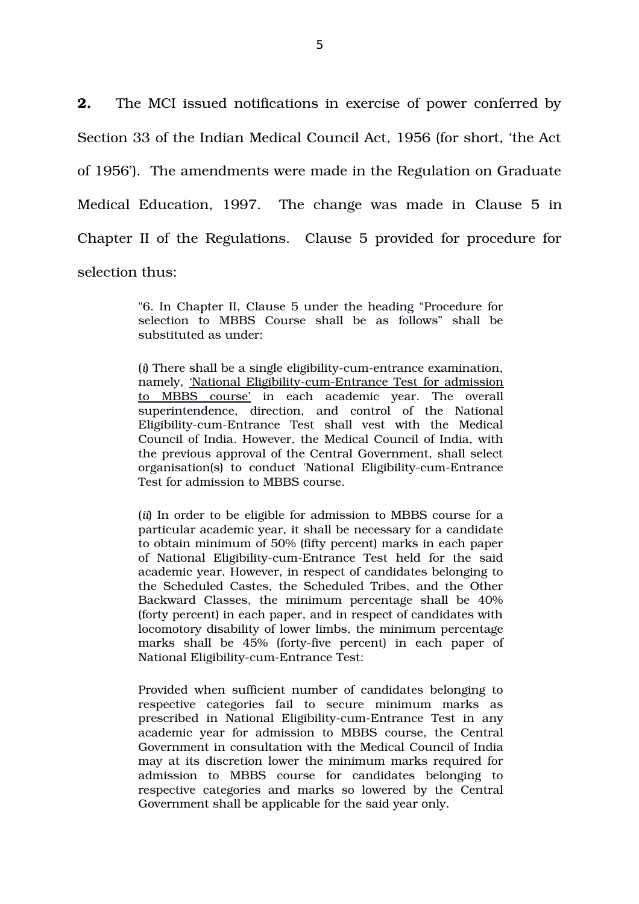**2.** The MCI issued notifications in exercise of power conferred by Section 33 of the Indian Medical Council Act, 1956 (for short, 'the Act of 1956'). The amendments were made in the Regulation on Graduate Medical Education, 1997. The change was made in Clause 5 in Chapter II of the Regulations. Clause 5 provided for procedure for selection thus:

> "6. In Chapter II, Clause 5 under the heading "Procedure for selection to MBBS Course shall be as follows" shall be substituted as under:
>
> (*i*) There shall be a single eligibility-cum-entrance examination, namely, 'National Eligibility-cum-Entrance Test for admission to MBBS course' in each academic year. The overall superintendence, direction, and control of the National Eligibility-cum-Entrance Test shall vest with the Medical Council of India. However, the Medical Council of India, with the previous approval of the Central Government, shall select organisation(s) to conduct 'National Eligibility-cum-Entrance Test for admission to MBBS course.
>
> (*ii*) In order to be eligible for admission to MBBS course for a particular academic year, it shall be necessary for a candidate to obtain minimum of 50% (fifty percent) marks in each paper of National Eligibility-cum-Entrance Test held for the said academic year. However, in respect of candidates belonging to the Scheduled Castes, the Scheduled Tribes, and the Other Backward Classes, the minimum percentage shall be 40% (forty percent) in each paper, and in respect of candidates with locomotory disability of lower limbs, the minimum percentage marks shall be 45% (forty-five percent) in each paper of National Eligibility-cum-Entrance Test:
>
> Provided when sufficient number of candidates belonging to respective categories fail to secure minimum marks as prescribed in National Eligibility-cum-Entrance Test in any academic year for admission to MBBS course, the Central Government in consultation with the Medical Council of India may at its discretion lower the minimum marks required for admission to MBBS course for candidates belonging to respective categories and marks so lowered by the Central Government shall be applicable for the said year only.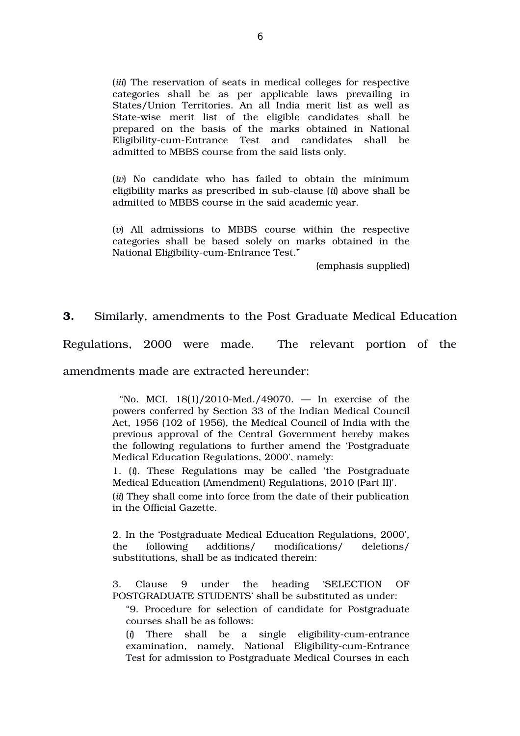(*iii*) The reservation of seats in medical colleges for respective categories shall be as per applicable laws prevailing in States/Union Territories. An all India merit list as well as State-wise merit list of the eligible candidates shall be prepared on the basis of the marks obtained in National Eligibility-cum-Entrance Test and candidates shall be admitted to MBBS course from the said lists only.

(*iv*) No candidate who has failed to obtain the minimum eligibility marks as prescribed in sub-clause (*ii*) above shall be admitted to MBBS course in the said academic year.

(*v*) All admissions to MBBS course within the respective categories shall be based solely on marks obtained in the National Eligibility-cum-Entrance Test."

(emphasis supplied)

**3.** Similarly, amendments to the Post Graduate Medical Education Regulations, 2000 were made. The relevant portion of the amendments made are extracted hereunder:

> "No. MCI. 18(1)/2010-Med./49070. — In exercise of the powers conferred by Section 33 of the Indian Medical Council Act, 1956 (102 of 1956), the Medical Council of India with the previous approval of the Central Government hereby makes the following regulations to further amend the 'Postgraduate Medical Education Regulations, 2000', namely:
>
> 1. (*i*). These Regulations may be called 'the Postgraduate Medical Education (Amendment) Regulations, 2010 (Part II)'.
>
> (*ii*) They shall come into force from the date of their publication in the Official Gazette.
>
> 2. In the 'Postgraduate Medical Education Regulations, 2000', the following additions/ modifications/ deletions/ substitutions, shall be as indicated therein:
>
> 3. Clause 9 under the heading 'SELECTION OF POSTGRADUATE STUDENTS' shall be substituted as under:
>
> "9. Procedure for selection of candidate for Postgraduate courses shall be as follows:
>
> (*i*) There shall be a single eligibility-cum-entrance examination, namely, National Eligibility-cum-Entrance Test for admission to Postgraduate Medical Courses in each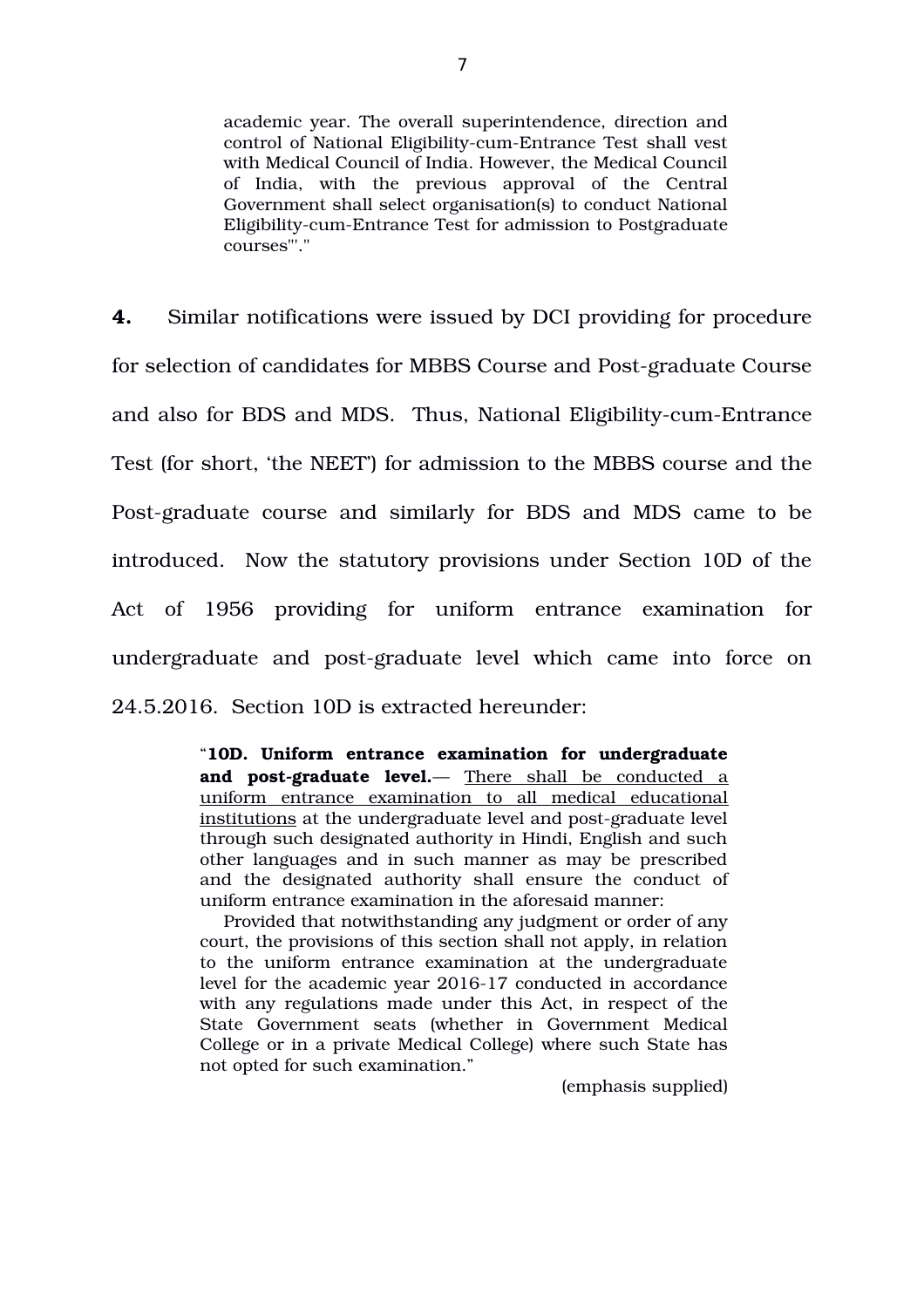> academic year. The overall superintendence, direction and control of National Eligibility-cum-Entrance Test shall vest with Medical Council of India. However, the Medical Council of India, with the previous approval of the Central Government shall select organisation(s) to conduct National Eligibility-cum-Entrance Test for admission to Postgraduate courses'"."

**4.** Similar notifications were issued by DCI providing for procedure for selection of candidates for MBBS Course and Post-graduate Course and also for BDS and MDS. Thus, National Eligibility-cum-Entrance Test (for short, 'the NEET') for admission to the MBBS course and the Post-graduate course and similarly for BDS and MDS came to be introduced. Now the statutory provisions under Section 10D of the Act of 1956 providing for uniform entrance examination for undergraduate and post-graduate level which came into force on 24.5.2016. Section 10D is extracted hereunder:

> "**10D. Uniform entrance examination for undergraduate and post-graduate level.**— <u>There shall be conducted a uniform entrance examination to all medical educational institutions</u> at the undergraduate level and post-graduate level through such designated authority in Hindi, English and such other languages and in such manner as may be prescribed and the designated authority shall ensure the conduct of uniform entrance examination in the aforesaid manner:
>
> Provided that notwithstanding any judgment or order of any court, the provisions of this section shall not apply, in relation to the uniform entrance examination at the undergraduate level for the academic year 2016-17 conducted in accordance with any regulations made under this Act, in respect of the State Government seats (whether in Government Medical College or in a private Medical College) where such State has not opted for such examination."
>
> (emphasis supplied)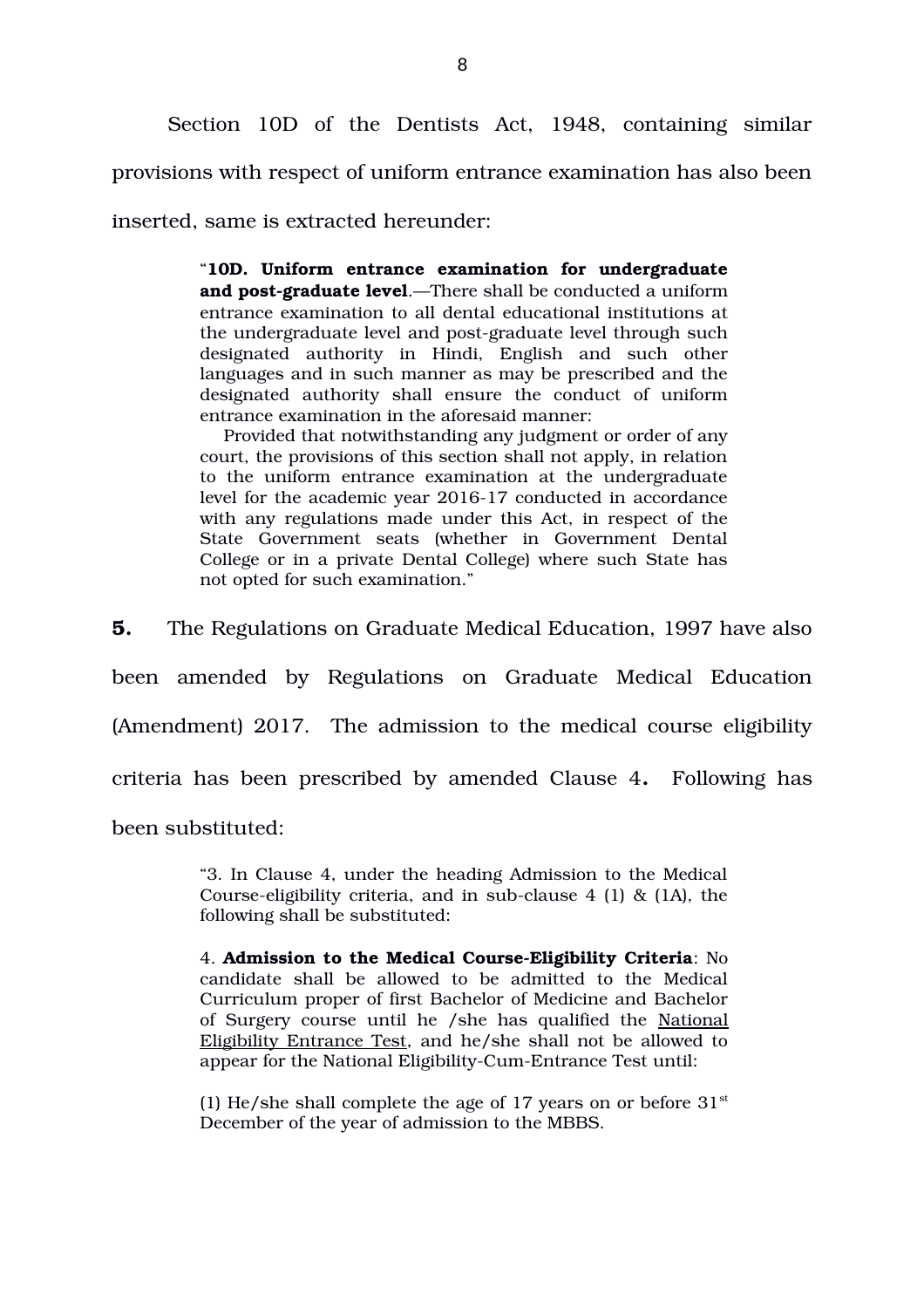Section 10D of the Dentists Act, 1948, containing similar provisions with respect of uniform entrance examination has also been inserted, same is extracted hereunder:

> "**10D. Uniform entrance examination for undergraduate and post-graduate level**.—There shall be conducted a uniform entrance examination to all dental educational institutions at the undergraduate level and post-graduate level through such designated authority in Hindi, English and such other languages and in such manner as may be prescribed and the designated authority shall ensure the conduct of uniform entrance examination in the aforesaid manner:
>
> Provided that notwithstanding any judgment or order of any court, the provisions of this section shall not apply, in relation to the uniform entrance examination at the undergraduate level for the academic year 2016-17 conducted in accordance with any regulations made under this Act, in respect of the State Government seats (whether in Government Dental College or in a private Dental College) where such State has not opted for such examination."

**5.** The Regulations on Graduate Medical Education, 1997 have also been amended by Regulations on Graduate Medical Education (Amendment) 2017. The admission to the medical course eligibility criteria has been prescribed by amended Clause 4**.** Following has been substituted:

> "3. In Clause 4, under the heading Admission to the Medical Course-eligibility criteria, and in sub-clause 4 (1) & (1A), the following shall be substituted:
>
> 4. **Admission to the Medical Course-Eligibility Criteria**: No candidate shall be allowed to be admitted to the Medical Curriculum proper of first Bachelor of Medicine and Bachelor of Surgery course until he /she has qualified the <u>National Eligibility Entrance Test</u>, and he/she shall not be allowed to appear for the National Eligibility-Cum-Entrance Test until:
>
> (1) He/she shall complete the age of 17 years on or before 31st December of the year of admission to the MBBS.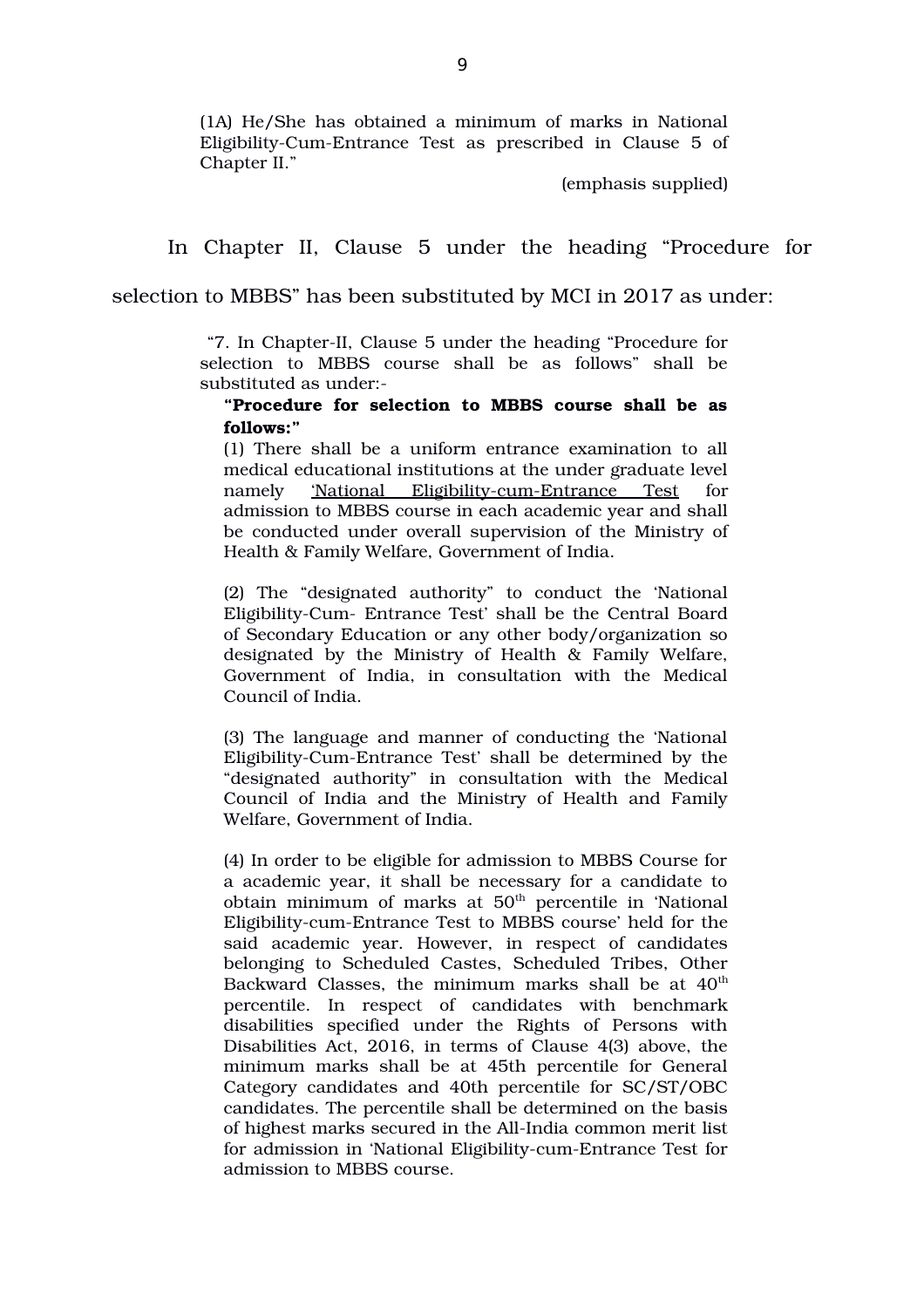> (1A) He/She has obtained a minimum of marks in National Eligibility-Cum-Entrance Test as prescribed in Clause 5 of Chapter II."
>
> (emphasis supplied)

In Chapter II, Clause 5 under the heading "Procedure for selection to MBBS" has been substituted by MCI in 2017 as under:

> "7. In Chapter-II, Clause 5 under the heading "Procedure for selection to MBBS course shall be as follows" shall be substituted as under:-
>
> **"Procedure for selection to MBBS course shall be as follows:"**
>
> (1) There shall be a uniform entrance examination to all medical educational institutions at the under graduate level namely <u>'National Eligibility-cum-Entrance Test</u> for admission to MBBS course in each academic year and shall be conducted under overall supervision of the Ministry of Health & Family Welfare, Government of India.
>
> (2) The "designated authority" to conduct the 'National Eligibility-Cum- Entrance Test' shall be the Central Board of Secondary Education or any other body/organization so designated by the Ministry of Health & Family Welfare, Government of India, in consultation with the Medical Council of India.
>
> (3) The language and manner of conducting the 'National Eligibility-Cum-Entrance Test' shall be determined by the "designated authority" in consultation with the Medical Council of India and the Ministry of Health and Family Welfare, Government of India.
>
> (4) In order to be eligible for admission to MBBS Course for a academic year, it shall be necessary for a candidate to obtain minimum of marks at 50th percentile in 'National Eligibility-cum-Entrance Test to MBBS course' held for the said academic year. However, in respect of candidates belonging to Scheduled Castes, Scheduled Tribes, Other Backward Classes, the minimum marks shall be at 40th percentile. In respect of candidates with benchmark disabilities specified under the Rights of Persons with Disabilities Act, 2016, in terms of Clause 4(3) above, the minimum marks shall be at 45th percentile for General Category candidates and 40th percentile for SC/ST/OBC candidates. The percentile shall be determined on the basis of highest marks secured in the All-India common merit list for admission in 'National Eligibility-cum-Entrance Test for admission to MBBS course.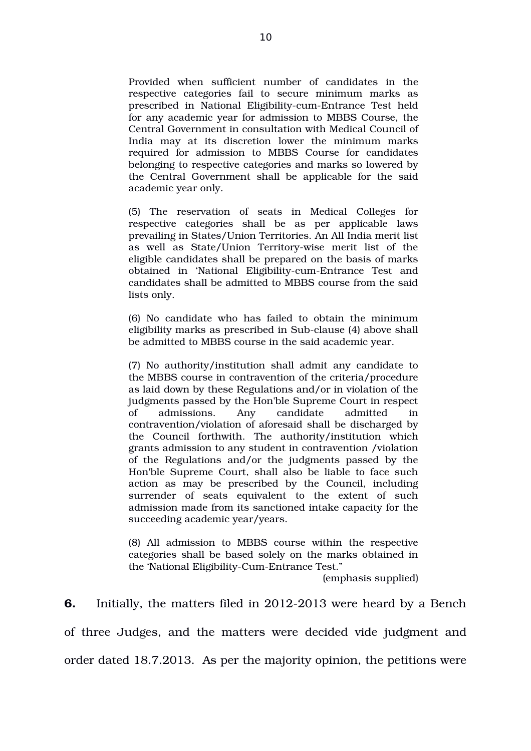> Provided when sufficient number of candidates in the respective categories fail to secure minimum marks as prescribed in National Eligibility-cum-Entrance Test held for any academic year for admission to MBBS Course, the Central Government in consultation with Medical Council of India may at its discretion lower the minimum marks required for admission to MBBS Course for candidates belonging to respective categories and marks so lowered by the Central Government shall be applicable for the said academic year only.
>
> (5) The reservation of seats in Medical Colleges for respective categories shall be as per applicable laws prevailing in States/Union Territories. An All India merit list as well as State/Union Territory-wise merit list of the eligible candidates shall be prepared on the basis of marks obtained in 'National Eligibility-cum-Entrance Test and candidates shall be admitted to MBBS course from the said lists only.
>
> (6) No candidate who has failed to obtain the minimum eligibility marks as prescribed in Sub-clause (4) above shall be admitted to MBBS course in the said academic year.
>
> (7) No authority/institution shall admit any candidate to the MBBS course in contravention of the criteria/procedure as laid down by these Regulations and/or in violation of the judgments passed by the Hon'ble Supreme Court in respect of admissions. Any candidate admitted in contravention/violation of aforesaid shall be discharged by the Council forthwith. The authority/institution which grants admission to any student in contravention /violation of the Regulations and/or the judgments passed by the Hon'ble Supreme Court, shall also be liable to face such action as may be prescribed by the Council, including surrender of seats equivalent to the extent of such admission made from its sanctioned intake capacity for the succeeding academic year/years.
>
> (8) All admission to MBBS course within the respective categories shall be based solely on the marks obtained in the 'National Eligibility-Cum-Entrance Test."
>
> (emphasis supplied)

**6.** Initially, the matters filed in 2012-2013 were heard by a Bench of three Judges, and the matters were decided vide judgment and order dated 18.7.2013. As per the majority opinion, the petitions were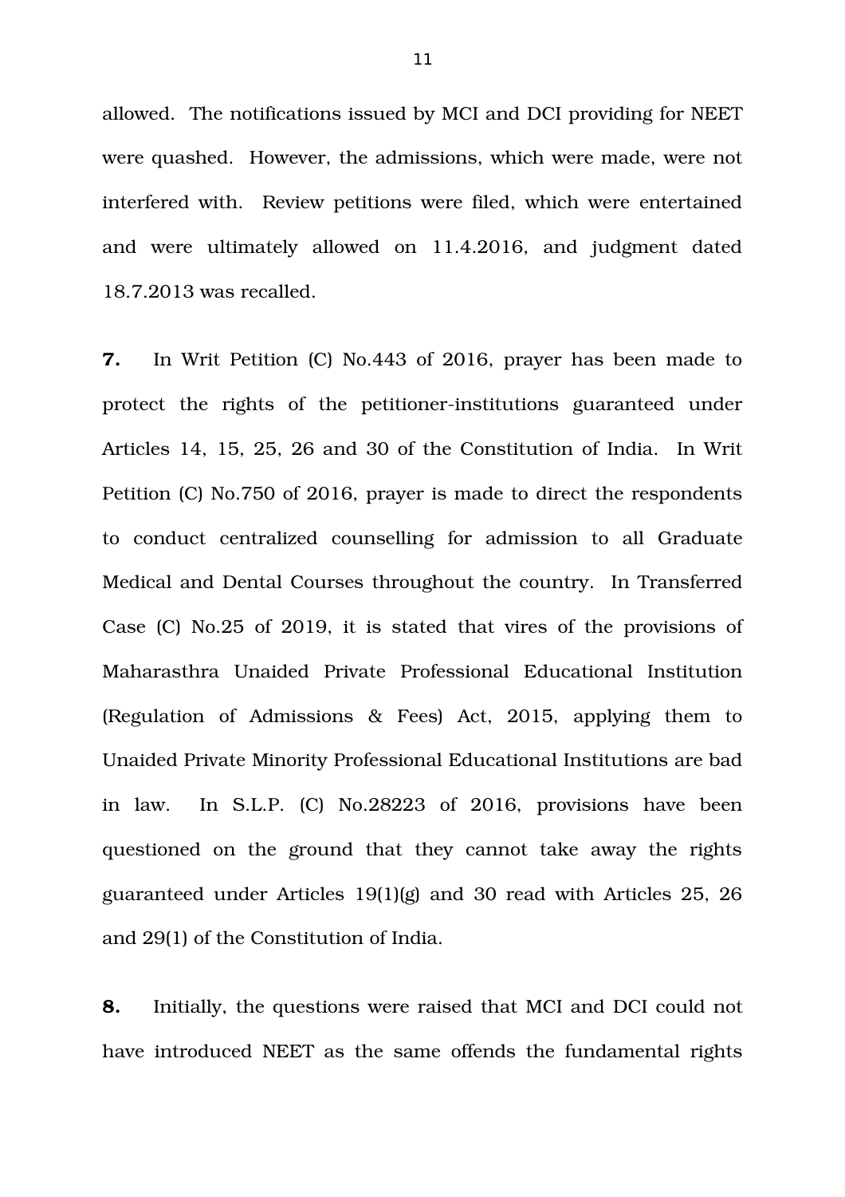allowed. The notifications issued by MCI and DCI providing for NEET were quashed. However, the admissions, which were made, were not interfered with. Review petitions were filed, which were entertained and were ultimately allowed on 11.4.2016, and judgment dated 18.7.2013 was recalled.

**7.** In Writ Petition (C) No.443 of 2016, prayer has been made to protect the rights of the petitioner-institutions guaranteed under Articles 14, 15, 25, 26 and 30 of the Constitution of India. In Writ Petition (C) No.750 of 2016, prayer is made to direct the respondents to conduct centralized counselling for admission to all Graduate Medical and Dental Courses throughout the country. In Transferred Case (C) No.25 of 2019, it is stated that vires of the provisions of Maharasthra Unaided Private Professional Educational Institution (Regulation of Admissions & Fees) Act, 2015, applying them to Unaided Private Minority Professional Educational Institutions are bad in law. In S.L.P. (C) No.28223 of 2016, provisions have been questioned on the ground that they cannot take away the rights guaranteed under Articles 19(1)(g) and 30 read with Articles 25, 26 and 29(1) of the Constitution of India.

**8.** Initially, the questions were raised that MCI and DCI could not have introduced NEET as the same offends the fundamental rights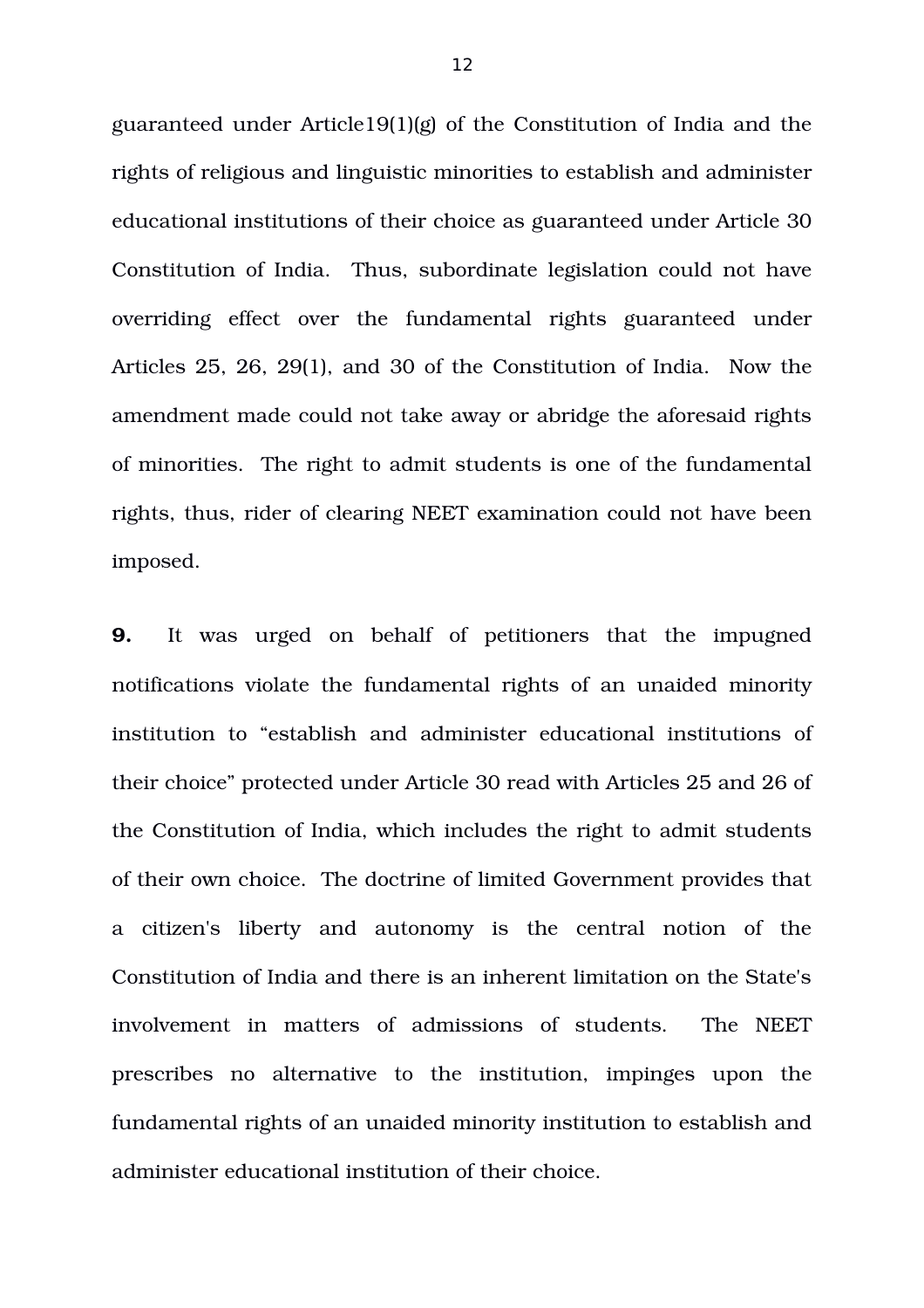guaranteed under Article19(1)(g) of the Constitution of India and the rights of religious and linguistic minorities to establish and administer educational institutions of their choice as guaranteed under Article 30 Constitution of India. Thus, subordinate legislation could not have overriding effect over the fundamental rights guaranteed under Articles 25, 26, 29(1), and 30 of the Constitution of India. Now the amendment made could not take away or abridge the aforesaid rights of minorities. The right to admit students is one of the fundamental rights, thus, rider of clearing NEET examination could not have been imposed.

**9.** It was urged on behalf of petitioners that the impugned notifications violate the fundamental rights of an unaided minority institution to "establish and administer educational institutions of their choice" protected under Article 30 read with Articles 25 and 26 of the Constitution of India, which includes the right to admit students of their own choice. The doctrine of limited Government provides that a citizen's liberty and autonomy is the central notion of the Constitution of India and there is an inherent limitation on the State's involvement in matters of admissions of students. The NEET prescribes no alternative to the institution, impinges upon the fundamental rights of an unaided minority institution to establish and administer educational institution of their choice.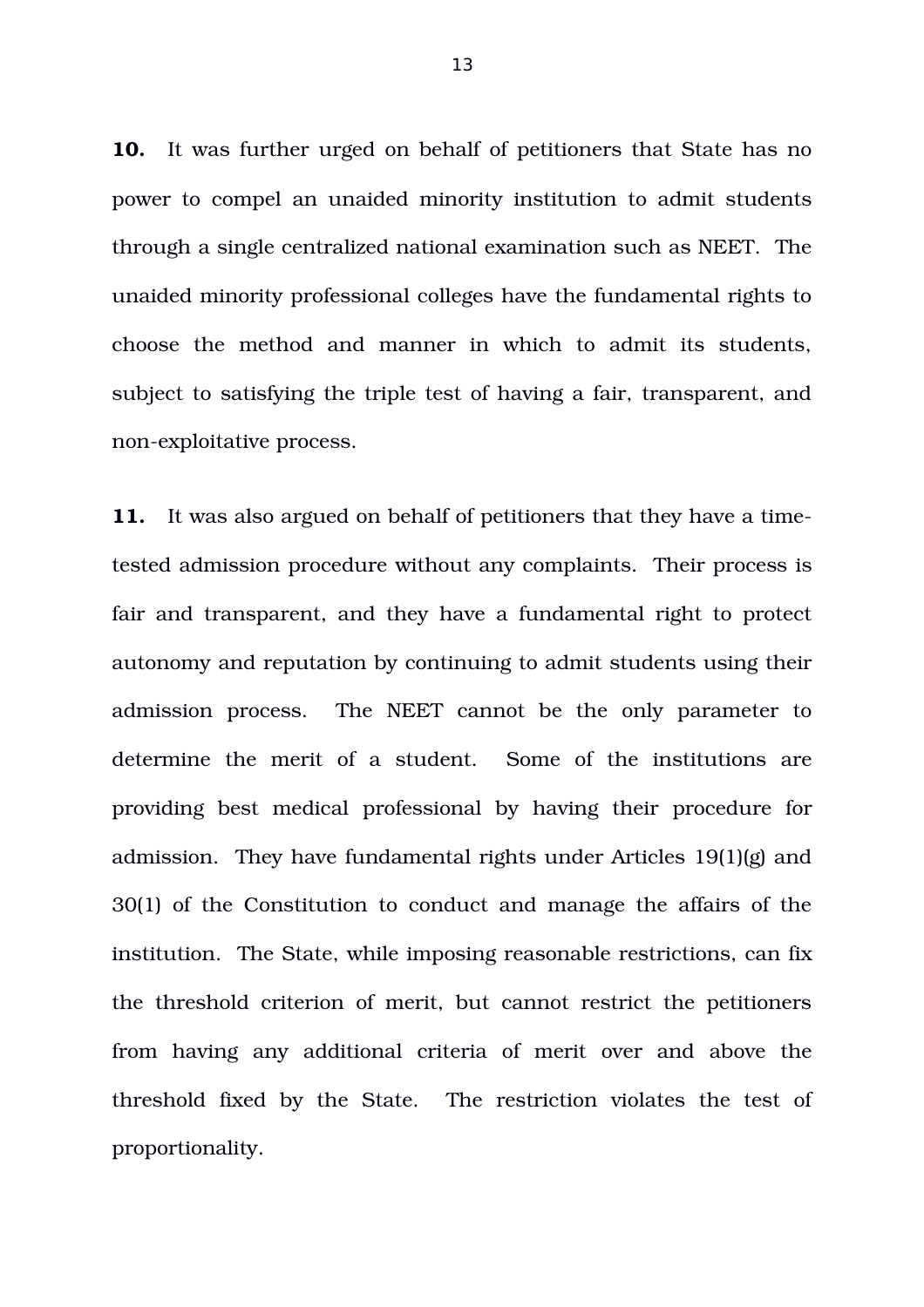**10.** It was further urged on behalf of petitioners that State has no power to compel an unaided minority institution to admit students through a single centralized national examination such as NEET. The unaided minority professional colleges have the fundamental rights to choose the method and manner in which to admit its students, subject to satisfying the triple test of having a fair, transparent, and non-exploitative process.

**11.** It was also argued on behalf of petitioners that they have a time-tested admission procedure without any complaints. Their process is fair and transparent, and they have a fundamental right to protect autonomy and reputation by continuing to admit students using their admission process. The NEET cannot be the only parameter to determine the merit of a student. Some of the institutions are providing best medical professional by having their procedure for admission. They have fundamental rights under Articles 19(1)(g) and 30(1) of the Constitution to conduct and manage the affairs of the institution. The State, while imposing reasonable restrictions, can fix the threshold criterion of merit, but cannot restrict the petitioners from having any additional criteria of merit over and above the threshold fixed by the State. The restriction violates the test of proportionality.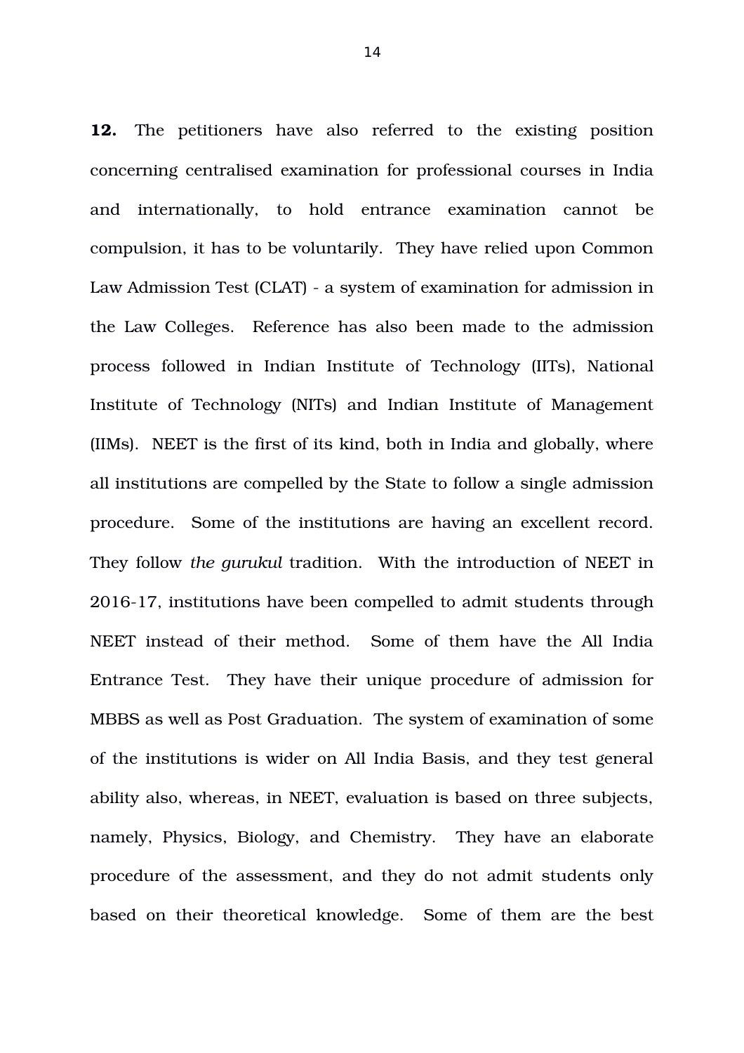**12.** The petitioners have also referred to the existing position concerning centralised examination for professional courses in India and internationally, to hold entrance examination cannot be compulsion, it has to be voluntarily. They have relied upon Common Law Admission Test (CLAT) - a system of examination for admission in the Law Colleges. Reference has also been made to the admission process followed in Indian Institute of Technology (IITs), National Institute of Technology (NITs) and Indian Institute of Management (IIMs). NEET is the first of its kind, both in India and globally, where all institutions are compelled by the State to follow a single admission procedure. Some of the institutions are having an excellent record. They follow *the gurukul* tradition. With the introduction of NEET in 2016-17, institutions have been compelled to admit students through NEET instead of their method. Some of them have the All India Entrance Test. They have their unique procedure of admission for MBBS as well as Post Graduation. The system of examination of some of the institutions is wider on All India Basis, and they test general ability also, whereas, in NEET, evaluation is based on three subjects, namely, Physics, Biology, and Chemistry. They have an elaborate procedure of the assessment, and they do not admit students only based on their theoretical knowledge. Some of them are the best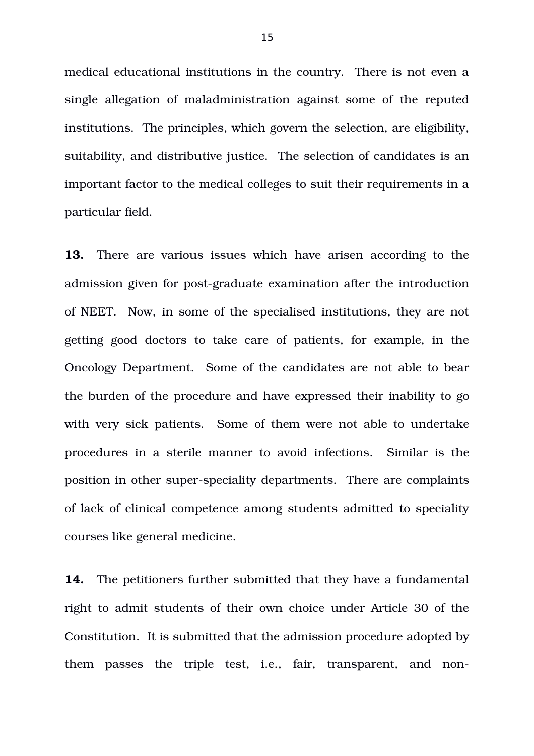medical educational institutions in the country. There is not even a single allegation of maladministration against some of the reputed institutions. The principles, which govern the selection, are eligibility, suitability, and distributive justice. The selection of candidates is an important factor to the medical colleges to suit their requirements in a particular field.

**13.** There are various issues which have arisen according to the admission given for post-graduate examination after the introduction of NEET. Now, in some of the specialised institutions, they are not getting good doctors to take care of patients, for example, in the Oncology Department. Some of the candidates are not able to bear the burden of the procedure and have expressed their inability to go with very sick patients. Some of them were not able to undertake procedures in a sterile manner to avoid infections. Similar is the position in other super-speciality departments. There are complaints of lack of clinical competence among students admitted to speciality courses like general medicine.

**14.** The petitioners further submitted that they have a fundamental right to admit students of their own choice under Article 30 of the Constitution. It is submitted that the admission procedure adopted by them passes the triple test, i.e., fair, transparent, and non-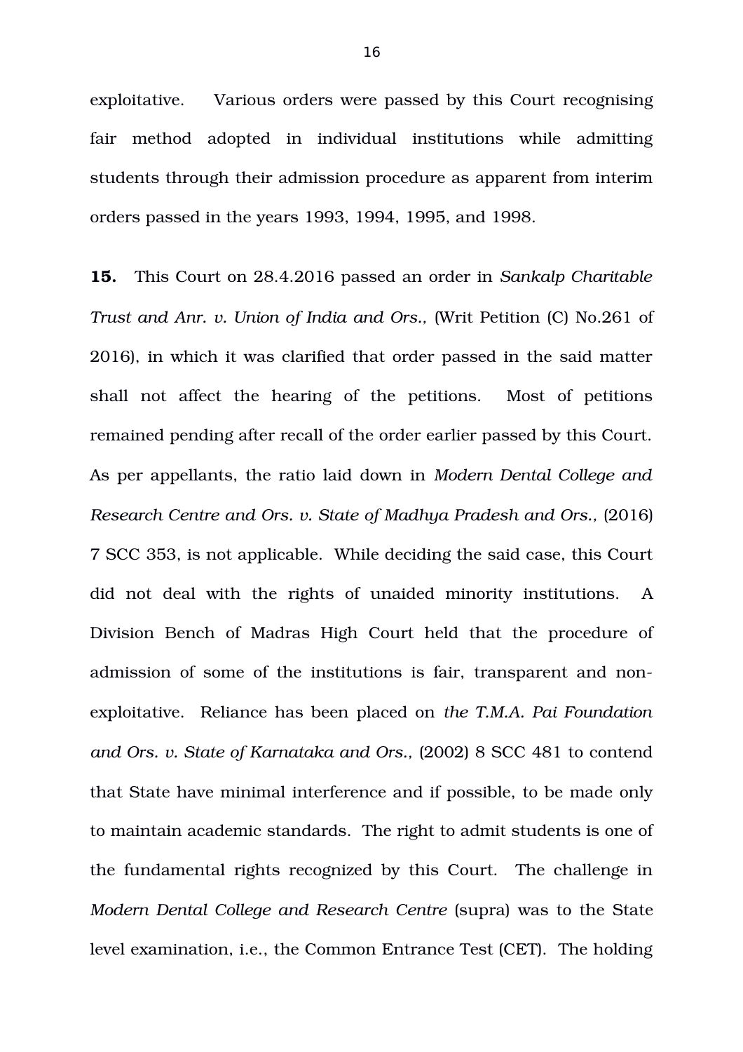exploitative. Various orders were passed by this Court recognising fair method adopted in individual institutions while admitting students through their admission procedure as apparent from interim orders passed in the years 1993, 1994, 1995, and 1998.

**15.** This Court on 28.4.2016 passed an order in *Sankalp Charitable Trust and Anr. v. Union of India and Ors.,* (Writ Petition (C) No.261 of 2016), in which it was clarified that order passed in the said matter shall not affect the hearing of the petitions. Most of petitions remained pending after recall of the order earlier passed by this Court. As per appellants, the ratio laid down in *Modern Dental College and Research Centre and Ors. v. State of Madhya Pradesh and Ors.,* (2016) 7 SCC 353, is not applicable. While deciding the said case, this Court did not deal with the rights of unaided minority institutions. A Division Bench of Madras High Court held that the procedure of admission of some of the institutions is fair, transparent and non-exploitative. Reliance has been placed on *the T.M.A. Pai Foundation and Ors. v. State of Karnataka and Ors.,* (2002) 8 SCC 481 to contend that State have minimal interference and if possible, to be made only to maintain academic standards. The right to admit students is one of the fundamental rights recognized by this Court. The challenge in *Modern Dental College and Research Centre* (supra) was to the State level examination, i.e., the Common Entrance Test (CET). The holding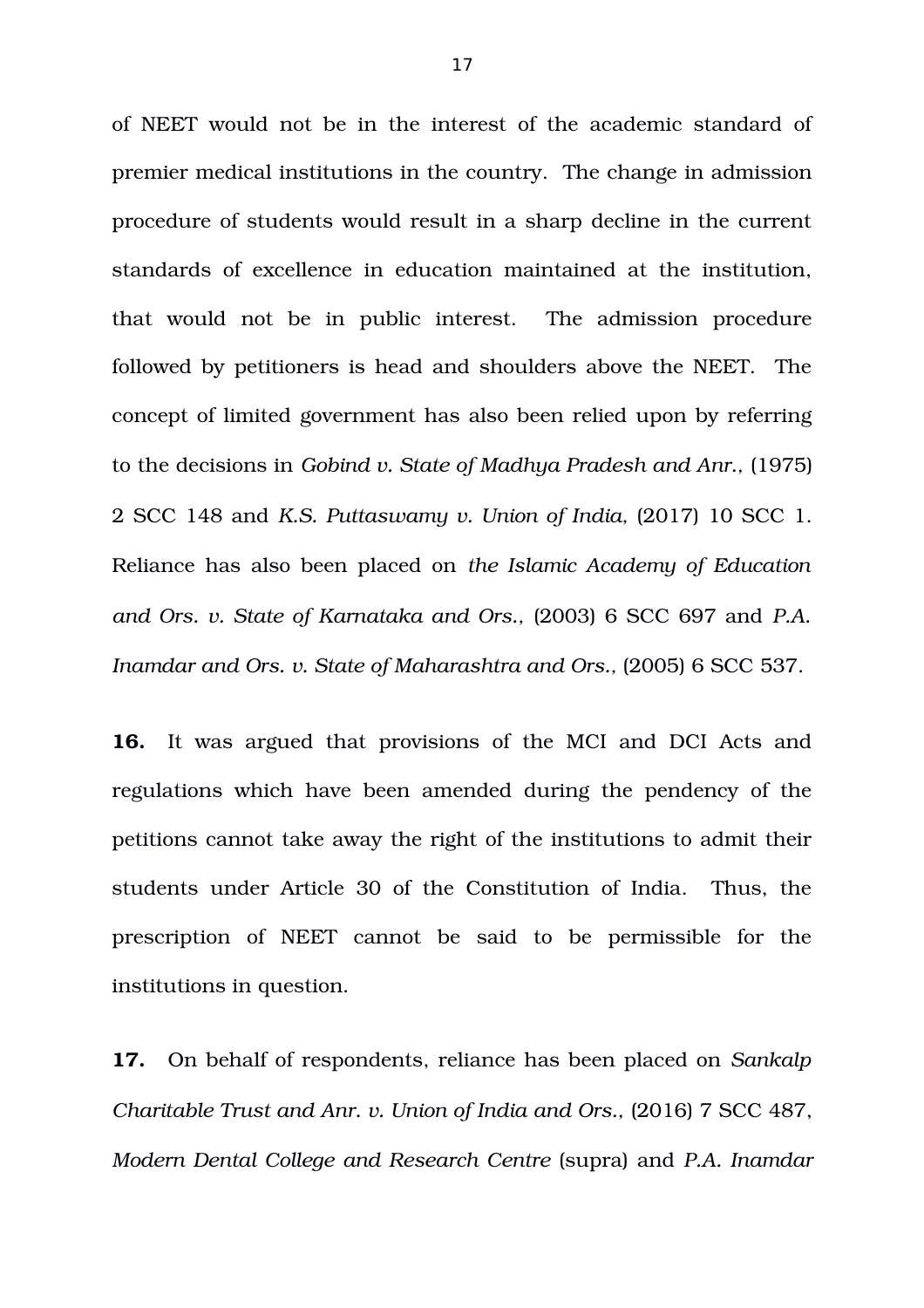of NEET would not be in the interest of the academic standard of premier medical institutions in the country. The change in admission procedure of students would result in a sharp decline in the current standards of excellence in education maintained at the institution, that would not be in public interest. The admission procedure followed by petitioners is head and shoulders above the NEET. The concept of limited government has also been relied upon by referring to the decisions in *Gobind v. State of Madhya Pradesh and Anr.,* (1975) 2 SCC 148 and *K.S. Puttaswamy v. Union of India,* (2017) 10 SCC 1. Reliance has also been placed on *the Islamic Academy of Education and Ors. v. State of Karnataka and Ors.,* (2003) 6 SCC 697 and *P.A. Inamdar and Ors. v. State of Maharashtra and Ors.,* (2005) 6 SCC 537.

**16.** It was argued that provisions of the MCI and DCI Acts and regulations which have been amended during the pendency of the petitions cannot take away the right of the institutions to admit their students under Article 30 of the Constitution of India. Thus, the prescription of NEET cannot be said to be permissible for the institutions in question.

**17.** On behalf of respondents, reliance has been placed on *Sankalp Charitable Trust and Anr. v. Union of India and Ors.,* (2016) 7 SCC 487, *Modern Dental College and Research Centre* (supra) and *P.A. Inamdar*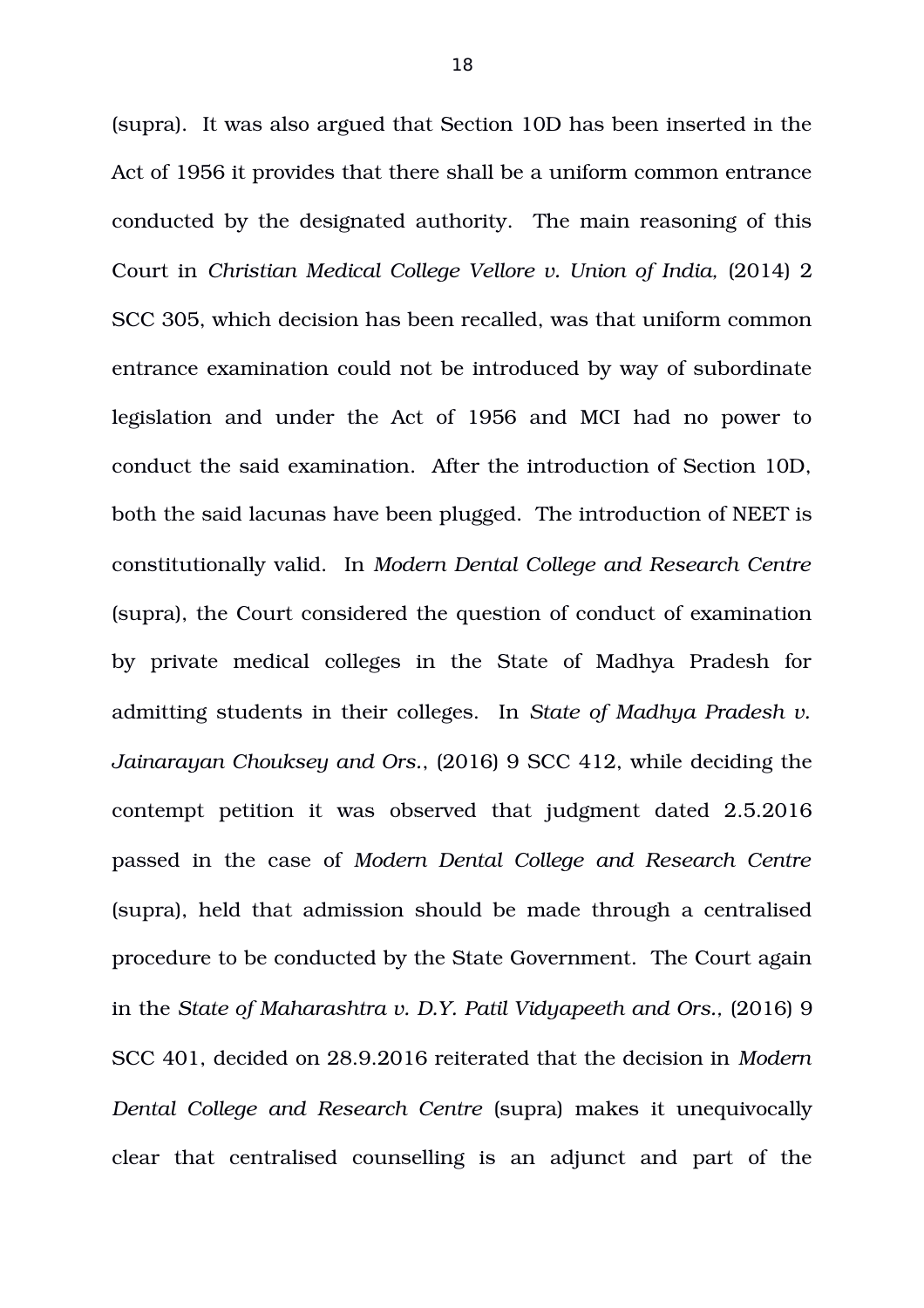(supra). It was also argued that Section 10D has been inserted in the Act of 1956 it provides that there shall be a uniform common entrance conducted by the designated authority. The main reasoning of this Court in *Christian Medical College Vellore v. Union of India,* (2014) 2 SCC 305, which decision has been recalled, was that uniform common entrance examination could not be introduced by way of subordinate legislation and under the Act of 1956 and MCI had no power to conduct the said examination. After the introduction of Section 10D, both the said lacunas have been plugged. The introduction of NEET is constitutionally valid. In *Modern Dental College and Research Centre* (supra), the Court considered the question of conduct of examination by private medical colleges in the State of Madhya Pradesh for admitting students in their colleges. In *State of Madhya Pradesh v. Jainarayan Chouksey and Ors.*, (2016) 9 SCC 412, while deciding the contempt petition it was observed that judgment dated 2.5.2016 passed in the case of *Modern Dental College and Research Centre* (supra), held that admission should be made through a centralised procedure to be conducted by the State Government. The Court again in the *State of Maharashtra v. D.Y. Patil Vidyapeeth and Ors.*, (2016) 9 SCC 401, decided on 28.9.2016 reiterated that the decision in *Modern Dental College and Research Centre* (supra) makes it unequivocally clear that centralised counselling is an adjunct and part of the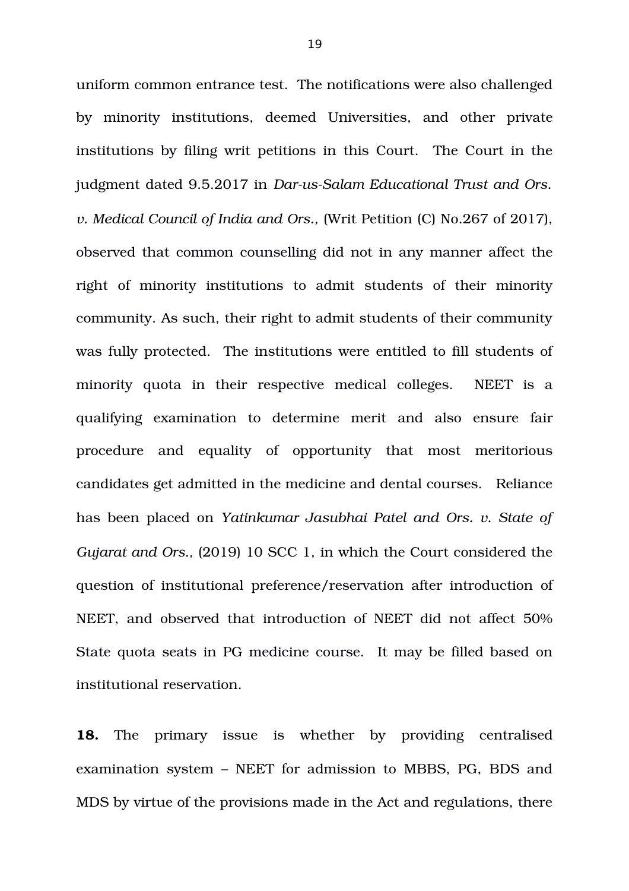uniform common entrance test. The notifications were also challenged by minority institutions, deemed Universities, and other private institutions by filing writ petitions in this Court. The Court in the judgment dated 9.5.2017 in *Dar-us-Salam Educational Trust and Ors. v. Medical Council of India and Ors.*, (Writ Petition (C) No.267 of 2017), observed that common counselling did not in any manner affect the right of minority institutions to admit students of their minority community. As such, their right to admit students of their community was fully protected. The institutions were entitled to fill students of minority quota in their respective medical colleges. NEET is a qualifying examination to determine merit and also ensure fair procedure and equality of opportunity that most meritorious candidates get admitted in the medicine and dental courses. Reliance has been placed on *Yatinkumar Jasubhai Patel and Ors. v. State of Gujarat and Ors.*, (2019) 10 SCC 1, in which the Court considered the question of institutional preference/reservation after introduction of NEET, and observed that introduction of NEET did not affect 50% State quota seats in PG medicine course. It may be filled based on institutional reservation.

**18.** The primary issue is whether by providing centralised examination system – NEET for admission to MBBS, PG, BDS and MDS by virtue of the provisions made in the Act and regulations, there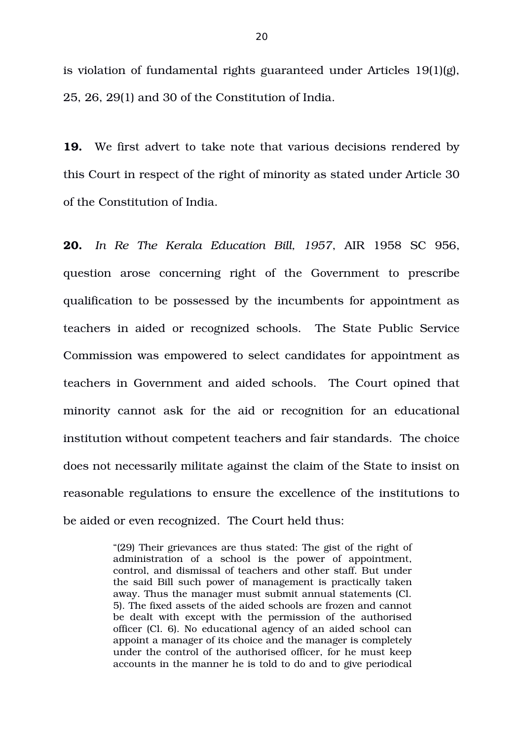is violation of fundamental rights guaranteed under Articles 19(1)(g), 25, 26, 29(1) and 30 of the Constitution of India.

**19.** We first advert to take note that various decisions rendered by this Court in respect of the right of minority as stated under Article 30 of the Constitution of India.

**20.** *In Re The Kerala Education Bill, 1957*, AIR 1958 SC 956, question arose concerning right of the Government to prescribe qualification to be possessed by the incumbents for appointment as teachers in aided or recognized schools. The State Public Service Commission was empowered to select candidates for appointment as teachers in Government and aided schools. The Court opined that minority cannot ask for the aid or recognition for an educational institution without competent teachers and fair standards. The choice does not necessarily militate against the claim of the State to insist on reasonable regulations to ensure the excellence of the institutions to be aided or even recognized. The Court held thus:

> "(29) Their grievances are thus stated: The gist of the right of administration of a school is the power of appointment, control, and dismissal of teachers and other staff. But under the said Bill such power of management is practically taken away. Thus the manager must submit annual statements (Cl. 5). The fixed assets of the aided schools are frozen and cannot be dealt with except with the permission of the authorised officer (Cl. 6). No educational agency of an aided school can appoint a manager of its choice and the manager is completely under the control of the authorised officer, for he must keep accounts in the manner he is told to do and to give periodical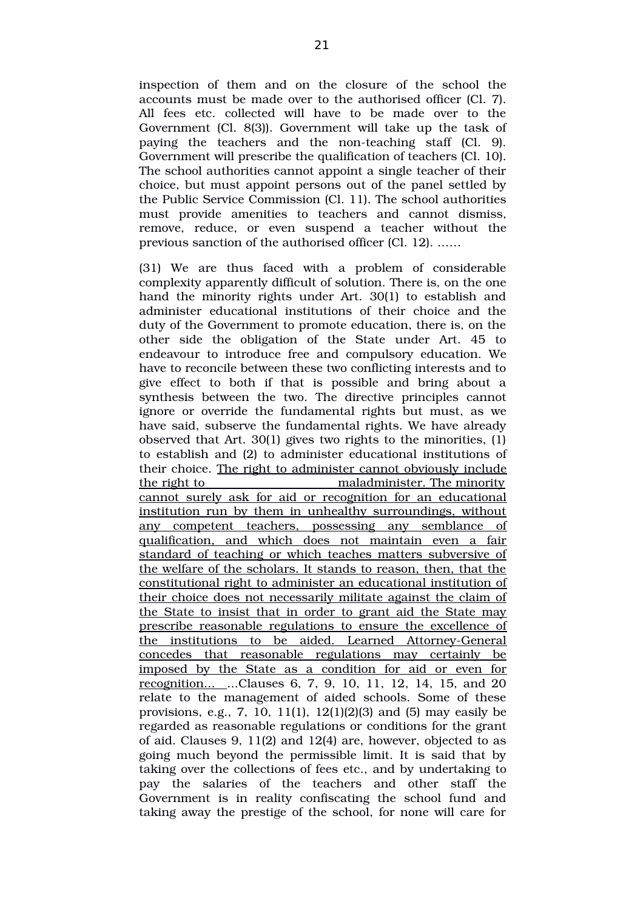inspection of them and on the closure of the school the accounts must be made over to the authorised officer (Cl. 7). All fees etc. collected will have to be made over to the Government (Cl. 8(3)). Government will take up the task of paying the teachers and the non-teaching staff (Cl. 9). Government will prescribe the qualification of teachers (Cl. 10). The school authorities cannot appoint a single teacher of their choice, but must appoint persons out of the panel settled by the Public Service Commission (Cl. 11). The school authorities must provide amenities to teachers and cannot dismiss, remove, reduce, or even suspend a teacher without the previous sanction of the authorised officer (Cl. 12). ……

(31) We are thus faced with a problem of considerable complexity apparently difficult of solution. There is, on the one hand the minority rights under Art. 30(1) to establish and administer educational institutions of their choice and the duty of the Government to promote education, there is, on the other side the obligation of the State under Art. 45 to endeavour to introduce free and compulsory education. We have to reconcile between these two conflicting interests and to give effect to both if that is possible and bring about a synthesis between the two. The directive principles cannot ignore or override the fundamental rights but must, as we have said, subserve the fundamental rights. We have already observed that Art. 30(1) gives two rights to the minorities, (1) to establish and (2) to administer educational institutions of their choice. <u>The right to administer cannot obviously include the right to maladminister. The minority cannot surely ask for aid or recognition for an educational institution run by them in unhealthy surroundings, without any competent teachers, possessing any semblance of qualification, and which does not maintain even a fair standard of teaching or which teaches matters subversive of the welfare of the scholars. It stands to reason, then, that the constitutional right to administer an educational institution of their choice does not necessarily militate against the claim of the State to insist that in order to grant aid the State may prescribe reasonable regulations to ensure the excellence of the institutions to be aided. Learned Attorney-General concedes that reasonable regulations may certainly be imposed by the State as a condition for aid or even for recognition…</u> …Clauses 6, 7, 9, 10, 11, 12, 14, 15, and 20 relate to the management of aided schools. Some of these provisions, e.g., 7, 10, 11(1), 12(1)(2)(3) and (5) may easily be regarded as reasonable regulations or conditions for the grant of aid. Clauses 9, 11(2) and 12(4) are, however, objected to as going much beyond the permissible limit. It is said that by taking over the collections of fees etc., and by undertaking to pay the salaries of the teachers and other staff the Government is in reality confiscating the school fund and taking away the prestige of the school, for none will care for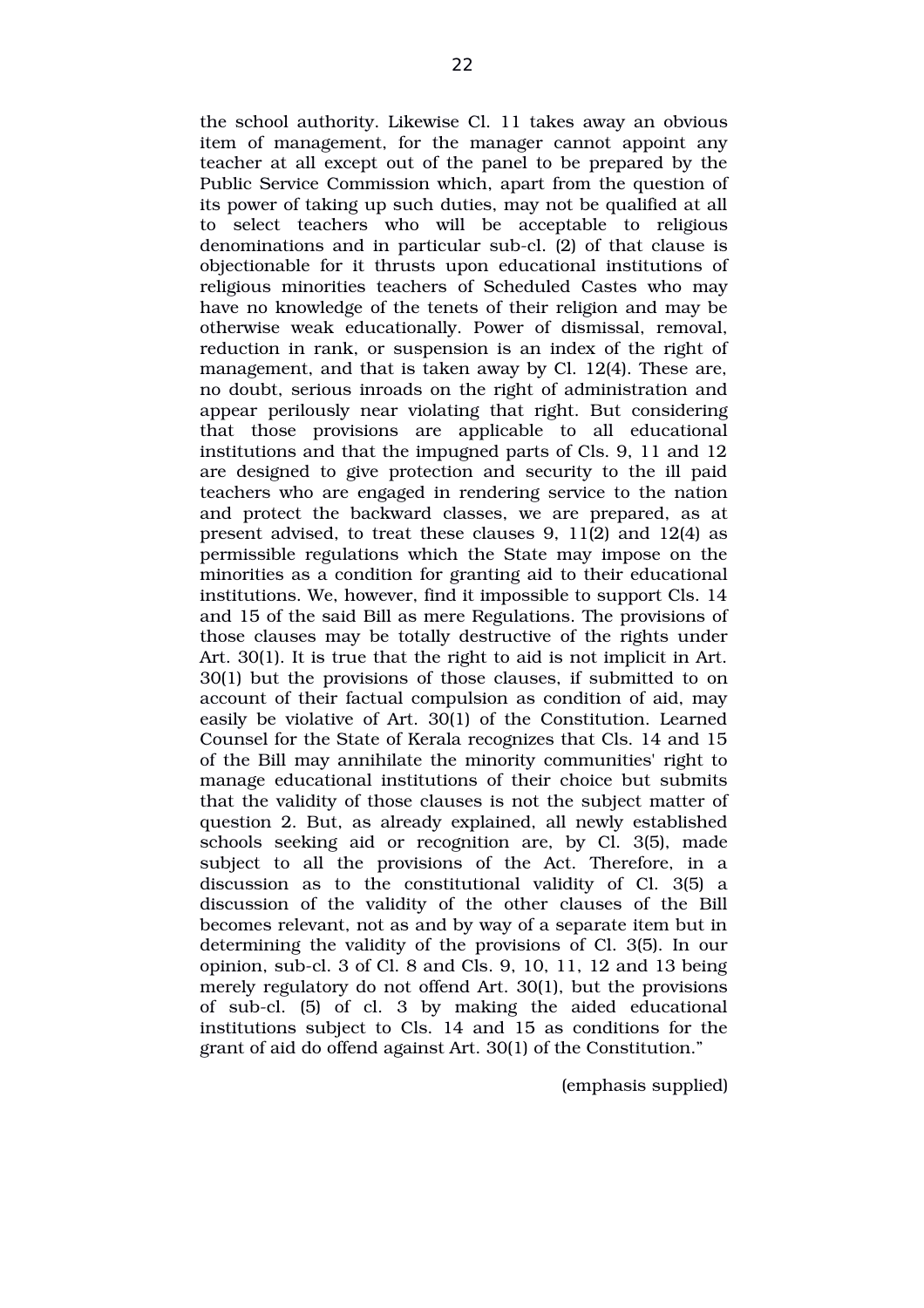the school authority. Likewise Cl. 11 takes away an obvious item of management, for the manager cannot appoint any teacher at all except out of the panel to be prepared by the Public Service Commission which, apart from the question of its power of taking up such duties, may not be qualified at all to select teachers who will be acceptable to religious denominations and in particular sub-cl. (2) of that clause is objectionable for it thrusts upon educational institutions of religious minorities teachers of Scheduled Castes who may have no knowledge of the tenets of their religion and may be otherwise weak educationally. Power of dismissal, removal, reduction in rank, or suspension is an index of the right of management, and that is taken away by Cl. 12(4). These are, no doubt, serious inroads on the right of administration and appear perilously near violating that right. But considering that those provisions are applicable to all educational institutions and that the impugned parts of Cls. 9, 11 and 12 are designed to give protection and security to the ill paid teachers who are engaged in rendering service to the nation and protect the backward classes, we are prepared, as at present advised, to treat these clauses 9, 11(2) and 12(4) as permissible regulations which the State may impose on the minorities as a condition for granting aid to their educational institutions. We, however, find it impossible to support Cls. 14 and 15 of the said Bill as mere Regulations. The provisions of those clauses may be totally destructive of the rights under Art. 30(1). It is true that the right to aid is not implicit in Art. 30(1) but the provisions of those clauses, if submitted to on account of their factual compulsion as condition of aid, may easily be violative of Art. 30(1) of the Constitution. Learned Counsel for the State of Kerala recognizes that Cls. 14 and 15 of the Bill may annihilate the minority communities' right to manage educational institutions of their choice but submits that the validity of those clauses is not the subject matter of question 2. But, as already explained, all newly established schools seeking aid or recognition are, by Cl. 3(5), made subject to all the provisions of the Act. Therefore, in a discussion as to the constitutional validity of Cl. 3(5) a discussion of the validity of the other clauses of the Bill becomes relevant, not as and by way of a separate item but in determining the validity of the provisions of Cl. 3(5). In our opinion, sub-cl. 3 of Cl. 8 and Cls. 9, 10, 11, 12 and 13 being merely regulatory do not offend Art. 30(1), but the provisions of sub-cl. (5) of cl. 3 by making the aided educational institutions subject to Cls. 14 and 15 as conditions for the grant of aid do offend against Art. 30(1) of the Constitution."

(emphasis supplied)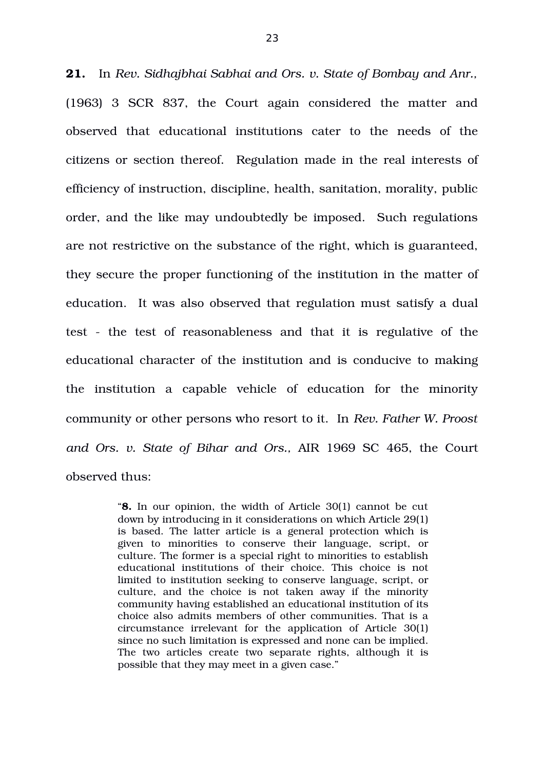**21.** In *Rev. Sidhajbhai Sabhai and Ors. v. State of Bombay and Anr.,* (1963) 3 SCR 837, the Court again considered the matter and observed that educational institutions cater to the needs of the citizens or section thereof. Regulation made in the real interests of efficiency of instruction, discipline, health, sanitation, morality, public order, and the like may undoubtedly be imposed. Such regulations are not restrictive on the substance of the right, which is guaranteed, they secure the proper functioning of the institution in the matter of education. It was also observed that regulation must satisfy a dual test - the test of reasonableness and that it is regulative of the educational character of the institution and is conducive to making the institution a capable vehicle of education for the minority community or other persons who resort to it. In *Rev. Father W. Proost and Ors. v. State of Bihar and Ors.,* AIR 1969 SC 465, the Court observed thus:

> "**8.** In our opinion, the width of Article 30(1) cannot be cut down by introducing in it considerations on which Article 29(1) is based. The latter article is a general protection which is given to minorities to conserve their language, script, or culture. The former is a special right to minorities to establish educational institutions of their choice. This choice is not limited to institution seeking to conserve language, script, or culture, and the choice is not taken away if the minority community having established an educational institution of its choice also admits members of other communities. That is a circumstance irrelevant for the application of Article 30(1) since no such limitation is expressed and none can be implied. The two articles create two separate rights, although it is possible that they may meet in a given case."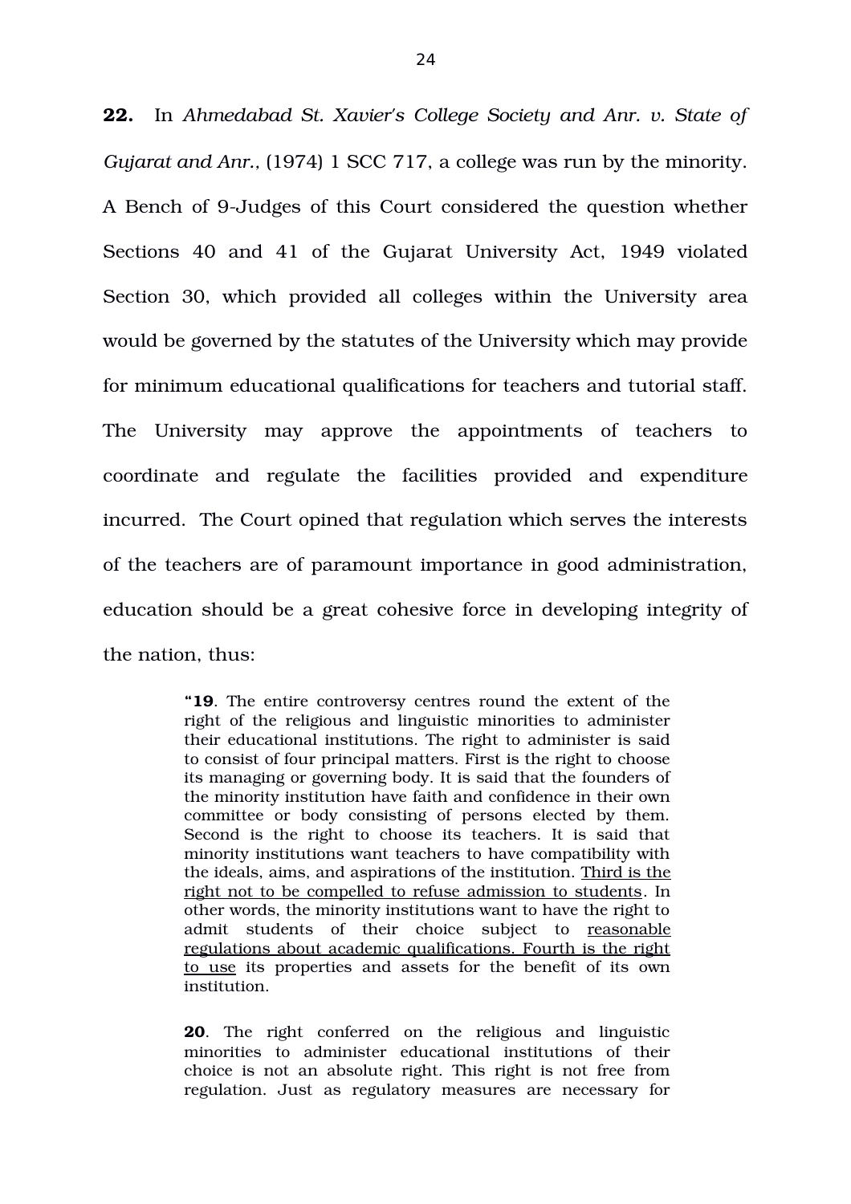**22.** In *Ahmedabad St. Xavier's College Society and Anr. v. State of Gujarat and Anr.*, (1974) 1 SCC 717, a college was run by the minority. A Bench of 9-Judges of this Court considered the question whether Sections 40 and 41 of the Gujarat University Act, 1949 violated Section 30, which provided all colleges within the University area would be governed by the statutes of the University which may provide for minimum educational qualifications for teachers and tutorial staff. The University may approve the appointments of teachers to coordinate and regulate the facilities provided and expenditure incurred. The Court opined that regulation which serves the interests of the teachers are of paramount importance in good administration, education should be a great cohesive force in developing integrity of the nation, thus:

> "**19**. The entire controversy centres round the extent of the right of the religious and linguistic minorities to administer their educational institutions. The right to administer is said to consist of four principal matters. First is the right to choose its managing or governing body. It is said that the founders of the minority institution have faith and confidence in their own committee or body consisting of persons elected by them. Second is the right to choose its teachers. It is said that minority institutions want teachers to have compatibility with the ideals, aims, and aspirations of the institution. <u>Third is the right not to be compelled to refuse admission to students</u>. In other words, the minority institutions want to have the right to admit students of their choice subject to <u>reasonable regulations about academic qualifications. Fourth is the right to use</u> its properties and assets for the benefit of its own institution.
>
> **20**. The right conferred on the religious and linguistic minorities to administer educational institutions of their choice is not an absolute right. This right is not free from regulation. Just as regulatory measures are necessary for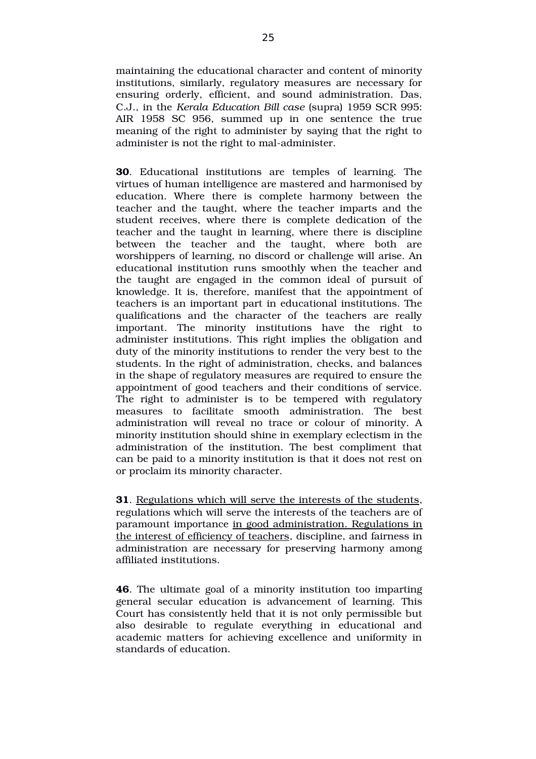maintaining the educational character and content of minority institutions, similarly, regulatory measures are necessary for ensuring orderly, efficient, and sound administration. Das, C.J., in the *Kerala Education Bill case* (supra) 1959 SCR 995: AIR 1958 SC 956, summed up in one sentence the true meaning of the right to administer by saying that the right to administer is not the right to mal-administer.

**30**. Educational institutions are temples of learning. The virtues of human intelligence are mastered and harmonised by education. Where there is complete harmony between the teacher and the taught, where the teacher imparts and the student receives, where there is complete dedication of the teacher and the taught in learning, where there is discipline between the teacher and the taught, where both are worshippers of learning, no discord or challenge will arise. An educational institution runs smoothly when the teacher and the taught are engaged in the common ideal of pursuit of knowledge. It is, therefore, manifest that the appointment of teachers is an important part in educational institutions. The qualifications and the character of the teachers are really important. The minority institutions have the right to administer institutions. This right implies the obligation and duty of the minority institutions to render the very best to the students. In the right of administration, checks, and balances in the shape of regulatory measures are required to ensure the appointment of good teachers and their conditions of service. The right to administer is to be tempered with regulatory measures to facilitate smooth administration. The best administration will reveal no trace or colour of minority. A minority institution should shine in exemplary eclectism in the administration of the institution. The best compliment that can be paid to a minority institution is that it does not rest on or proclaim its minority character.

**31**. <u>Regulations which will serve the interests of the students</u>, regulations which will serve the interests of the teachers are of paramount importance <u>in good administration. Regulations in the interest of efficiency of teachers</u>, discipline, and fairness in administration are necessary for preserving harmony among affiliated institutions.

**46**. The ultimate goal of a minority institution too imparting general secular education is advancement of learning. This Court has consistently held that it is not only permissible but also desirable to regulate everything in educational and academic matters for achieving excellence and uniformity in standards of education.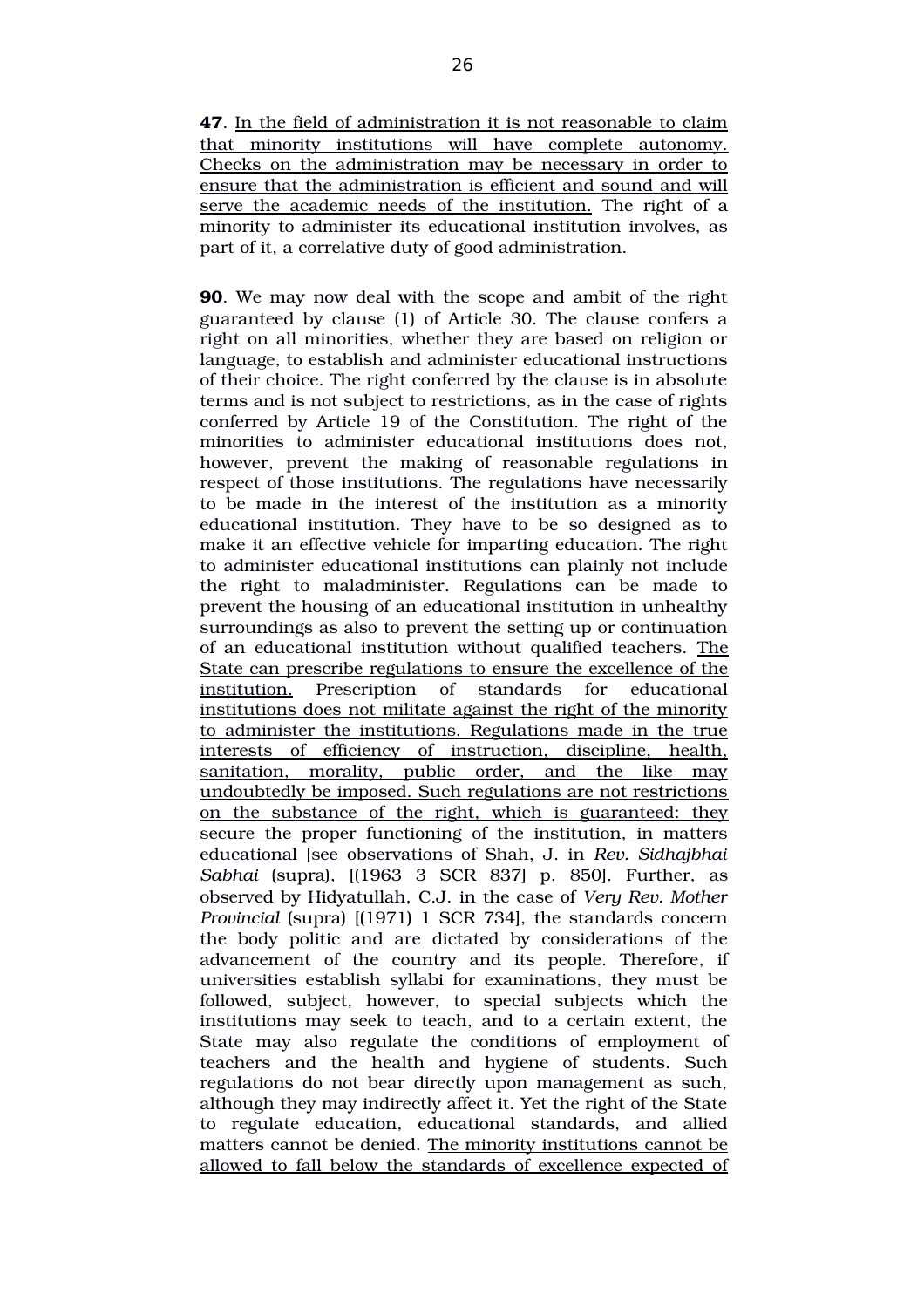**47**. In the field of administration it is not reasonable to claim that minority institutions will have complete autonomy. Checks on the administration may be necessary in order to ensure that the administration is efficient and sound and will serve the academic needs of the institution. The right of a minority to administer its educational institution involves, as part of it, a correlative duty of good administration.

**90**. We may now deal with the scope and ambit of the right guaranteed by clause (1) of Article 30. The clause confers a right on all minorities, whether they are based on religion or language, to establish and administer educational instructions of their choice. The right conferred by the clause is in absolute terms and is not subject to restrictions, as in the case of rights conferred by Article 19 of the Constitution. The right of the minorities to administer educational institutions does not, however, prevent the making of reasonable regulations in respect of those institutions. The regulations have necessarily to be made in the interest of the institution as a minority educational institution. They have to be so designed as to make it an effective vehicle for imparting education. The right to administer educational institutions can plainly not include the right to maladminister. Regulations can be made to prevent the housing of an educational institution in unhealthy surroundings as also to prevent the setting up or continuation of an educational institution without qualified teachers. The State can prescribe regulations to ensure the excellence of the institution. Prescription of standards for educational institutions does not militate against the right of the minority to administer the institutions. Regulations made in the true interests of efficiency of instruction, discipline, health, sanitation, morality, public order, and the like may undoubtedly be imposed. Such regulations are not restrictions on the substance of the right, which is guaranteed: they secure the proper functioning of the institution, in matters educational [see observations of Shah, J. in *Rev. Sidhajbhai Sabhai* (supra), [(1963 3 SCR 837] p. 850]. Further, as observed by Hidyatullah, C.J. in the case of *Very Rev. Mother Provincial* (supra) [(1971) 1 SCR 734], the standards concern the body politic and are dictated by considerations of the advancement of the country and its people. Therefore, if universities establish syllabi for examinations, they must be followed, subject, however, to special subjects which the institutions may seek to teach, and to a certain extent, the State may also regulate the conditions of employment of teachers and the health and hygiene of students. Such regulations do not bear directly upon management as such, although they may indirectly affect it. Yet the right of the State to regulate education, educational standards, and allied matters cannot be denied. The minority institutions cannot be allowed to fall below the standards of excellence expected of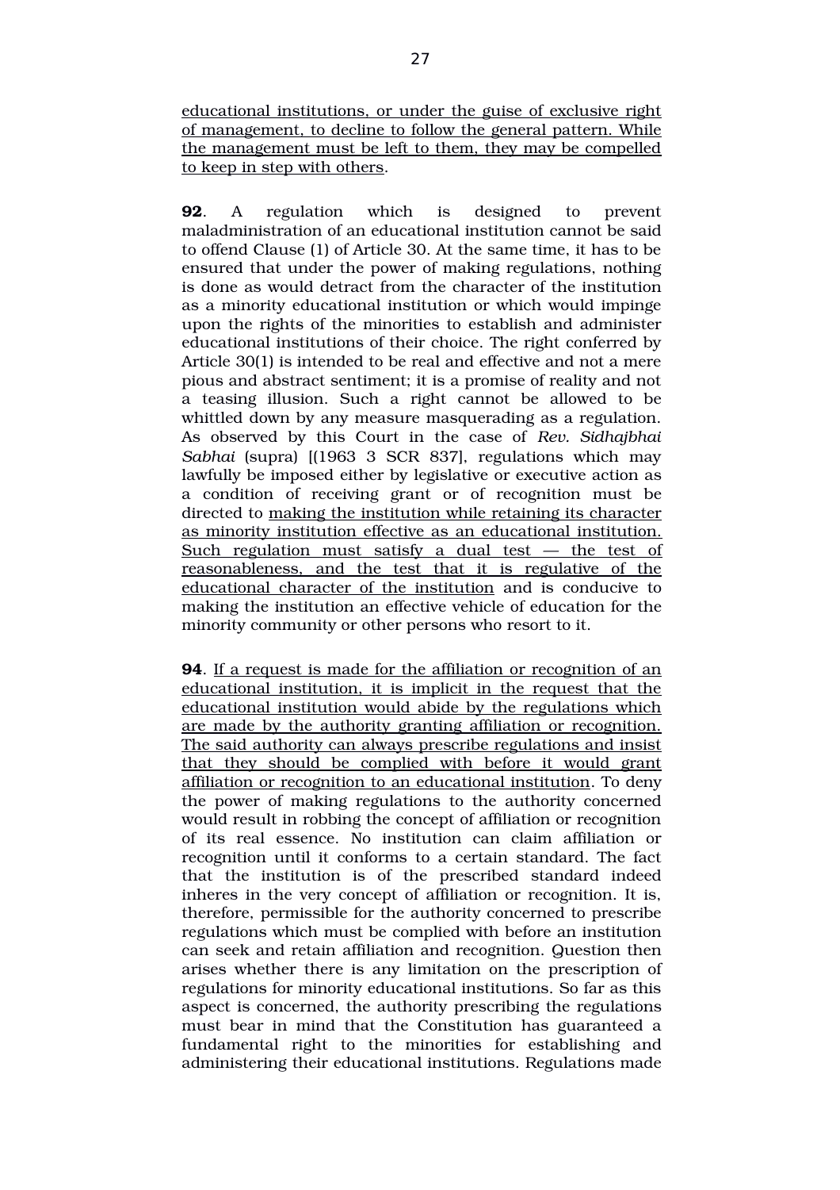<u>educational institutions, or under the guise of exclusive right of management, to decline to follow the general pattern. While the management must be left to them, they may be compelled to keep in step with others</u>.

**92**. A regulation which is designed to prevent maladministration of an educational institution cannot be said to offend Clause (1) of Article 30. At the same time, it has to be ensured that under the power of making regulations, nothing is done as would detract from the character of the institution as a minority educational institution or which would impinge upon the rights of the minorities to establish and administer educational institutions of their choice. The right conferred by Article 30(1) is intended to be real and effective and not a mere pious and abstract sentiment; it is a promise of reality and not a teasing illusion. Such a right cannot be allowed to be whittled down by any measure masquerading as a regulation. As observed by this Court in the case of *Rev. Sidhajbhai Sabhai* (supra) [(1963 3 SCR 837], regulations which may lawfully be imposed either by legislative or executive action as a condition of receiving grant or of recognition must be directed to <u>making the institution while retaining its character as minority institution effective as an educational institution. Such regulation must satisfy a dual test — the test of reasonableness, and the test that it is regulative of the educational character of the institution</u> and is conducive to making the institution an effective vehicle of education for the minority community or other persons who resort to it.

**94**. <u>If a request is made for the affiliation or recognition of an educational institution, it is implicit in the request that the educational institution would abide by the regulations which are made by the authority granting affiliation or recognition. The said authority can always prescribe regulations and insist that they should be complied with before it would grant affiliation or recognition to an educational institution</u>. To deny the power of making regulations to the authority concerned would result in robbing the concept of affiliation or recognition of its real essence. No institution can claim affiliation or recognition until it conforms to a certain standard. The fact that the institution is of the prescribed standard indeed inheres in the very concept of affiliation or recognition. It is, therefore, permissible for the authority concerned to prescribe regulations which must be complied with before an institution can seek and retain affiliation and recognition. Question then arises whether there is any limitation on the prescription of regulations for minority educational institutions. So far as this aspect is concerned, the authority prescribing the regulations must bear in mind that the Constitution has guaranteed a fundamental right to the minorities for establishing and administering their educational institutions. Regulations made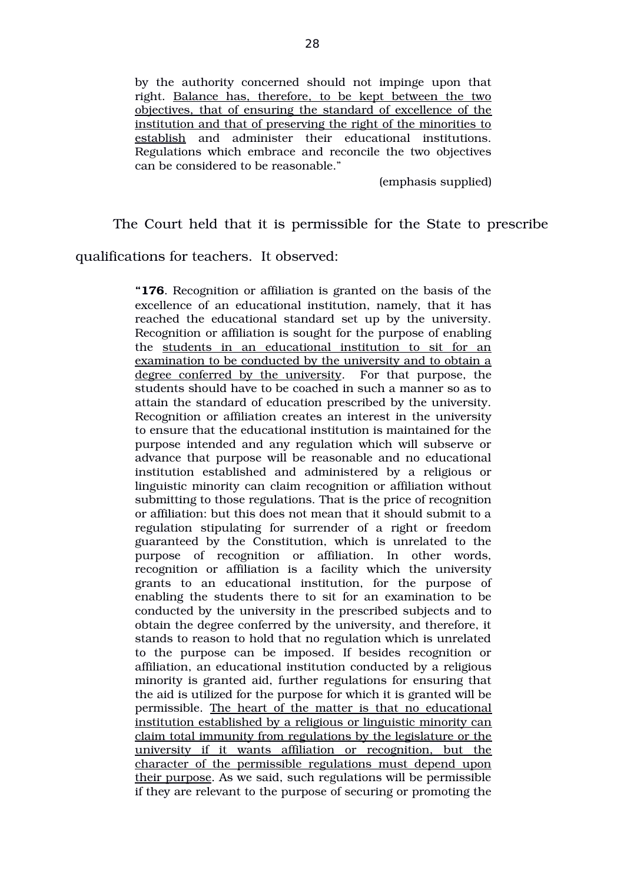> by the authority concerned should not impinge upon that right. <u>Balance has, therefore, to be kept between the two objectives, that of ensuring the standard of excellence of the institution and that of preserving the right of the minorities to establish</u> and administer their educational institutions. Regulations which embrace and reconcile the two objectives can be considered to be reasonable."
>
> (emphasis supplied)

The Court held that it is permissible for the State to prescribe qualifications for teachers. It observed:

> "**176**. Recognition or affiliation is granted on the basis of the excellence of an educational institution, namely, that it has reached the educational standard set up by the university. Recognition or affiliation is sought for the purpose of enabling the <u>students in an educational institution to sit for an examination to be conducted by the university and to obtain a degree conferred by the university</u>. For that purpose, the students should have to be coached in such a manner so as to attain the standard of education prescribed by the university. Recognition or affiliation creates an interest in the university to ensure that the educational institution is maintained for the purpose intended and any regulation which will subserve or advance that purpose will be reasonable and no educational institution established and administered by a religious or linguistic minority can claim recognition or affiliation without submitting to those regulations. That is the price of recognition or affiliation: but this does not mean that it should submit to a regulation stipulating for surrender of a right or freedom guaranteed by the Constitution, which is unrelated to the purpose of recognition or affiliation. In other words, recognition or affiliation is a facility which the university grants to an educational institution, for the purpose of enabling the students there to sit for an examination to be conducted by the university in the prescribed subjects and to obtain the degree conferred by the university, and therefore, it stands to reason to hold that no regulation which is unrelated to the purpose can be imposed. If besides recognition or affiliation, an educational institution conducted by a religious minority is granted aid, further regulations for ensuring that the aid is utilized for the purpose for which it is granted will be permissible. <u>The heart of the matter is that no educational institution established by a religious or linguistic minority can claim total immunity from regulations by the legislature or the university if it wants affiliation or recognition, but the character of the permissible regulations must depend upon their purpose</u>. As we said, such regulations will be permissible if they are relevant to the purpose of securing or promoting the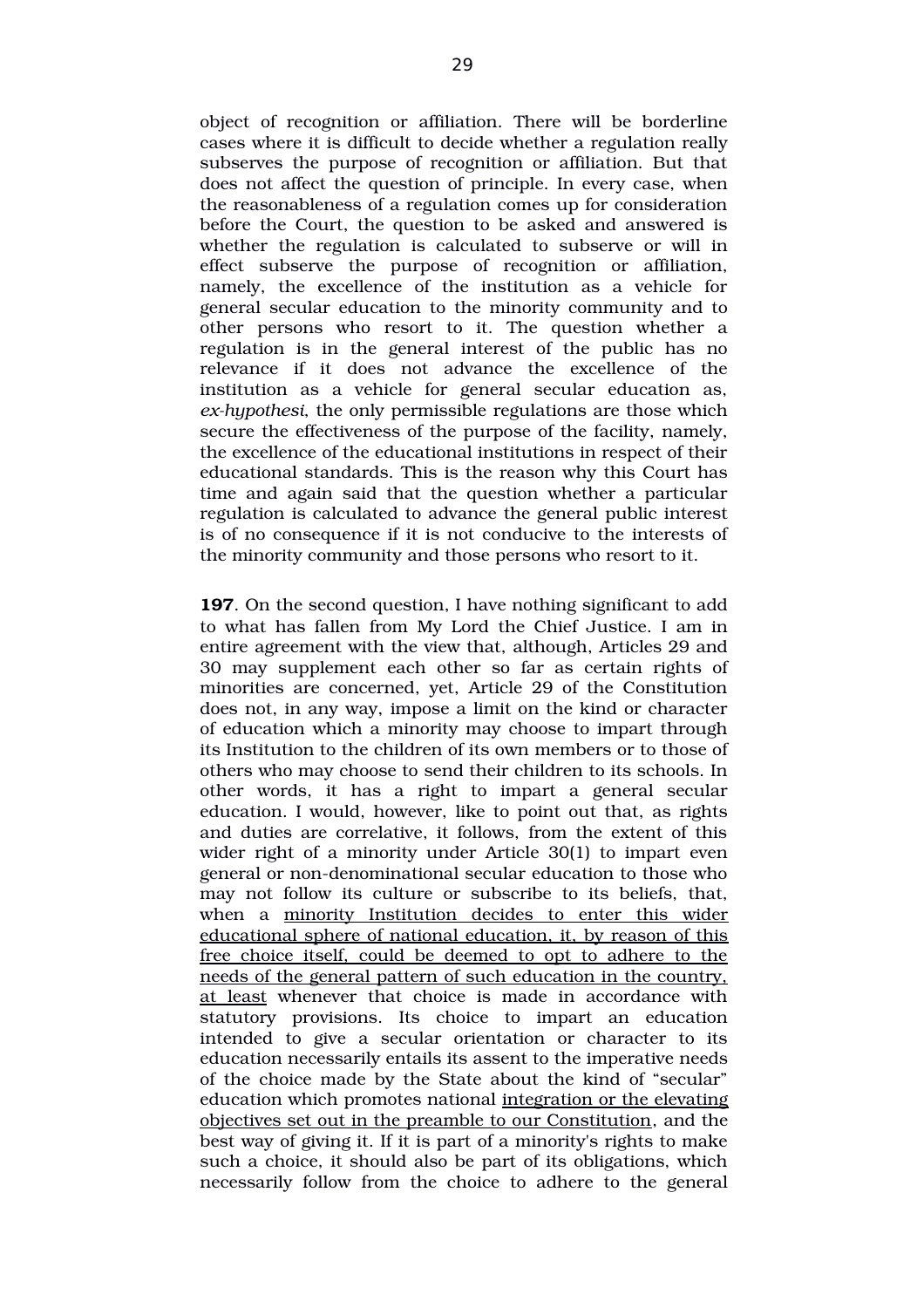object of recognition or affiliation. There will be borderline cases where it is difficult to decide whether a regulation really subserves the purpose of recognition or affiliation. But that does not affect the question of principle. In every case, when the reasonableness of a regulation comes up for consideration before the Court, the question to be asked and answered is whether the regulation is calculated to subserve or will in effect subserve the purpose of recognition or affiliation, namely, the excellence of the institution as a vehicle for general secular education to the minority community and to other persons who resort to it. The question whether a regulation is in the general interest of the public has no relevance if it does not advance the excellence of the institution as a vehicle for general secular education as, *ex-hypothesi*, the only permissible regulations are those which secure the effectiveness of the purpose of the facility, namely, the excellence of the educational institutions in respect of their educational standards. This is the reason why this Court has time and again said that the question whether a particular regulation is calculated to advance the general public interest is of no consequence if it is not conducive to the interests of the minority community and those persons who resort to it.

**197**. On the second question, I have nothing significant to add to what has fallen from My Lord the Chief Justice. I am in entire agreement with the view that, although, Articles 29 and 30 may supplement each other so far as certain rights of minorities are concerned, yet, Article 29 of the Constitution does not, in any way, impose a limit on the kind or character of education which a minority may choose to impart through its Institution to the children of its own members or to those of others who may choose to send their children to its schools. In other words, it has a right to impart a general secular education. I would, however, like to point out that, as rights and duties are correlative, it follows, from the extent of this wider right of a minority under Article 30(1) to impart even general or non-denominational secular education to those who may not follow its culture or subscribe to its beliefs, that, when a <u>minority Institution decides to enter this wider educational sphere of national education, it, by reason of this free choice itself, could be deemed to opt to adhere to the needs of the general pattern of such education in the country, at least</u> whenever that choice is made in accordance with statutory provisions. Its choice to impart an education intended to give a secular orientation or character to its education necessarily entails its assent to the imperative needs of the choice made by the State about the kind of "secular" education which promotes national <u>integration or the elevating objectives set out in the preamble to our Constitution</u>, and the best way of giving it. If it is part of a minority's rights to make such a choice, it should also be part of its obligations, which necessarily follow from the choice to adhere to the general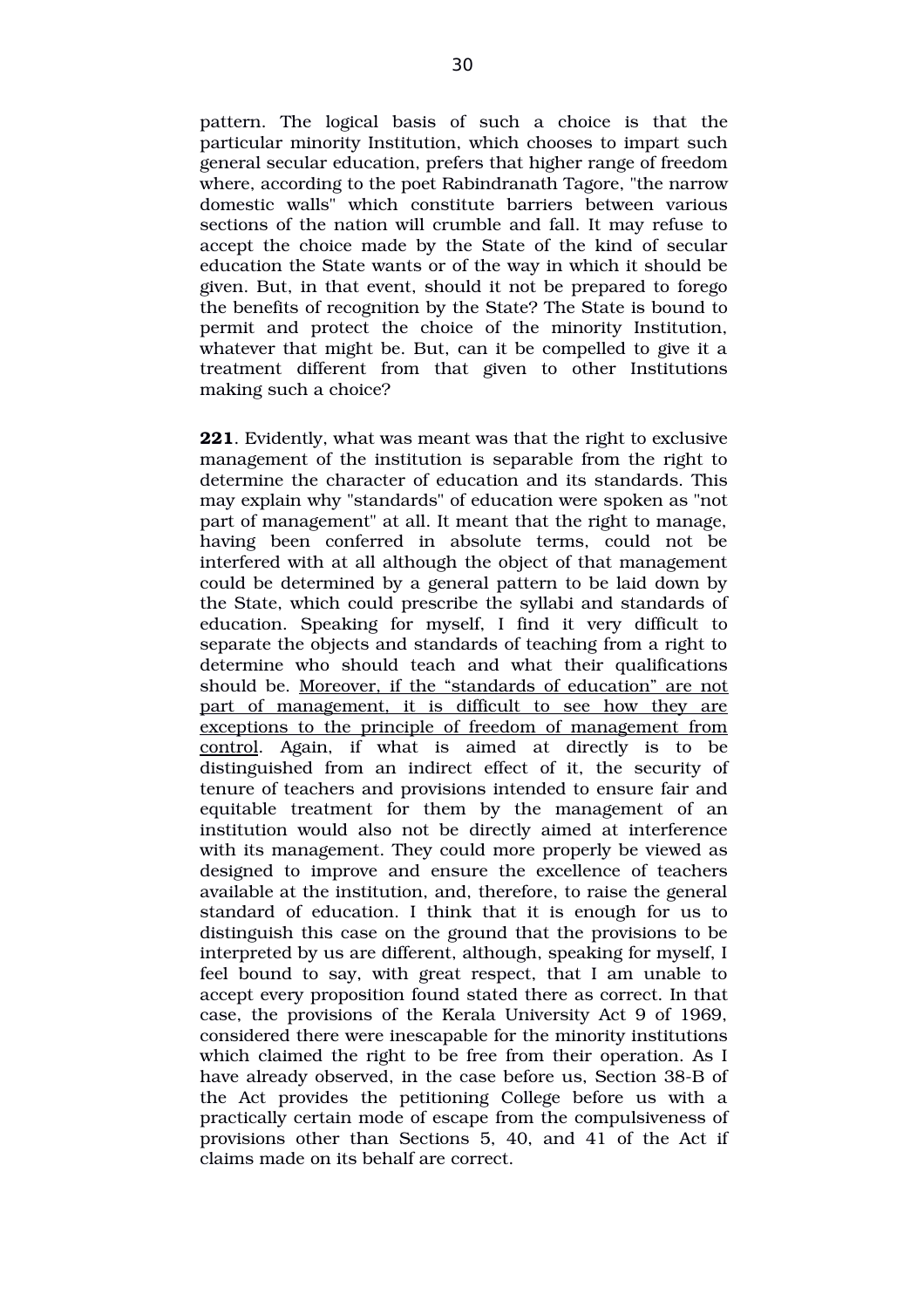pattern. The logical basis of such a choice is that the particular minority Institution, which chooses to impart such general secular education, prefers that higher range of freedom where, according to the poet Rabindranath Tagore, "the narrow domestic walls" which constitute barriers between various sections of the nation will crumble and fall. It may refuse to accept the choice made by the State of the kind of secular education the State wants or of the way in which it should be given. But, in that event, should it not be prepared to forego the benefits of recognition by the State? The State is bound to permit and protect the choice of the minority Institution, whatever that might be. But, can it be compelled to give it a treatment different from that given to other Institutions making such a choice?

**221**. Evidently, what was meant was that the right to exclusive management of the institution is separable from the right to determine the character of education and its standards. This may explain why "standards" of education were spoken as "not part of management" at all. It meant that the right to manage, having been conferred in absolute terms, could not be interfered with at all although the object of that management could be determined by a general pattern to be laid down by the State, which could prescribe the syllabi and standards of education. Speaking for myself, I find it very difficult to separate the objects and standards of teaching from a right to determine who should teach and what their qualifications should be. <u>Moreover, if the "standards of education" are not part of management, it is difficult to see how they are exceptions to the principle of freedom of management from control</u>. Again, if what is aimed at directly is to be distinguished from an indirect effect of it, the security of tenure of teachers and provisions intended to ensure fair and equitable treatment for them by the management of an institution would also not be directly aimed at interference with its management. They could more properly be viewed as designed to improve and ensure the excellence of teachers available at the institution, and, therefore, to raise the general standard of education. I think that it is enough for us to distinguish this case on the ground that the provisions to be interpreted by us are different, although, speaking for myself, I feel bound to say, with great respect, that I am unable to accept every proposition found stated there as correct. In that case, the provisions of the Kerala University Act 9 of 1969, considered there were inescapable for the minority institutions which claimed the right to be free from their operation. As I have already observed, in the case before us, Section 38-B of the Act provides the petitioning College before us with a practically certain mode of escape from the compulsiveness of provisions other than Sections 5, 40, and 41 of the Act if claims made on its behalf are correct.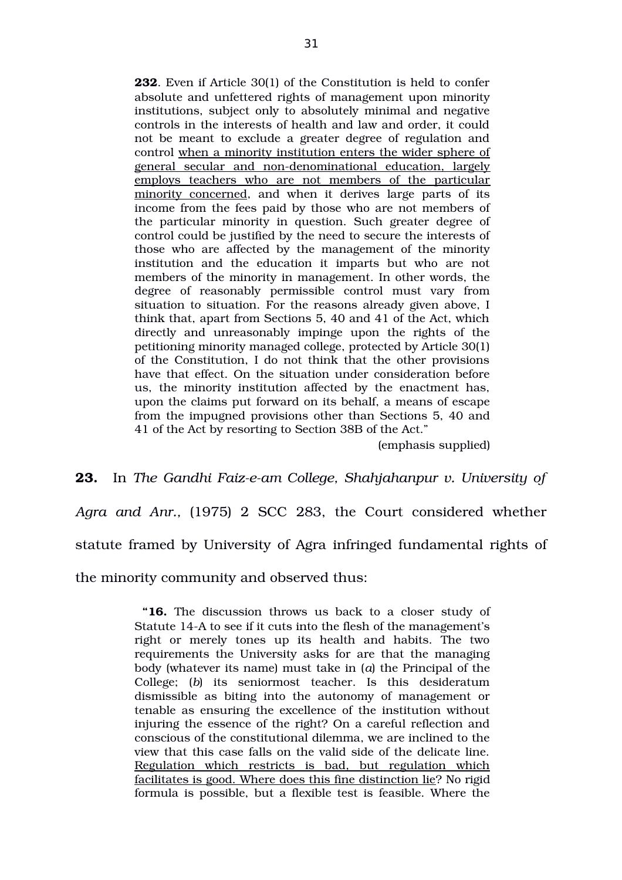> **232**. Even if Article 30(1) of the Constitution is held to confer absolute and unfettered rights of management upon minority institutions, subject only to absolutely minimal and negative controls in the interests of health and law and order, it could not be meant to exclude a greater degree of regulation and control <u>when a minority institution enters the wider sphere of general secular and non-denominational education, largely employs teachers who are not members of the particular minority concerned</u>, and when it derives large parts of its income from the fees paid by those who are not members of the particular minority in question. Such greater degree of control could be justified by the need to secure the interests of those who are affected by the management of the minority institution and the education it imparts but who are not members of the minority in management. In other words, the degree of reasonably permissible control must vary from situation to situation. For the reasons already given above, I think that, apart from Sections 5, 40 and 41 of the Act, which directly and unreasonably impinge upon the rights of the petitioning minority managed college, protected by Article 30(1) of the Constitution, I do not think that the other provisions have that effect. On the situation under consideration before us, the minority institution affected by the enactment has, upon the claims put forward on its behalf, a means of escape from the impugned provisions other than Sections 5, 40 and 41 of the Act by resorting to Section 38B of the Act."
>
> (emphasis supplied)

**23.** In *The Gandhi Faiz-e-am College, Shahjahanpur v. University of Agra and Anr.,* (1975) 2 SCC 283, the Court considered whether statute framed by University of Agra infringed fundamental rights of the minority community and observed thus:

> "**16.** The discussion throws us back to a closer study of Statute 14-A to see if it cuts into the flesh of the management's right or merely tones up its health and habits. The two requirements the University asks for are that the managing body (whatever its name) must take in (*a*) the Principal of the College; (*b*) its seniormost teacher. Is this desideratum dismissible as biting into the autonomy of management or tenable as ensuring the excellence of the institution without injuring the essence of the right? On a careful reflection and conscious of the constitutional dilemma, we are inclined to the view that this case falls on the valid side of the delicate line. <u>Regulation which restricts is bad, but regulation which facilitates is good. Where does this fine distinction lie</u>? No rigid formula is possible, but a flexible test is feasible. Where the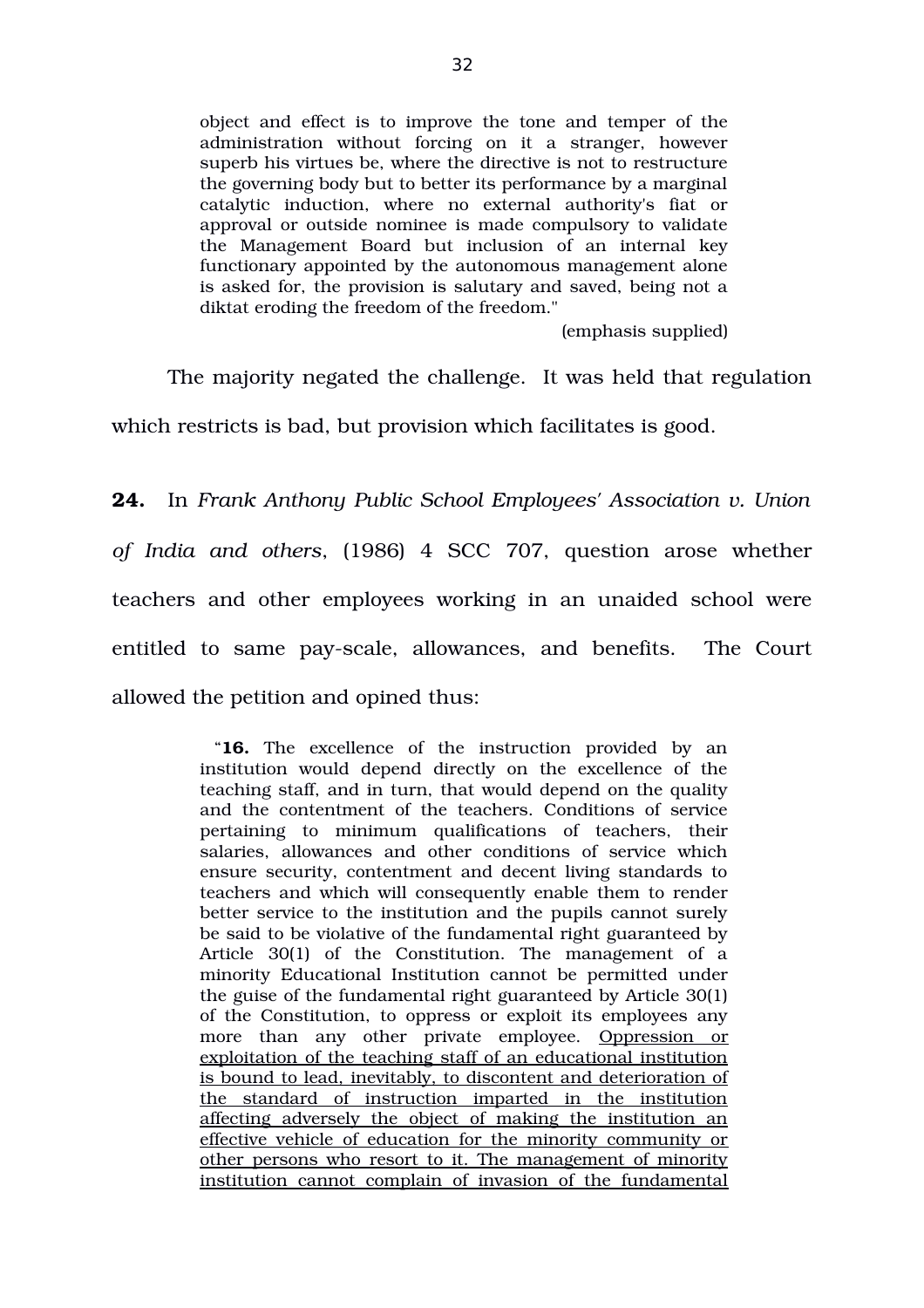> object and effect is to improve the tone and temper of the administration without forcing on it a stranger, however superb his virtues be, where the directive is not to restructure the governing body but to better its performance by a marginal catalytic induction, where no external authority's fiat or approval or outside nominee is made compulsory to validate the Management Board but inclusion of an internal key functionary appointed by the autonomous management alone is asked for, the provision is salutary and saved, being not a diktat eroding the freedom of the freedom."
>
> (emphasis supplied)

The majority negated the challenge. It was held that regulation which restricts is bad, but provision which facilitates is good.

**24.** In *Frank Anthony Public School Employees' Association v. Union of India and others*, (1986) 4 SCC 707, question arose whether teachers and other employees working in an unaided school were entitled to same pay-scale, allowances, and benefits. The Court allowed the petition and opined thus:

> "**16.** The excellence of the instruction provided by an institution would depend directly on the excellence of the teaching staff, and in turn, that would depend on the quality and the contentment of the teachers. Conditions of service pertaining to minimum qualifications of teachers, their salaries, allowances and other conditions of service which ensure security, contentment and decent living standards to teachers and which will consequently enable them to render better service to the institution and the pupils cannot surely be said to be violative of the fundamental right guaranteed by Article 30(1) of the Constitution. The management of a minority Educational Institution cannot be permitted under the guise of the fundamental right guaranteed by Article 30(1) of the Constitution, to oppress or exploit its employees any more than any other private employee. <u>Oppression or exploitation of the teaching staff of an educational institution is bound to lead, inevitably, to discontent and deterioration of the standard of instruction imparted in the institution affecting adversely the object of making the institution an effective vehicle of education for the minority community or other persons who resort to it. The management of minority institution cannot complain of invasion of the fundamental</u>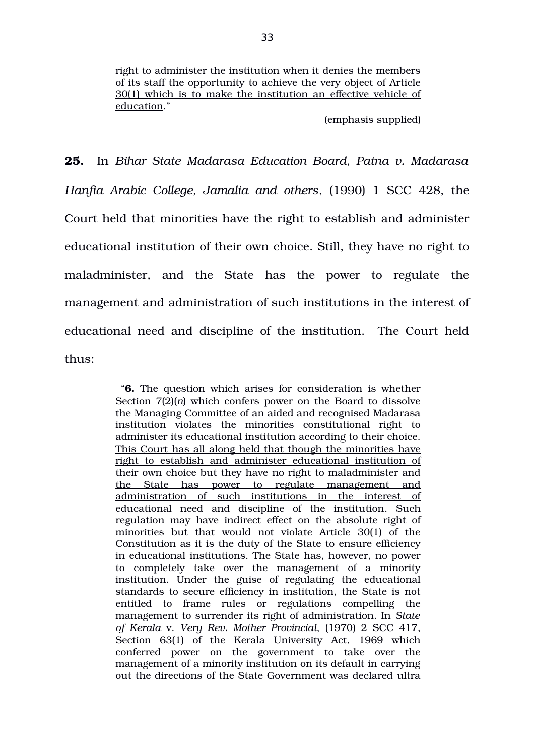right to administer the institution when it denies the members of its staff the opportunity to achieve the very object of Article 30(1) which is to make the institution an effective vehicle of education."

(emphasis supplied)

**25.** In *Bihar State Madarasa Education Board, Patna v. Madarasa Hanfia Arabic College, Jamalia and others*, (1990) 1 SCC 428, the Court held that minorities have the right to establish and administer educational institution of their own choice. Still, they have no right to maladminister, and the State has the power to regulate the management and administration of such institutions in the interest of educational need and discipline of the institution. The Court held thus:

> "**6.** The question which arises for consideration is whether Section 7(2)(*n*) which confers power on the Board to dissolve the Managing Committee of an aided and recognised Madarasa institution violates the minorities constitutional right to administer its educational institution according to their choice. This Court has all along held that though the minorities have right to establish and administer educational institution of their own choice but they have no right to maladminister and the State has power to regulate management and administration of such institutions in the interest of educational need and discipline of the institution. Such regulation may have indirect effect on the absolute right of minorities but that would not violate Article 30(1) of the Constitution as it is the duty of the State to ensure efficiency in educational institutions. The State has, however, no power to completely take over the management of a minority institution. Under the guise of regulating the educational standards to secure efficiency in institution, the State is not entitled to frame rules or regulations compelling the management to surrender its right of administration. In *State of Kerala* v. *Very Rev. Mother Provincial*, (1970) 2 SCC 417, Section 63(1) of the Kerala University Act, 1969 which conferred power on the government to take over the management of a minority institution on its default in carrying out the directions of the State Government was declared ultra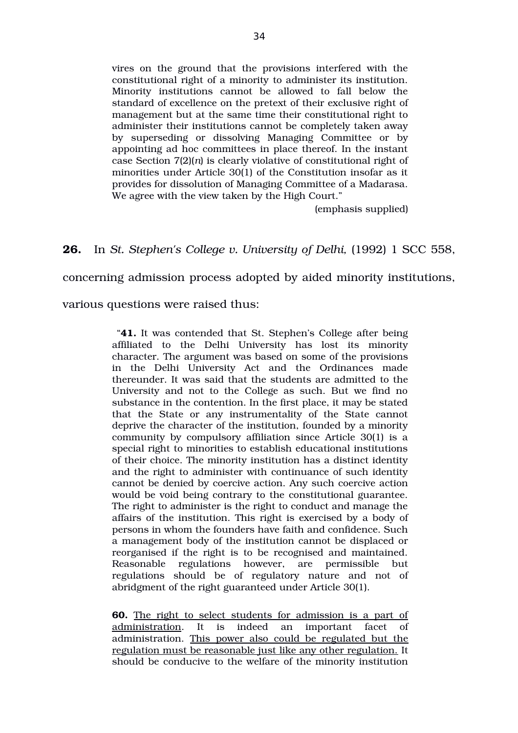> vires on the ground that the provisions interfered with the constitutional right of a minority to administer its institution. Minority institutions cannot be allowed to fall below the standard of excellence on the pretext of their exclusive right of management but at the same time their constitutional right to administer their institutions cannot be completely taken away by superseding or dissolving Managing Committee or by appointing ad hoc committees in place thereof. In the instant case Section 7(2)(*n*) is clearly violative of constitutional right of minorities under Article 30(1) of the Constitution insofar as it provides for dissolution of Managing Committee of a Madarasa. We agree with the view taken by the High Court."
>
> (emphasis supplied)

**26.** In *St. Stephen's College v. University of Delhi,* (1992) 1 SCC 558, concerning admission process adopted by aided minority institutions, various questions were raised thus:

> "**41.** It was contended that St. Stephen's College after being affiliated to the Delhi University has lost its minority character. The argument was based on some of the provisions in the Delhi University Act and the Ordinances made thereunder. It was said that the students are admitted to the University and not to the College as such. But we find no substance in the contention. In the first place, it may be stated that the State or any instrumentality of the State cannot deprive the character of the institution, founded by a minority community by compulsory affiliation since Article 30(1) is a special right to minorities to establish educational institutions of their choice. The minority institution has a distinct identity and the right to administer with continuance of such identity cannot be denied by coercive action. Any such coercive action would be void being contrary to the constitutional guarantee. The right to administer is the right to conduct and manage the affairs of the institution. This right is exercised by a body of persons in whom the founders have faith and confidence. Such a management body of the institution cannot be displaced or reorganised if the right is to be recognised and maintained. Reasonable regulations however, are permissible but regulations should be of regulatory nature and not of abridgment of the right guaranteed under Article 30(1).
>
> **60.** The right to select students for admission is a part of administration. It is indeed an important facet of administration. This power also could be regulated but the regulation must be reasonable just like any other regulation. It should be conducive to the welfare of the minority institution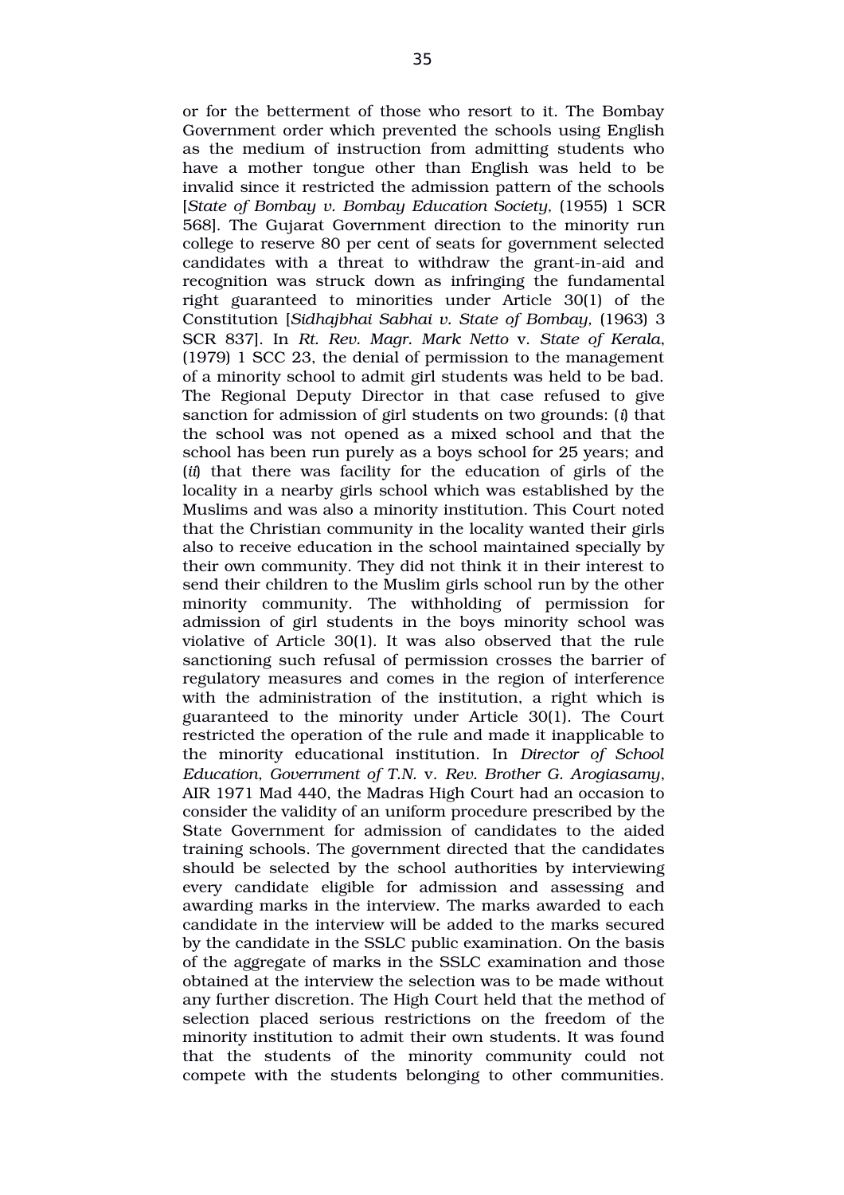or for the betterment of those who resort to it. The Bombay Government order which prevented the schools using English as the medium of instruction from admitting students who have a mother tongue other than English was held to be invalid since it restricted the admission pattern of the schools [*State of Bombay v. Bombay Education Society,* (1955) 1 SCR 568]. The Gujarat Government direction to the minority run college to reserve 80 per cent of seats for government selected candidates with a threat to withdraw the grant-in-aid and recognition was struck down as infringing the fundamental right guaranteed to minorities under Article 30(1) of the Constitution [*Sidhajbhai Sabhai v. State of Bombay*, (1963) 3 SCR 837]. In *Rt. Rev. Magr. Mark Netto* v. *State of Kerala*, (1979) 1 SCC 23, the denial of permission to the management of a minority school to admit girl students was held to be bad. The Regional Deputy Director in that case refused to give sanction for admission of girl students on two grounds: (*i*) that the school was not opened as a mixed school and that the school has been run purely as a boys school for 25 years; and (*ii*) that there was facility for the education of girls of the locality in a nearby girls school which was established by the Muslims and was also a minority institution. This Court noted that the Christian community in the locality wanted their girls also to receive education in the school maintained specially by their own community. They did not think it in their interest to send their children to the Muslim girls school run by the other minority community. The withholding of permission for admission of girl students in the boys minority school was violative of Article 30(1). It was also observed that the rule sanctioning such refusal of permission crosses the barrier of regulatory measures and comes in the region of interference with the administration of the institution, a right which is guaranteed to the minority under Article 30(1). The Court restricted the operation of the rule and made it inapplicable to the minority educational institution. In *Director of School Education, Government of T.N.* v. *Rev. Brother G. Arogiasamy*, AIR 1971 Mad 440, the Madras High Court had an occasion to consider the validity of an uniform procedure prescribed by the State Government for admission of candidates to the aided training schools. The government directed that the candidates should be selected by the school authorities by interviewing every candidate eligible for admission and assessing and awarding marks in the interview. The marks awarded to each candidate in the interview will be added to the marks secured by the candidate in the SSLC public examination. On the basis of the aggregate of marks in the SSLC examination and those obtained at the interview the selection was to be made without any further discretion. The High Court held that the method of selection placed serious restrictions on the freedom of the minority institution to admit their own students. It was found that the students of the minority community could not compete with the students belonging to other communities.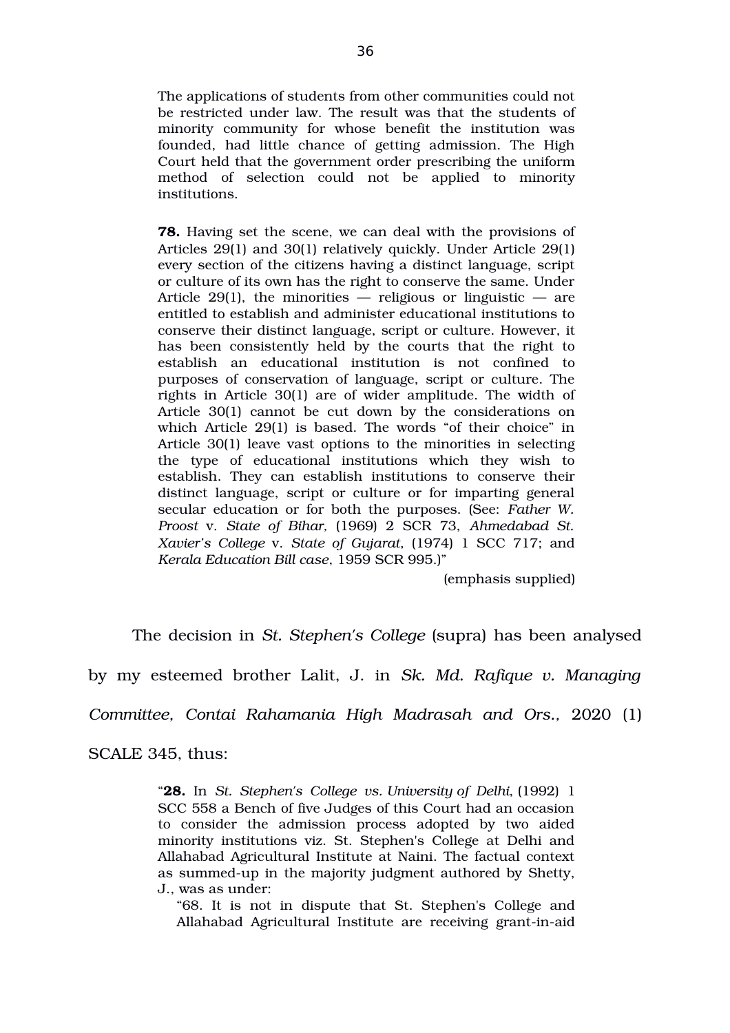> The applications of students from other communities could not be restricted under law. The result was that the students of minority community for whose benefit the institution was founded, had little chance of getting admission. The High Court held that the government order prescribing the uniform method of selection could not be applied to minority institutions.
>
> **78.** Having set the scene, we can deal with the provisions of Articles 29(1) and 30(1) relatively quickly. Under Article 29(1) every section of the citizens having a distinct language, script or culture of its own has the right to conserve the same. Under Article 29(1), the minorities — religious or linguistic — are entitled to establish and administer educational institutions to conserve their distinct language, script or culture. However, it has been consistently held by the courts that the right to establish an educational institution is not confined to purposes of conservation of language, script or culture. The rights in Article 30(1) are of wider amplitude. The width of Article 30(1) cannot be cut down by the considerations on which Article 29(1) is based. The words "of their choice" in Article 30(1) leave vast options to the minorities in selecting the type of educational institutions which they wish to establish. They can establish institutions to conserve their distinct language, script or culture or for imparting general secular education or for both the purposes. (See: *Father W. Proost* v. *State of Bihar,* (1969) 2 SCR 73, *Ahmedabad St. Xavier's College* v. *State of Gujarat*, (1974) 1 SCC 717; and *Kerala Education Bill case*, 1959 SCR 995.)"
>
> (emphasis supplied)

The decision in *St. Stephen's College* (supra) has been analysed by my esteemed brother Lalit, J. in *Sk. Md. Rafique v. Managing Committee, Contai Rahamania High Madrasah and Ors.,* 2020 (1) SCALE 345, thus:

> "**28.** In *St. Stephen's College vs. University of Delhi*, (1992) 1 SCC 558 a Bench of five Judges of this Court had an occasion to consider the admission process adopted by two aided minority institutions viz. St. Stephen's College at Delhi and Allahabad Agricultural Institute at Naini. The factual context as summed-up in the majority judgment authored by Shetty, J., was as under:
>
> > "68. It is not in dispute that St. Stephen's College and Allahabad Agricultural Institute are receiving grant-in-aid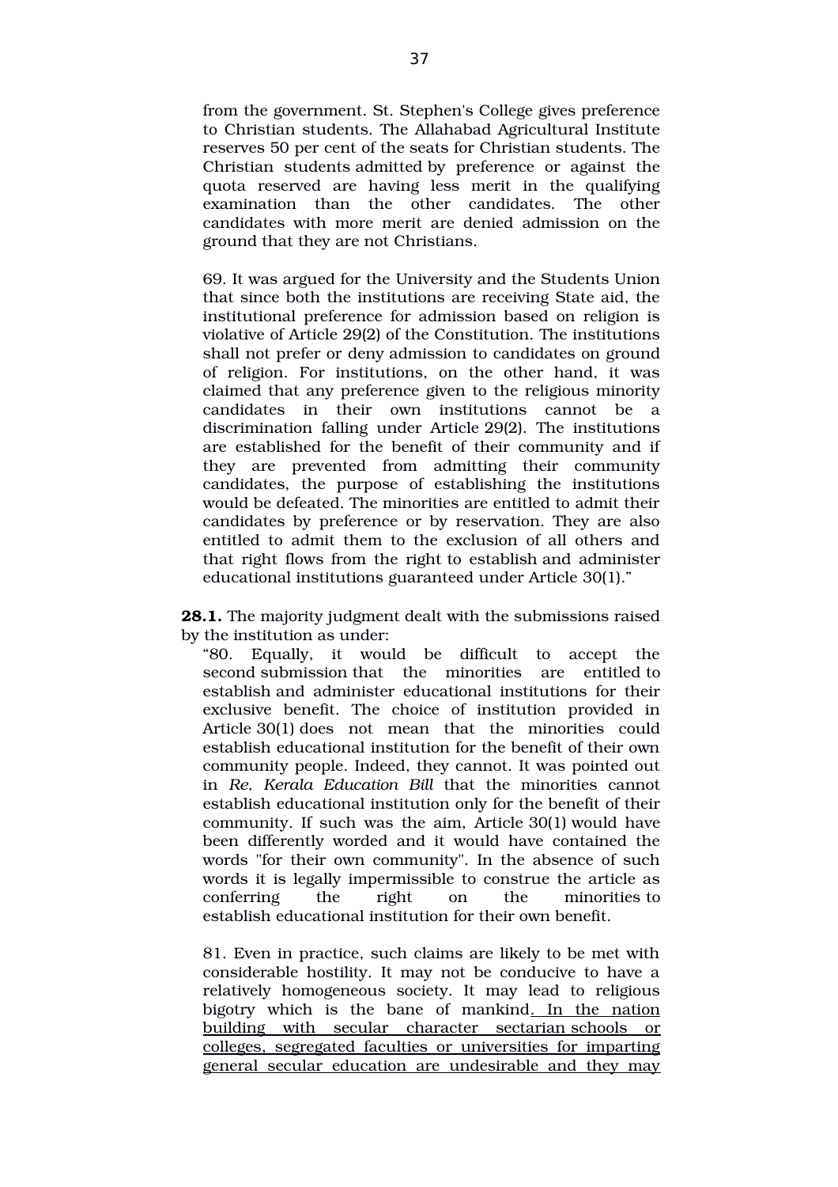from the government. St. Stephen's College gives preference to Christian students. The Allahabad Agricultural Institute reserves 50 per cent of the seats for Christian students. The Christian students admitted by preference or against the quota reserved are having less merit in the qualifying examination than the other candidates. The other candidates with more merit are denied admission on the ground that they are not Christians.

69. It was argued for the University and the Students Union that since both the institutions are receiving State aid, the institutional preference for admission based on religion is violative of Article 29(2) of the Constitution. The institutions shall not prefer or deny admission to candidates on ground of religion. For institutions, on the other hand, it was claimed that any preference given to the religious minority candidates in their own institutions cannot be a discrimination falling under Article 29(2). The institutions are established for the benefit of their community and if they are prevented from admitting their community candidates, the purpose of establishing the institutions would be defeated. The minorities are entitled to admit their candidates by preference or by reservation. They are also entitled to admit them to the exclusion of all others and that right flows from the right to establish and administer educational institutions guaranteed under Article 30(1)."

**28.1.** The majority judgment dealt with the submissions raised by the institution as under:

"80. Equally, it would be difficult to accept the second submission that the minorities are entitled to establish and administer educational institutions for their exclusive benefit. The choice of institution provided in Article 30(1) does not mean that the minorities could establish educational institution for the benefit of their own community people. Indeed, they cannot. It was pointed out in *Re, Kerala Education Bill* that the minorities cannot establish educational institution only for the benefit of their community. If such was the aim, Article 30(1) would have been differently worded and it would have contained the words "for their own community". In the absence of such words it is legally impermissible to construe the article as conferring the right on the minorities to establish educational institution for their own benefit.

81. Even in practice, such claims are likely to be met with considerable hostility. It may not be conducive to have a relatively homogeneous society. It may lead to religious bigotry which is the bane of mankind. <u>In the nation building with secular character sectarian schools or colleges, segregated faculties or universities for imparting general secular education are undesirable and they may</u>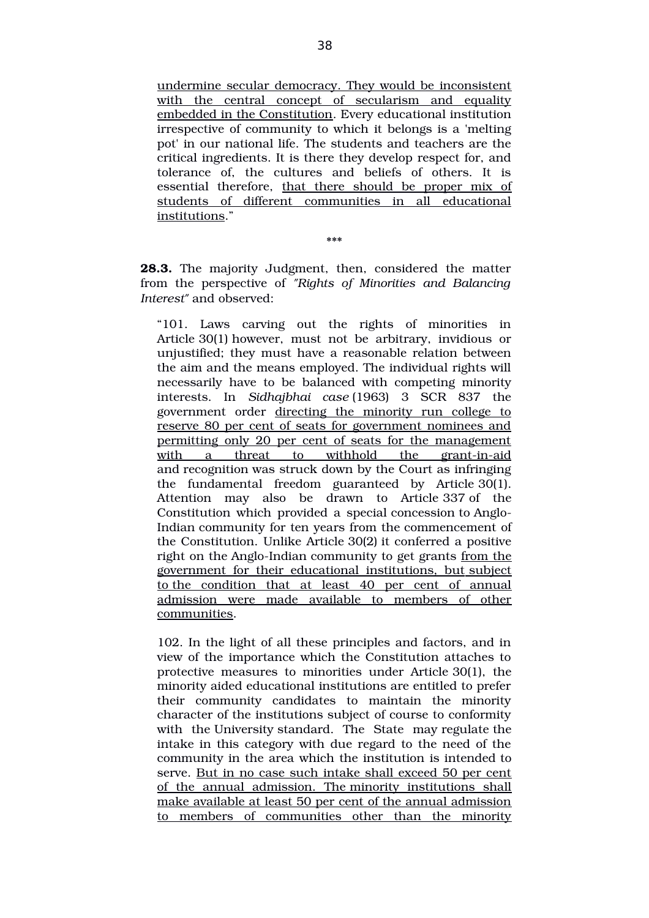undermine secular democracy. They would be inconsistent with the central concept of secularism and equality embedded in the Constitution. Every educational institution irrespective of community to which it belongs is a 'melting pot' in our national life. The students and teachers are the critical ingredients. It is there they develop respect for, and tolerance of, the cultures and beliefs of others. It is essential therefore, that there should be proper mix of students of different communities in all educational institutions."

***

**28.3.** The majority Judgment, then, considered the matter from the perspective of *"Rights of Minorities and Balancing Interest"* and observed:

"101. Laws carving out the rights of minorities in Article 30(1) however, must not be arbitrary, invidious or unjustified; they must have a reasonable relation between the aim and the means employed. The individual rights will necessarily have to be balanced with competing minority interests. In *Sidhajbhai case* (1963) 3 SCR 837 the government order directing the minority run college to reserve 80 per cent of seats for government nominees and permitting only 20 per cent of seats for the management with a threat to withhold the grant-in-aid and recognition was struck down by the Court as infringing the fundamental freedom guaranteed by Article 30(1). Attention may also be drawn to Article 337 of the Constitution which provided a special concession to Anglo-Indian community for ten years from the commencement of the Constitution. Unlike Article 30(2) it conferred a positive right on the Anglo-Indian community to get grants from the government for their educational institutions, but subject to the condition that at least 40 per cent of annual admission were made available to members of other communities.

102. In the light of all these principles and factors, and in view of the importance which the Constitution attaches to protective measures to minorities under Article 30(1), the minority aided educational institutions are entitled to prefer their community candidates to maintain the minority character of the institutions subject of course to conformity with the University standard. The State may regulate the intake in this category with due regard to the need of the community in the area which the institution is intended to serve. But in no case such intake shall exceed 50 per cent of the annual admission. The minority institutions shall make available at least 50 per cent of the annual admission to members of communities other than the minority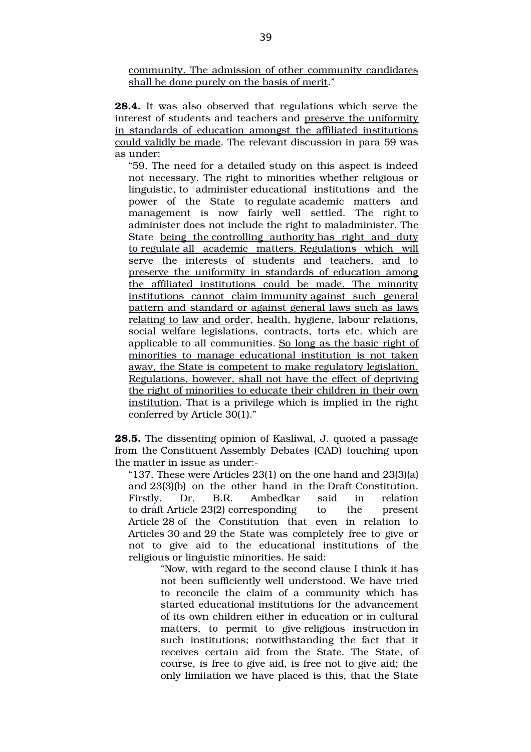community. The admission of other community candidates shall be done purely on the basis of merit."

**28.4.** It was also observed that regulations which serve the interest of students and teachers and preserve the uniformity in standards of education amongst the affiliated institutions could validly be made. The relevant discussion in para 59 was as under:

> "59. The need for a detailed study on this aspect is indeed not necessary. The right to minorities whether religious or linguistic, to administer educational institutions and the power of the State to regulate academic matters and management is now fairly well settled. The right to administer does not include the right to maladminister. The State being the controlling authority has right and duty to regulate all academic matters. Regulations which will serve the interests of students and teachers, and to preserve the uniformity in standards of education among the affiliated institutions could be made. The minority institutions cannot claim immunity against such general pattern and standard or against general laws such as laws relating to law and order, health, hygiene, labour relations, social welfare legislations, contracts, torts etc. which are applicable to all communities. So long as the basic right of minorities to manage educational institution is not taken away, the State is competent to make regulatory legislation. Regulations, however, shall not have the effect of depriving the right of minorities to educate their children in their own institution. That is a privilege which is implied in the right conferred by Article 30(1)."

**28.5.** The dissenting opinion of Kasliwal, J. quoted a passage from the Constituent Assembly Debates (CAD) touching upon the matter in issue as under:-

> "137. These were Articles 23(1) on the one hand and 23(3)(a) and 23(3)(b) on the other hand in the Draft Constitution. Firstly, Dr. B.R. Ambedkar said in relation to draft Article 23(2) corresponding to the present Article 28 of the Constitution that even in relation to Articles 30 and 29 the State was completely free to give or not to give aid to the educational institutions of the religious or linguistic minorities. He said:
>
> > "Now, with regard to the second clause I think it has not been sufficiently well understood. We have tried to reconcile the claim of a community which has started educational institutions for the advancement of its own children either in education or in cultural matters, to permit to give religious instruction in such institutions; notwithstanding the fact that it receives certain aid from the State. The State, of course, is free to give aid, is free not to give aid; the only limitation we have placed is this, that the State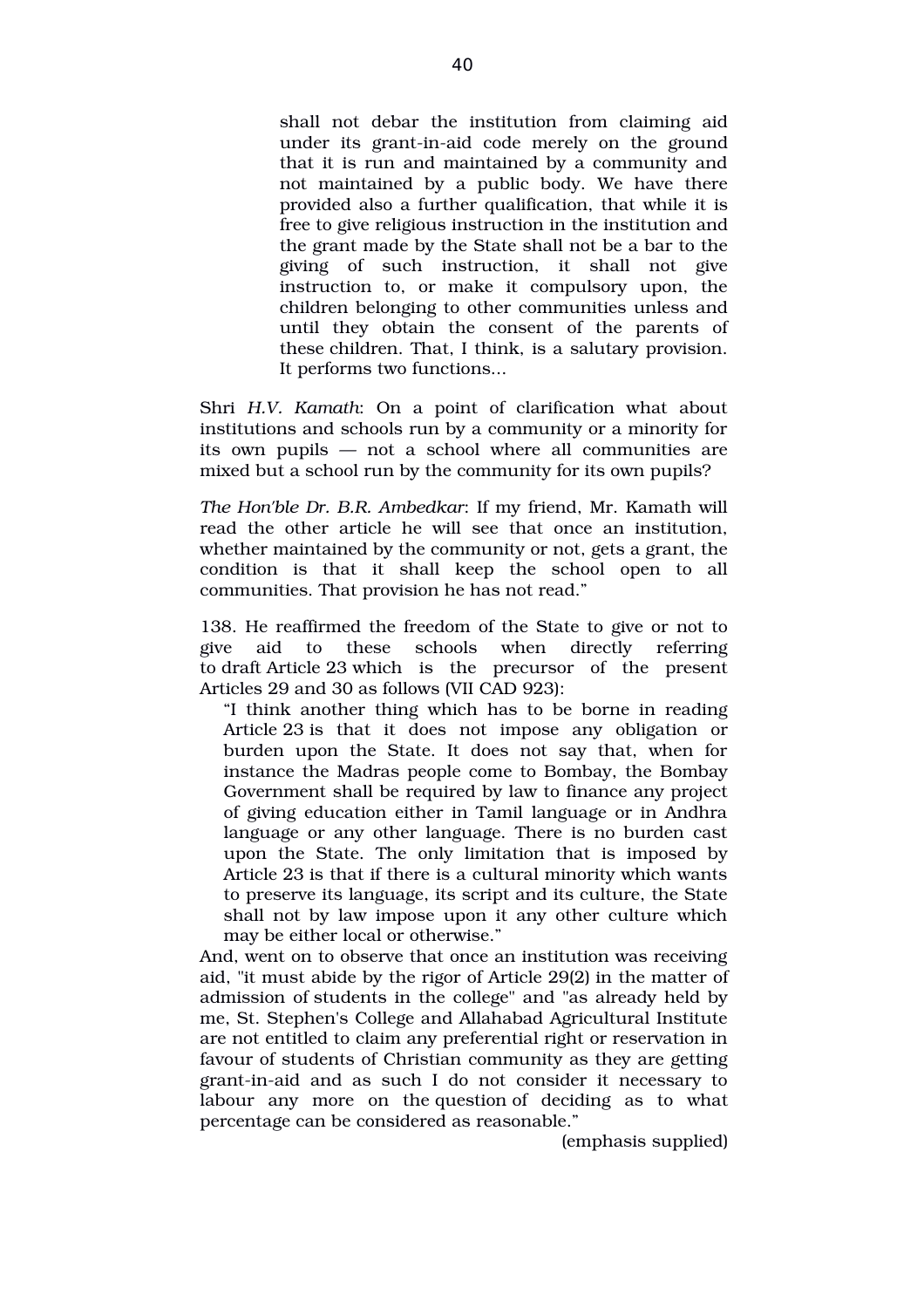> shall not debar the institution from claiming aid under its grant-in-aid code merely on the ground that it is run and maintained by a community and not maintained by a public body. We have there provided also a further qualification, that while it is free to give religious instruction in the institution and the grant made by the State shall not be a bar to the giving of such instruction, it shall not give instruction to, or make it compulsory upon, the children belonging to other communities unless and until they obtain the consent of the parents of these children. That, I think, is a salutary provision. It performs two functions...

Shri *H.V. Kamath*: On a point of clarification what about institutions and schools run by a community or a minority for its own pupils — not a school where all communities are mixed but a school run by the community for its own pupils?

*The Hon'ble Dr. B.R. Ambedkar*: If my friend, Mr. Kamath will read the other article he will see that once an institution, whether maintained by the community or not, gets a grant, the condition is that it shall keep the school open to all communities. That provision he has not read."

138. He reaffirmed the freedom of the State to give or not to give aid to these schools when directly referring to draft Article 23 which is the precursor of the present Articles 29 and 30 as follows (VII CAD 923):

> "I think another thing which has to be borne in reading Article 23 is that it does not impose any obligation or burden upon the State. It does not say that, when for instance the Madras people come to Bombay, the Bombay Government shall be required by law to finance any project of giving education either in Tamil language or in Andhra language or any other language. There is no burden cast upon the State. The only limitation that is imposed by Article 23 is that if there is a cultural minority which wants to preserve its language, its script and its culture, the State shall not by law impose upon it any other culture which may be either local or otherwise."

And, went on to observe that once an institution was receiving aid, "it must abide by the rigor of Article 29(2) in the matter of admission of students in the college" and "as already held by me, St. Stephen's College and Allahabad Agricultural Institute are not entitled to claim any preferential right or reservation in favour of students of Christian community as they are getting grant-in-aid and as such I do not consider it necessary to labour any more on the question of deciding as to what percentage can be considered as reasonable."

(emphasis supplied)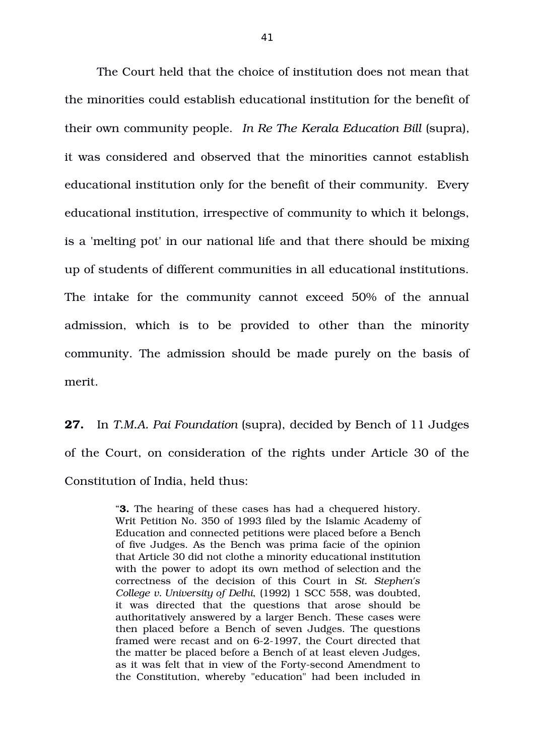The Court held that the choice of institution does not mean that the minorities could establish educational institution for the benefit of their own community people. *In Re The Kerala Education Bill* (supra), it was considered and observed that the minorities cannot establish educational institution only for the benefit of their community. Every educational institution, irrespective of community to which it belongs, is a 'melting pot' in our national life and that there should be mixing up of students of different communities in all educational institutions. The intake for the community cannot exceed 50% of the annual admission, which is to be provided to other than the minority community. The admission should be made purely on the basis of merit.

**27.** In *T.M.A. Pai Foundation* (supra), decided by Bench of 11 Judges of the Court, on consideration of the rights under Article 30 of the Constitution of India, held thus:

> "**3.** The hearing of these cases has had a chequered history. Writ Petition No. 350 of 1993 filed by the Islamic Academy of Education and connected petitions were placed before a Bench of five Judges. As the Bench was prima facie of the opinion that Article 30 did not clothe a minority educational institution with the power to adopt its own method of selection and the correctness of the decision of this Court in *St. Stephen's College v. University of Delhi*, (1992) 1 SCC 558, was doubted, it was directed that the questions that arose should be authoritatively answered by a larger Bench. These cases were then placed before a Bench of seven Judges. The questions framed were recast and on 6-2-1997, the Court directed that the matter be placed before a Bench of at least eleven Judges, as it was felt that in view of the Forty-second Amendment to the Constitution, whereby "education" had been included in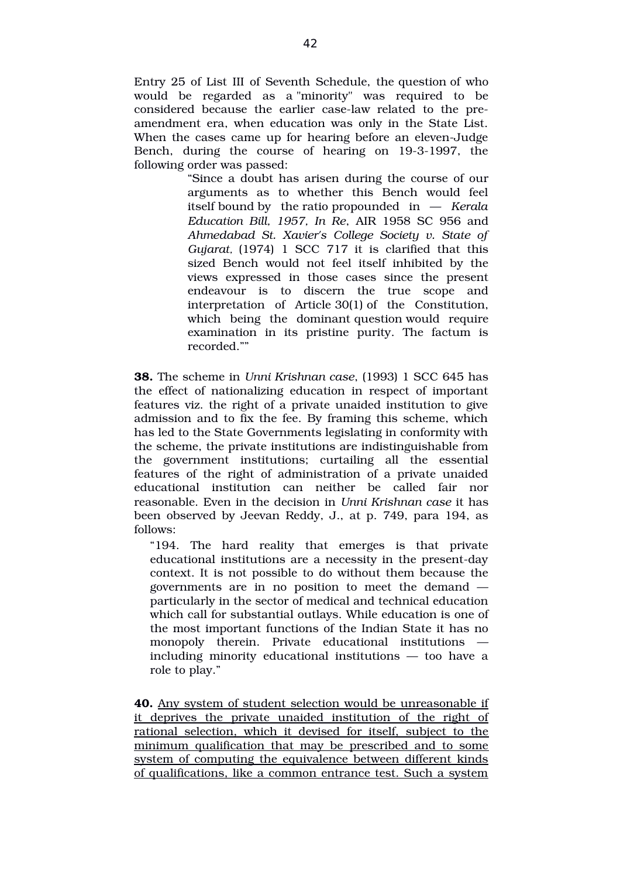Entry 25 of List III of Seventh Schedule, the question of who would be regarded as a "minority" was required to be considered because the earlier case-law related to the pre-amendment era, when education was only in the State List. When the cases came up for hearing before an eleven-Judge Bench, during the course of hearing on 19-3-1997, the following order was passed:

> "Since a doubt has arisen during the course of our arguments as to whether this Bench would feel itself bound by the ratio propounded in — *Kerala Education Bill, 1957, In Re*, AIR 1958 SC 956 and *Ahmedabad St. Xavier's College Society v. State of Gujarat*, (1974) 1 SCC 717 it is clarified that this sized Bench would not feel itself inhibited by the views expressed in those cases since the present endeavour is to discern the true scope and interpretation of Article 30(1) of the Constitution, which being the dominant question would require examination in its pristine purity. The factum is recorded.""

**38.** The scheme in *Unni Krishnan case*, (1993) 1 SCC 645 has the effect of nationalizing education in respect of important features viz. the right of a private unaided institution to give admission and to fix the fee. By framing this scheme, which has led to the State Governments legislating in conformity with the scheme, the private institutions are indistinguishable from the government institutions; curtailing all the essential features of the right of administration of a private unaided educational institution can neither be called fair nor reasonable. Even in the decision in *Unni Krishnan case* it has been observed by Jeevan Reddy, J., at p. 749, para 194, as follows:

> "194. The hard reality that emerges is that private educational institutions are a necessity in the present-day context. It is not possible to do without them because the governments are in no position to meet the demand — particularly in the sector of medical and technical education which call for substantial outlays. While education is one of the most important functions of the Indian State it has no monopoly therein. Private educational institutions — including minority educational institutions — too have a role to play."

**40.** <u>Any system of student selection would be unreasonable if it deprives the private unaided institution of the right of rational selection, which it devised for itself, subject to the minimum qualification that may be prescribed and to some system of computing the equivalence between different kinds of qualifications, like a common entrance test. Such a system</u>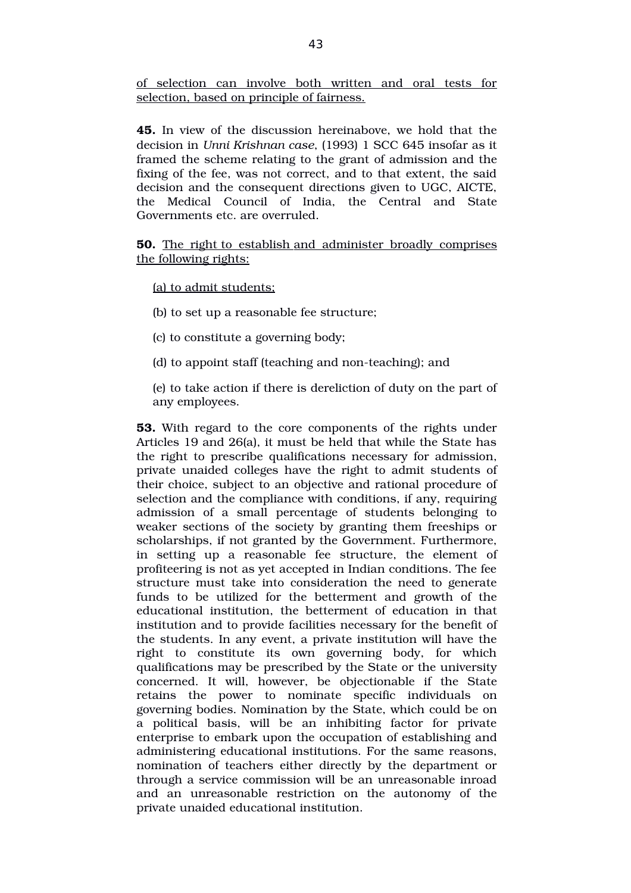of selection can involve both written and oral tests for selection, based on principle of fairness.

**45.** In view of the discussion hereinabove, we hold that the decision in *Unni Krishnan case*, (1993) 1 SCC 645 insofar as it framed the scheme relating to the grant of admission and the fixing of the fee, was not correct, and to that extent, the said decision and the consequent directions given to UGC, AICTE, the Medical Council of India, the Central and State Governments etc. are overruled.

**50.** The right to establish and administer broadly comprises the following rights:

(a) to admit students;

(b) to set up a reasonable fee structure;

(c) to constitute a governing body;

(d) to appoint staff (teaching and non-teaching); and

(e) to take action if there is dereliction of duty on the part of any employees.

**53.** With regard to the core components of the rights under Articles 19 and 26(a), it must be held that while the State has the right to prescribe qualifications necessary for admission, private unaided colleges have the right to admit students of their choice, subject to an objective and rational procedure of selection and the compliance with conditions, if any, requiring admission of a small percentage of students belonging to weaker sections of the society by granting them freeships or scholarships, if not granted by the Government. Furthermore, in setting up a reasonable fee structure, the element of profiteering is not as yet accepted in Indian conditions. The fee structure must take into consideration the need to generate funds to be utilized for the betterment and growth of the educational institution, the betterment of education in that institution and to provide facilities necessary for the benefit of the students. In any event, a private institution will have the right to constitute its own governing body, for which qualifications may be prescribed by the State or the university concerned. It will, however, be objectionable if the State retains the power to nominate specific individuals on governing bodies. Nomination by the State, which could be on a political basis, will be an inhibiting factor for private enterprise to embark upon the occupation of establishing and administering educational institutions. For the same reasons, nomination of teachers either directly by the department or through a service commission will be an unreasonable inroad and an unreasonable restriction on the autonomy of the private unaided educational institution.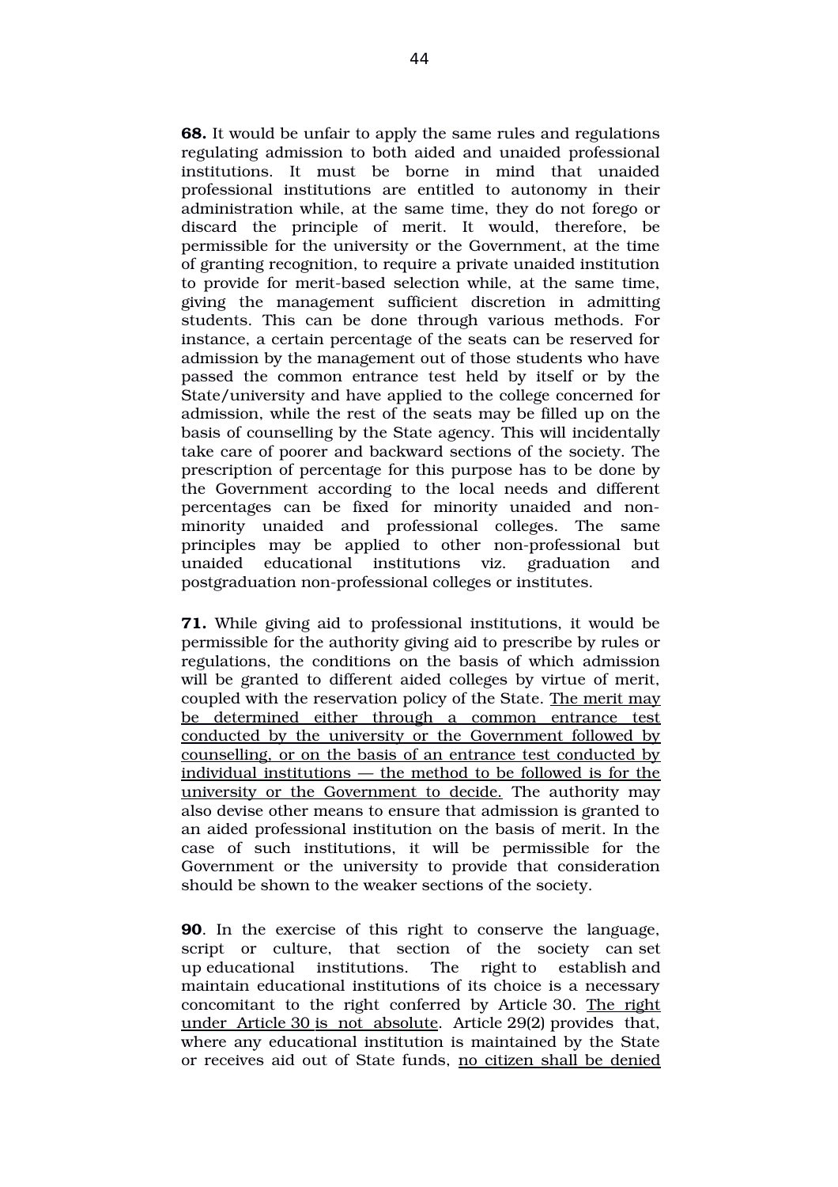**68.** It would be unfair to apply the same rules and regulations regulating admission to both aided and unaided professional institutions. It must be borne in mind that unaided professional institutions are entitled to autonomy in their administration while, at the same time, they do not forego or discard the principle of merit. It would, therefore, be permissible for the university or the Government, at the time of granting recognition, to require a private unaided institution to provide for merit-based selection while, at the same time, giving the management sufficient discretion in admitting students. This can be done through various methods. For instance, a certain percentage of the seats can be reserved for admission by the management out of those students who have passed the common entrance test held by itself or by the State/university and have applied to the college concerned for admission, while the rest of the seats may be filled up on the basis of counselling by the State agency. This will incidentally take care of poorer and backward sections of the society. The prescription of percentage for this purpose has to be done by the Government according to the local needs and different percentages can be fixed for minority unaided and non-minority unaided and professional colleges. The same principles may be applied to other non-professional but unaided educational institutions viz. graduation and postgraduation non-professional colleges or institutes.

**71.** While giving aid to professional institutions, it would be permissible for the authority giving aid to prescribe by rules or regulations, the conditions on the basis of which admission will be granted to different aided colleges by virtue of merit, coupled with the reservation policy of the State. <u>The merit may be determined either through a common entrance test conducted by the university or the Government followed by counselling, or on the basis of an entrance test conducted by individual institutions — the method to be followed is for the university or the Government to decide.</u> The authority may also devise other means to ensure that admission is granted to an aided professional institution on the basis of merit. In the case of such institutions, it will be permissible for the Government or the university to provide that consideration should be shown to the weaker sections of the society.

**90**. In the exercise of this right to conserve the language, script or culture, that section of the society can set up educational institutions. The right to establish and maintain educational institutions of its choice is a necessary concomitant to the right conferred by Article 30. <u>The right under Article 30 is not absolute</u>. Article 29(2) provides that, where any educational institution is maintained by the State or receives aid out of State funds, <u>no citizen shall be denied</u>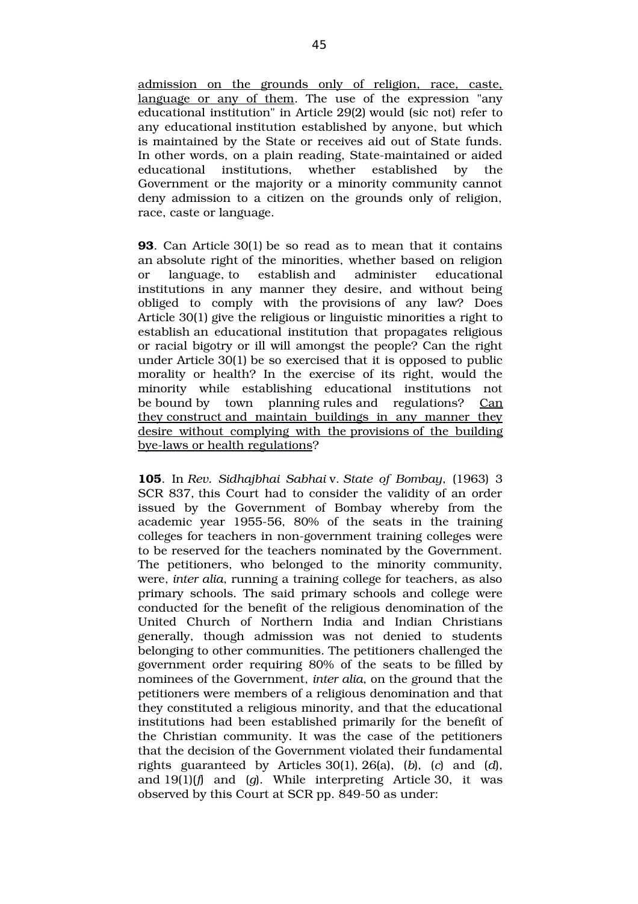admission on the grounds only of religion, race, caste, language or any of them. The use of the expression "any educational institution" in Article 29(2) would (sic not) refer to any educational institution established by anyone, but which is maintained by the State or receives aid out of State funds. In other words, on a plain reading, State-maintained or aided educational institutions, whether established by the Government or the majority or a minority community cannot deny admission to a citizen on the grounds only of religion, race, caste or language.

**93**. Can Article 30(1) be so read as to mean that it contains an absolute right of the minorities, whether based on religion or language, to establish and administer educational institutions in any manner they desire, and without being obliged to comply with the provisions of any law? Does Article 30(1) give the religious or linguistic minorities a right to establish an educational institution that propagates religious or racial bigotry or ill will amongst the people? Can the right under Article 30(1) be so exercised that it is opposed to public morality or health? In the exercise of its right, would the minority while establishing educational institutions not be bound by town planning rules and regulations? Can they construct and maintain buildings in any manner they desire without complying with the provisions of the building bye-laws or health regulations?

**105**. In *Rev. Sidhajbhai Sabhai* v. *State of Bombay*, (1963) 3 SCR 837, this Court had to consider the validity of an order issued by the Government of Bombay whereby from the academic year 1955-56, 80% of the seats in the training colleges for teachers in non-government training colleges were to be reserved for the teachers nominated by the Government. The petitioners, who belonged to the minority community, were, *inter alia*, running a training college for teachers, as also primary schools. The said primary schools and college were conducted for the benefit of the religious denomination of the United Church of Northern India and Indian Christians generally, though admission was not denied to students belonging to other communities. The petitioners challenged the government order requiring 80% of the seats to be filled by nominees of the Government, *inter alia*, on the ground that the petitioners were members of a religious denomination and that they constituted a religious minority, and that the educational institutions had been established primarily for the benefit of the Christian community. It was the case of the petitioners that the decision of the Government violated their fundamental rights guaranteed by Articles 30(1), 26(a), (*b*), (*c*) and (*d*), and 19(1)(*f*) and (*g*). While interpreting Article 30, it was observed by this Court at SCR pp. 849-50 as under: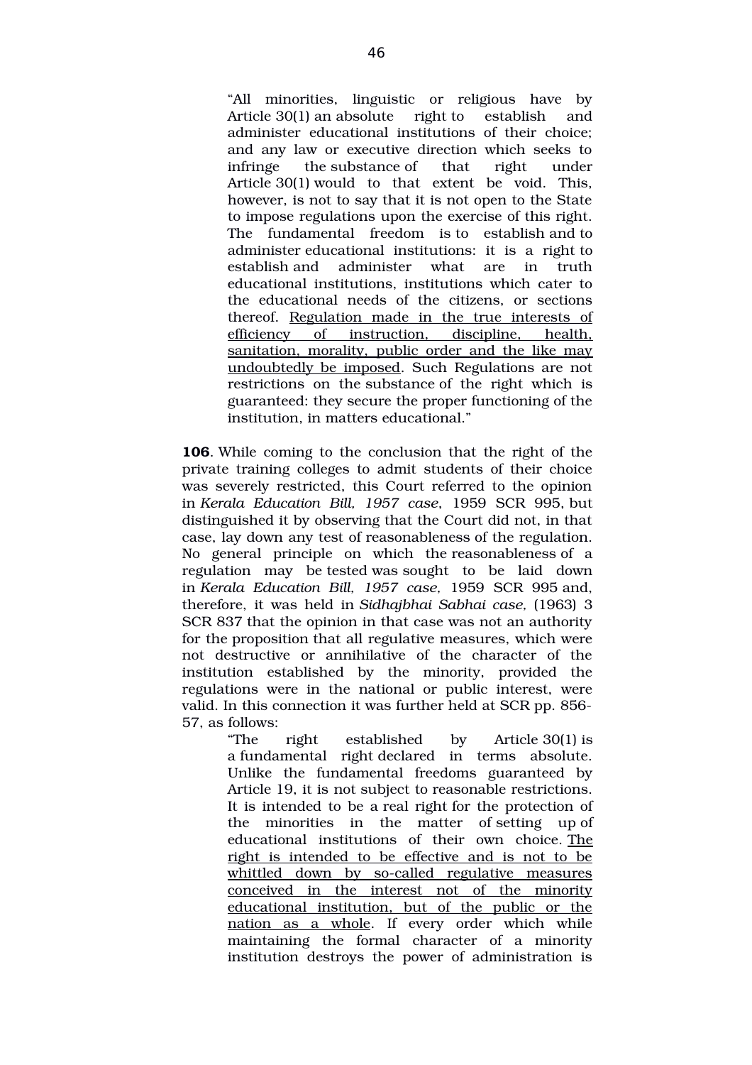> "All minorities, linguistic or religious have by Article 30(1) an absolute right to establish and administer educational institutions of their choice; and any law or executive direction which seeks to infringe the substance of that right under Article 30(1) would to that extent be void. This, however, is not to say that it is not open to the State to impose regulations upon the exercise of this right. The fundamental freedom is to establish and to administer educational institutions: it is a right to establish and administer what are in truth educational institutions, institutions which cater to the educational needs of the citizens, or sections thereof. <u>Regulation made in the true interests of efficiency of instruction, discipline, health, sanitation, morality, public order and the like may undoubtedly be imposed</u>. Such Regulations are not restrictions on the substance of the right which is guaranteed: they secure the proper functioning of the institution, in matters educational."

**106**. While coming to the conclusion that the right of the private training colleges to admit students of their choice was severely restricted, this Court referred to the opinion in *Kerala Education Bill, 1957 case*, 1959 SCR 995, but distinguished it by observing that the Court did not, in that case, lay down any test of reasonableness of the regulation. No general principle on which the reasonableness of a regulation may be tested was sought to be laid down in *Kerala Education Bill, 1957 case,* 1959 SCR 995 and, therefore, it was held in *Sidhajbhai Sabhai case,* (1963) 3 SCR 837 that the opinion in that case was not an authority for the proposition that all regulative measures, which were not destructive or annihilative of the character of the institution established by the minority, provided the regulations were in the national or public interest, were valid. In this connection it was further held at SCR pp. 856-57, as follows:

> "The right established by Article 30(1) is a fundamental right declared in terms absolute. Unlike the fundamental freedoms guaranteed by Article 19, it is not subject to reasonable restrictions. It is intended to be a real right for the protection of the minorities in the matter of setting up of educational institutions of their own choice. <u>The right is intended to be effective and is not to be whittled down by so-called regulative measures conceived in the interest not of the minority educational institution, but of the public or the nation as a whole</u>. If every order which while maintaining the formal character of a minority institution destroys the power of administration is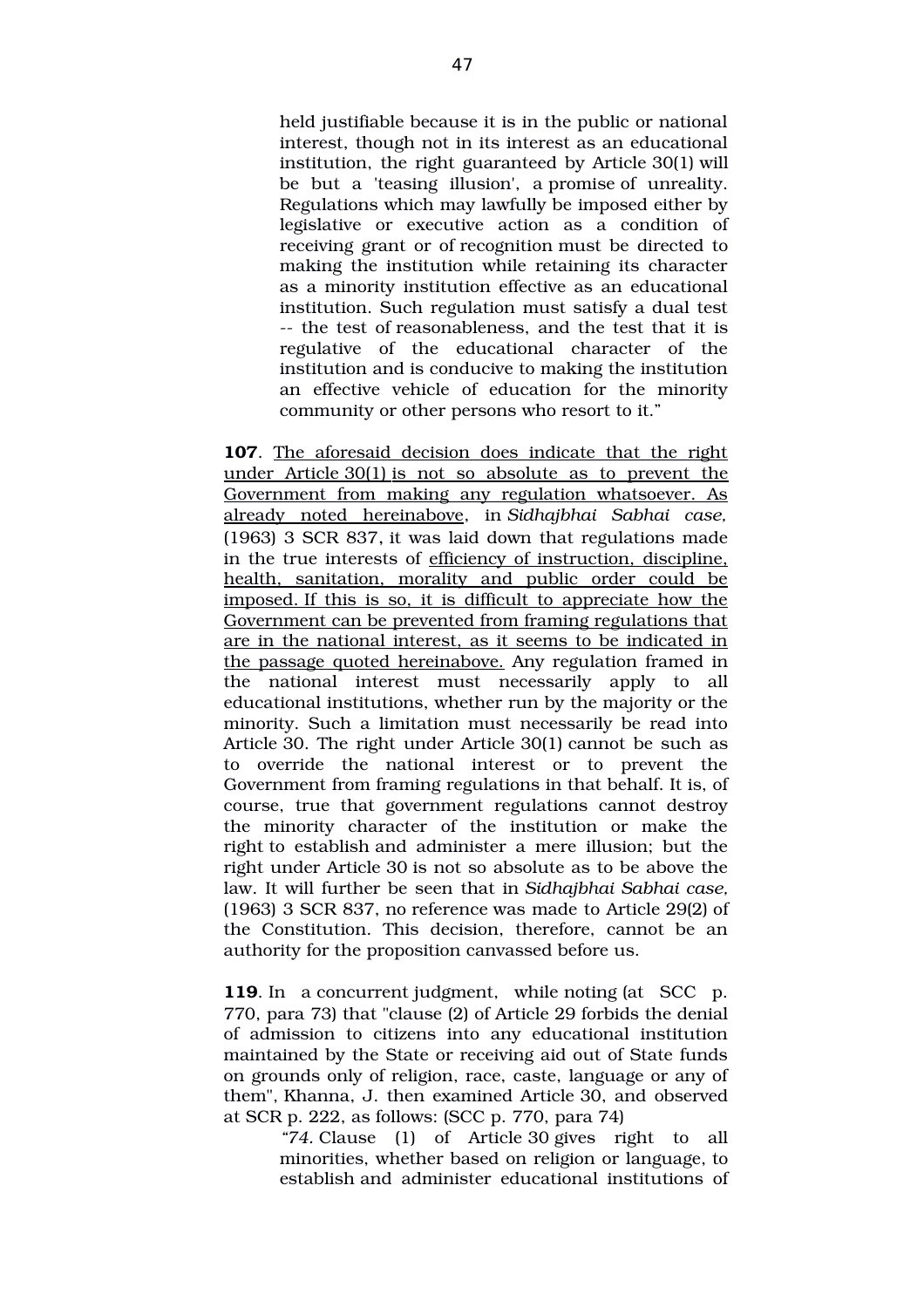held justifiable because it is in the public or national interest, though not in its interest as an educational institution, the right guaranteed by Article 30(1) will be but a 'teasing illusion', a promise of unreality. Regulations which may lawfully be imposed either by legislative or executive action as a condition of receiving grant or of recognition must be directed to making the institution while retaining its character as a minority institution effective as an educational institution. Such regulation must satisfy a dual test -- the test of reasonableness, and the test that it is regulative of the educational character of the institution and is conducive to making the institution an effective vehicle of education for the minority community or other persons who resort to it."

**107**. <u>The aforesaid decision does indicate that the right under Article 30(1) is not so absolute as to prevent the Government from making any regulation whatsoever. As already noted hereinabove</u>, in *Sidhajbhai Sabhai case,* (1963) 3 SCR 837, it was laid down that regulations made in the true interests of <u>efficiency of instruction, discipline, health, sanitation, morality and public order could be imposed. If this is so, it is difficult to appreciate how the Government can be prevented from framing regulations that are in the national interest, as it seems to be indicated in the passage quoted hereinabove.</u> Any regulation framed in the national interest must necessarily apply to all educational institutions, whether run by the majority or the minority. Such a limitation must necessarily be read into Article 30. The right under Article 30(1) cannot be such as to override the national interest or to prevent the Government from framing regulations in that behalf. It is, of course, true that government regulations cannot destroy the minority character of the institution or make the right to establish and administer a mere illusion; but the right under Article 30 is not so absolute as to be above the law. It will further be seen that in *Sidhajbhai Sabhai case,* (1963) 3 SCR 837, no reference was made to Article 29(2) of the Constitution. This decision, therefore, cannot be an authority for the proposition canvassed before us.

**119**. In a concurrent judgment, while noting (at SCC p. 770, para 73) that "clause (2) of Article 29 forbids the denial of admission to citizens into any educational institution maintained by the State or receiving aid out of State funds on grounds only of religion, race, caste, language or any of them", Khanna, J. then examined Article 30, and observed at SCR p. 222, as follows: (SCC p. 770, para 74)

> "*74.* Clause (1) of Article 30 gives right to all minorities, whether based on religion or language, to establish and administer educational institutions of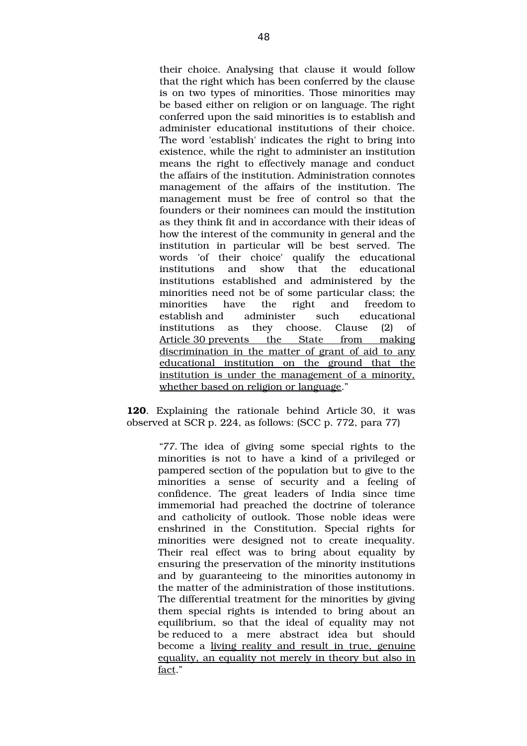> their choice. Analysing that clause it would follow that the right which has been conferred by the clause is on two types of minorities. Those minorities may be based either on religion or on language. The right conferred upon the said minorities is to establish and administer educational institutions of their choice. The word 'establish' indicates the right to bring into existence, while the right to administer an institution means the right to effectively manage and conduct the affairs of the institution. Administration connotes management of the affairs of the institution. The management must be free of control so that the founders or their nominees can mould the institution as they think fit and in accordance with their ideas of how the interest of the community in general and the institution in particular will be best served. The words 'of their choice' qualify the educational institutions and show that the educational institutions established and administered by the minorities need not be of some particular class; the minorities have the right and freedom to establish and administer such educational institutions as they choose. Clause (2) of <u>Article 30 prevents the State from making discrimination in the matter of grant of aid to any educational institution on the ground that the institution is under the management of a minority, whether based on religion or language</u>."

**120**. Explaining the rationale behind Article 30, it was observed at SCR p. 224, as follows: (SCC p. 772, para 77)

> *"77.* The idea of giving some special rights to the minorities is not to have a kind of a privileged or pampered section of the population but to give to the minorities a sense of security and a feeling of confidence. The great leaders of India since time immemorial had preached the doctrine of tolerance and catholicity of outlook. Those noble ideas were enshrined in the Constitution. Special rights for minorities were designed not to create inequality. Their real effect was to bring about equality by ensuring the preservation of the minority institutions and by guaranteeing to the minorities autonomy in the matter of the administration of those institutions. The differential treatment for the minorities by giving them special rights is intended to bring about an equilibrium, so that the ideal of equality may not be reduced to a mere abstract idea but should become a <u>living reality and result in true, genuine equality, an equality not merely in theory but also in fact</u>."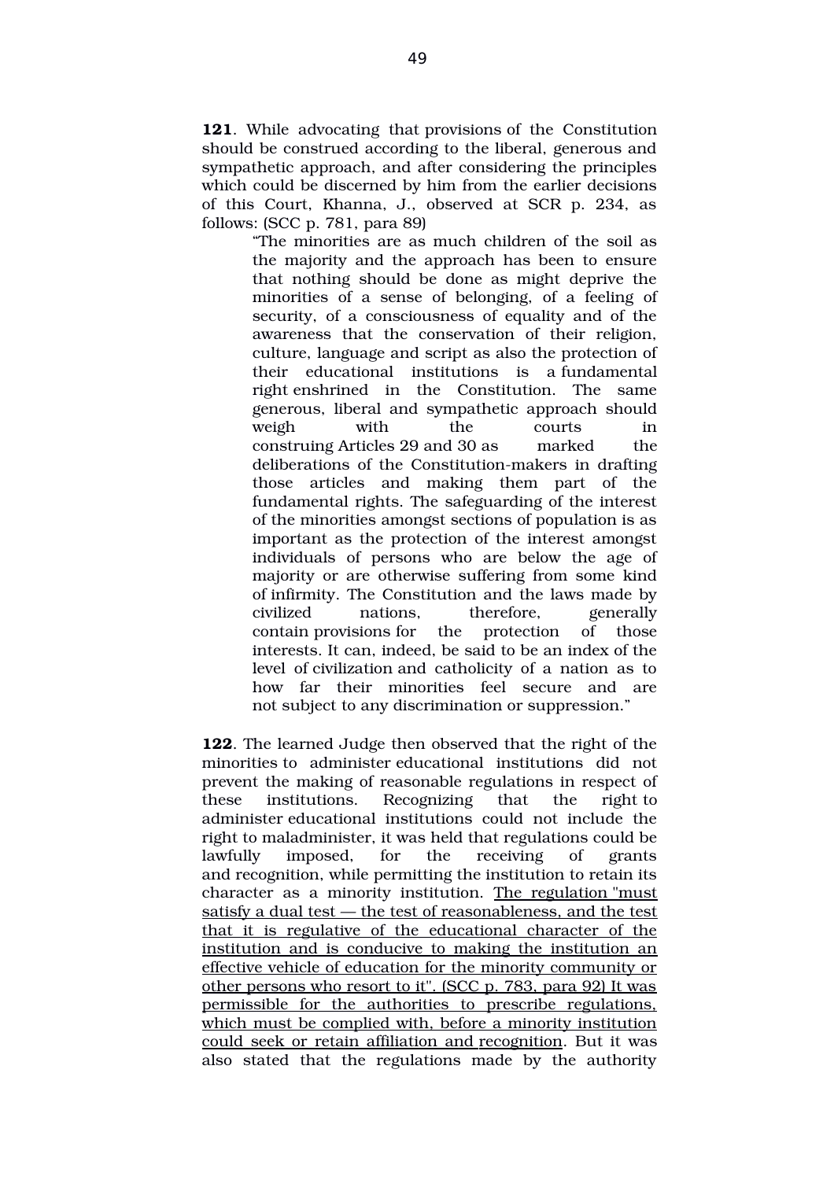**121**. While advocating that provisions of the Constitution should be construed according to the liberal, generous and sympathetic approach, and after considering the principles which could be discerned by him from the earlier decisions of this Court, Khanna, J., observed at SCR p. 234, as follows: (SCC p. 781, para 89)

> "The minorities are as much children of the soil as the majority and the approach has been to ensure that nothing should be done as might deprive the minorities of a sense of belonging, of a feeling of security, of a consciousness of equality and of the awareness that the conservation of their religion, culture, language and script as also the protection of their educational institutions is a fundamental right enshrined in the Constitution. The same generous, liberal and sympathetic approach should weigh with the courts in construing Articles 29 and 30 as marked the deliberations of the Constitution-makers in drafting those articles and making them part of the fundamental rights. The safeguarding of the interest of the minorities amongst sections of population is as important as the protection of the interest amongst individuals of persons who are below the age of majority or are otherwise suffering from some kind of infirmity. The Constitution and the laws made by civilized nations, therefore, generally contain provisions for the protection of those interests. It can, indeed, be said to be an index of the level of civilization and catholicity of a nation as to how far their minorities feel secure and are not subject to any discrimination or suppression."

**122**. The learned Judge then observed that the right of the minorities to administer educational institutions did not prevent the making of reasonable regulations in respect of these institutions. Recognizing that the right to administer educational institutions could not include the right to maladminister, it was held that regulations could be lawfully imposed, for the receiving of grants and recognition, while permitting the institution to retain its character as a minority institution. <u>The regulation "must satisfy a dual test — the test of reasonableness, and the test that it is regulative of the educational character of the institution and is conducive to making the institution an effective vehicle of education for the minority community or other persons who resort to it". (SCC p. 783, para 92) It was permissible for the authorities to prescribe regulations, which must be complied with, before a minority institution could seek or retain affiliation and recognition</u>. But it was also stated that the regulations made by the authority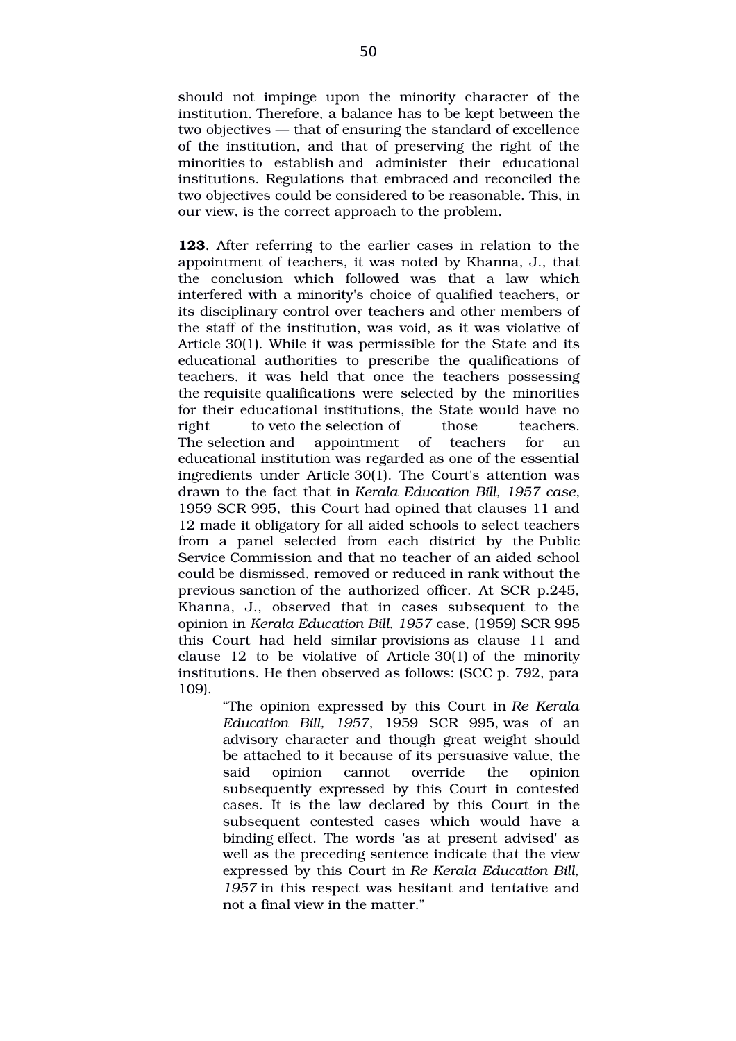should not impinge upon the minority character of the institution. Therefore, a balance has to be kept between the two objectives — that of ensuring the standard of excellence of the institution, and that of preserving the right of the minorities to establish and administer their educational institutions. Regulations that embraced and reconciled the two objectives could be considered to be reasonable. This, in our view, is the correct approach to the problem.

**123**. After referring to the earlier cases in relation to the appointment of teachers, it was noted by Khanna, J., that the conclusion which followed was that a law which interfered with a minority's choice of qualified teachers, or its disciplinary control over teachers and other members of the staff of the institution, was void, as it was violative of Article 30(1). While it was permissible for the State and its educational authorities to prescribe the qualifications of teachers, it was held that once the teachers possessing the requisite qualifications were selected by the minorities for their educational institutions, the State would have no right to veto the selection of those teachers. The selection and appointment of teachers for an educational institution was regarded as one of the essential ingredients under Article 30(1). The Court's attention was drawn to the fact that in *Kerala Education Bill, 1957 case*, 1959 SCR 995, this Court had opined that clauses 11 and 12 made it obligatory for all aided schools to select teachers from a panel selected from each district by the Public Service Commission and that no teacher of an aided school could be dismissed, removed or reduced in rank without the previous sanction of the authorized officer. At SCR p.245, Khanna, J., observed that in cases subsequent to the opinion in *Kerala Education Bill, 1957* case, (1959) SCR 995 this Court had held similar provisions as clause 11 and clause 12 to be violative of Article 30(1) of the minority institutions. He then observed as follows: (SCC p. 792, para 109).

> "The opinion expressed by this Court in *Re Kerala Education Bill, 1957*, 1959 SCR 995, was of an advisory character and though great weight should be attached to it because of its persuasive value, the said opinion cannot override the opinion subsequently expressed by this Court in contested cases. It is the law declared by this Court in the subsequent contested cases which would have a binding effect. The words 'as at present advised' as well as the preceding sentence indicate that the view expressed by this Court in *Re Kerala Education Bill, 1957* in this respect was hesitant and tentative and not a final view in the matter."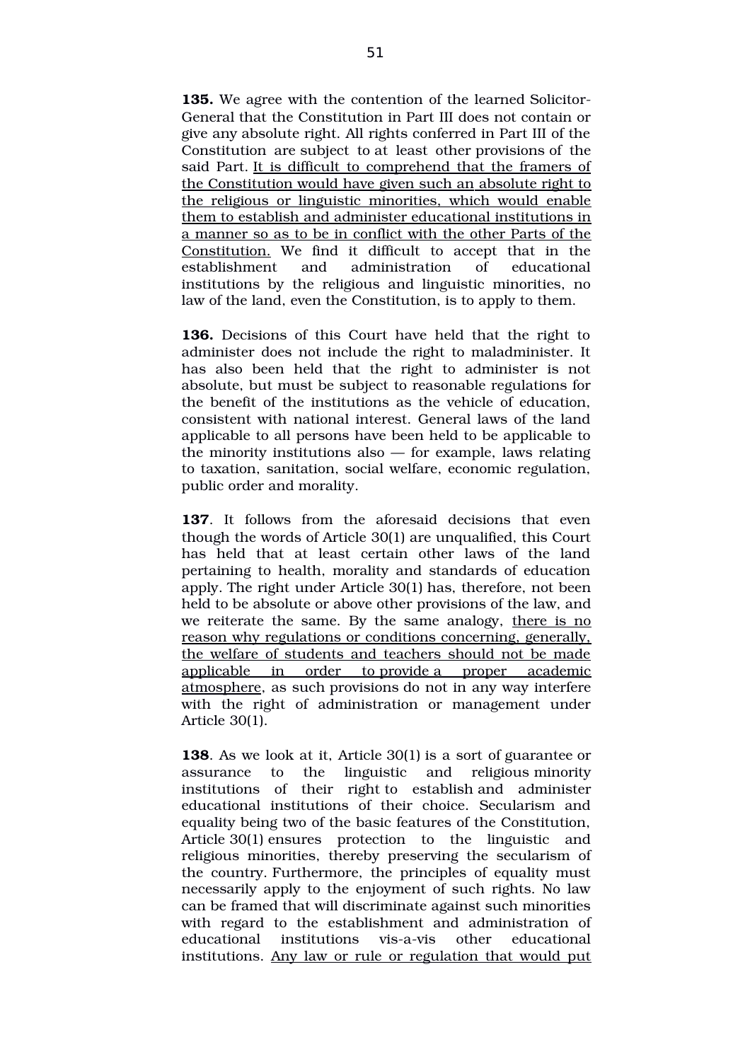**135.** We agree with the contention of the learned Solicitor-General that the Constitution in Part III does not contain or give any absolute right. All rights conferred in Part III of the Constitution are subject to at least other provisions of the said Part. <u>It is difficult to comprehend that the framers of the Constitution would have given such an absolute right to the religious or linguistic minorities, which would enable them to establish and administer educational institutions in a manner so as to be in conflict with the other Parts of the Constitution.</u> We find it difficult to accept that in the establishment and administration of educational institutions by the religious and linguistic minorities, no law of the land, even the Constitution, is to apply to them.

**136.** Decisions of this Court have held that the right to administer does not include the right to maladminister. It has also been held that the right to administer is not absolute, but must be subject to reasonable regulations for the benefit of the institutions as the vehicle of education, consistent with national interest. General laws of the land applicable to all persons have been held to be applicable to the minority institutions also — for example, laws relating to taxation, sanitation, social welfare, economic regulation, public order and morality.

**137**. It follows from the aforesaid decisions that even though the words of Article 30(1) are unqualified, this Court has held that at least certain other laws of the land pertaining to health, morality and standards of education apply. The right under Article 30(1) has, therefore, not been held to be absolute or above other provisions of the law, and we reiterate the same. By the same analogy, <u>there is no reason why regulations or conditions concerning, generally, the welfare of students and teachers should not be made applicable in order to provide a proper academic atmosphere</u>, as such provisions do not in any way interfere with the right of administration or management under Article 30(1).

**138**. As we look at it, Article 30(1) is a sort of guarantee or assurance to the linguistic and religious minority institutions of their right to establish and administer educational institutions of their choice. Secularism and equality being two of the basic features of the Constitution, Article 30(1) ensures protection to the linguistic and religious minorities, thereby preserving the secularism of the country. Furthermore, the principles of equality must necessarily apply to the enjoyment of such rights. No law can be framed that will discriminate against such minorities with regard to the establishment and administration of educational institutions vis-a-vis other educational institutions. <u>Any law or rule or regulation that would put</u>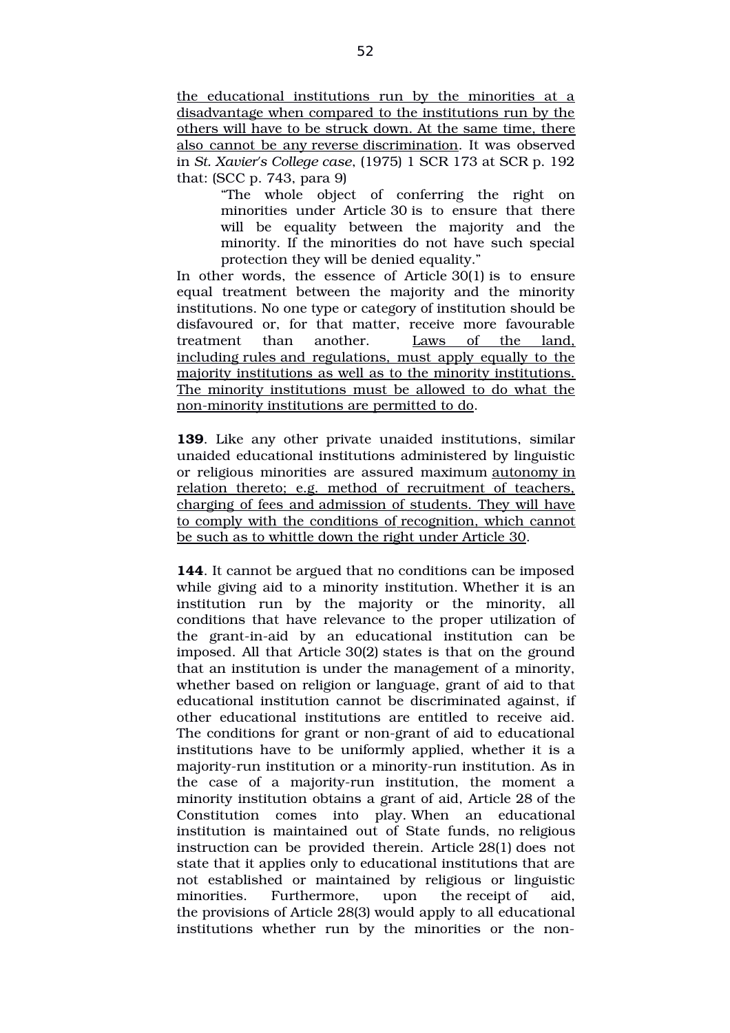<u>the educational institutions run by the minorities at a disadvantage when compared to the institutions run by the others will have to be struck down. At the same time, there also cannot be any reverse discrimination</u>. It was observed in *St. Xavier's College case*, (1975) 1 SCR 173 at SCR p. 192 that: (SCC p. 743, para 9)

> "The whole object of conferring the right on minorities under Article 30 is to ensure that there will be equality between the majority and the minority. If the minorities do not have such special protection they will be denied equality."

In other words, the essence of Article 30(1) is to ensure equal treatment between the majority and the minority institutions. No one type or category of institution should be disfavoured or, for that matter, receive more favourable treatment than another. <u>Laws of the land, including rules and regulations, must apply equally to the majority institutions as well as to the minority institutions. The minority institutions must be allowed to do what the non-minority institutions are permitted to do</u>.

**139**. Like any other private unaided institutions, similar unaided educational institutions administered by linguistic or religious minorities are assured maximum <u>autonomy in relation thereto; e.g. method of recruitment of teachers, charging of fees and admission of students. They will have to comply with the conditions of recognition, which cannot be such as to whittle down the right under Article 30</u>.

**144**. It cannot be argued that no conditions can be imposed while giving aid to a minority institution. Whether it is an institution run by the majority or the minority, all conditions that have relevance to the proper utilization of the grant-in-aid by an educational institution can be imposed. All that Article 30(2) states is that on the ground that an institution is under the management of a minority, whether based on religion or language, grant of aid to that educational institution cannot be discriminated against, if other educational institutions are entitled to receive aid. The conditions for grant or non-grant of aid to educational institutions have to be uniformly applied, whether it is a majority-run institution or a minority-run institution. As in the case of a majority-run institution, the moment a minority institution obtains a grant of aid, Article 28 of the Constitution comes into play. When an educational institution is maintained out of State funds, no religious instruction can be provided therein. Article 28(1) does not state that it applies only to educational institutions that are not established or maintained by religious or linguistic minorities. Furthermore, upon the receipt of aid, the provisions of Article 28(3) would apply to all educational institutions whether run by the minorities or the non-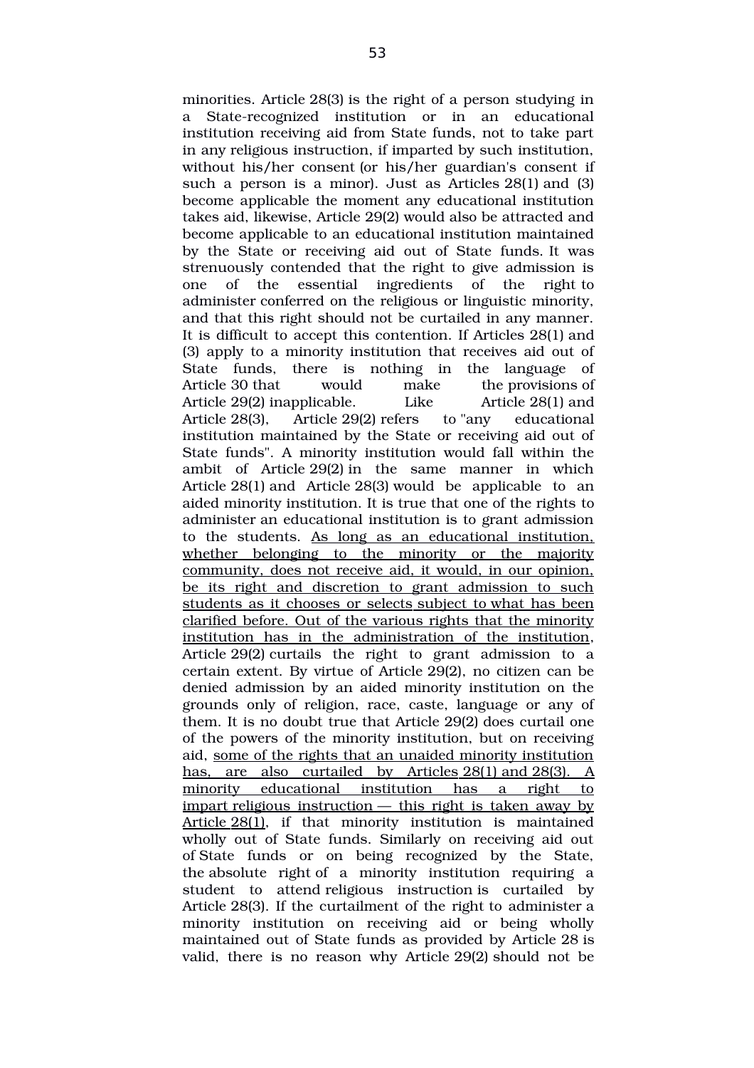minorities. Article 28(3) is the right of a person studying in a State-recognized institution or in an educational institution receiving aid from State funds, not to take part in any religious instruction, if imparted by such institution, without his/her consent (or his/her guardian's consent if such a person is a minor). Just as Articles 28(1) and (3) become applicable the moment any educational institution takes aid, likewise, Article 29(2) would also be attracted and become applicable to an educational institution maintained by the State or receiving aid out of State funds. It was strenuously contended that the right to give admission is one of the essential ingredients of the right to administer conferred on the religious or linguistic minority, and that this right should not be curtailed in any manner. It is difficult to accept this contention. If Articles 28(1) and (3) apply to a minority institution that receives aid out of State funds, there is nothing in the language of Article 30 that would make the provisions of Article 29(2) inapplicable. Like Article 28(1) and Article 28(3), Article 29(2) refers to "any educational institution maintained by the State or receiving aid out of State funds". A minority institution would fall within the ambit of Article 29(2) in the same manner in which Article 28(1) and Article 28(3) would be applicable to an aided minority institution. It is true that one of the rights to administer an educational institution is to grant admission to the students. <u>As long as an educational institution, whether belonging to the minority or the majority community, does not receive aid, it would, in our opinion, be its right and discretion to grant admission to such students as it chooses or selects</u> subject to <u>what has been clarified before. Out of the various rights that the minority institution has in the administration of the institution</u>, Article 29(2) curtails the right to grant admission to a certain extent. By virtue of Article 29(2), no citizen can be denied admission by an aided minority institution on the grounds only of religion, race, caste, language or any of them. It is no doubt true that Article 29(2) does curtail one of the powers of the minority institution, but on receiving aid, <u>some of the rights that an unaided minority institution has, are also curtailed by Articles 28(1) and 28(3). A minority educational institution has a right to impart religious instruction — this right is taken away by Article 28(1)</u>, if that minority institution is maintained wholly out of State funds. Similarly on receiving aid out of State funds or on being recognized by the State, the absolute right of a minority institution requiring a student to attend religious instruction is curtailed by Article 28(3). If the curtailment of the right to administer a minority institution on receiving aid or being wholly maintained out of State funds as provided by Article 28 is valid, there is no reason why Article 29(2) should not be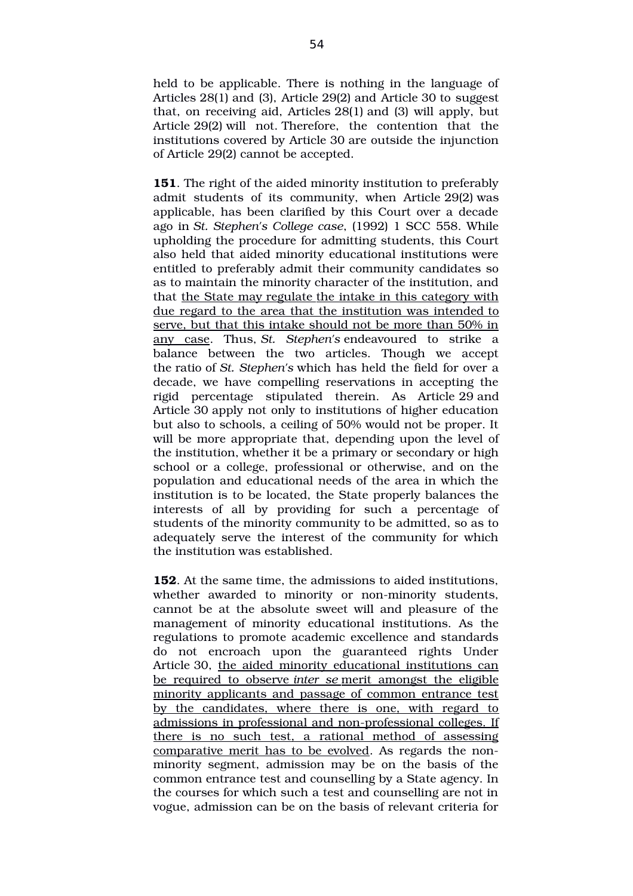held to be applicable. There is nothing in the language of Articles 28(1) and (3), Article 29(2) and Article 30 to suggest that, on receiving aid, Articles 28(1) and (3) will apply, but Article 29(2) will not. Therefore, the contention that the institutions covered by Article 30 are outside the injunction of Article 29(2) cannot be accepted.

**151**. The right of the aided minority institution to preferably admit students of its community, when Article 29(2) was applicable, has been clarified by this Court over a decade ago in *St. Stephen's College case*, (1992) 1 SCC 558. While upholding the procedure for admitting students, this Court also held that aided minority educational institutions were entitled to preferably admit their community candidates so as to maintain the minority character of the institution, and that <u>the State may regulate the intake in this category with due regard to the area that the institution was intended to serve, but that this intake should not be more than 50% in any case</u>. Thus, *St. Stephen's* endeavoured to strike a balance between the two articles. Though we accept the ratio of *St. Stephen's* which has held the field for over a decade, we have compelling reservations in accepting the rigid percentage stipulated therein. As Article 29 and Article 30 apply not only to institutions of higher education but also to schools, a ceiling of 50% would not be proper. It will be more appropriate that, depending upon the level of the institution, whether it be a primary or secondary or high school or a college, professional or otherwise, and on the population and educational needs of the area in which the institution is to be located, the State properly balances the interests of all by providing for such a percentage of students of the minority community to be admitted, so as to adequately serve the interest of the community for which the institution was established.

**152**. At the same time, the admissions to aided institutions, whether awarded to minority or non-minority students, cannot be at the absolute sweet will and pleasure of the management of minority educational institutions. As the regulations to promote academic excellence and standards do not encroach upon the guaranteed rights Under Article 30, <u>the aided minority educational institutions can be required to observe *inter se* merit amongst the eligible minority applicants and passage of common entrance test by the candidates, where there is one, with regard to admissions in professional and non-professional colleges. If there is no such test, a rational method of assessing comparative merit has to be evolved</u>. As regards the non-minority segment, admission may be on the basis of the common entrance test and counselling by a State agency. In the courses for which such a test and counselling are not in vogue, admission can be on the basis of relevant criteria for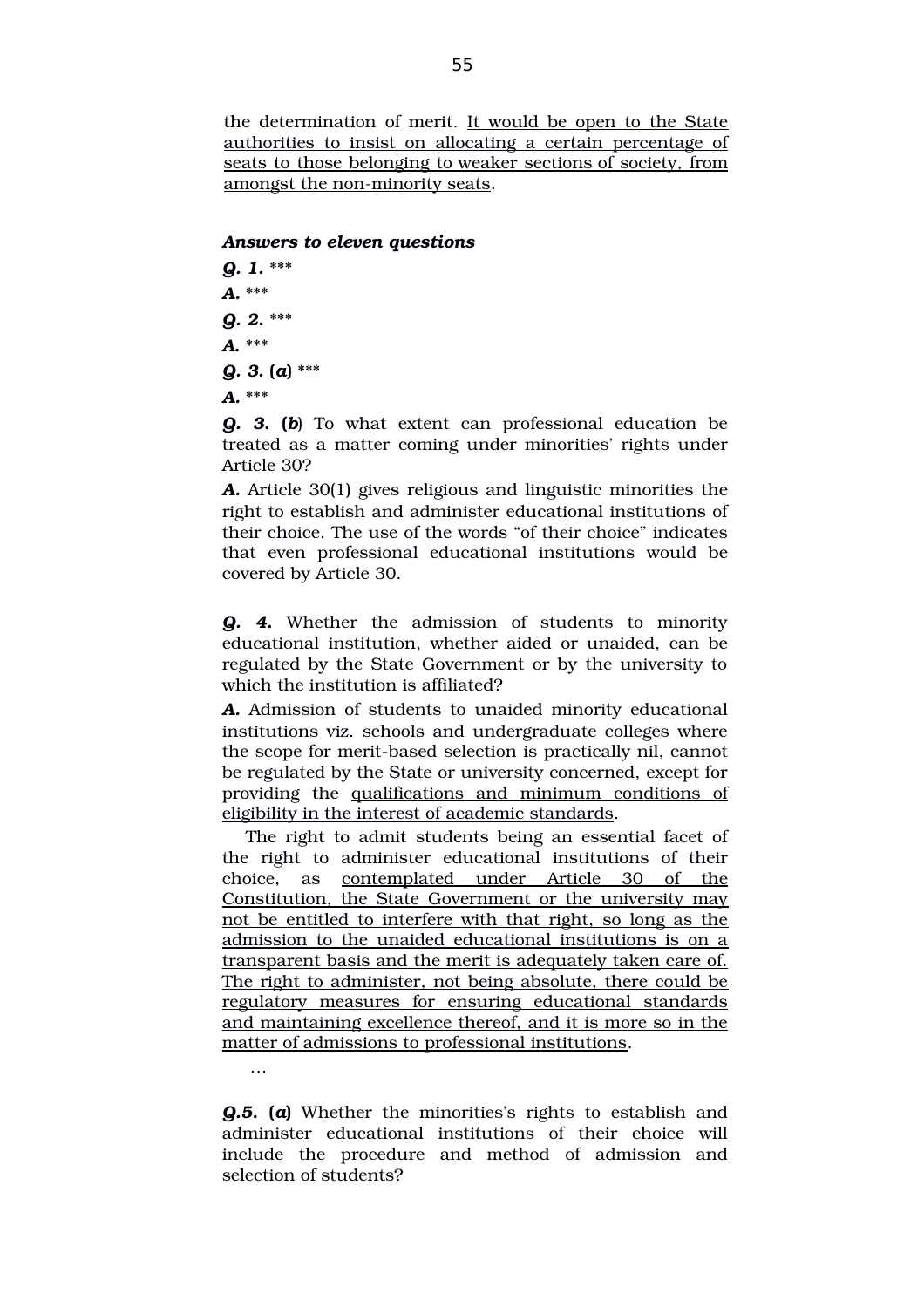the determination of merit. <u>It would be open to the State authorities to insist on allocating a certain percentage of seats to those belonging to weaker sections of society, from amongst the non-minority seats</u>.

***Answers to eleven questions***

***Q. 1.*** \*\*\*

***A.*** \*\*\*

***Q. 2.*** \*\*\*

***A.*** \*\*\*

***Q. 3.* (*a*)** \*\*\*

***A.*** \*\*\*

***Q. 3.* (*b*)** To what extent can professional education be treated as a matter coming under minorities' rights under Article 30?

***A.*** Article 30(1) gives religious and linguistic minorities the right to establish and administer educational institutions of their choice. The use of the words "of their choice" indicates that even professional educational institutions would be covered by Article 30.

***Q. 4.*** Whether the admission of students to minority educational institution, whether aided or unaided, can be regulated by the State Government or by the university to which the institution is affiliated?

***A.*** Admission of students to unaided minority educational institutions viz. schools and undergraduate colleges where the scope for merit-based selection is practically nil, cannot be regulated by the State or university concerned, except for providing the <u>qualifications and minimum conditions of eligibility in the interest of academic standards</u>.

The right to admit students being an essential facet of the right to administer educational institutions of their choice, as <u>contemplated under Article 30 of the Constitution, the State Government or the university may not be entitled to interfere with that right, so long as the admission to the unaided educational institutions is on a transparent basis and the merit is adequately taken care of. The right to administer, not being absolute, there could be regulatory measures for ensuring educational standards and maintaining excellence thereof, and it is more so in the matter of admissions to professional institutions</u>.

…

***Q.5.* (*a*)** Whether the minorities's rights to establish and administer educational institutions of their choice will include the procedure and method of admission and selection of students?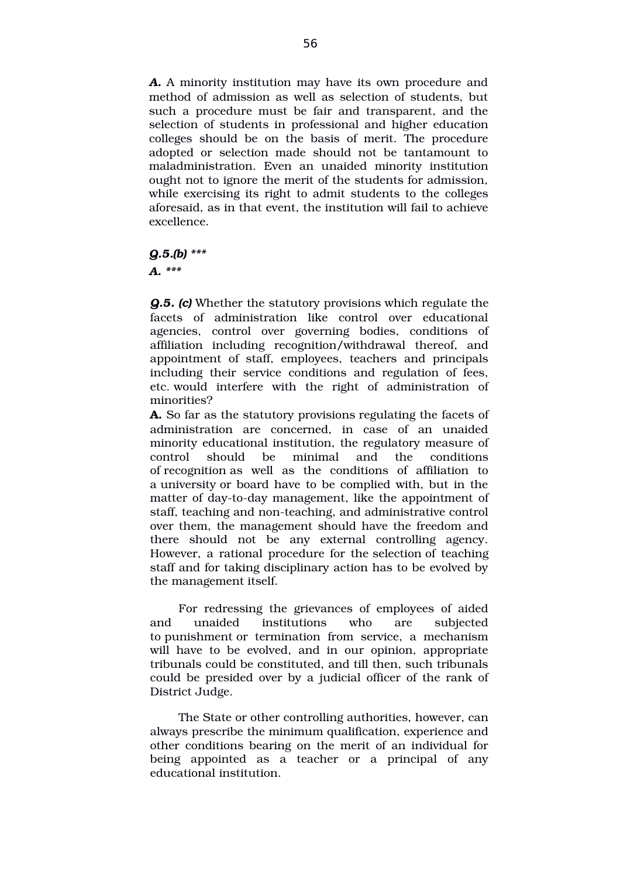***A.*** A minority institution may have its own procedure and method of admission as well as selection of students, but such a procedure must be fair and transparent, and the selection of students in professional and higher education colleges should be on the basis of merit. The procedure adopted or selection made should not be tantamount to maladministration. Even an unaided minority institution ought not to ignore the merit of the students for admission, while exercising its right to admit students to the colleges aforesaid, as in that event, the institution will fail to achieve excellence.

***Q.5.(b) \*\*\****

***A. \*\*\****

***Q.5. (c)*** Whether the statutory provisions which regulate the facets of administration like control over educational agencies, control over governing bodies, conditions of affiliation including recognition/withdrawal thereof, and appointment of staff, employees, teachers and principals including their service conditions and regulation of fees, etc. would interfere with the right of administration of minorities?

**A.** So far as the statutory provisions regulating the facets of administration are concerned, in case of an unaided minority educational institution, the regulatory measure of control should be minimal and the conditions of recognition as well as the conditions of affiliation to a university or board have to be complied with, but in the matter of day-to-day management, like the appointment of staff, teaching and non-teaching, and administrative control over them, the management should have the freedom and there should not be any external controlling agency. However, a rational procedure for the selection of teaching staff and for taking disciplinary action has to be evolved by the management itself.

For redressing the grievances of employees of aided and unaided institutions who are subjected to punishment or termination from service, a mechanism will have to be evolved, and in our opinion, appropriate tribunals could be constituted, and till then, such tribunals could be presided over by a judicial officer of the rank of District Judge.

The State or other controlling authorities, however, can always prescribe the minimum qualification, experience and other conditions bearing on the merit of an individual for being appointed as a teacher or a principal of any educational institution.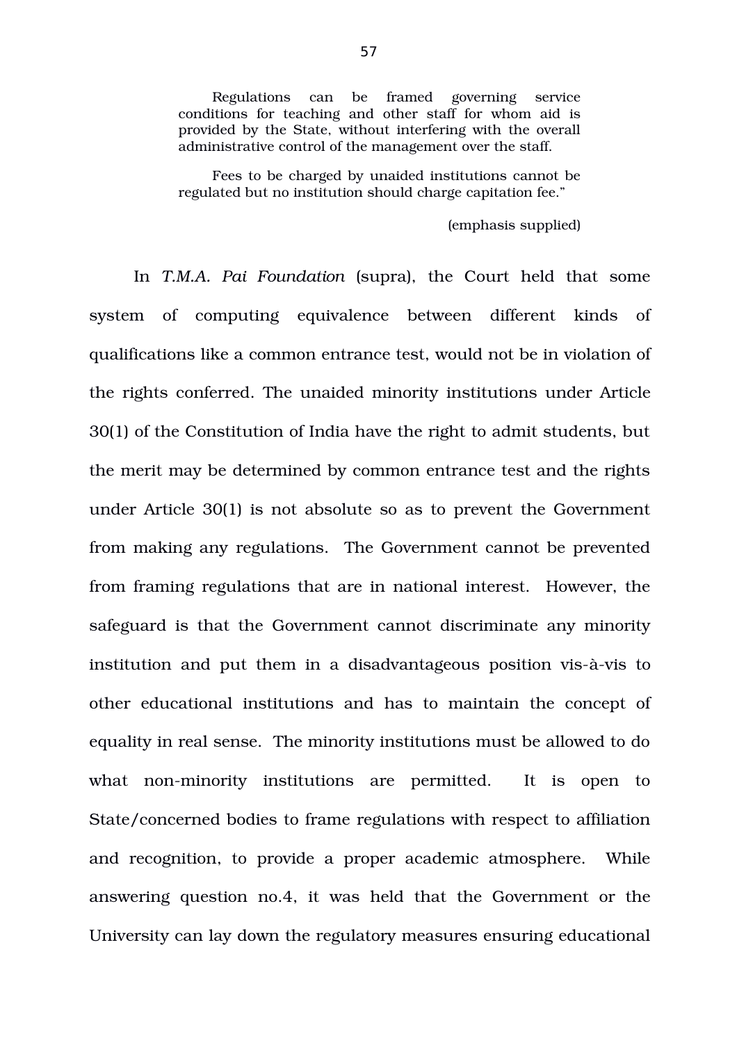> Regulations can be framed governing service conditions for teaching and other staff for whom aid is provided by the State, without interfering with the overall administrative control of the management over the staff.
>
> Fees to be charged by unaided institutions cannot be regulated but no institution should charge capitation fee."
>
> (emphasis supplied)

In *T.M.A. Pai Foundation* (supra), the Court held that some system of computing equivalence between different kinds of qualifications like a common entrance test, would not be in violation of the rights conferred. The unaided minority institutions under Article 30(1) of the Constitution of India have the right to admit students, but the merit may be determined by common entrance test and the rights under Article 30(1) is not absolute so as to prevent the Government from making any regulations. The Government cannot be prevented from framing regulations that are in national interest. However, the safeguard is that the Government cannot discriminate any minority institution and put them in a disadvantageous position vis-à-vis to other educational institutions and has to maintain the concept of equality in real sense. The minority institutions must be allowed to do what non-minority institutions are permitted. It is open to State/concerned bodies to frame regulations with respect to affiliation and recognition, to provide a proper academic atmosphere. While answering question no.4, it was held that the Government or the University can lay down the regulatory measures ensuring educational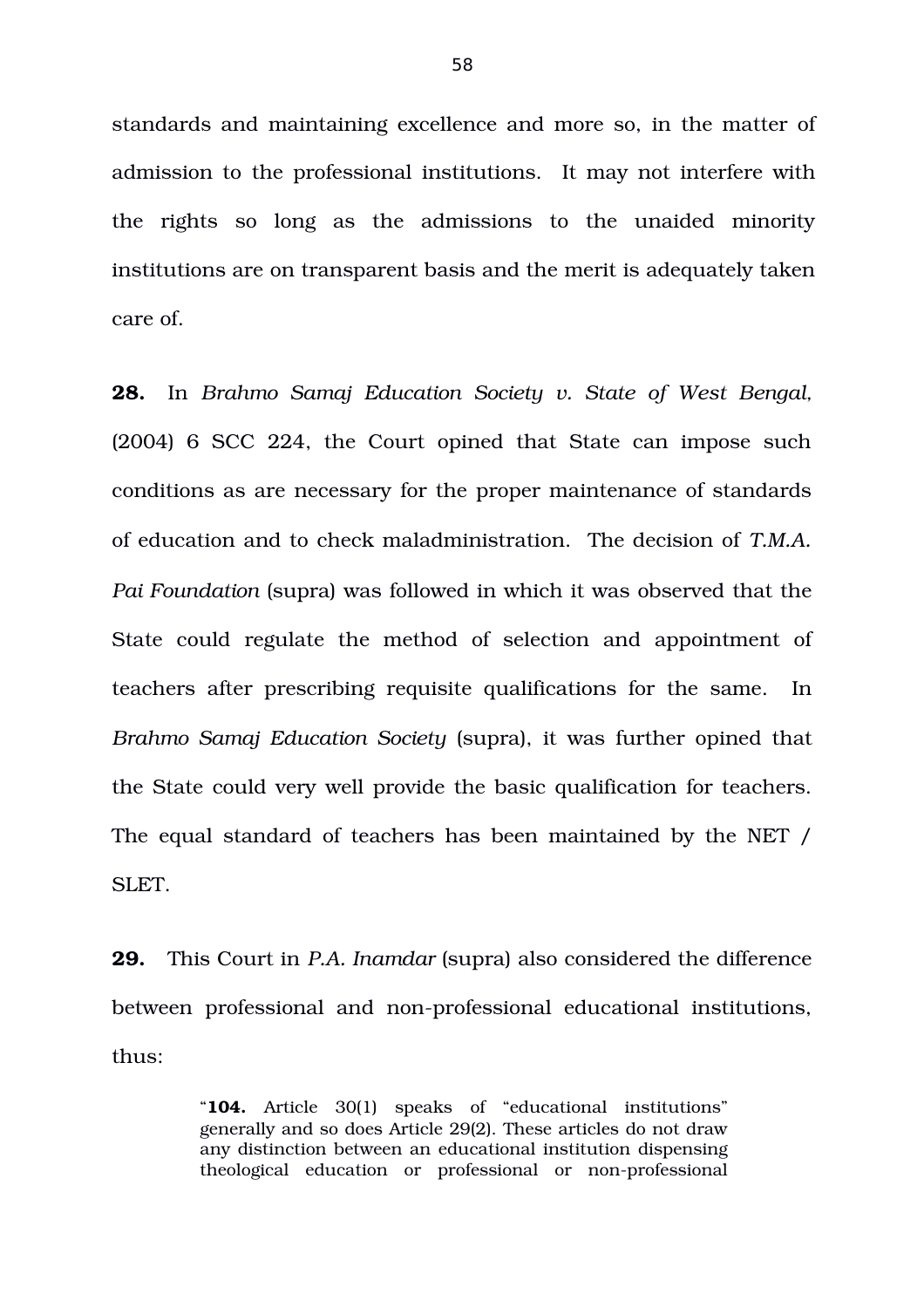standards and maintaining excellence and more so, in the matter of admission to the professional institutions. It may not interfere with the rights so long as the admissions to the unaided minority institutions are on transparent basis and the merit is adequately taken care of.

**28.** In *Brahmo Samaj Education Society v. State of West Bengal*, (2004) 6 SCC 224, the Court opined that State can impose such conditions as are necessary for the proper maintenance of standards of education and to check maladministration. The decision of *T.M.A. Pai Foundation* (supra) was followed in which it was observed that the State could regulate the method of selection and appointment of teachers after prescribing requisite qualifications for the same. In *Brahmo Samaj Education Society* (supra), it was further opined that the State could very well provide the basic qualification for teachers. The equal standard of teachers has been maintained by the NET / SLET.

**29.** This Court in *P.A. Inamdar* (supra) also considered the difference between professional and non-professional educational institutions, thus:

> "**104.** Article 30(1) speaks of "educational institutions" generally and so does Article 29(2). These articles do not draw any distinction between an educational institution dispensing theological education or professional or non-professional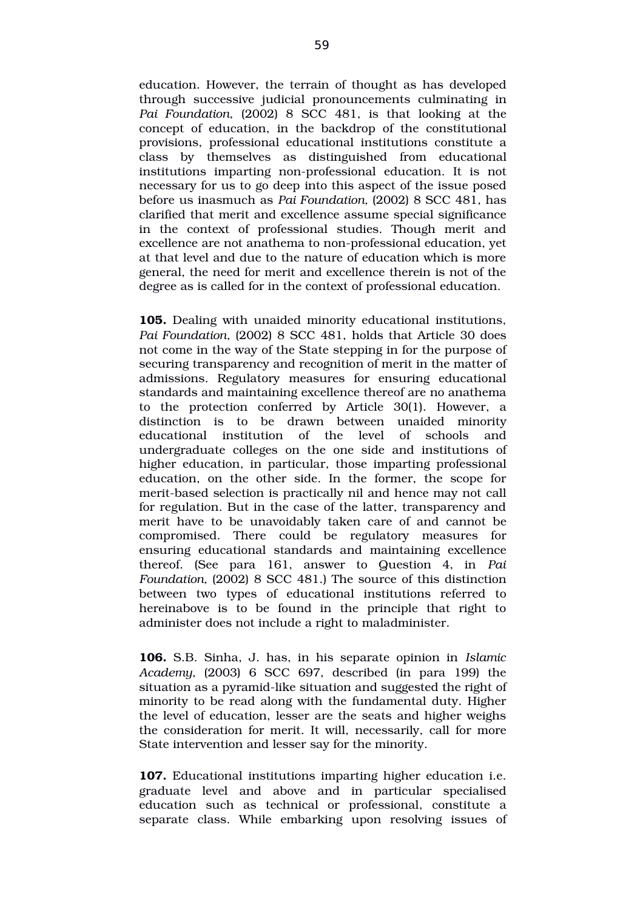education. However, the terrain of thought as has developed through successive judicial pronouncements culminating in *Pai Foundation*, (2002) 8 SCC 481, is that looking at the concept of education, in the backdrop of the constitutional provisions, professional educational institutions constitute a class by themselves as distinguished from educational institutions imparting non-professional education. It is not necessary for us to go deep into this aspect of the issue posed before us inasmuch as *Pai Foundation,* (2002) 8 SCC 481, has clarified that merit and excellence assume special significance in the context of professional studies. Though merit and excellence are not anathema to non-professional education, yet at that level and due to the nature of education which is more general, the need for merit and excellence therein is not of the degree as is called for in the context of professional education.

**105.** Dealing with unaided minority educational institutions, *Pai Foundation,* (2002) 8 SCC 481, holds that Article 30 does not come in the way of the State stepping in for the purpose of securing transparency and recognition of merit in the matter of admissions. Regulatory measures for ensuring educational standards and maintaining excellence thereof are no anathema to the protection conferred by Article 30(1). However, a distinction is to be drawn between unaided minority educational institution of the level of schools and undergraduate colleges on the one side and institutions of higher education, in particular, those imparting professional education, on the other side. In the former, the scope for merit-based selection is practically nil and hence may not call for regulation. But in the case of the latter, transparency and merit have to be unavoidably taken care of and cannot be compromised. There could be regulatory measures for ensuring educational standards and maintaining excellence thereof. (See para 161, answer to Question 4, in *Pai Foundation,* (2002) 8 SCC 481.) The source of this distinction between two types of educational institutions referred to hereinabove is to be found in the principle that right to administer does not include a right to maladminister.

**106.** S.B. Sinha, J. has, in his separate opinion in *Islamic Academy*, (2003) 6 SCC 697, described (in para 199) the situation as a pyramid-like situation and suggested the right of minority to be read along with the fundamental duty. Higher the level of education, lesser are the seats and higher weighs the consideration for merit. It will, necessarily, call for more State intervention and lesser say for the minority.

**107.** Educational institutions imparting higher education i.e. graduate level and above and in particular specialised education such as technical or professional, constitute a separate class. While embarking upon resolving issues of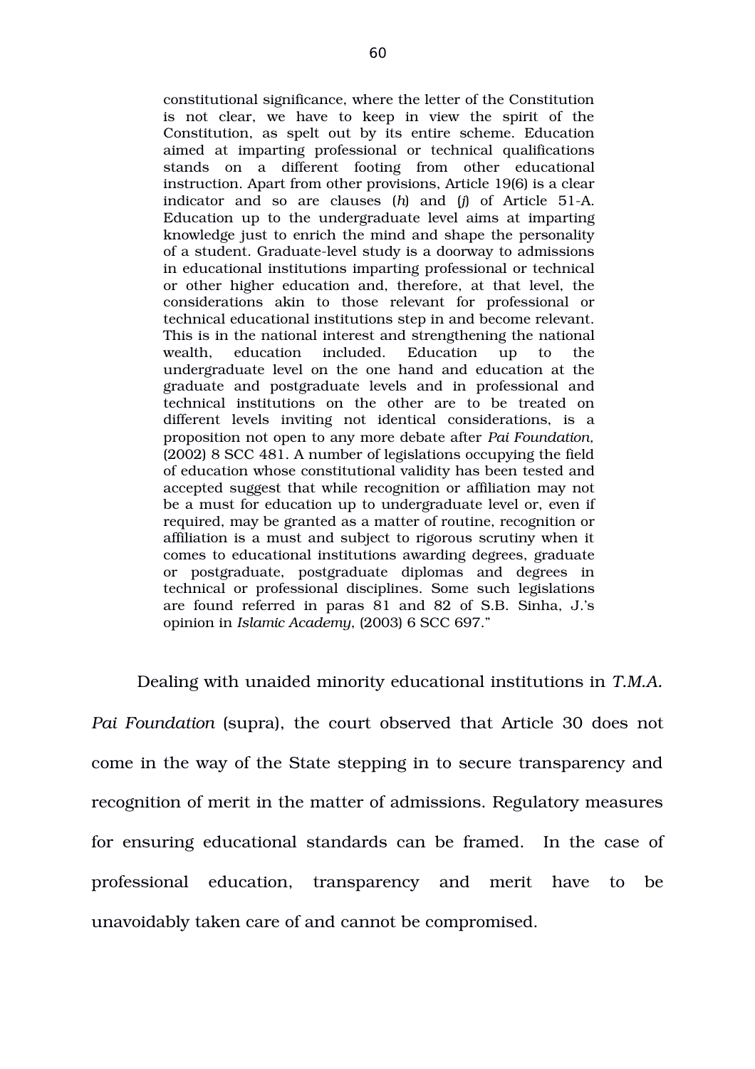> constitutional significance, where the letter of the Constitution is not clear, we have to keep in view the spirit of the Constitution, as spelt out by its entire scheme. Education aimed at imparting professional or technical qualifications stands on a different footing from other educational instruction. Apart from other provisions, Article 19(6) is a clear indicator and so are clauses (*h*) and (*j*) of Article 51-A. Education up to the undergraduate level aims at imparting knowledge just to enrich the mind and shape the personality of a student. Graduate-level study is a doorway to admissions in educational institutions imparting professional or technical or other higher education and, therefore, at that level, the considerations akin to those relevant for professional or technical educational institutions step in and become relevant. This is in the national interest and strengthening the national wealth, education included. Education up to the undergraduate level on the one hand and education at the graduate and postgraduate levels and in professional and technical institutions on the other are to be treated on different levels inviting not identical considerations, is a proposition not open to any more debate after *Pai Foundation,* (2002) 8 SCC 481. A number of legislations occupying the field of education whose constitutional validity has been tested and accepted suggest that while recognition or affiliation may not be a must for education up to undergraduate level or, even if required, may be granted as a matter of routine, recognition or affiliation is a must and subject to rigorous scrutiny when it comes to educational institutions awarding degrees, graduate or postgraduate, postgraduate diplomas and degrees in technical or professional disciplines. Some such legislations are found referred in paras 81 and 82 of S.B. Sinha, J.'s opinion in *Islamic Academy*, (2003) 6 SCC 697."

Dealing with unaided minority educational institutions in *T.M.A. Pai Foundation* (supra), the court observed that Article 30 does not come in the way of the State stepping in to secure transparency and recognition of merit in the matter of admissions. Regulatory measures for ensuring educational standards can be framed. In the case of professional education, transparency and merit have to be unavoidably taken care of and cannot be compromised.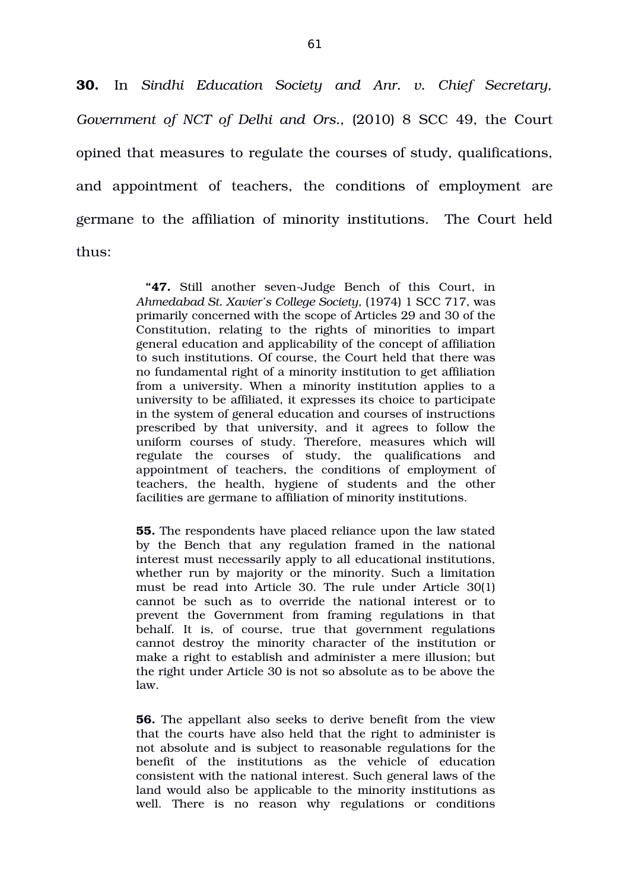**30.** In *Sindhi Education Society and Anr. v. Chief Secretary, Government of NCT of Delhi and Ors.*, (2010) 8 SCC 49, the Court opined that measures to regulate the courses of study, qualifications, and appointment of teachers, the conditions of employment are germane to the affiliation of minority institutions. The Court held thus:

> **"47.** Still another seven-Judge Bench of this Court, in *Ahmedabad St. Xavier's College Society*, (1974) 1 SCC 717, was primarily concerned with the scope of Articles 29 and 30 of the Constitution, relating to the rights of minorities to impart general education and applicability of the concept of affiliation to such institutions. Of course, the Court held that there was no fundamental right of a minority institution to get affiliation from a university. When a minority institution applies to a university to be affiliated, it expresses its choice to participate in the system of general education and courses of instructions prescribed by that university, and it agrees to follow the uniform courses of study. Therefore, measures which will regulate the courses of study, the qualifications and appointment of teachers, the conditions of employment of teachers, the health, hygiene of students and the other facilities are germane to affiliation of minority institutions.
>
> **55.** The respondents have placed reliance upon the law stated by the Bench that any regulation framed in the national interest must necessarily apply to all educational institutions, whether run by majority or the minority. Such a limitation must be read into Article 30. The rule under Article 30(1) cannot be such as to override the national interest or to prevent the Government from framing regulations in that behalf. It is, of course, true that government regulations cannot destroy the minority character of the institution or make a right to establish and administer a mere illusion; but the right under Article 30 is not so absolute as to be above the law.
>
> **56.** The appellant also seeks to derive benefit from the view that the courts have also held that the right to administer is not absolute and is subject to reasonable regulations for the benefit of the institutions as the vehicle of education consistent with the national interest. Such general laws of the land would also be applicable to the minority institutions as well. There is no reason why regulations or conditions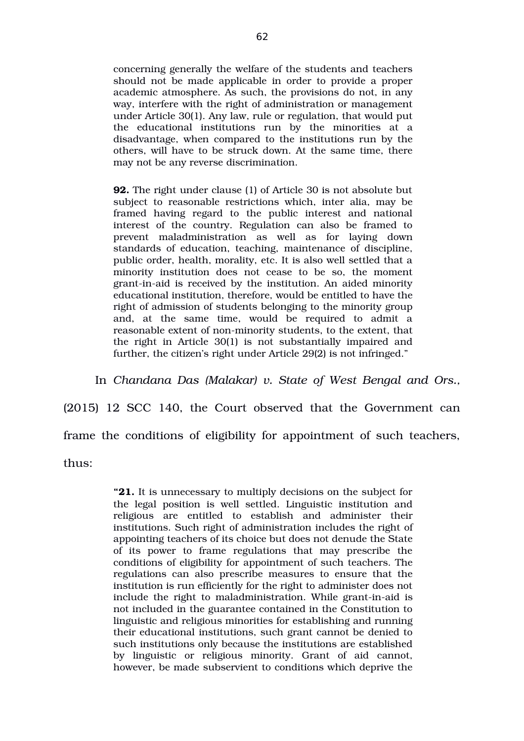> concerning generally the welfare of the students and teachers should not be made applicable in order to provide a proper academic atmosphere. As such, the provisions do not, in any way, interfere with the right of administration or management under Article 30(1). Any law, rule or regulation, that would put the educational institutions run by the minorities at a disadvantage, when compared to the institutions run by the others, will have to be struck down. At the same time, there may not be any reverse discrimination.
>
> **92.** The right under clause (1) of Article 30 is not absolute but subject to reasonable restrictions which, inter alia, may be framed having regard to the public interest and national interest of the country. Regulation can also be framed to prevent maladministration as well as for laying down standards of education, teaching, maintenance of discipline, public order, health, morality, etc. It is also well settled that a minority institution does not cease to be so, the moment grant-in-aid is received by the institution. An aided minority educational institution, therefore, would be entitled to have the right of admission of students belonging to the minority group and, at the same time, would be required to admit a reasonable extent of non-minority students, to the extent, that the right in Article 30(1) is not substantially impaired and further, the citizen's right under Article 29(2) is not infringed."

In *Chandana Das (Malakar) v. State of West Bengal and Ors.*, (2015) 12 SCC 140, the Court observed that the Government can frame the conditions of eligibility for appointment of such teachers, thus:

> **"21.** It is unnecessary to multiply decisions on the subject for the legal position is well settled. Linguistic institution and religious are entitled to establish and administer their institutions. Such right of administration includes the right of appointing teachers of its choice but does not denude the State of its power to frame regulations that may prescribe the conditions of eligibility for appointment of such teachers. The regulations can also prescribe measures to ensure that the institution is run efficiently for the right to administer does not include the right to maladministration. While grant-in-aid is not included in the guarantee contained in the Constitution to linguistic and religious minorities for establishing and running their educational institutions, such grant cannot be denied to such institutions only because the institutions are established by linguistic or religious minority. Grant of aid cannot, however, be made subservient to conditions which deprive the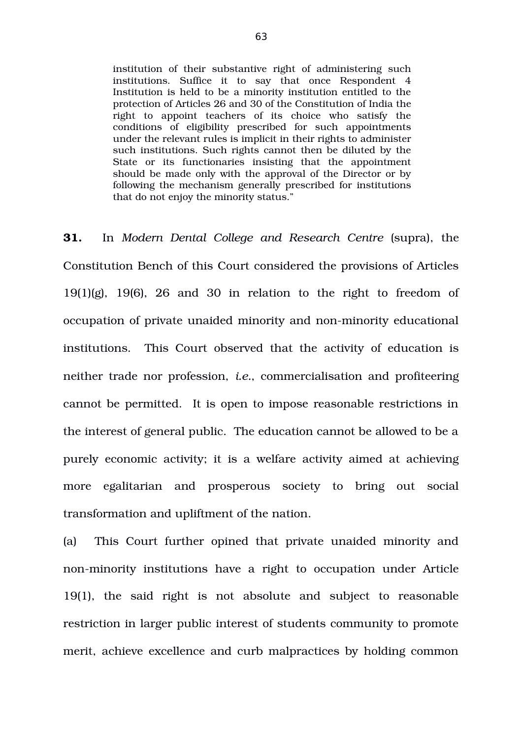> institution of their substantive right of administering such institutions. Suffice it to say that once Respondent 4 Institution is held to be a minority institution entitled to the protection of Articles 26 and 30 of the Constitution of India the right to appoint teachers of its choice who satisfy the conditions of eligibility prescribed for such appointments under the relevant rules is implicit in their rights to administer such institutions. Such rights cannot then be diluted by the State or its functionaries insisting that the appointment should be made only with the approval of the Director or by following the mechanism generally prescribed for institutions that do not enjoy the minority status."

**31.** In *Modern Dental College and Research Centre* (supra), the Constitution Bench of this Court considered the provisions of Articles 19(1)(g), 19(6), 26 and 30 in relation to the right to freedom of occupation of private unaided minority and non-minority educational institutions. This Court observed that the activity of education is neither trade nor profession, *i.e.*, commercialisation and profiteering cannot be permitted. It is open to impose reasonable restrictions in the interest of general public. The education cannot be allowed to be a purely economic activity; it is a welfare activity aimed at achieving more egalitarian and prosperous society to bring out social transformation and upliftment of the nation.

(a) This Court further opined that private unaided minority and non-minority institutions have a right to occupation under Article 19(1), the said right is not absolute and subject to reasonable restriction in larger public interest of students community to promote merit, achieve excellence and curb malpractices by holding common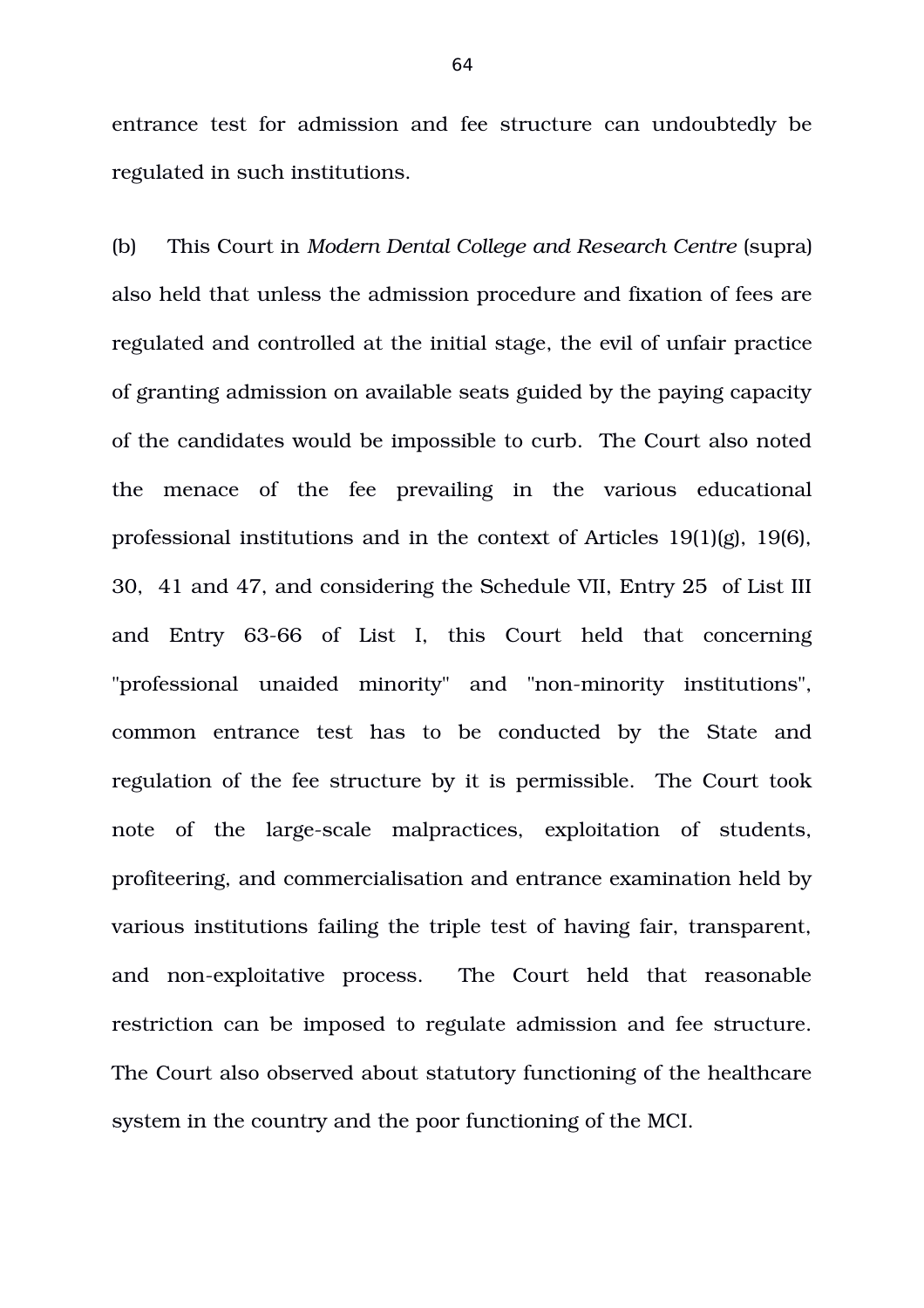entrance test for admission and fee structure can undoubtedly be regulated in such institutions.

(b) This Court in *Modern Dental College and Research Centre* (supra) also held that unless the admission procedure and fixation of fees are regulated and controlled at the initial stage, the evil of unfair practice of granting admission on available seats guided by the paying capacity of the candidates would be impossible to curb. The Court also noted the menace of the fee prevailing in the various educational professional institutions and in the context of Articles 19(1)(g), 19(6), 30, 41 and 47, and considering the Schedule VII, Entry 25 of List III and Entry 63-66 of List I, this Court held that concerning "professional unaided minority" and "non-minority institutions", common entrance test has to be conducted by the State and regulation of the fee structure by it is permissible. The Court took note of the large-scale malpractices, exploitation of students, profiteering, and commercialisation and entrance examination held by various institutions failing the triple test of having fair, transparent, and non-exploitative process. The Court held that reasonable restriction can be imposed to regulate admission and fee structure. The Court also observed about statutory functioning of the healthcare system in the country and the poor functioning of the MCI.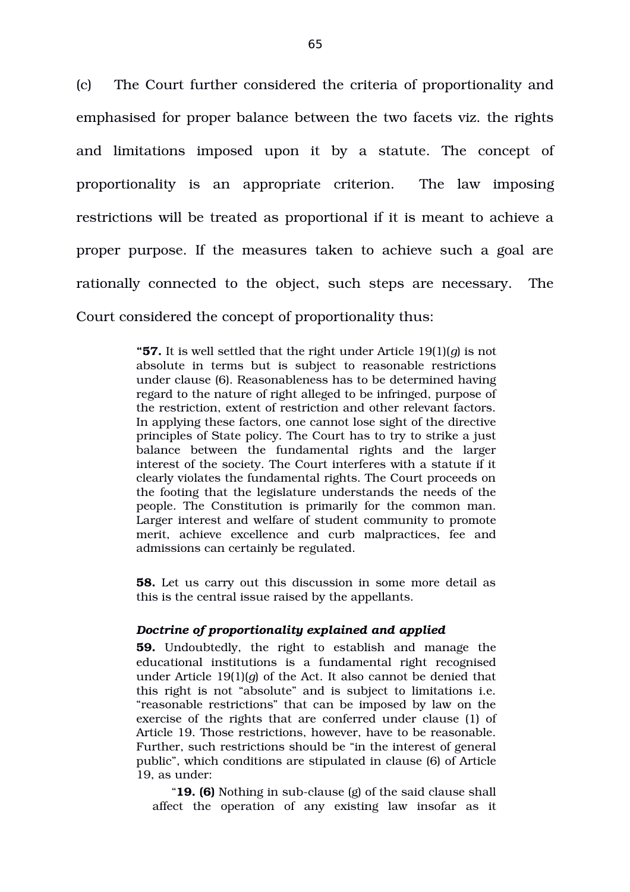(c) The Court further considered the criteria of proportionality and emphasised for proper balance between the two facets viz. the rights and limitations imposed upon it by a statute. The concept of proportionality is an appropriate criterion. The law imposing restrictions will be treated as proportional if it is meant to achieve a proper purpose. If the measures taken to achieve such a goal are rationally connected to the object, such steps are necessary. The Court considered the concept of proportionality thus:

> "**57.** It is well settled that the right under Article 19(1)(*g*) is not absolute in terms but is subject to reasonable restrictions under clause (6). Reasonableness has to be determined having regard to the nature of right alleged to be infringed, purpose of the restriction, extent of restriction and other relevant factors. In applying these factors, one cannot lose sight of the directive principles of State policy. The Court has to try to strike a just balance between the fundamental rights and the larger interest of the society. The Court interferes with a statute if it clearly violates the fundamental rights. The Court proceeds on the footing that the legislature understands the needs of the people. The Constitution is primarily for the common man. Larger interest and welfare of student community to promote merit, achieve excellence and curb malpractices, fee and admissions can certainly be regulated.
>
> **58.** Let us carry out this discussion in some more detail as this is the central issue raised by the appellants.
>
> ***Doctrine of proportionality explained and applied***
>
> **59.** Undoubtedly, the right to establish and manage the educational institutions is a fundamental right recognised under Article 19(1)(*g*) of the Act. It also cannot be denied that this right is not "absolute" and is subject to limitations i.e. "reasonable restrictions" that can be imposed by law on the exercise of the rights that are conferred under clause (1) of Article 19. Those restrictions, however, have to be reasonable. Further, such restrictions should be "in the interest of general public", which conditions are stipulated in clause (6) of Article 19, as under:
>
> > "**19. (6)** Nothing in sub-clause (g) of the said clause shall affect the operation of any existing law insofar as it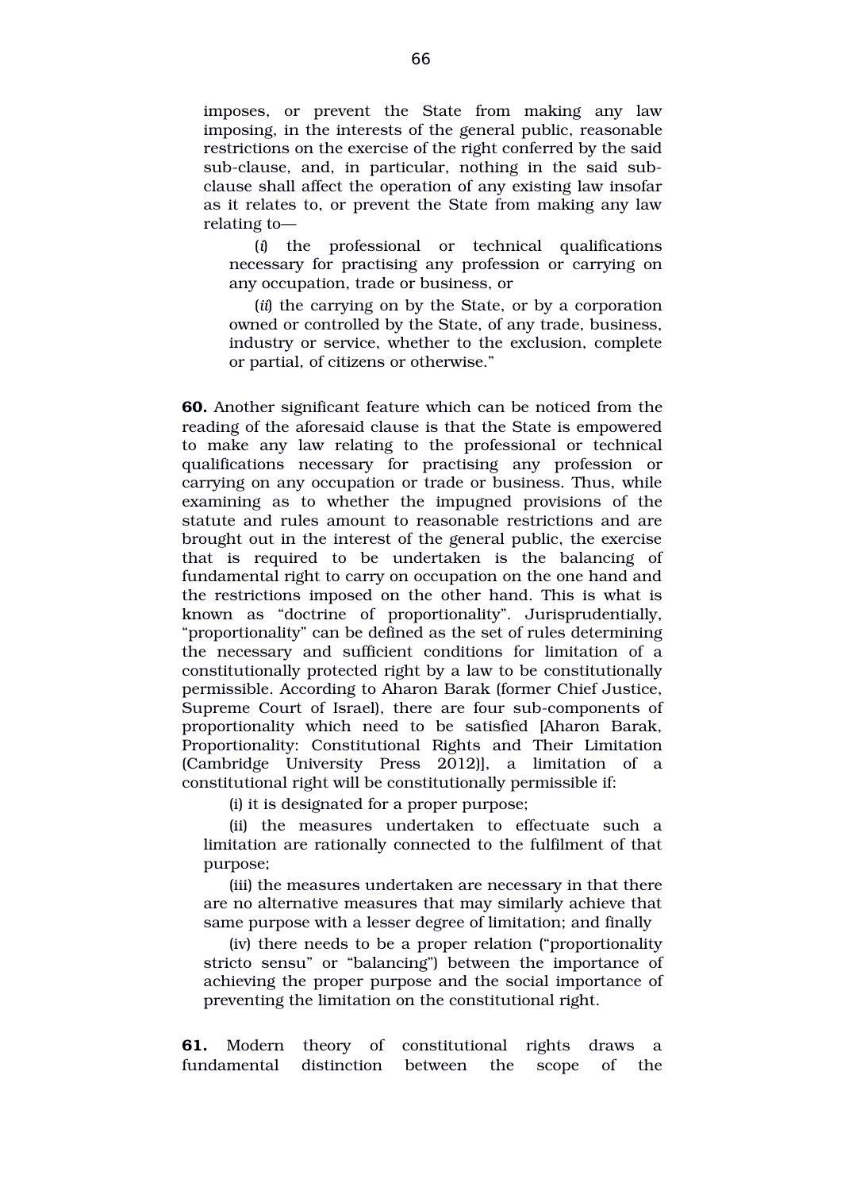imposes, or prevent the State from making any law imposing, in the interests of the general public, reasonable restrictions on the exercise of the right conferred by the said sub-clause, and, in particular, nothing in the said sub-clause shall affect the operation of any existing law insofar as it relates to, or prevent the State from making any law relating to—

(*i*) the professional or technical qualifications necessary for practising any profession or carrying on any occupation, trade or business, or

(*ii*) the carrying on by the State, or by a corporation owned or controlled by the State, of any trade, business, industry or service, whether to the exclusion, complete or partial, of citizens or otherwise."

**60.** Another significant feature which can be noticed from the reading of the aforesaid clause is that the State is empowered to make any law relating to the professional or technical qualifications necessary for practising any profession or carrying on any occupation or trade or business. Thus, while examining as to whether the impugned provisions of the statute and rules amount to reasonable restrictions and are brought out in the interest of the general public, the exercise that is required to be undertaken is the balancing of fundamental right to carry on occupation on the one hand and the restrictions imposed on the other hand. This is what is known as "doctrine of proportionality". Jurisprudentially, "proportionality" can be defined as the set of rules determining the necessary and sufficient conditions for limitation of a constitutionally protected right by a law to be constitutionally permissible. According to Aharon Barak (former Chief Justice, Supreme Court of Israel), there are four sub-components of proportionality which need to be satisfied [Aharon Barak, Proportionality: Constitutional Rights and Their Limitation (Cambridge University Press 2012)], a limitation of a constitutional right will be constitutionally permissible if:

(i) it is designated for a proper purpose;

(ii) the measures undertaken to effectuate such a limitation are rationally connected to the fulfilment of that purpose;

(iii) the measures undertaken are necessary in that there are no alternative measures that may similarly achieve that same purpose with a lesser degree of limitation; and finally

(iv) there needs to be a proper relation ("proportionality stricto sensu" or "balancing") between the importance of achieving the proper purpose and the social importance of preventing the limitation on the constitutional right.

**61.** Modern theory of constitutional rights draws a fundamental distinction between the scope of the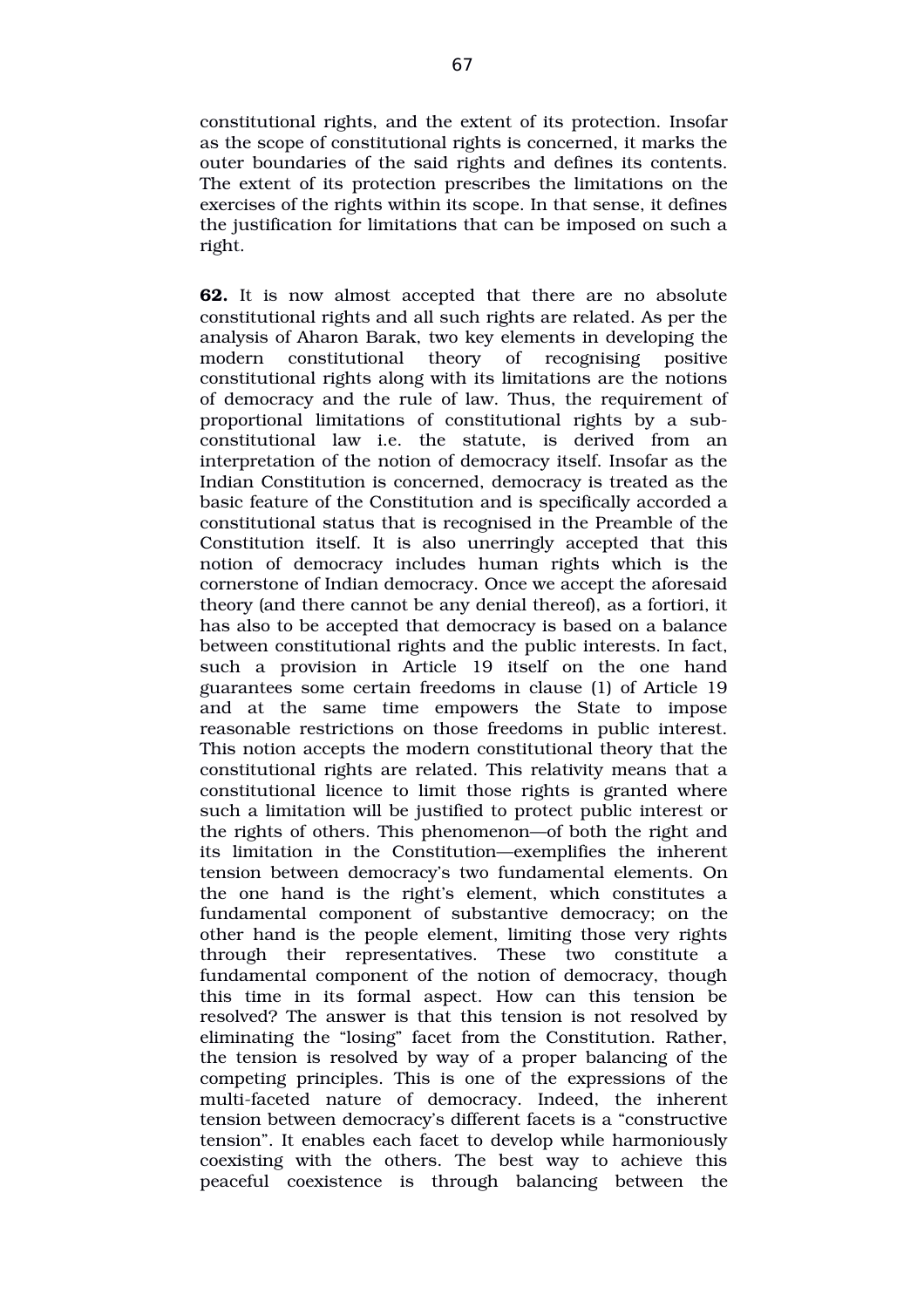constitutional rights, and the extent of its protection. Insofar as the scope of constitutional rights is concerned, it marks the outer boundaries of the said rights and defines its contents. The extent of its protection prescribes the limitations on the exercises of the rights within its scope. In that sense, it defines the justification for limitations that can be imposed on such a right.

**62.** It is now almost accepted that there are no absolute constitutional rights and all such rights are related. As per the analysis of Aharon Barak, two key elements in developing the modern constitutional theory of recognising positive constitutional rights along with its limitations are the notions of democracy and the rule of law. Thus, the requirement of proportional limitations of constitutional rights by a sub-constitutional law i.e. the statute, is derived from an interpretation of the notion of democracy itself. Insofar as the Indian Constitution is concerned, democracy is treated as the basic feature of the Constitution and is specifically accorded a constitutional status that is recognised in the Preamble of the Constitution itself. It is also unerringly accepted that this notion of democracy includes human rights which is the cornerstone of Indian democracy. Once we accept the aforesaid theory (and there cannot be any denial thereof), as a fortiori, it has also to be accepted that democracy is based on a balance between constitutional rights and the public interests. In fact, such a provision in Article 19 itself on the one hand guarantees some certain freedoms in clause (1) of Article 19 and at the same time empowers the State to impose reasonable restrictions on those freedoms in public interest. This notion accepts the modern constitutional theory that the constitutional rights are related. This relativity means that a constitutional licence to limit those rights is granted where such a limitation will be justified to protect public interest or the rights of others. This phenomenon—of both the right and its limitation in the Constitution—exemplifies the inherent tension between democracy's two fundamental elements. On the one hand is the right's element, which constitutes a fundamental component of substantive democracy; on the other hand is the people element, limiting those very rights through their representatives. These two constitute a fundamental component of the notion of democracy, though this time in its formal aspect. How can this tension be resolved? The answer is that this tension is not resolved by eliminating the "losing" facet from the Constitution. Rather, the tension is resolved by way of a proper balancing of the competing principles. This is one of the expressions of the multi-faceted nature of democracy. Indeed, the inherent tension between democracy's different facets is a "constructive tension". It enables each facet to develop while harmoniously coexisting with the others. The best way to achieve this peaceful coexistence is through balancing between the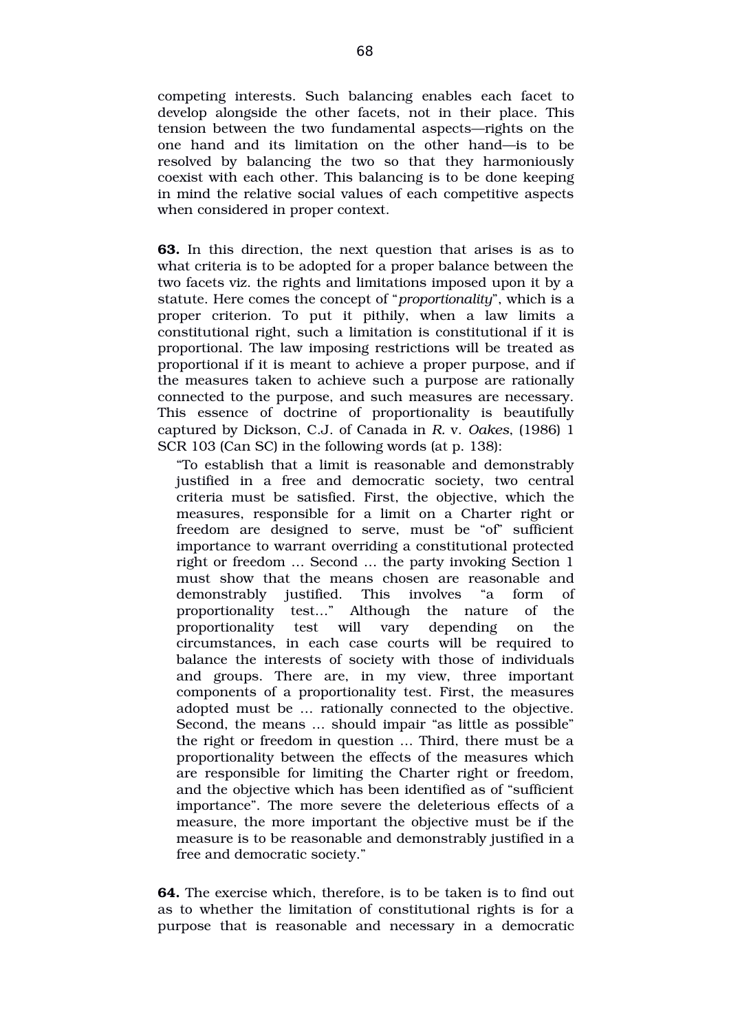competing interests. Such balancing enables each facet to develop alongside the other facets, not in their place. This tension between the two fundamental aspects—rights on the one hand and its limitation on the other hand—is to be resolved by balancing the two so that they harmoniously coexist with each other. This balancing is to be done keeping in mind the relative social values of each competitive aspects when considered in proper context.

**63.** In this direction, the next question that arises is as to what criteria is to be adopted for a proper balance between the two facets viz. the rights and limitations imposed upon it by a statute. Here comes the concept of "*proportionality*", which is a proper criterion. To put it pithily, when a law limits a constitutional right, such a limitation is constitutional if it is proportional. The law imposing restrictions will be treated as proportional if it is meant to achieve a proper purpose, and if the measures taken to achieve such a purpose are rationally connected to the purpose, and such measures are necessary. This essence of doctrine of proportionality is beautifully captured by Dickson, C.J. of Canada in *R.* v. *Oakes*, (1986) 1 SCR 103 (Can SC) in the following words (at p. 138):

> "To establish that a limit is reasonable and demonstrably justified in a free and democratic society, two central criteria must be satisfied. First, the objective, which the measures, responsible for a limit on a Charter right or freedom are designed to serve, must be "of" sufficient importance to warrant overriding a constitutional protected right or freedom … Second … the party invoking Section 1 must show that the means chosen are reasonable and demonstrably justified. This involves "a form of proportionality test…" Although the nature of the proportionality test will vary depending on the circumstances, in each case courts will be required to balance the interests of society with those of individuals and groups. There are, in my view, three important components of a proportionality test. First, the measures adopted must be … rationally connected to the objective. Second, the means … should impair "as little as possible" the right or freedom in question … Third, there must be a proportionality between the effects of the measures which are responsible for limiting the Charter right or freedom, and the objective which has been identified as of "sufficient importance". The more severe the deleterious effects of a measure, the more important the objective must be if the measure is to be reasonable and demonstrably justified in a free and democratic society."

**64.** The exercise which, therefore, is to be taken is to find out as to whether the limitation of constitutional rights is for a purpose that is reasonable and necessary in a democratic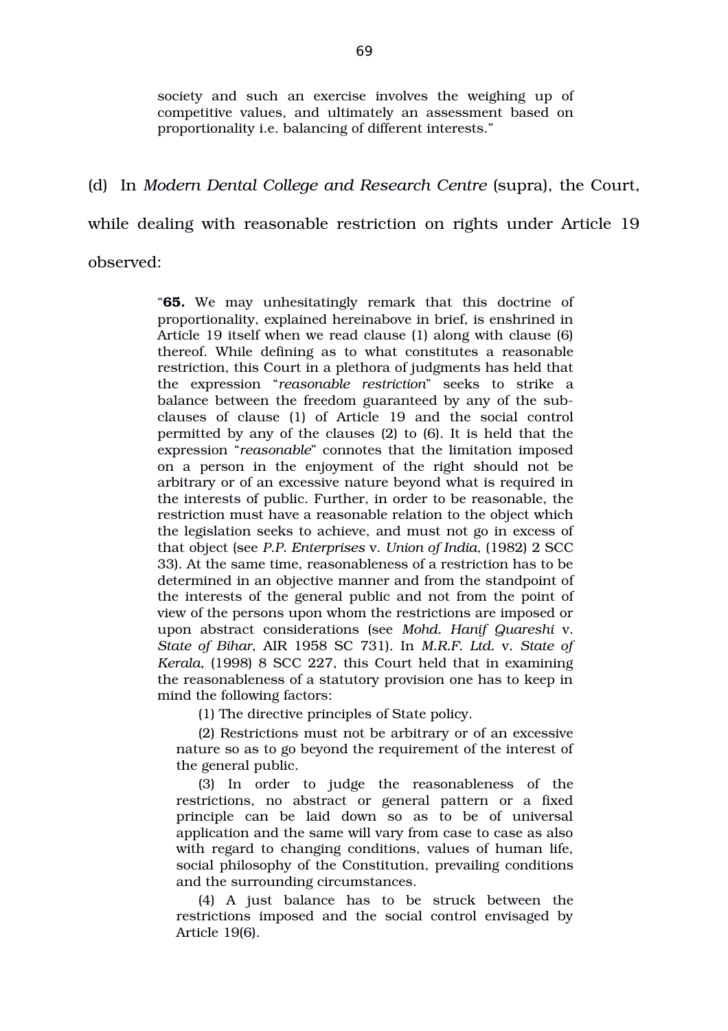> society and such an exercise involves the weighing up of competitive values, and ultimately an assessment based on proportionality i.e. balancing of different interests."

(d) In *Modern Dental College and Research Centre* (supra), the Court, while dealing with reasonable restriction on rights under Article 19 observed:

> "**65.** We may unhesitatingly remark that this doctrine of proportionality, explained hereinabove in brief, is enshrined in Article 19 itself when we read clause (1) along with clause (6) thereof. While defining as to what constitutes a reasonable restriction, this Court in a plethora of judgments has held that the expression "*reasonable restriction*" seeks to strike a balance between the freedom guaranteed by any of the sub-clauses of clause (1) of Article 19 and the social control permitted by any of the clauses (2) to (6). It is held that the expression "*reasonable*" connotes that the limitation imposed on a person in the enjoyment of the right should not be arbitrary or of an excessive nature beyond what is required in the interests of public. Further, in order to be reasonable, the restriction must have a reasonable relation to the object which the legislation seeks to achieve, and must not go in excess of that object (see *P.P. Enterprises* v. *Union of India*, (1982) 2 SCC 33). At the same time, reasonableness of a restriction has to be determined in an objective manner and from the standpoint of the interests of the general public and not from the point of view of the persons upon whom the restrictions are imposed or upon abstract considerations (see *Mohd. Hanif Quareshi* v. *State of Bihar*, AIR 1958 SC 731). In *M.R.F. Ltd.* v. *State of Kerala*, (1998) 8 SCC 227, this Court held that in examining the reasonableness of a statutory provision one has to keep in mind the following factors:
>
> (1) The directive principles of State policy.
>
> (2) Restrictions must not be arbitrary or of an excessive nature so as to go beyond the requirement of the interest of the general public.
>
> (3) In order to judge the reasonableness of the restrictions, no abstract or general pattern or a fixed principle can be laid down so as to be of universal application and the same will vary from case to case as also with regard to changing conditions, values of human life, social philosophy of the Constitution, prevailing conditions and the surrounding circumstances.
>
> (4) A just balance has to be struck between the restrictions imposed and the social control envisaged by Article 19(6).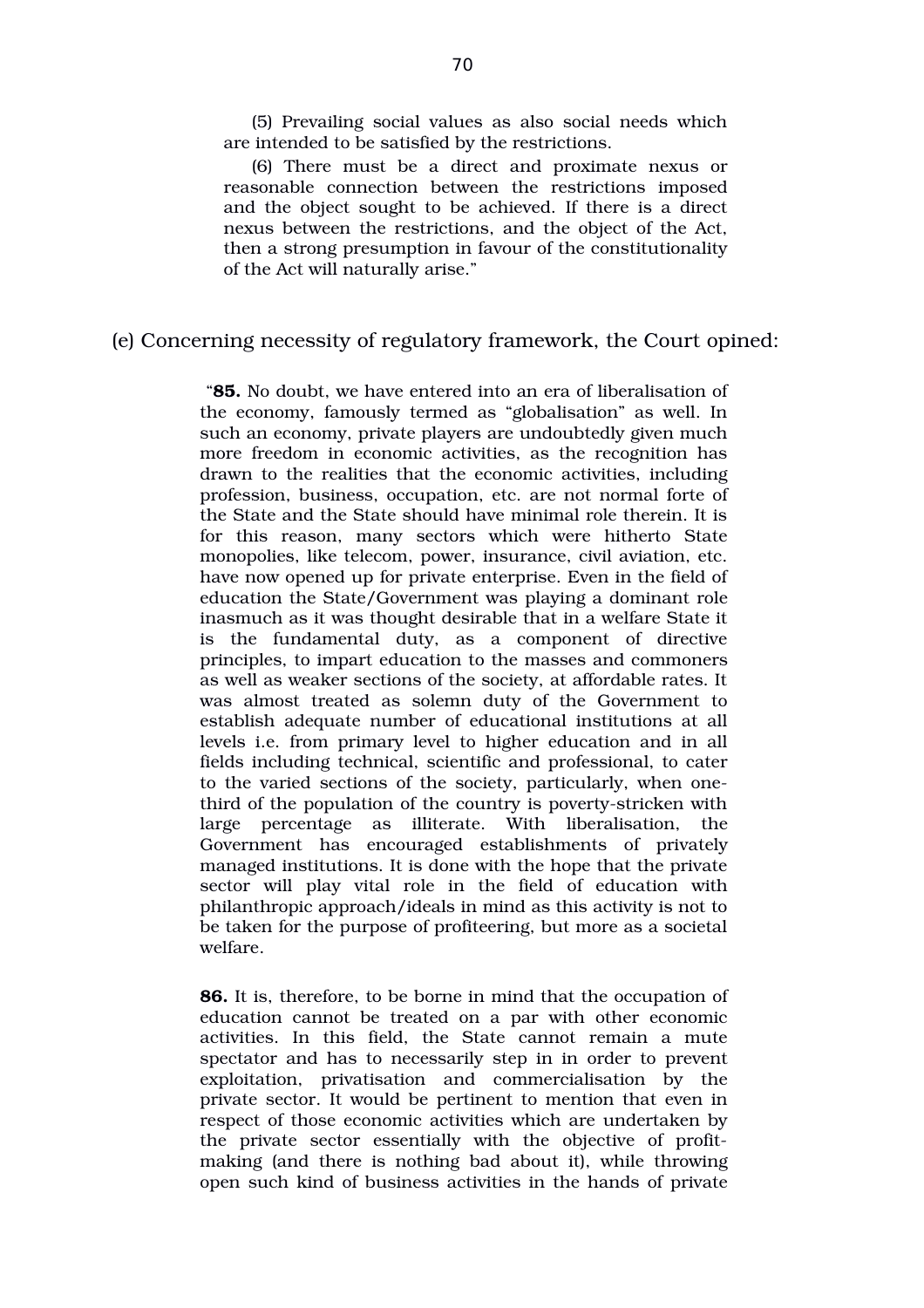> (5) Prevailing social values as also social needs which are intended to be satisfied by the restrictions.
>
> (6) There must be a direct and proximate nexus or reasonable connection between the restrictions imposed and the object sought to be achieved. If there is a direct nexus between the restrictions, and the object of the Act, then a strong presumption in favour of the constitutionality of the Act will naturally arise."

(e) Concerning necessity of regulatory framework, the Court opined:

> "**85.** No doubt, we have entered into an era of liberalisation of the economy, famously termed as "globalisation" as well. In such an economy, private players are undoubtedly given much more freedom in economic activities, as the recognition has drawn to the realities that the economic activities, including profession, business, occupation, etc. are not normal forte of the State and the State should have minimal role therein. It is for this reason, many sectors which were hitherto State monopolies, like telecom, power, insurance, civil aviation, etc. have now opened up for private enterprise. Even in the field of education the State/Government was playing a dominant role inasmuch as it was thought desirable that in a welfare State it is the fundamental duty, as a component of directive principles, to impart education to the masses and commoners as well as weaker sections of the society, at affordable rates. It was almost treated as solemn duty of the Government to establish adequate number of educational institutions at all levels i.e. from primary level to higher education and in all fields including technical, scientific and professional, to cater to the varied sections of the society, particularly, when one-third of the population of the country is poverty-stricken with large percentage as illiterate. With liberalisation, the Government has encouraged establishments of privately managed institutions. It is done with the hope that the private sector will play vital role in the field of education with philanthropic approach/ideals in mind as this activity is not to be taken for the purpose of profiteering, but more as a societal welfare.
>
> **86.** It is, therefore, to be borne in mind that the occupation of education cannot be treated on a par with other economic activities. In this field, the State cannot remain a mute spectator and has to necessarily step in in order to prevent exploitation, privatisation and commercialisation by the private sector. It would be pertinent to mention that even in respect of those economic activities which are undertaken by the private sector essentially with the objective of profit-making (and there is nothing bad about it), while throwing open such kind of business activities in the hands of private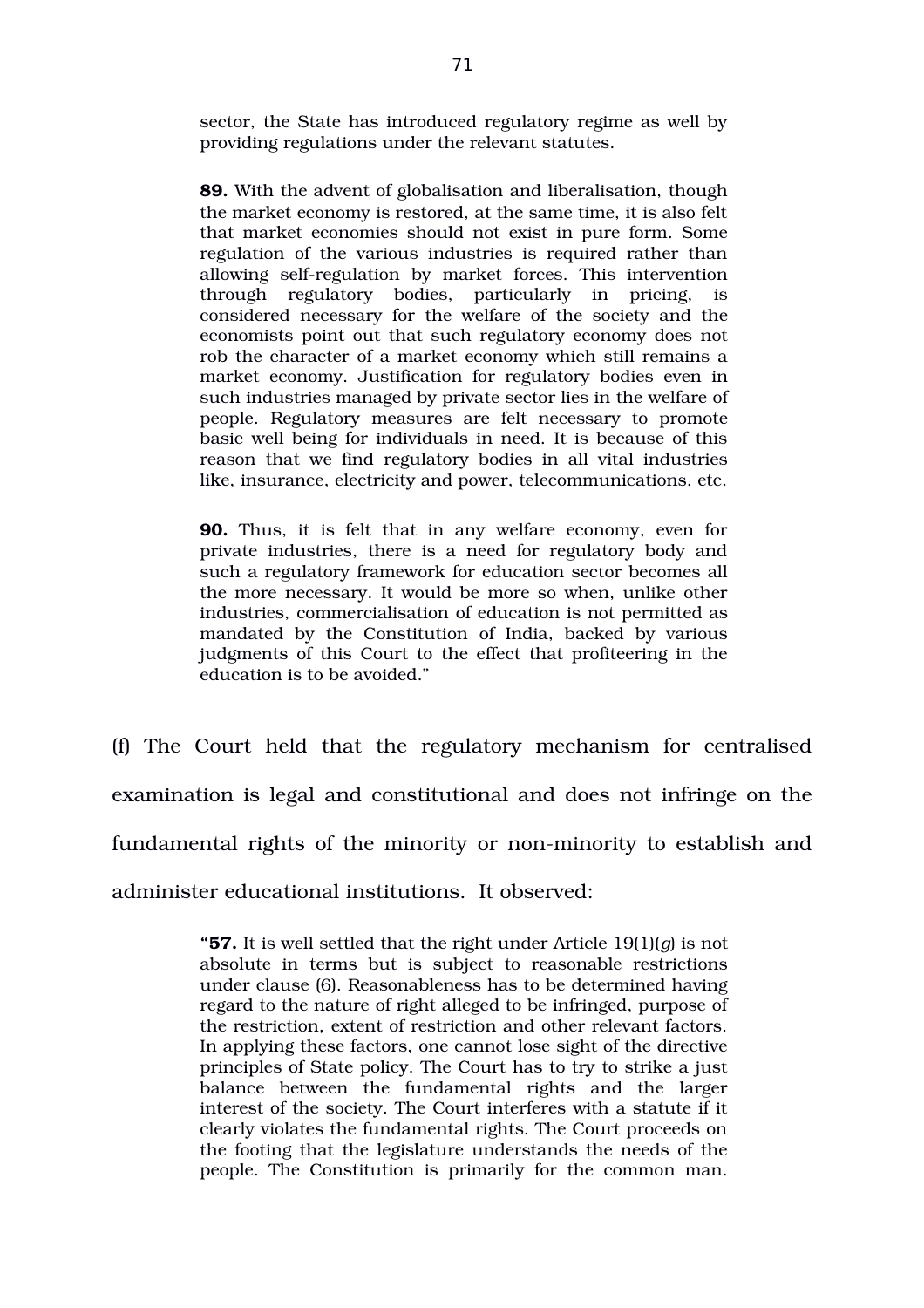sector, the State has introduced regulatory regime as well by providing regulations under the relevant statutes.

> **89.** With the advent of globalisation and liberalisation, though the market economy is restored, at the same time, it is also felt that market economies should not exist in pure form. Some regulation of the various industries is required rather than allowing self-regulation by market forces. This intervention through regulatory bodies, particularly in pricing, is considered necessary for the welfare of the society and the economists point out that such regulatory economy does not rob the character of a market economy which still remains a market economy. Justification for regulatory bodies even in such industries managed by private sector lies in the welfare of people. Regulatory measures are felt necessary to promote basic well being for individuals in need. It is because of this reason that we find regulatory bodies in all vital industries like, insurance, electricity and power, telecommunications, etc.
>
> **90.** Thus, it is felt that in any welfare economy, even for private industries, there is a need for regulatory body and such a regulatory framework for education sector becomes all the more necessary. It would be more so when, unlike other industries, commercialisation of education is not permitted as mandated by the Constitution of India, backed by various judgments of this Court to the effect that profiteering in the education is to be avoided."

(f) The Court held that the regulatory mechanism for centralised examination is legal and constitutional and does not infringe on the fundamental rights of the minority or non-minority to establish and administer educational institutions. It observed:

> "**57.** It is well settled that the right under Article 19(1)(*g*) is not absolute in terms but is subject to reasonable restrictions under clause (6). Reasonableness has to be determined having regard to the nature of right alleged to be infringed, purpose of the restriction, extent of restriction and other relevant factors. In applying these factors, one cannot lose sight of the directive principles of State policy. The Court has to try to strike a just balance between the fundamental rights and the larger interest of the society. The Court interferes with a statute if it clearly violates the fundamental rights. The Court proceeds on the footing that the legislature understands the needs of the people. The Constitution is primarily for the common man.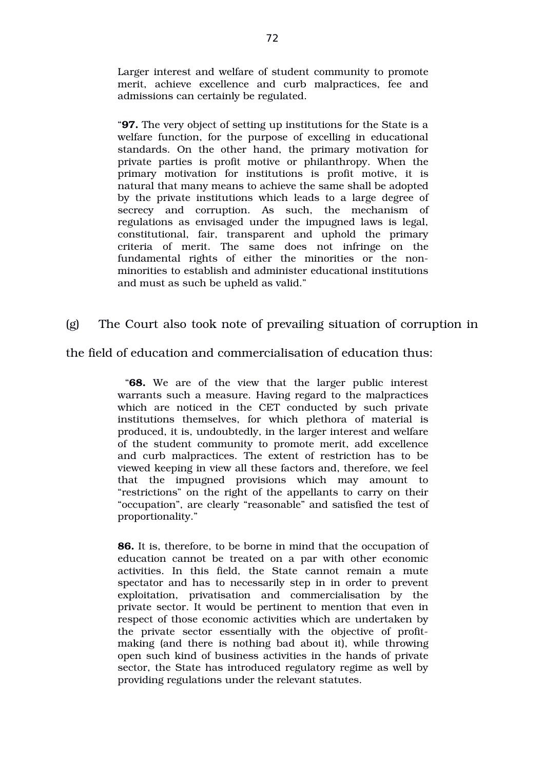> Larger interest and welfare of student community to promote merit, achieve excellence and curb malpractices, fee and admissions can certainly be regulated.
>
> "**97.** The very object of setting up institutions for the State is a welfare function, for the purpose of excelling in educational standards. On the other hand, the primary motivation for private parties is profit motive or philanthropy. When the primary motivation for institutions is profit motive, it is natural that many means to achieve the same shall be adopted by the private institutions which leads to a large degree of secrecy and corruption. As such, the mechanism of regulations as envisaged under the impugned laws is legal, constitutional, fair, transparent and uphold the primary criteria of merit. The same does not infringe on the fundamental rights of either the minorities or the non-minorities to establish and administer educational institutions and must as such be upheld as valid."

(g) The Court also took note of prevailing situation of corruption in the field of education and commercialisation of education thus:

> "**68.** We are of the view that the larger public interest warrants such a measure. Having regard to the malpractices which are noticed in the CET conducted by such private institutions themselves, for which plethora of material is produced, it is, undoubtedly, in the larger interest and welfare of the student community to promote merit, add excellence and curb malpractices. The extent of restriction has to be viewed keeping in view all these factors and, therefore, we feel that the impugned provisions which may amount to "restrictions" on the right of the appellants to carry on their "occupation", are clearly "reasonable" and satisfied the test of proportionality."
>
> **86.** It is, therefore, to be borne in mind that the occupation of education cannot be treated on a par with other economic activities. In this field, the State cannot remain a mute spectator and has to necessarily step in in order to prevent exploitation, privatisation and commercialisation by the private sector. It would be pertinent to mention that even in respect of those economic activities which are undertaken by the private sector essentially with the objective of profit-making (and there is nothing bad about it), while throwing open such kind of business activities in the hands of private sector, the State has introduced regulatory regime as well by providing regulations under the relevant statutes.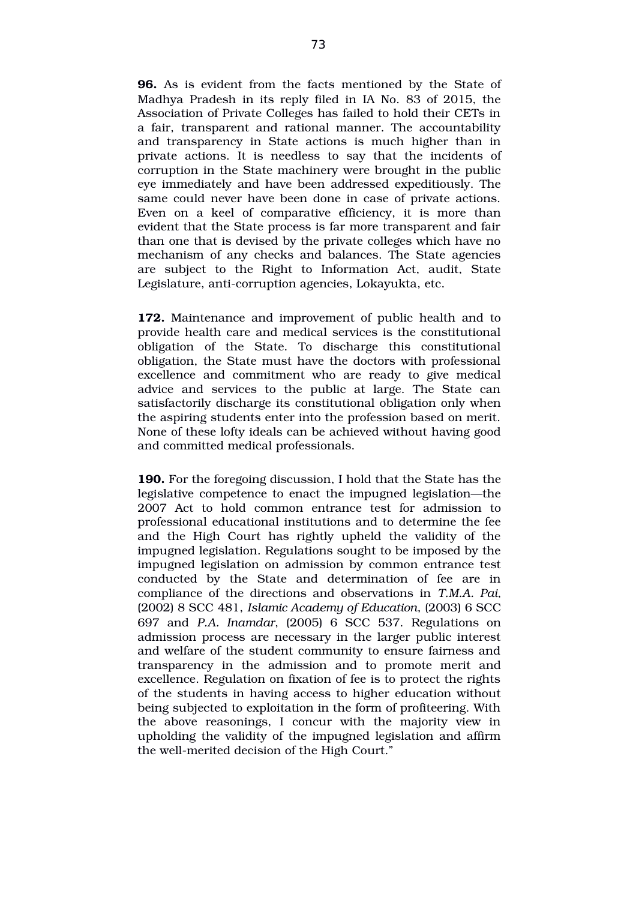**96.** As is evident from the facts mentioned by the State of Madhya Pradesh in its reply filed in IA No. 83 of 2015, the Association of Private Colleges has failed to hold their CETs in a fair, transparent and rational manner. The accountability and transparency in State actions is much higher than in private actions. It is needless to say that the incidents of corruption in the State machinery were brought in the public eye immediately and have been addressed expeditiously. The same could never have been done in case of private actions. Even on a keel of comparative efficiency, it is more than evident that the State process is far more transparent and fair than one that is devised by the private colleges which have no mechanism of any checks and balances. The State agencies are subject to the Right to Information Act, audit, State Legislature, anti-corruption agencies, Lokayukta, etc.

**172.** Maintenance and improvement of public health and to provide health care and medical services is the constitutional obligation of the State. To discharge this constitutional obligation, the State must have the doctors with professional excellence and commitment who are ready to give medical advice and services to the public at large. The State can satisfactorily discharge its constitutional obligation only when the aspiring students enter into the profession based on merit. None of these lofty ideals can be achieved without having good and committed medical professionals.

**190.** For the foregoing discussion, I hold that the State has the legislative competence to enact the impugned legislation—the 2007 Act to hold common entrance test for admission to professional educational institutions and to determine the fee and the High Court has rightly upheld the validity of the impugned legislation. Regulations sought to be imposed by the impugned legislation on admission by common entrance test conducted by the State and determination of fee are in compliance of the directions and observations in *T.M.A. Pai*, (2002) 8 SCC 481, *Islamic Academy of Education*, (2003) 6 SCC 697 and *P.A. Inamdar*, (2005) 6 SCC 537. Regulations on admission process are necessary in the larger public interest and welfare of the student community to ensure fairness and transparency in the admission and to promote merit and excellence. Regulation on fixation of fee is to protect the rights of the students in having access to higher education without being subjected to exploitation in the form of profiteering. With the above reasonings, I concur with the majority view in upholding the validity of the impugned legislation and affirm the well-merited decision of the High Court."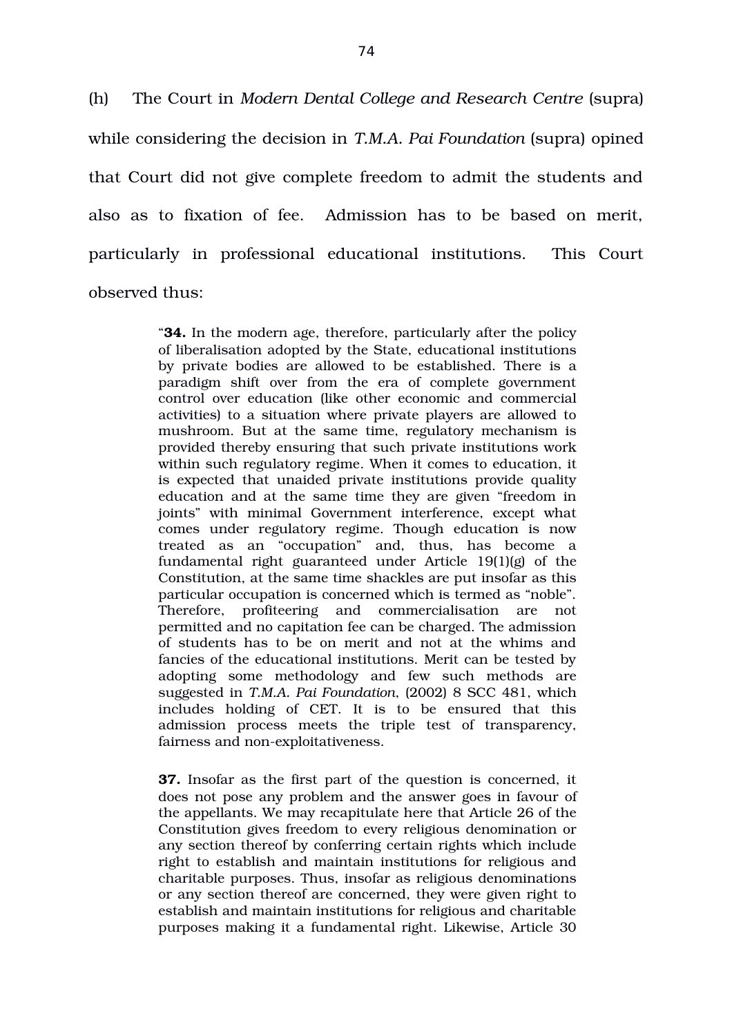(h) The Court in *Modern Dental College and Research Centre* (supra) while considering the decision in *T.M.A. Pai Foundation* (supra) opined that Court did not give complete freedom to admit the students and also as to fixation of fee. Admission has to be based on merit, particularly in professional educational institutions. This Court observed thus:

> "**34.** In the modern age, therefore, particularly after the policy of liberalisation adopted by the State, educational institutions by private bodies are allowed to be established. There is a paradigm shift over from the era of complete government control over education (like other economic and commercial activities) to a situation where private players are allowed to mushroom. But at the same time, regulatory mechanism is provided thereby ensuring that such private institutions work within such regulatory regime. When it comes to education, it is expected that unaided private institutions provide quality education and at the same time they are given "freedom in joints" with minimal Government interference, except what comes under regulatory regime. Though education is now treated as an "occupation" and, thus, has become a fundamental right guaranteed under Article 19(1)(g) of the Constitution, at the same time shackles are put insofar as this particular occupation is concerned which is termed as "noble". Therefore, profiteering and commercialisation are not permitted and no capitation fee can be charged. The admission of students has to be on merit and not at the whims and fancies of the educational institutions. Merit can be tested by adopting some methodology and few such methods are suggested in *T.M.A. Pai Foundation*, (2002) 8 SCC 481, which includes holding of CET. It is to be ensured that this admission process meets the triple test of transparency, fairness and non-exploitativeness.
>
> **37.** Insofar as the first part of the question is concerned, it does not pose any problem and the answer goes in favour of the appellants. We may recapitulate here that Article 26 of the Constitution gives freedom to every religious denomination or any section thereof by conferring certain rights which include right to establish and maintain institutions for religious and charitable purposes. Thus, insofar as religious denominations or any section thereof are concerned, they were given right to establish and maintain institutions for religious and charitable purposes making it a fundamental right. Likewise, Article 30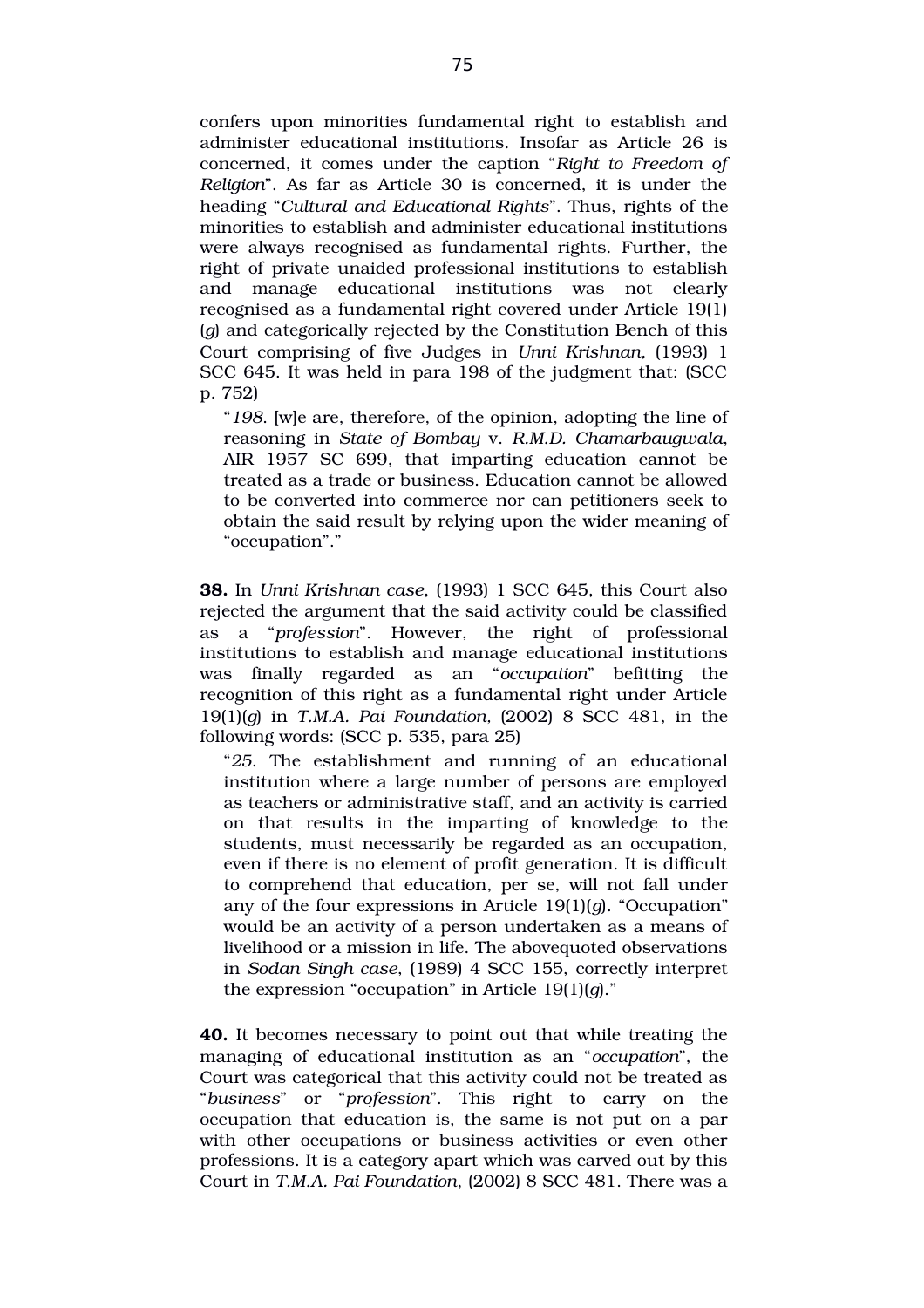confers upon minorities fundamental right to establish and administer educational institutions. Insofar as Article 26 is concerned, it comes under the caption "*Right to Freedom of Religion*". As far as Article 30 is concerned, it is under the heading "*Cultural and Educational Rights*". Thus, rights of the minorities to establish and administer educational institutions were always recognised as fundamental rights. Further, the right of private unaided professional institutions to establish and manage educational institutions was not clearly recognised as a fundamental right covered under Article 19(1)(*g*) and categorically rejected by the Constitution Bench of this Court comprising of five Judges in *Unni Krishnan*, (1993) 1 SCC 645. It was held in para 198 of the judgment that: (SCC p. 752)

> "*198*. [w]e are, therefore, of the opinion, adopting the line of reasoning in *State of Bombay* v. *R.M.D. Chamarbaugwala*, AIR 1957 SC 699, that imparting education cannot be treated as a trade or business. Education cannot be allowed to be converted into commerce nor can petitioners seek to obtain the said result by relying upon the wider meaning of "occupation"."

**38.** In *Unni Krishnan case*, (1993) 1 SCC 645, this Court also rejected the argument that the said activity could be classified as a "*profession*". However, the right of professional institutions to establish and manage educational institutions was finally regarded as an "*occupation*" befitting the recognition of this right as a fundamental right under Article 19(1)(*g*) in *T.M.A. Pai Foundation*, (2002) 8 SCC 481, in the following words: (SCC p. 535, para 25)

> "*25*. The establishment and running of an educational institution where a large number of persons are employed as teachers or administrative staff, and an activity is carried on that results in the imparting of knowledge to the students, must necessarily be regarded as an occupation, even if there is no element of profit generation. It is difficult to comprehend that education, per se, will not fall under any of the four expressions in Article 19(1)(*g*). "Occupation" would be an activity of a person undertaken as a means of livelihood or a mission in life. The abovequoted observations in *Sodan Singh case*, (1989) 4 SCC 155, correctly interpret the expression "occupation" in Article 19(1)(*g*)."

**40.** It becomes necessary to point out that while treating the managing of educational institution as an "*occupation*", the Court was categorical that this activity could not be treated as "*business*" or "*profession*". This right to carry on the occupation that education is, the same is not put on a par with other occupations or business activities or even other professions. It is a category apart which was carved out by this Court in *T.M.A. Pai Foundation*, (2002) 8 SCC 481. There was a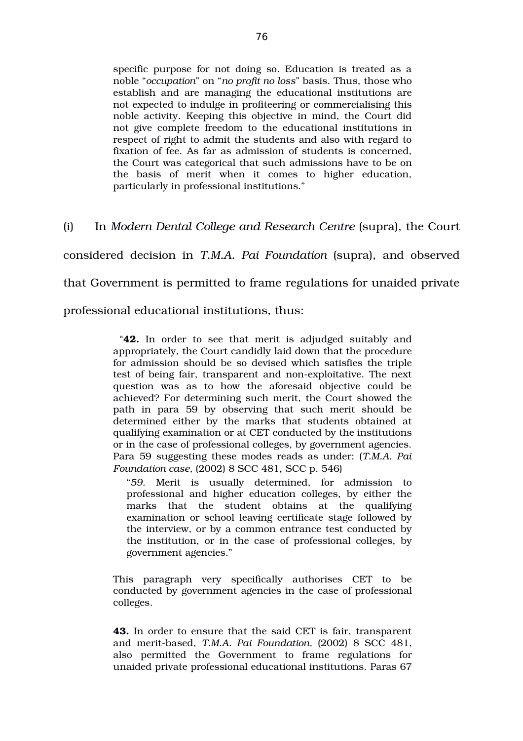> specific purpose for not doing so. Education is treated as a noble "*occupation*" on "*no profit no loss*" basis. Thus, those who establish and are managing the educational institutions are not expected to indulge in profiteering or commercialising this noble activity. Keeping this objective in mind, the Court did not give complete freedom to the educational institutions in respect of right to admit the students and also with regard to fixation of fee. As far as admission of students is concerned, the Court was categorical that such admissions have to be on the basis of merit when it comes to higher education, particularly in professional institutions."

(i) In *Modern Dental College and Research Centre* (supra), the Court considered decision in *T.M.A. Pai Foundation* (supra), and observed that Government is permitted to frame regulations for unaided private professional educational institutions, thus:

> "**42.** In order to see that merit is adjudged suitably and appropriately, the Court candidly laid down that the procedure for admission should be so devised which satisfies the triple test of being fair, transparent and non-exploitative. The next question was as to how the aforesaid objective could be achieved? For determining such merit, the Court showed the path in para 59 by observing that such merit should be determined either by the marks that students obtained at qualifying examination or at CET conducted by the institutions or in the case of professional colleges, by government agencies. Para 59 suggesting these modes reads as under: (*T.M.A. Pai Foundation case*, (2002) 8 SCC 481, SCC p. 546)
>
> > "*59.* Merit is usually determined, for admission to professional and higher education colleges, by either the marks that the student obtains at the qualifying examination or school leaving certificate stage followed by the interview, or by a common entrance test conducted by the institution, or in the case of professional colleges, by government agencies."
>
> This paragraph very specifically authorises CET to be conducted by government agencies in the case of professional colleges.
>
> **43.** In order to ensure that the said CET is fair, transparent and merit-based, *T.M.A. Pai Foundation*, (2002) 8 SCC 481, also permitted the Government to frame regulations for unaided private professional educational institutions. Paras 67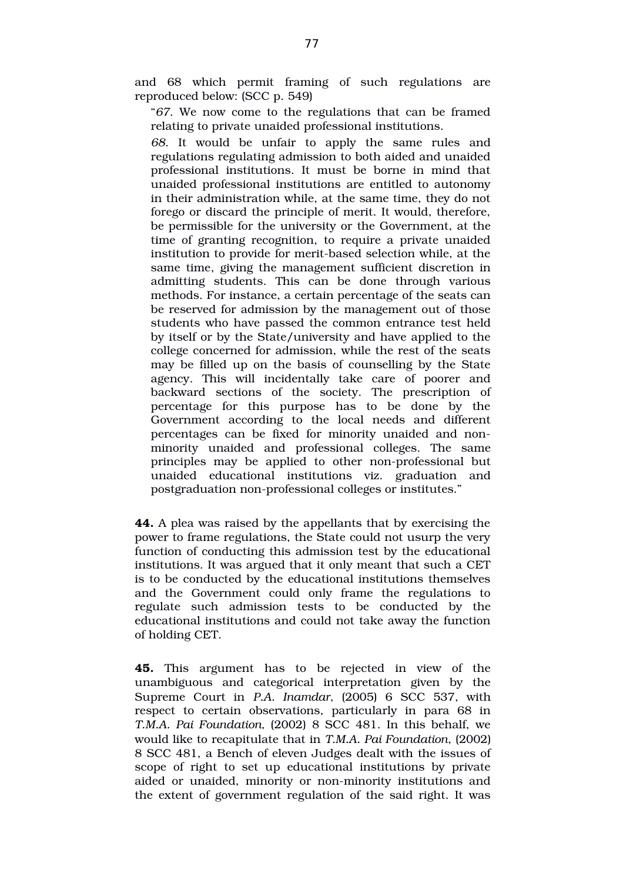and 68 which permit framing of such regulations are reproduced below: (SCC p. 549)

> "*67*. We now come to the regulations that can be framed relating to private unaided professional institutions.
>
> *68*. It would be unfair to apply the same rules and regulations regulating admission to both aided and unaided professional institutions. It must be borne in mind that unaided professional institutions are entitled to autonomy in their administration while, at the same time, they do not forego or discard the principle of merit. It would, therefore, be permissible for the university or the Government, at the time of granting recognition, to require a private unaided institution to provide for merit-based selection while, at the same time, giving the management sufficient discretion in admitting students. This can be done through various methods. For instance, a certain percentage of the seats can be reserved for admission by the management out of those students who have passed the common entrance test held by itself or by the State/university and have applied to the college concerned for admission, while the rest of the seats may be filled up on the basis of counselling by the State agency. This will incidentally take care of poorer and backward sections of the society. The prescription of percentage for this purpose has to be done by the Government according to the local needs and different percentages can be fixed for minority unaided and non-minority unaided and professional colleges. The same principles may be applied to other non-professional but unaided educational institutions viz. graduation and postgraduation non-professional colleges or institutes."

**44.** A plea was raised by the appellants that by exercising the power to frame regulations, the State could not usurp the very function of conducting this admission test by the educational institutions. It was argued that it only meant that such a CET is to be conducted by the educational institutions themselves and the Government could only frame the regulations to regulate such admission tests to be conducted by the educational institutions and could not take away the function of holding CET.

**45.** This argument has to be rejected in view of the unambiguous and categorical interpretation given by the Supreme Court in *P.A. Inamdar*, (2005) 6 SCC 537, with respect to certain observations, particularly in para 68 in *T.M.A. Pai Foundation*, (2002) 8 SCC 481. In this behalf, we would like to recapitulate that in *T.M.A. Pai Foundation*, (2002) 8 SCC 481, a Bench of eleven Judges dealt with the issues of scope of right to set up educational institutions by private aided or unaided, minority or non-minority institutions and the extent of government regulation of the said right. It was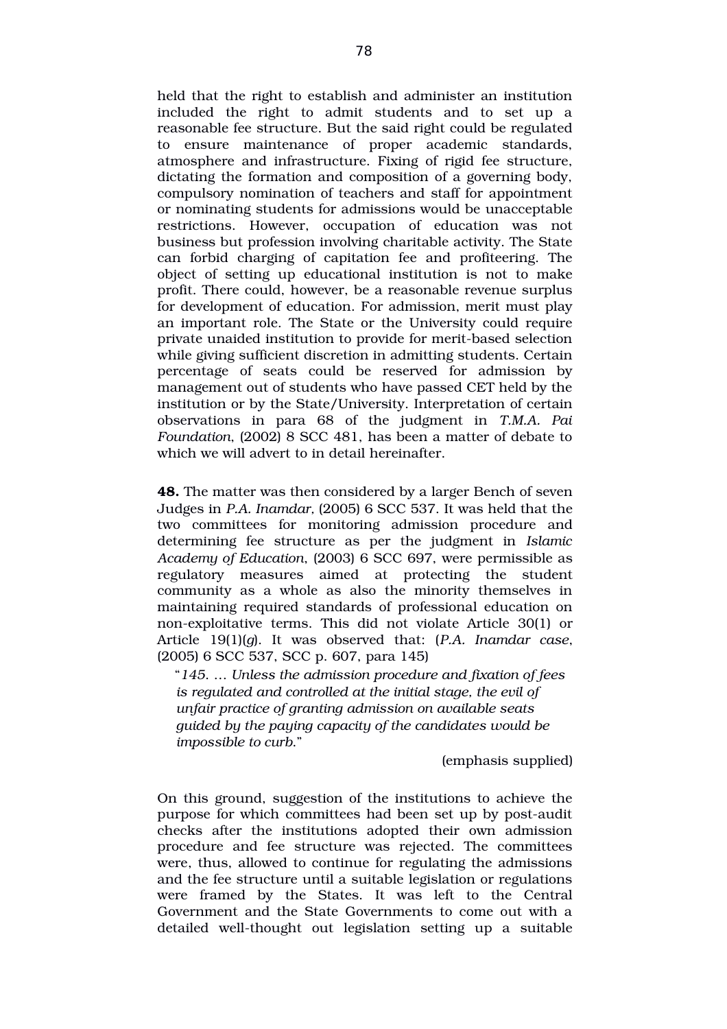held that the right to establish and administer an institution included the right to admit students and to set up a reasonable fee structure. But the said right could be regulated to ensure maintenance of proper academic standards, atmosphere and infrastructure. Fixing of rigid fee structure, dictating the formation and composition of a governing body, compulsory nomination of teachers and staff for appointment or nominating students for admissions would be unacceptable restrictions. However, occupation of education was not business but profession involving charitable activity. The State can forbid charging of capitation fee and profiteering. The object of setting up educational institution is not to make profit. There could, however, be a reasonable revenue surplus for development of education. For admission, merit must play an important role. The State or the University could require private unaided institution to provide for merit-based selection while giving sufficient discretion in admitting students. Certain percentage of seats could be reserved for admission by management out of students who have passed CET held by the institution or by the State/University. Interpretation of certain observations in para 68 of the judgment in *T.M.A. Pai Foundation*, (2002) 8 SCC 481, has been a matter of debate to which we will advert to in detail hereinafter.

**48.** The matter was then considered by a larger Bench of seven Judges in *P.A. Inamdar*, (2005) 6 SCC 537. It was held that the two committees for monitoring admission procedure and determining fee structure as per the judgment in *Islamic Academy of Education*, (2003) 6 SCC 697, were permissible as regulatory measures aimed at protecting the student community as a whole as also the minority themselves in maintaining required standards of professional education on non-exploitative terms. This did not violate Article 30(1) or Article 19(1)(*g*). It was observed that: (*P.A. Inamdar case*, (2005) 6 SCC 537, SCC p. 607, para 145)

> "*145. … Unless the admission procedure and fixation of fees is regulated and controlled at the initial stage, the evil of unfair practice of granting admission on available seats guided by the paying capacity of the candidates would be impossible to curb.*"
>
> (emphasis supplied)

On this ground, suggestion of the institutions to achieve the purpose for which committees had been set up by post-audit checks after the institutions adopted their own admission procedure and fee structure was rejected. The committees were, thus, allowed to continue for regulating the admissions and the fee structure until a suitable legislation or regulations were framed by the States. It was left to the Central Government and the State Governments to come out with a detailed well-thought out legislation setting up a suitable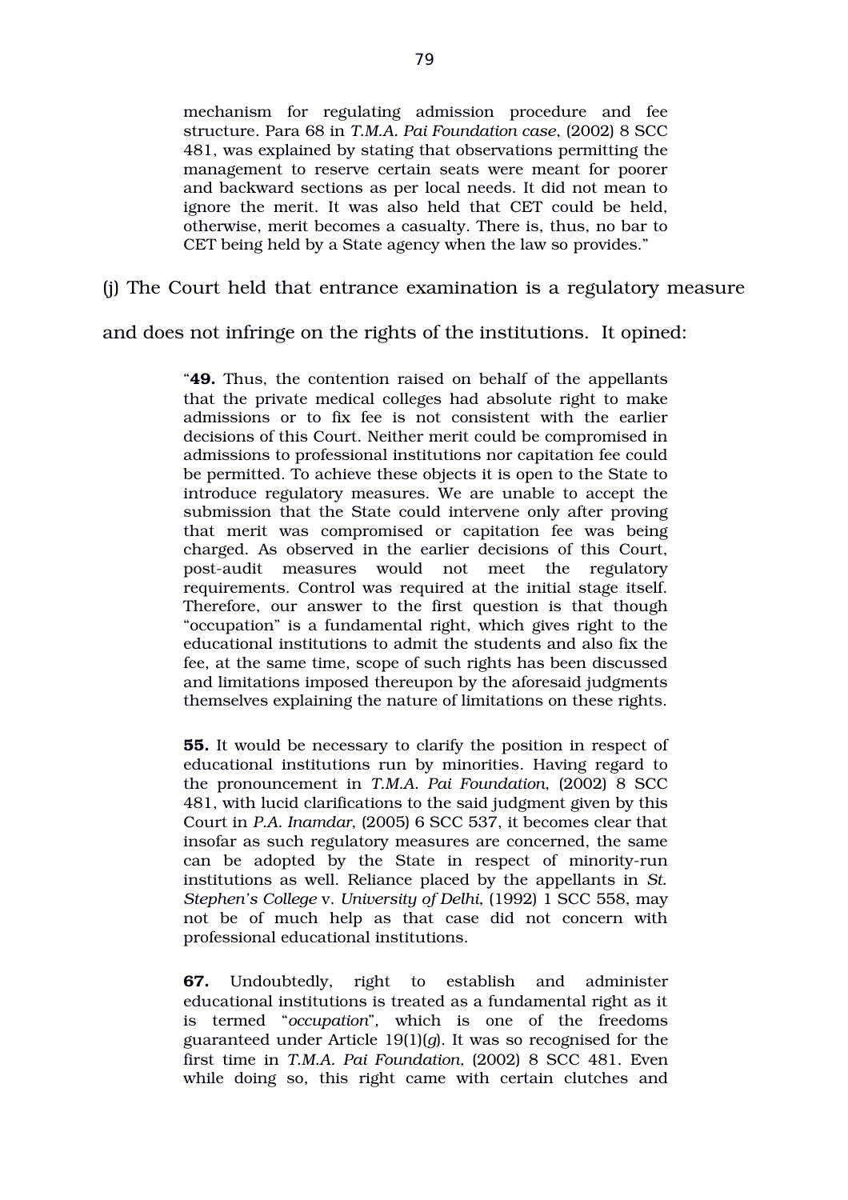> mechanism for regulating admission procedure and fee structure. Para 68 in *T.M.A. Pai Foundation case*, (2002) 8 SCC 481, was explained by stating that observations permitting the management to reserve certain seats were meant for poorer and backward sections as per local needs. It did not mean to ignore the merit. It was also held that CET could be held, otherwise, merit becomes a casualty. There is, thus, no bar to CET being held by a State agency when the law so provides."

(j) The Court held that entrance examination is a regulatory measure and does not infringe on the rights of the institutions. It opined:

> "**49.** Thus, the contention raised on behalf of the appellants that the private medical colleges had absolute right to make admissions or to fix fee is not consistent with the earlier decisions of this Court. Neither merit could be compromised in admissions to professional institutions nor capitation fee could be permitted. To achieve these objects it is open to the State to introduce regulatory measures. We are unable to accept the submission that the State could intervene only after proving that merit was compromised or capitation fee was being charged. As observed in the earlier decisions of this Court, post-audit measures would not meet the regulatory requirements. Control was required at the initial stage itself. Therefore, our answer to the first question is that though "occupation" is a fundamental right, which gives right to the educational institutions to admit the students and also fix the fee, at the same time, scope of such rights has been discussed and limitations imposed thereupon by the aforesaid judgments themselves explaining the nature of limitations on these rights.
>
> **55.** It would be necessary to clarify the position in respect of educational institutions run by minorities. Having regard to the pronouncement in *T.M.A. Pai Foundation*, (2002) 8 SCC 481, with lucid clarifications to the said judgment given by this Court in *P.A. Inamdar*, (2005) 6 SCC 537, it becomes clear that insofar as such regulatory measures are concerned, the same can be adopted by the State in respect of minority-run institutions as well. Reliance placed by the appellants in *St. Stephen's College* v. *University of Delhi*, (1992) 1 SCC 558, may not be of much help as that case did not concern with professional educational institutions.
>
> **67.** Undoubtedly, right to establish and administer educational institutions is treated as a fundamental right as it is termed "*occupation*", which is one of the freedoms guaranteed under Article 19(1)(*g*). It was so recognised for the first time in *T.M.A. Pai Foundation*, (2002) 8 SCC 481. Even while doing so, this right came with certain clutches and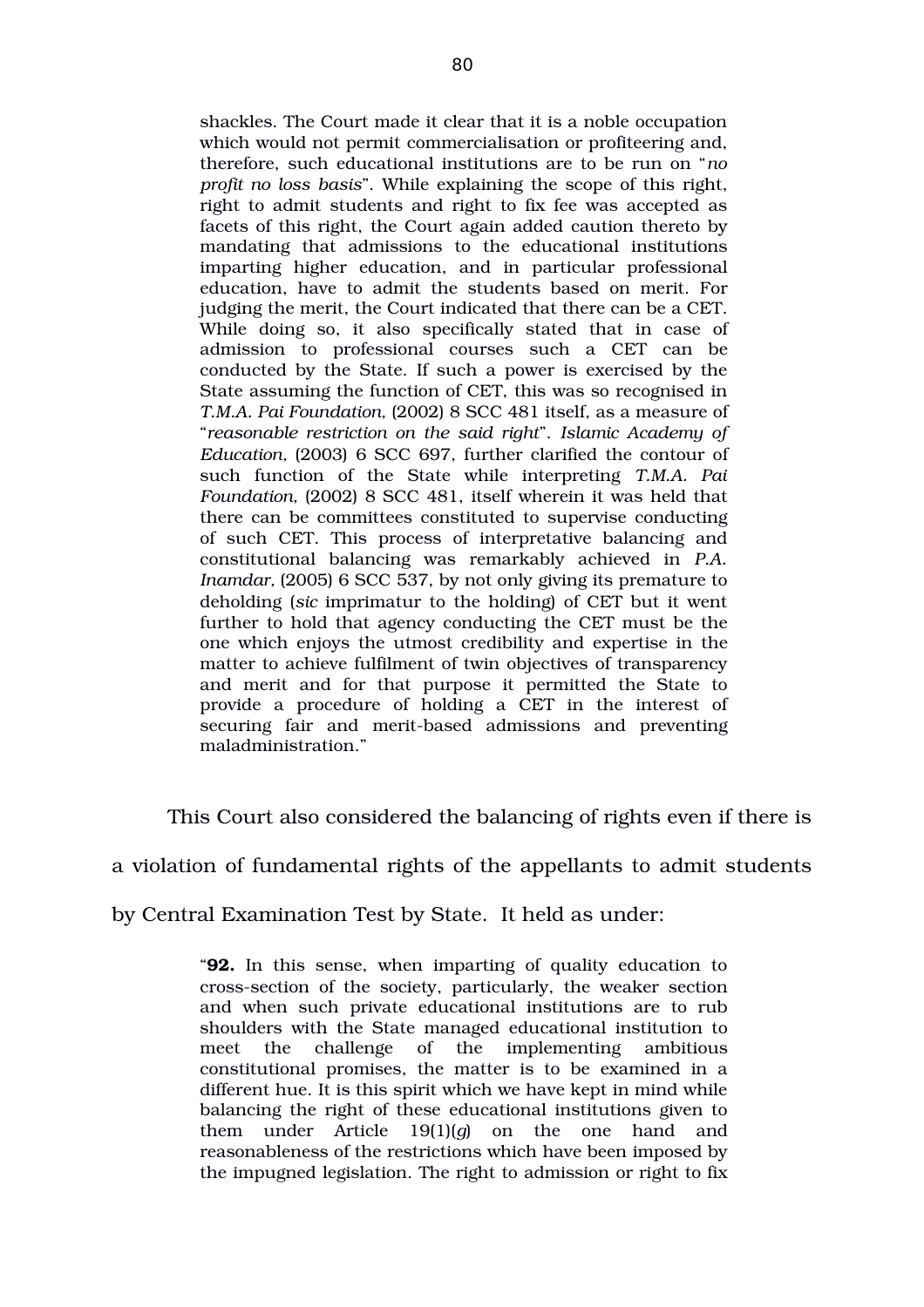> shackles. The Court made it clear that it is a noble occupation which would not permit commercialisation or profiteering and, therefore, such educational institutions are to be run on "*no profit no loss basis*". While explaining the scope of this right, right to admit students and right to fix fee was accepted as facets of this right, the Court again added caution thereto by mandating that admissions to the educational institutions imparting higher education, and in particular professional education, have to admit the students based on merit. For judging the merit, the Court indicated that there can be a CET. While doing so, it also specifically stated that in case of admission to professional courses such a CET can be conducted by the State. If such a power is exercised by the State assuming the function of CET, this was so recognised in *T.M.A. Pai Foundation,* (2002) 8 SCC 481 itself, as a measure of "*reasonable restriction on the said right*". *Islamic Academy of Education,* (2003) 6 SCC 697, further clarified the contour of such function of the State while interpreting *T.M.A. Pai Foundation,* (2002) 8 SCC 481, itself wherein it was held that there can be committees constituted to supervise conducting of such CET. This process of interpretative balancing and constitutional balancing was remarkably achieved in *P.A. Inamdar,* (2005) 6 SCC 537, by not only giving its premature to deholding (*sic* imprimatur to the holding) of CET but it went further to hold that agency conducting the CET must be the one which enjoys the utmost credibility and expertise in the matter to achieve fulfilment of twin objectives of transparency and merit and for that purpose it permitted the State to provide a procedure of holding a CET in the interest of securing fair and merit-based admissions and preventing maladministration."

This Court also considered the balancing of rights even if there is a violation of fundamental rights of the appellants to admit students by Central Examination Test by State. It held as under:

> "**92.** In this sense, when imparting of quality education to cross-section of the society, particularly, the weaker section and when such private educational institutions are to rub shoulders with the State managed educational institution to meet the challenge of the implementing ambitious constitutional promises, the matter is to be examined in a different hue. It is this spirit which we have kept in mind while balancing the right of these educational institutions given to them under Article 19(1)(*g*) on the one hand and reasonableness of the restrictions which have been imposed by the impugned legislation. The right to admission or right to fix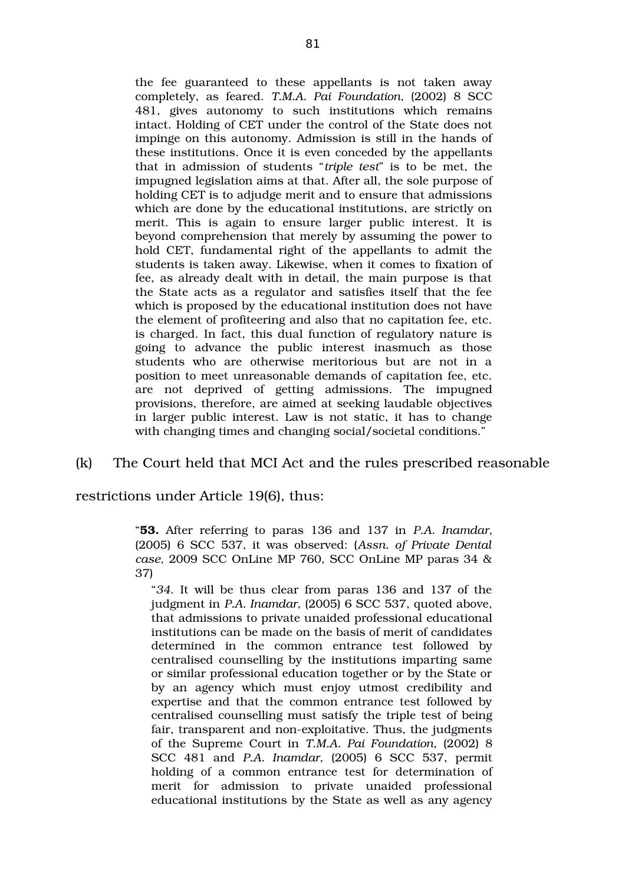the fee guaranteed to these appellants is not taken away completely, as feared. *T.M.A. Pai Foundation*, (2002) 8 SCC 481, gives autonomy to such institutions which remains intact. Holding of CET under the control of the State does not impinge on this autonomy. Admission is still in the hands of these institutions. Once it is even conceded by the appellants that in admission of students "*triple test*" is to be met, the impugned legislation aims at that. After all, the sole purpose of holding CET is to adjudge merit and to ensure that admissions which are done by the educational institutions, are strictly on merit. This is again to ensure larger public interest. It is beyond comprehension that merely by assuming the power to hold CET, fundamental right of the appellants to admit the students is taken away. Likewise, when it comes to fixation of fee, as already dealt with in detail, the main purpose is that the State acts as a regulator and satisfies itself that the fee which is proposed by the educational institution does not have the element of profiteering and also that no capitation fee, etc. is charged. In fact, this dual function of regulatory nature is going to advance the public interest inasmuch as those students who are otherwise meritorious but are not in a position to meet unreasonable demands of capitation fee, etc. are not deprived of getting admissions. The impugned provisions, therefore, are aimed at seeking laudable objectives in larger public interest. Law is not static, it has to change with changing times and changing social/societal conditions."

(k) The Court held that MCI Act and the rules prescribed reasonable restrictions under Article 19(6), thus:

> "**53.** After referring to paras 136 and 137 in *P.A. Inamdar*, (2005) 6 SCC 537, it was observed: (*Assn. of Private Dental case*, 2009 SCC OnLine MP 760, SCC OnLine MP paras 34 & 37)
>
> "*34*. It will be thus clear from paras 136 and 137 of the judgment in *P.A. Inamdar*, (2005) 6 SCC 537, quoted above, that admissions to private unaided professional educational institutions can be made on the basis of merit of candidates determined in the common entrance test followed by centralised counselling by the institutions imparting same or similar professional education together or by the State or by an agency which must enjoy utmost credibility and expertise and that the common entrance test followed by centralised counselling must satisfy the triple test of being fair, transparent and non-exploitative. Thus, the judgments of the Supreme Court in *T.M.A. Pai Foundation*, (2002) 8 SCC 481 and *P.A. Inamdar*, (2005) 6 SCC 537, permit holding of a common entrance test for determination of merit for admission to private unaided professional educational institutions by the State as well as any agency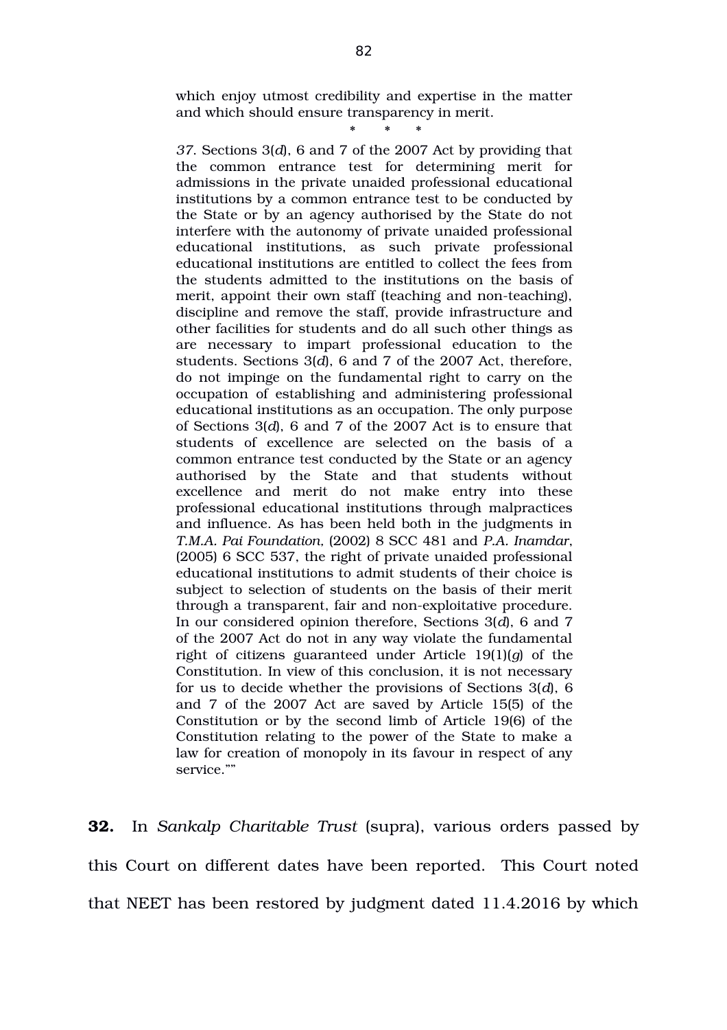> which enjoy utmost credibility and expertise in the matter and which should ensure transparency in merit.
>
> \* \* \*
>
> *37*. Sections 3(*d*), 6 and 7 of the 2007 Act by providing that the common entrance test for determining merit for admissions in the private unaided professional educational institutions by a common entrance test to be conducted by the State or by an agency authorised by the State do not interfere with the autonomy of private unaided professional educational institutions, as such private professional educational institutions are entitled to collect the fees from the students admitted to the institutions on the basis of merit, appoint their own staff (teaching and non-teaching), discipline and remove the staff, provide infrastructure and other facilities for students and do all such other things as are necessary to impart professional education to the students. Sections 3(*d*), 6 and 7 of the 2007 Act, therefore, do not impinge on the fundamental right to carry on the occupation of establishing and administering professional educational institutions as an occupation. The only purpose of Sections 3(*d*), 6 and 7 of the 2007 Act is to ensure that students of excellence are selected on the basis of a common entrance test conducted by the State or an agency authorised by the State and that students without excellence and merit do not make entry into these professional educational institutions through malpractices and influence. As has been held both in the judgments in *T.M.A. Pai Foundation*, (2002) 8 SCC 481 and *P.A. Inamdar*, (2005) 6 SCC 537, the right of private unaided professional educational institutions to admit students of their choice is subject to selection of students on the basis of their merit through a transparent, fair and non-exploitative procedure. In our considered opinion therefore, Sections 3(*d*), 6 and 7 of the 2007 Act do not in any way violate the fundamental right of citizens guaranteed under Article 19(1)(*g*) of the Constitution. In view of this conclusion, it is not necessary for us to decide whether the provisions of Sections 3(*d*), 6 and 7 of the 2007 Act are saved by Article 15(5) of the Constitution or by the second limb of Article 19(6) of the Constitution relating to the power of the State to make a law for creation of monopoly in its favour in respect of any service.""

**32.** In *Sankalp Charitable Trust* (supra), various orders passed by this Court on different dates have been reported. This Court noted that NEET has been restored by judgment dated 11.4.2016 by which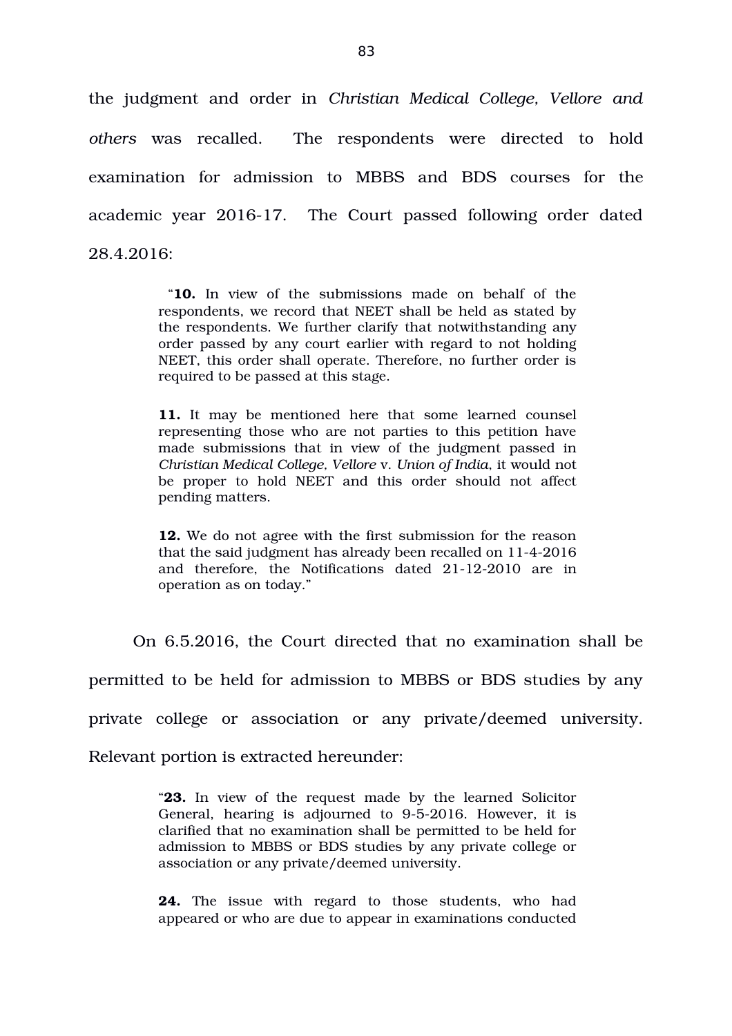the judgment and order in *Christian Medical College, Vellore and others* was recalled. The respondents were directed to hold examination for admission to MBBS and BDS courses for the academic year 2016-17. The Court passed following order dated 28.4.2016:

> "**10.** In view of the submissions made on behalf of the respondents, we record that NEET shall be held as stated by the respondents. We further clarify that notwithstanding any order passed by any court earlier with regard to not holding NEET, this order shall operate. Therefore, no further order is required to be passed at this stage.
>
> **11.** It may be mentioned here that some learned counsel representing those who are not parties to this petition have made submissions that in view of the judgment passed in *Christian Medical College, Vellore* v. *Union of India*, it would not be proper to hold NEET and this order should not affect pending matters.
>
> **12.** We do not agree with the first submission for the reason that the said judgment has already been recalled on 11-4-2016 and therefore, the Notifications dated 21-12-2010 are in operation as on today."

On 6.5.2016, the Court directed that no examination shall be permitted to be held for admission to MBBS or BDS studies by any private college or association or any private/deemed university. Relevant portion is extracted hereunder:

> "**23.** In view of the request made by the learned Solicitor General, hearing is adjourned to 9-5-2016. However, it is clarified that no examination shall be permitted to be held for admission to MBBS or BDS studies by any private college or association or any private/deemed university.
>
> **24.** The issue with regard to those students, who had appeared or who are due to appear in examinations conducted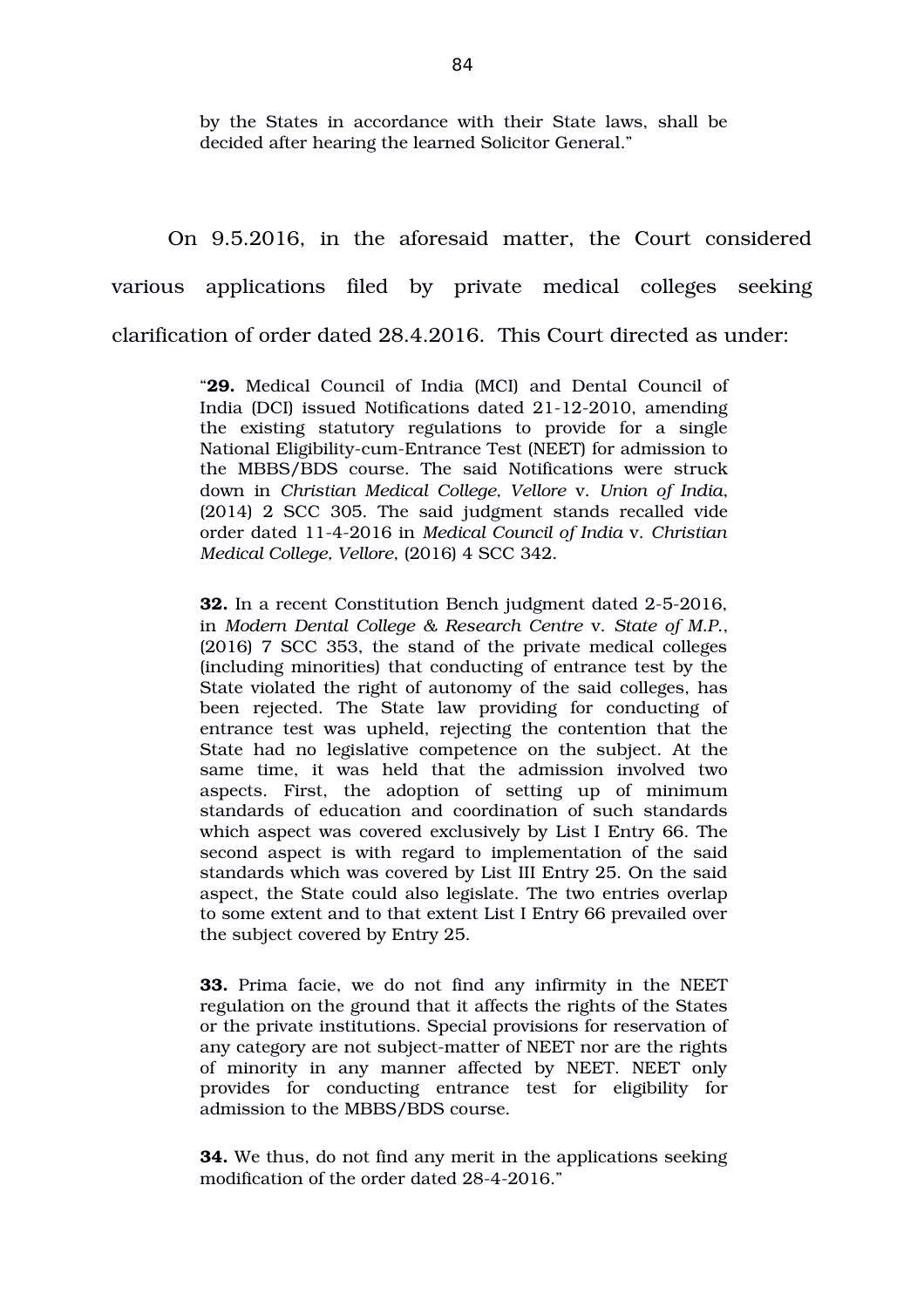by the States in accordance with their State laws, shall be decided after hearing the learned Solicitor General."

On 9.5.2016, in the aforesaid matter, the Court considered various applications filed by private medical colleges seeking clarification of order dated 28.4.2016. This Court directed as under:

> "**29.** Medical Council of India (MCI) and Dental Council of India (DCI) issued Notifications dated 21-12-2010, amending the existing statutory regulations to provide for a single National Eligibility-cum-Entrance Test (NEET) for admission to the MBBS/BDS course. The said Notifications were struck down in *Christian Medical College, Vellore* v. *Union of India*, (2014) 2 SCC 305. The said judgment stands recalled vide order dated 11-4-2016 in *Medical Council of India* v. *Christian Medical College, Vellore*, (2016) 4 SCC 342.
>
> **32.** In a recent Constitution Bench judgment dated 2-5-2016, in *Modern Dental College & Research Centre* v. *State of M.P.*, (2016) 7 SCC 353, the stand of the private medical colleges (including minorities) that conducting of entrance test by the State violated the right of autonomy of the said colleges, has been rejected. The State law providing for conducting of entrance test was upheld, rejecting the contention that the State had no legislative competence on the subject. At the same time, it was held that the admission involved two aspects. First, the adoption of setting up of minimum standards of education and coordination of such standards which aspect was covered exclusively by List I Entry 66. The second aspect is with regard to implementation of the said standards which was covered by List III Entry 25. On the said aspect, the State could also legislate. The two entries overlap to some extent and to that extent List I Entry 66 prevailed over the subject covered by Entry 25.
>
> **33.** Prima facie, we do not find any infirmity in the NEET regulation on the ground that it affects the rights of the States or the private institutions. Special provisions for reservation of any category are not subject-matter of NEET nor are the rights of minority in any manner affected by NEET. NEET only provides for conducting entrance test for eligibility for admission to the MBBS/BDS course.
>
> **34.** We thus, do not find any merit in the applications seeking modification of the order dated 28-4-2016."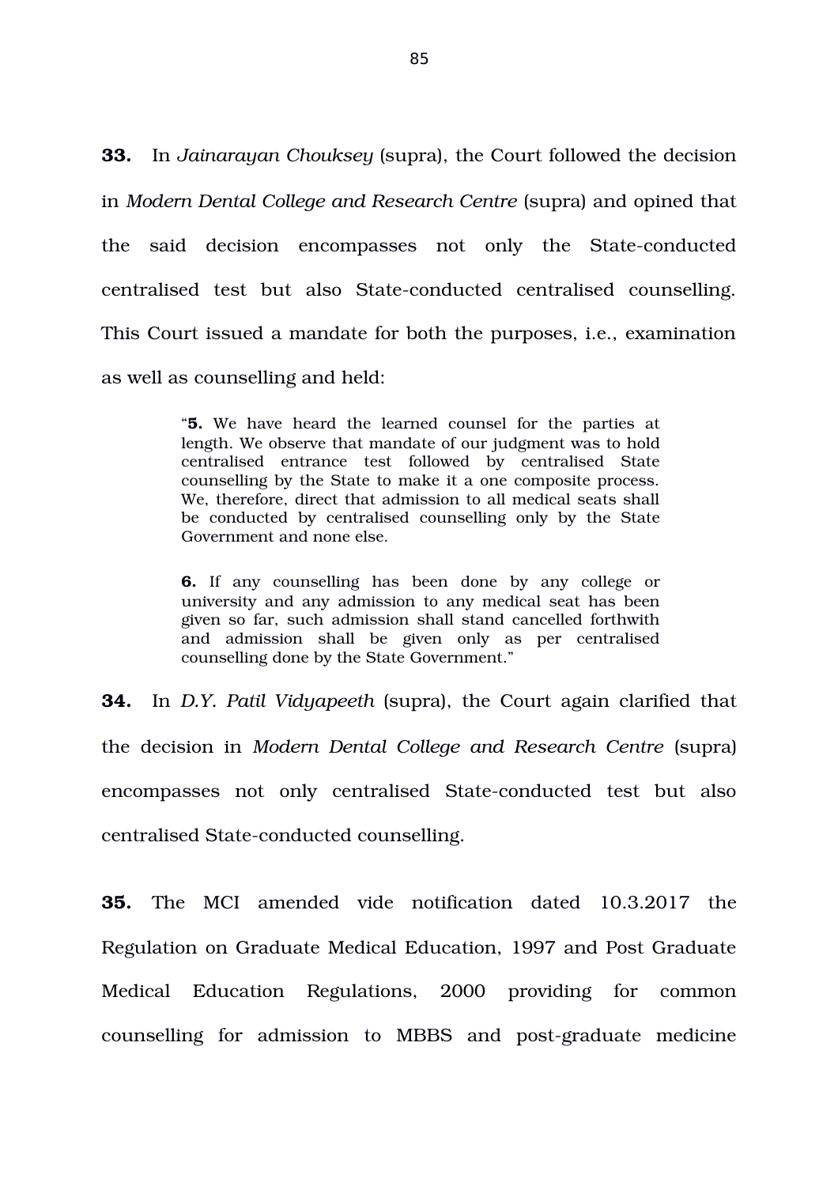**33.** In *Jainarayan Chouksey* (supra), the Court followed the decision in *Modern Dental College and Research Centre* (supra) and opined that the said decision encompasses not only the State-conducted centralised test but also State-conducted centralised counselling. This Court issued a mandate for both the purposes, i.e., examination as well as counselling and held:

> "**5.** We have heard the learned counsel for the parties at length. We observe that mandate of our judgment was to hold centralised entrance test followed by centralised State counselling by the State to make it a one composite process. We, therefore, direct that admission to all medical seats shall be conducted by centralised counselling only by the State Government and none else.
>
> **6.** If any counselling has been done by any college or university and any admission to any medical seat has been given so far, such admission shall stand cancelled forthwith and admission shall be given only as per centralised counselling done by the State Government."

**34.** In *D.Y. Patil Vidyapeeth* (supra), the Court again clarified that the decision in *Modern Dental College and Research Centre* (supra) encompasses not only centralised State-conducted test but also centralised State-conducted counselling.

**35.** The MCI amended vide notification dated 10.3.2017 the Regulation on Graduate Medical Education, 1997 and Post Graduate Medical Education Regulations, 2000 providing for common counselling for admission to MBBS and post-graduate medicine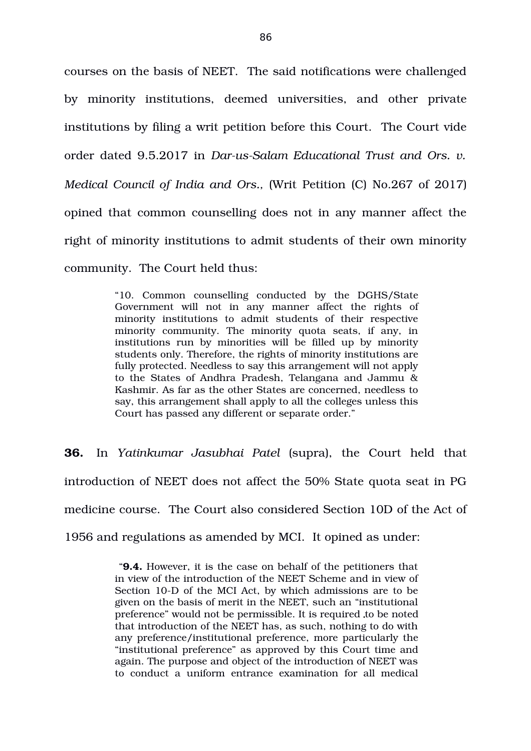courses on the basis of NEET. The said notifications were challenged by minority institutions, deemed universities, and other private institutions by filing a writ petition before this Court. The Court vide order dated 9.5.2017 in *Dar-us-Salam Educational Trust and Ors. v. Medical Council of India and Ors.,* (Writ Petition (C) No.267 of 2017) opined that common counselling does not in any manner affect the right of minority institutions to admit students of their own minority community. The Court held thus:

> "10. Common counselling conducted by the DGHS/State Government will not in any manner affect the rights of minority institutions to admit students of their respective minority community. The minority quota seats, if any, in institutions run by minorities will be filled up by minority students only. Therefore, the rights of minority institutions are fully protected. Needless to say this arrangement will not apply to the States of Andhra Pradesh, Telangana and Jammu & Kashmir. As far as the other States are concerned, needless to say, this arrangement shall apply to all the colleges unless this Court has passed any different or separate order."

**36.** In *Yatinkumar Jasubhai Patel* (supra), the Court held that introduction of NEET does not affect the 50% State quota seat in PG medicine course. The Court also considered Section 10D of the Act of 1956 and regulations as amended by MCI. It opined as under:

> "**9.4.** However, it is the case on behalf of the petitioners that in view of the introduction of the NEET Scheme and in view of Section 10-D of the MCI Act, by which admissions are to be given on the basis of merit in the NEET, such an "institutional preference" would not be permissible. It is required ,to be noted that introduction of the NEET has, as such, nothing to do with any preference/institutional preference, more particularly the "institutional preference" as approved by this Court time and again. The purpose and object of the introduction of NEET was to conduct a uniform entrance examination for all medical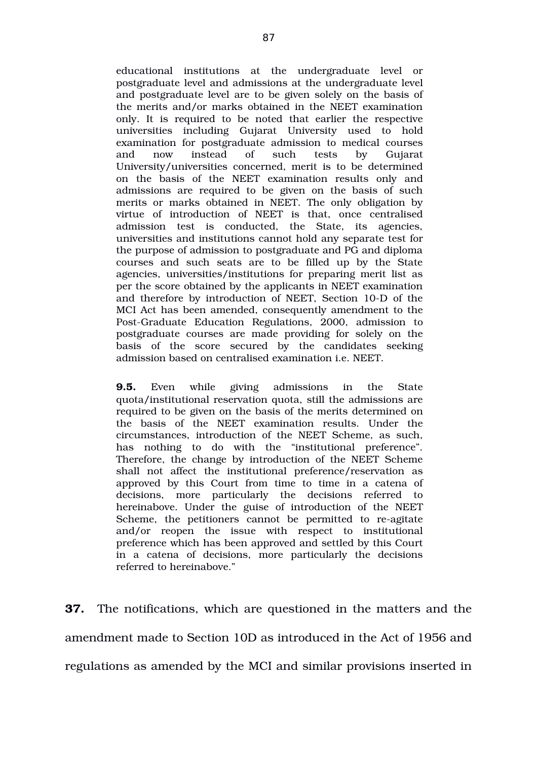> educational institutions at the undergraduate level or postgraduate level and admissions at the undergraduate level and postgraduate level are to be given solely on the basis of the merits and/or marks obtained in the NEET examination only. It is required to be noted that earlier the respective universities including Gujarat University used to hold examination for postgraduate admission to medical courses and now instead of such tests by Gujarat University/universities concerned, merit is to be determined on the basis of the NEET examination results only and admissions are required to be given on the basis of such merits or marks obtained in NEET. The only obligation by virtue of introduction of NEET is that, once centralised admission test is conducted, the State, its agencies, universities and institutions cannot hold any separate test for the purpose of admission to postgraduate and PG and diploma courses and such seats are to be filled up by the State agencies, universities/institutions for preparing merit list as per the score obtained by the applicants in NEET examination and therefore by introduction of NEET, Section 10-D of the MCI Act has been amended, consequently amendment to the Post-Graduate Education Regulations, 2000, admission to postgraduate courses are made providing for solely on the basis of the score secured by the candidates seeking admission based on centralised examination i.e. NEET.
>
> **9.5.** Even while giving admissions in the State quota/institutional reservation quota, still the admissions are required to be given on the basis of the merits determined on the basis of the NEET examination results. Under the circumstances, introduction of the NEET Scheme, as such, has nothing to do with the "institutional preference". Therefore, the change by introduction of the NEET Scheme shall not affect the institutional preference/reservation as approved by this Court from time to time in a catena of decisions, more particularly the decisions referred to hereinabove. Under the guise of introduction of the NEET Scheme, the petitioners cannot be permitted to re-agitate and/or reopen the issue with respect to institutional preference which has been approved and settled by this Court in a catena of decisions, more particularly the decisions referred to hereinabove."

**37.** The notifications, which are questioned in the matters and the amendment made to Section 10D as introduced in the Act of 1956 and regulations as amended by the MCI and similar provisions inserted in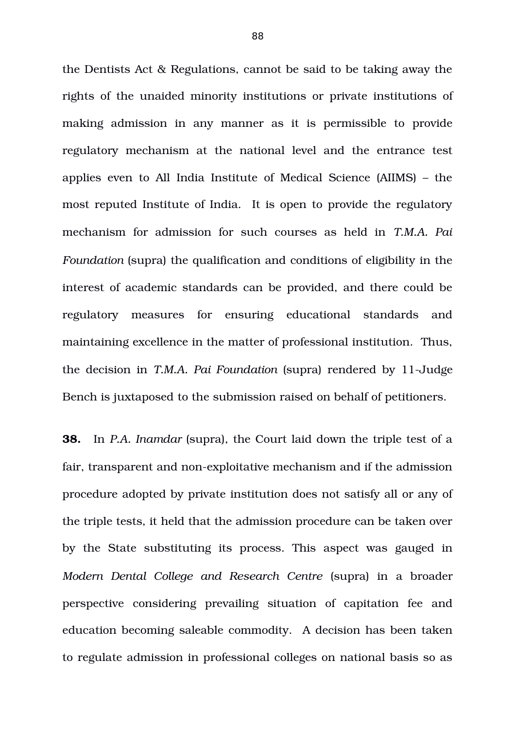the Dentists Act & Regulations, cannot be said to be taking away the rights of the unaided minority institutions or private institutions of making admission in any manner as it is permissible to provide regulatory mechanism at the national level and the entrance test applies even to All India Institute of Medical Science (AIIMS) – the most reputed Institute of India. It is open to provide the regulatory mechanism for admission for such courses as held in *T.M.A. Pai Foundation* (supra) the qualification and conditions of eligibility in the interest of academic standards can be provided, and there could be regulatory measures for ensuring educational standards and maintaining excellence in the matter of professional institution. Thus, the decision in *T.M.A. Pai Foundation* (supra) rendered by 11-Judge Bench is juxtaposed to the submission raised on behalf of petitioners.

**38.** In *P.A. Inamdar* (supra), the Court laid down the triple test of a fair, transparent and non-exploitative mechanism and if the admission procedure adopted by private institution does not satisfy all or any of the triple tests, it held that the admission procedure can be taken over by the State substituting its process. This aspect was gauged in *Modern Dental College and Research Centre* (supra) in a broader perspective considering prevailing situation of capitation fee and education becoming saleable commodity. A decision has been taken to regulate admission in professional colleges on national basis so as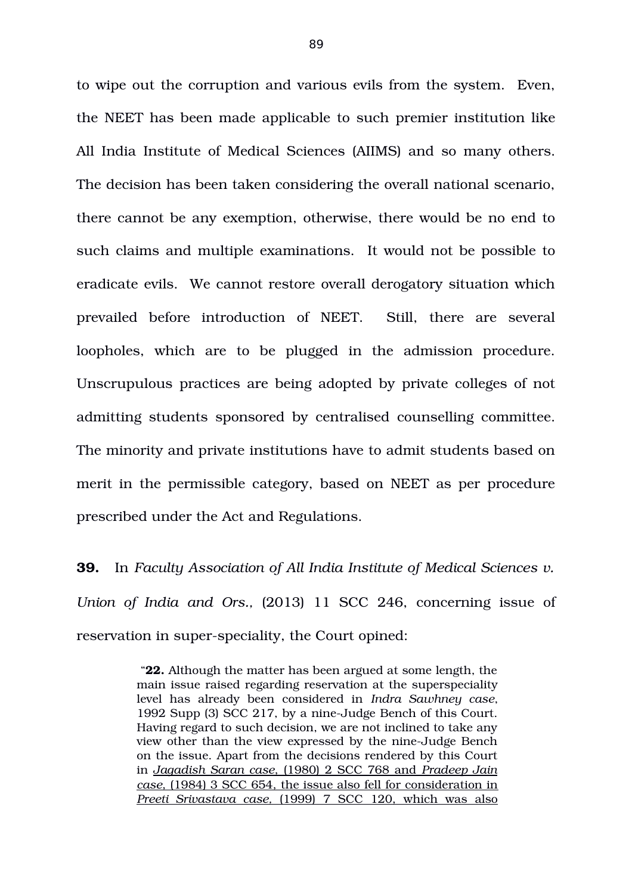to wipe out the corruption and various evils from the system. Even, the NEET has been made applicable to such premier institution like All India Institute of Medical Sciences (AIIMS) and so many others. The decision has been taken considering the overall national scenario, there cannot be any exemption, otherwise, there would be no end to such claims and multiple examinations. It would not be possible to eradicate evils. We cannot restore overall derogatory situation which prevailed before introduction of NEET. Still, there are several loopholes, which are to be plugged in the admission procedure. Unscrupulous practices are being adopted by private colleges of not admitting students sponsored by centralised counselling committee. The minority and private institutions have to admit students based on merit in the permissible category, based on NEET as per procedure prescribed under the Act and Regulations.

**39.** In *Faculty Association of All India Institute of Medical Sciences v. Union of India and Ors.,* (2013) 11 SCC 246, concerning issue of reservation in super-speciality, the Court opined:

> "**22.** Although the matter has been argued at some length, the main issue raised regarding reservation at the superspeciality level has already been considered in *Indra Sawhney case*, 1992 Supp (3) SCC 217, by a nine-Judge Bench of this Court. Having regard to such decision, we are not inclined to take any view other than the view expressed by the nine-Judge Bench on the issue. Apart from the decisions rendered by this Court in <u>*Jagadish Saran case*, (1980) 2 SCC 768 and *Pradeep Jain case*, (1984) 3 SCC 654, the issue also fell for consideration in *Preeti Srivastava case,* (1999) 7 SCC 120, which was also</u>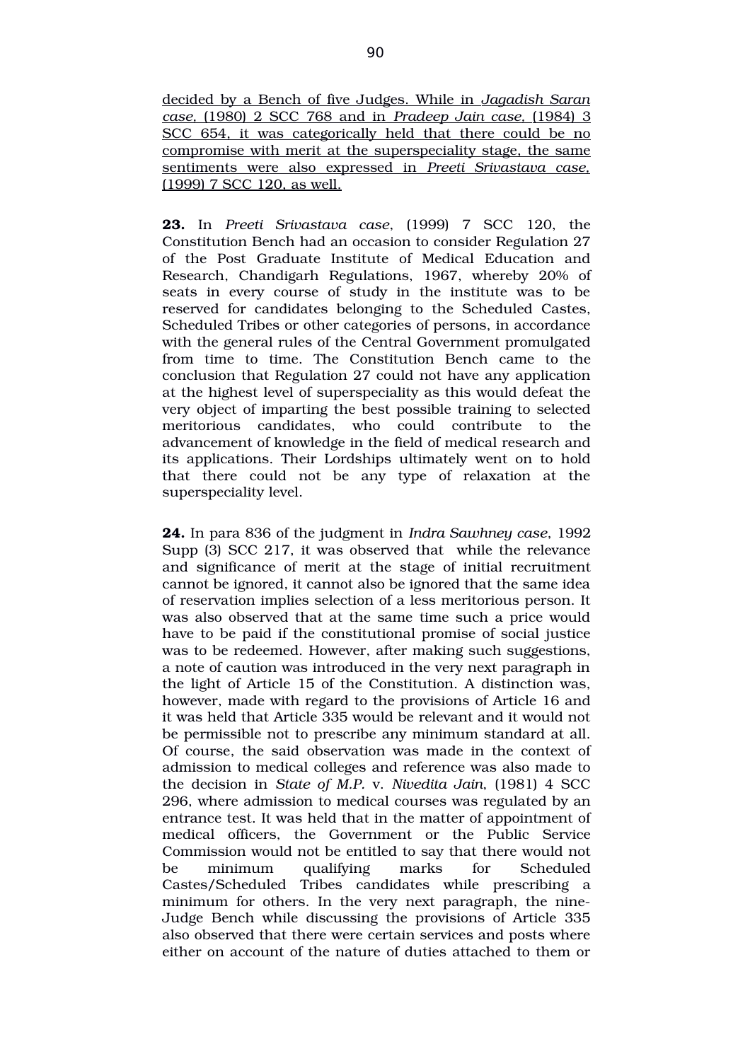<u>decided by a Bench of five Judges. While in *Jagadish Saran case*, (1980) 2 SCC 768 and in *Pradeep Jain case*, (1984) 3 SCC 654, it was categorically held that there could be no compromise with merit at the superspeciality stage, the same sentiments were also expressed in *Preeti Srivastava case*, (1999) 7 SCC 120, as well.</u>

**23.** In *Preeti Srivastava case*, (1999) 7 SCC 120, the Constitution Bench had an occasion to consider Regulation 27 of the Post Graduate Institute of Medical Education and Research, Chandigarh Regulations, 1967, whereby 20% of seats in every course of study in the institute was to be reserved for candidates belonging to the Scheduled Castes, Scheduled Tribes or other categories of persons, in accordance with the general rules of the Central Government promulgated from time to time. The Constitution Bench came to the conclusion that Regulation 27 could not have any application at the highest level of superspeciality as this would defeat the very object of imparting the best possible training to selected meritorious candidates, who could contribute to the advancement of knowledge in the field of medical research and its applications. Their Lordships ultimately went on to hold that there could not be any type of relaxation at the superspeciality level.

**24.** In para 836 of the judgment in *Indra Sawhney case*, 1992 Supp (3) SCC 217, it was observed that while the relevance and significance of merit at the stage of initial recruitment cannot be ignored, it cannot also be ignored that the same idea of reservation implies selection of a less meritorious person. It was also observed that at the same time such a price would have to be paid if the constitutional promise of social justice was to be redeemed. However, after making such suggestions, a note of caution was introduced in the very next paragraph in the light of Article 15 of the Constitution. A distinction was, however, made with regard to the provisions of Article 16 and it was held that Article 335 would be relevant and it would not be permissible not to prescribe any minimum standard at all. Of course, the said observation was made in the context of admission to medical colleges and reference was also made to the decision in *State of M.P.* v. *Nivedita Jain*, (1981) 4 SCC 296, where admission to medical courses was regulated by an entrance test. It was held that in the matter of appointment of medical officers, the Government or the Public Service Commission would not be entitled to say that there would not be minimum qualifying marks for Scheduled Castes/Scheduled Tribes candidates while prescribing a minimum for others. In the very next paragraph, the nine-Judge Bench while discussing the provisions of Article 335 also observed that there were certain services and posts where either on account of the nature of duties attached to them or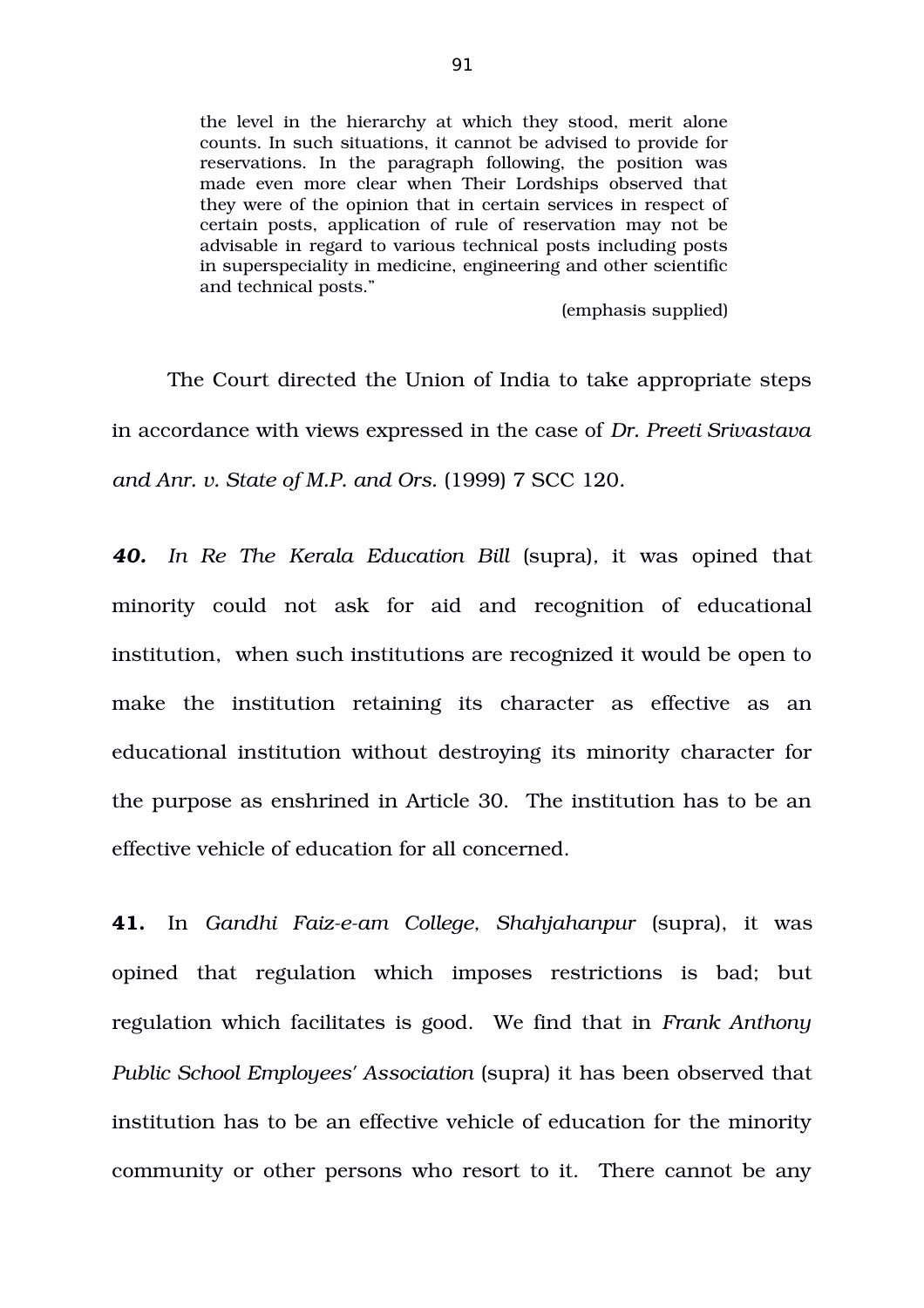> the level in the hierarchy at which they stood, merit alone counts. In such situations, it cannot be advised to provide for reservations. In the paragraph following, the position was made even more clear when Their Lordships observed that they were of the opinion that in certain services in respect of certain posts, application of rule of reservation may not be advisable in regard to various technical posts including posts in superspeciality in medicine, engineering and other scientific and technical posts."
>
> (emphasis supplied)

The Court directed the Union of India to take appropriate steps in accordance with views expressed in the case of *Dr. Preeti Srivastava and Anr. v. State of M.P. and Ors.* (1999) 7 SCC 120.

***40.*** *In Re The Kerala Education Bill* (supra), it was opined that minority could not ask for aid and recognition of educational institution, when such institutions are recognized it would be open to make the institution retaining its character as effective as an educational institution without destroying its minority character for the purpose as enshrined in Article 30. The institution has to be an effective vehicle of education for all concerned.

**41.** In *Gandhi Faiz-e-am College, Shahjahanpur* (supra), it was opined that regulation which imposes restrictions is bad; but regulation which facilitates is good. We find that in *Frank Anthony Public School Employees' Association* (supra) it has been observed that institution has to be an effective vehicle of education for the minority community or other persons who resort to it. There cannot be any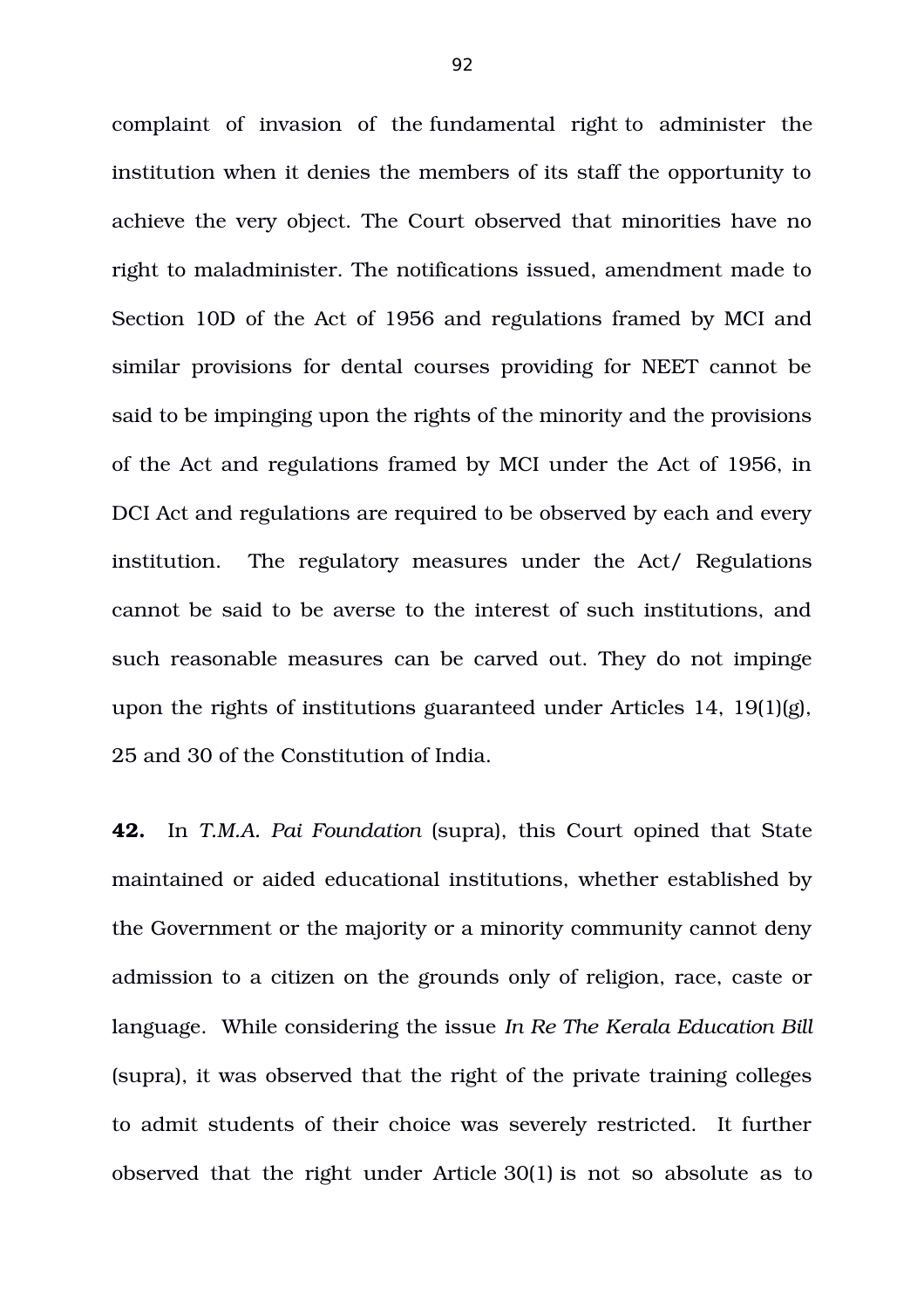complaint of invasion of the fundamental right to administer the institution when it denies the members of its staff the opportunity to achieve the very object. The Court observed that minorities have no right to maladminister. The notifications issued, amendment made to Section 10D of the Act of 1956 and regulations framed by MCI and similar provisions for dental courses providing for NEET cannot be said to be impinging upon the rights of the minority and the provisions of the Act and regulations framed by MCI under the Act of 1956, in DCI Act and regulations are required to be observed by each and every institution. The regulatory measures under the Act/ Regulations cannot be said to be averse to the interest of such institutions, and such reasonable measures can be carved out. They do not impinge upon the rights of institutions guaranteed under Articles 14, 19(1)(g), 25 and 30 of the Constitution of India.

**42.** In *T.M.A. Pai Foundation* (supra), this Court opined that State maintained or aided educational institutions, whether established by the Government or the majority or a minority community cannot deny admission to a citizen on the grounds only of religion, race, caste or language. While considering the issue *In Re The Kerala Education Bill* (supra), it was observed that the right of the private training colleges to admit students of their choice was severely restricted. It further observed that the right under Article 30(1) is not so absolute as to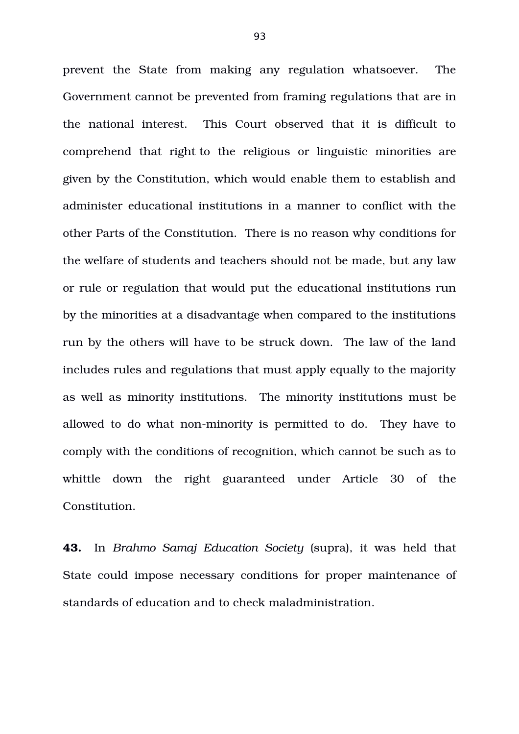prevent the State from making any regulation whatsoever. The Government cannot be prevented from framing regulations that are in the national interest. This Court observed that it is difficult to comprehend that right to the religious or linguistic minorities are given by the Constitution, which would enable them to establish and administer educational institutions in a manner to conflict with the other Parts of the Constitution. There is no reason why conditions for the welfare of students and teachers should not be made, but any law or rule or regulation that would put the educational institutions run by the minorities at a disadvantage when compared to the institutions run by the others will have to be struck down. The law of the land includes rules and regulations that must apply equally to the majority as well as minority institutions. The minority institutions must be allowed to do what non-minority is permitted to do. They have to comply with the conditions of recognition, which cannot be such as to whittle down the right guaranteed under Article 30 of the Constitution.

**43.** In *Brahmo Samaj Education Society* (supra), it was held that State could impose necessary conditions for proper maintenance of standards of education and to check maladministration.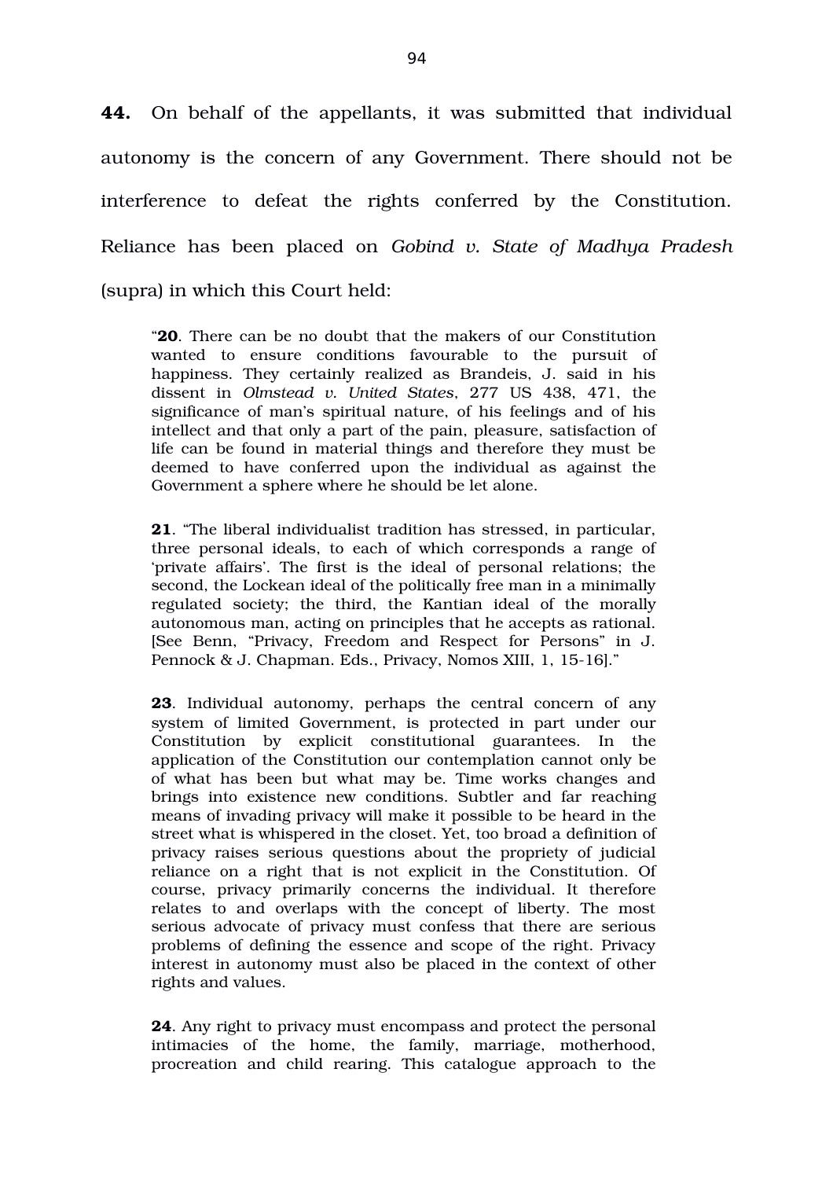**44.** On behalf of the appellants, it was submitted that individual autonomy is the concern of any Government. There should not be interference to defeat the rights conferred by the Constitution. Reliance has been placed on *Gobind v. State of Madhya Pradesh* (supra) in which this Court held:

> "**20**. There can be no doubt that the makers of our Constitution wanted to ensure conditions favourable to the pursuit of happiness. They certainly realized as Brandeis, J. said in his dissent in *Olmstead v. United States*, 277 US 438, 471, the significance of man's spiritual nature, of his feelings and of his intellect and that only a part of the pain, pleasure, satisfaction of life can be found in material things and therefore they must be deemed to have conferred upon the individual as against the Government a sphere where he should be let alone.
>
> **21**. "The liberal individualist tradition has stressed, in particular, three personal ideals, to each of which corresponds a range of 'private affairs'. The first is the ideal of personal relations; the second, the Lockean ideal of the politically free man in a minimally regulated society; the third, the Kantian ideal of the morally autonomous man, acting on principles that he accepts as rational. [See Benn, "Privacy, Freedom and Respect for Persons" in J. Pennock & J. Chapman. Eds., Privacy, Nomos XIII, 1, 15-16]."
>
> **23**. Individual autonomy, perhaps the central concern of any system of limited Government, is protected in part under our Constitution by explicit constitutional guarantees. In the application of the Constitution our contemplation cannot only be of what has been but what may be. Time works changes and brings into existence new conditions. Subtler and far reaching means of invading privacy will make it possible to be heard in the street what is whispered in the closet. Yet, too broad a definition of privacy raises serious questions about the propriety of judicial reliance on a right that is not explicit in the Constitution. Of course, privacy primarily concerns the individual. It therefore relates to and overlaps with the concept of liberty. The most serious advocate of privacy must confess that there are serious problems of defining the essence and scope of the right. Privacy interest in autonomy must also be placed in the context of other rights and values.
>
> **24**. Any right to privacy must encompass and protect the personal intimacies of the home, the family, marriage, motherhood, procreation and child rearing. This catalogue approach to the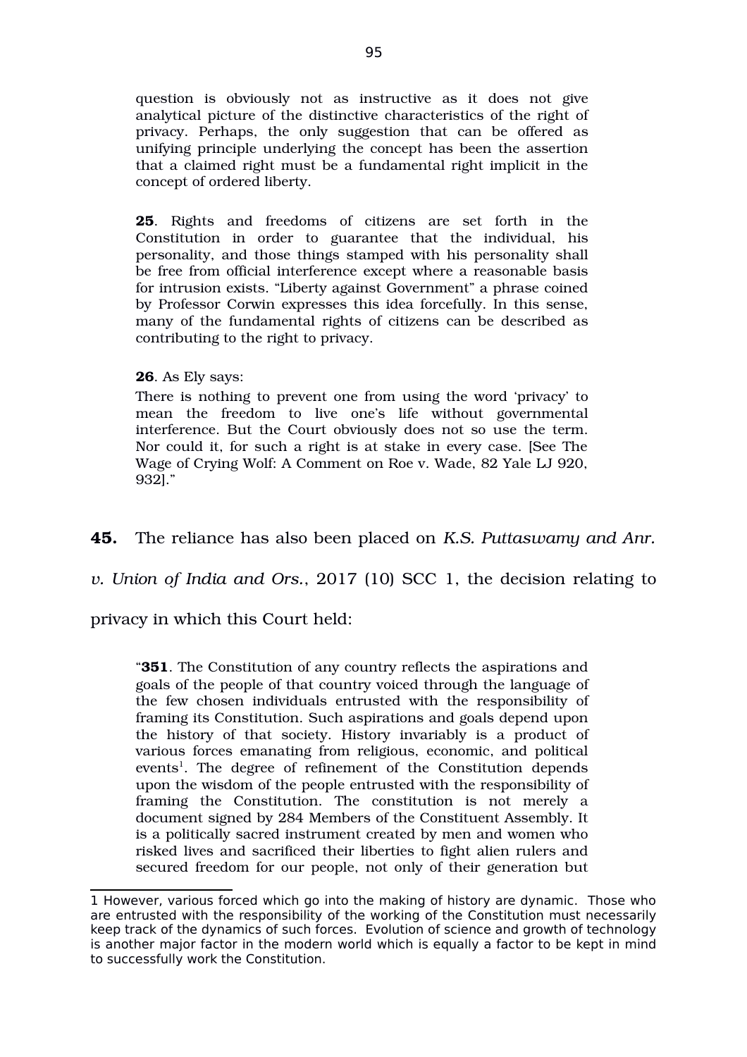question is obviously not as instructive as it does not give analytical picture of the distinctive characteristics of the right of privacy. Perhaps, the only suggestion that can be offered as unifying principle underlying the concept has been the assertion that a claimed right must be a fundamental right implicit in the concept of ordered liberty.

> **25**. Rights and freedoms of citizens are set forth in the Constitution in order to guarantee that the individual, his personality, and those things stamped with his personality shall be free from official interference except where a reasonable basis for intrusion exists. "Liberty against Government" a phrase coined by Professor Corwin expresses this idea forcefully. In this sense, many of the fundamental rights of citizens can be described as contributing to the right to privacy.
>
> **26**. As Ely says:
>
> There is nothing to prevent one from using the word 'privacy' to mean the freedom to live one's life without governmental interference. But the Court obviously does not so use the term. Nor could it, for such a right is at stake in every case. [See The Wage of Crying Wolf: A Comment on Roe v. Wade, 82 Yale LJ 920, 932]."

**45.** The reliance has also been placed on *K.S. Puttaswamy and Anr. v. Union of India and Ors.*, 2017 (10) SCC 1, the decision relating to privacy in which this Court held:

> "**351**. The Constitution of any country reflects the aspirations and goals of the people of that country voiced through the language of the few chosen individuals entrusted with the responsibility of framing its Constitution. Such aspirations and goals depend upon the history of that society. History invariably is a product of various forces emanating from religious, economic, and political events[1]. The degree of refinement of the Constitution depends upon the wisdom of the people entrusted with the responsibility of framing the Constitution. The constitution is not merely a document signed by 284 Members of the Constituent Assembly. It is a politically sacred instrument created by men and women who risked lives and sacrificed their liberties to fight alien rulers and secured freedom for our people, not only of their generation but

---

1 However, various forced which go into the making of history are dynamic. Those who are entrusted with the responsibility of the working of the Constitution must necessarily keep track of the dynamics of such forces. Evolution of science and growth of technology is another major factor in the modern world which is equally a factor to be kept in mind to successfully work the Constitution.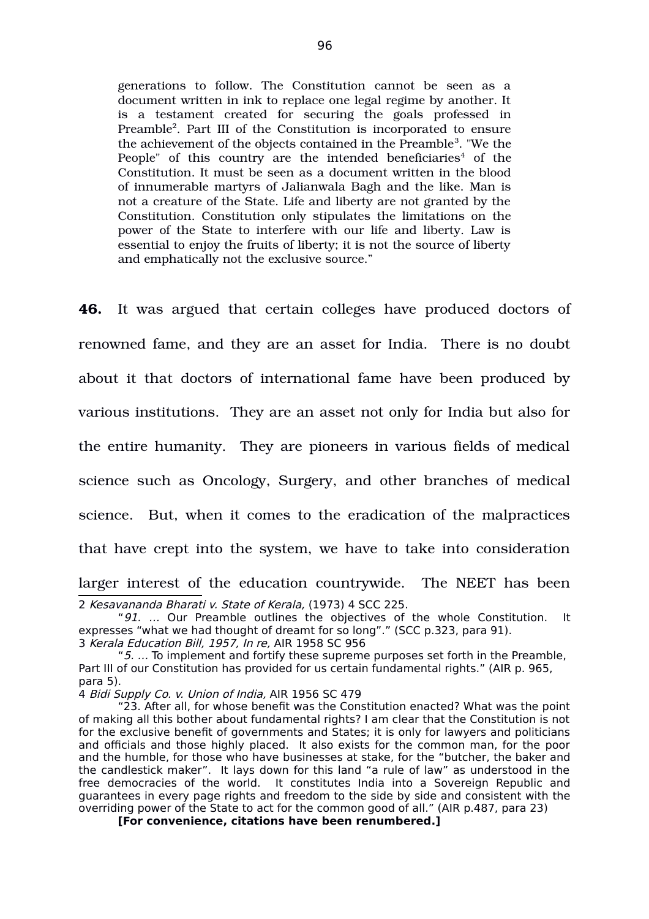> generations to follow. The Constitution cannot be seen as a document written in ink to replace one legal regime by another. It is a testament created for securing the goals professed in Preamble[2]. Part III of the Constitution is incorporated to ensure the achievement of the objects contained in the Preamble[3]. "We the People" of this country are the intended beneficiaries[4] of the Constitution. It must be seen as a document written in the blood of innumerable martyrs of Jalianwala Bagh and the like. Man is not a creature of the State. Life and liberty are not granted by the Constitution. Constitution only stipulates the limitations on the power of the State to interfere with our life and liberty. Law is essential to enjoy the fruits of liberty; it is not the source of liberty and emphatically not the exclusive source."

**46.** It was argued that certain colleges have produced doctors of renowned fame, and they are an asset for India. There is no doubt about it that doctors of international fame have been produced by various institutions. They are an asset not only for India but also for the entire humanity. They are pioneers in various fields of medical science such as Oncology, Surgery, and other branches of medical science. But, when it comes to the eradication of the malpractices that have crept into the system, we have to take into consideration larger interest of the education countrywide. The NEET has been

---

2 *Kesavananda Bharati v. State of Kerala,* (1973) 4 SCC 225.

"*91. …* Our Preamble outlines the objectives of the whole Constitution. It expresses "what we had thought of dreamt for so long"." (SCC p.323, para 91).

3 *Kerala Education Bill, 1957, In re,* AIR 1958 SC 956

"*5. …* To implement and fortify these supreme purposes set forth in the Preamble, Part III of our Constitution has provided for us certain fundamental rights." (AIR p. 965, para 5).

4 *Bidi Supply Co. v. Union of India,* AIR 1956 SC 479

"23. After all, for whose benefit was the Constitution enacted? What was the point of making all this bother about fundamental rights? I am clear that the Constitution is not for the exclusive benefit of governments and States; it is only for lawyers and politicians and officials and those highly placed. It also exists for the common man, for the poor and the humble, for those who have businesses at stake, for the "butcher, the baker and the candlestick maker". It lays down for this land "a rule of law" as understood in the free democracies of the world. It constitutes India into a Sovereign Republic and guarantees in every page rights and freedom to the side by side and consistent with the overriding power of the State to act for the common good of all." (AIR p.487, para 23)

**[For convenience, citations have been renumbered.]**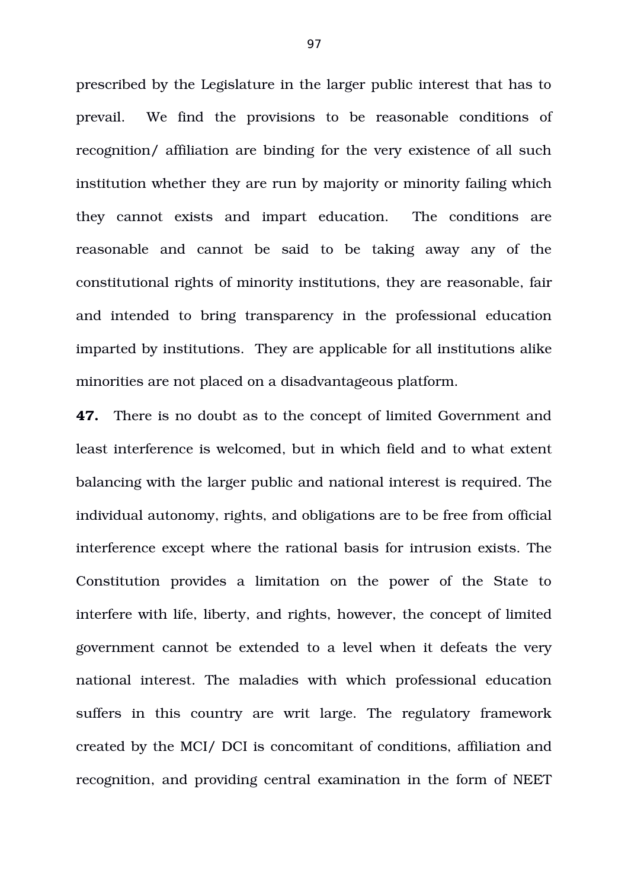prescribed by the Legislature in the larger public interest that has to prevail. We find the provisions to be reasonable conditions of recognition/ affiliation are binding for the very existence of all such institution whether they are run by majority or minority failing which they cannot exists and impart education. The conditions are reasonable and cannot be said to be taking away any of the constitutional rights of minority institutions, they are reasonable, fair and intended to bring transparency in the professional education imparted by institutions. They are applicable for all institutions alike minorities are not placed on a disadvantageous platform.

**47.** There is no doubt as to the concept of limited Government and least interference is welcomed, but in which field and to what extent balancing with the larger public and national interest is required. The individual autonomy, rights, and obligations are to be free from official interference except where the rational basis for intrusion exists. The Constitution provides a limitation on the power of the State to interfere with life, liberty, and rights, however, the concept of limited government cannot be extended to a level when it defeats the very national interest. The maladies with which professional education suffers in this country are writ large. The regulatory framework created by the MCI/ DCI is concomitant of conditions, affiliation and recognition, and providing central examination in the form of NEET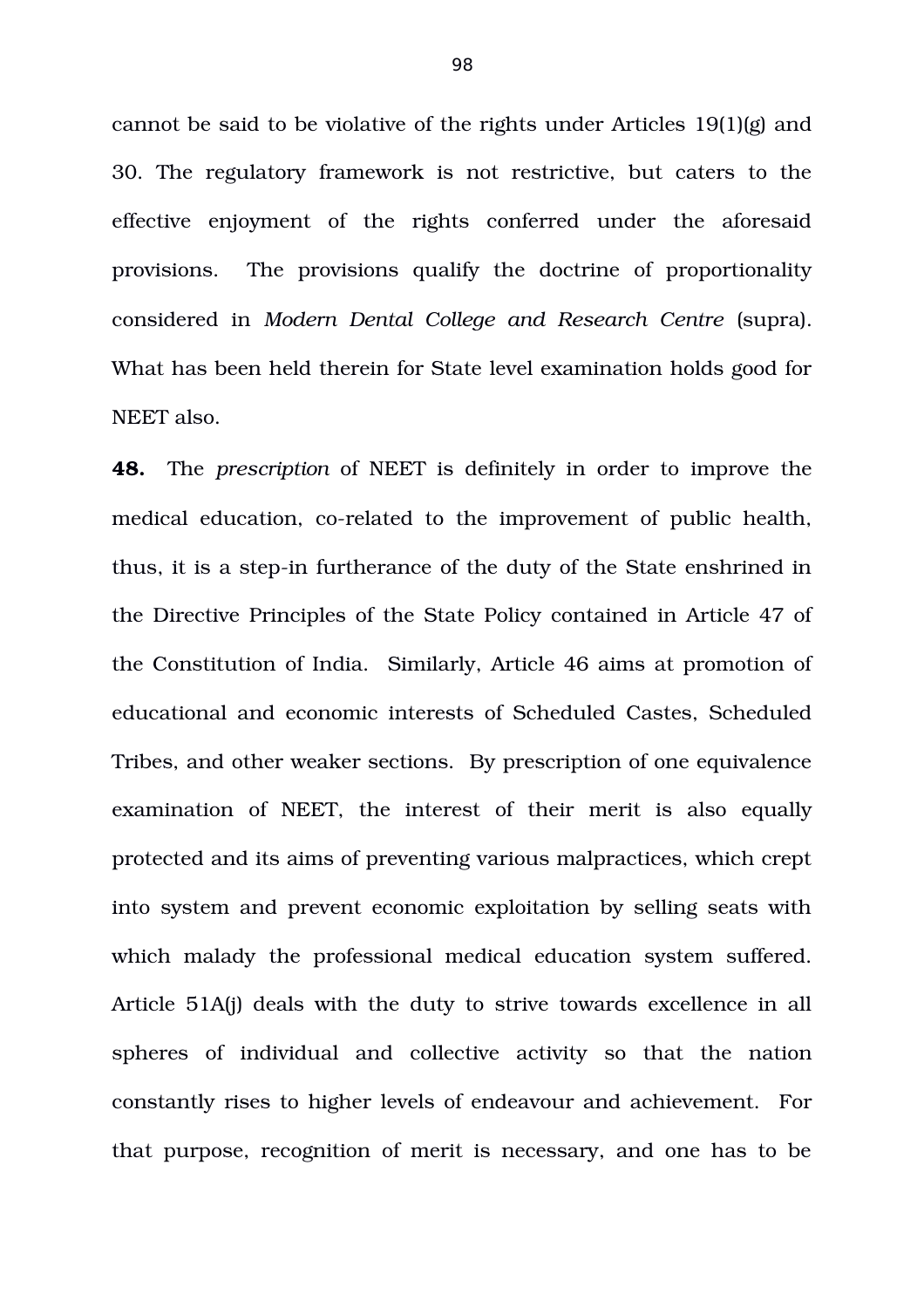cannot be said to be violative of the rights under Articles 19(1)(g) and 30. The regulatory framework is not restrictive, but caters to the effective enjoyment of the rights conferred under the aforesaid provisions. The provisions qualify the doctrine of proportionality considered in *Modern Dental College and Research Centre* (supra). What has been held therein for State level examination holds good for NEET also.

**48.** The *prescription* of NEET is definitely in order to improve the medical education, co-related to the improvement of public health, thus, it is a step-in furtherance of the duty of the State enshrined in the Directive Principles of the State Policy contained in Article 47 of the Constitution of India. Similarly, Article 46 aims at promotion of educational and economic interests of Scheduled Castes, Scheduled Tribes, and other weaker sections. By prescription of one equivalence examination of NEET, the interest of their merit is also equally protected and its aims of preventing various malpractices, which crept into system and prevent economic exploitation by selling seats with which malady the professional medical education system suffered. Article 51A(j) deals with the duty to strive towards excellence in all spheres of individual and collective activity so that the nation constantly rises to higher levels of endeavour and achievement. For that purpose, recognition of merit is necessary, and one has to be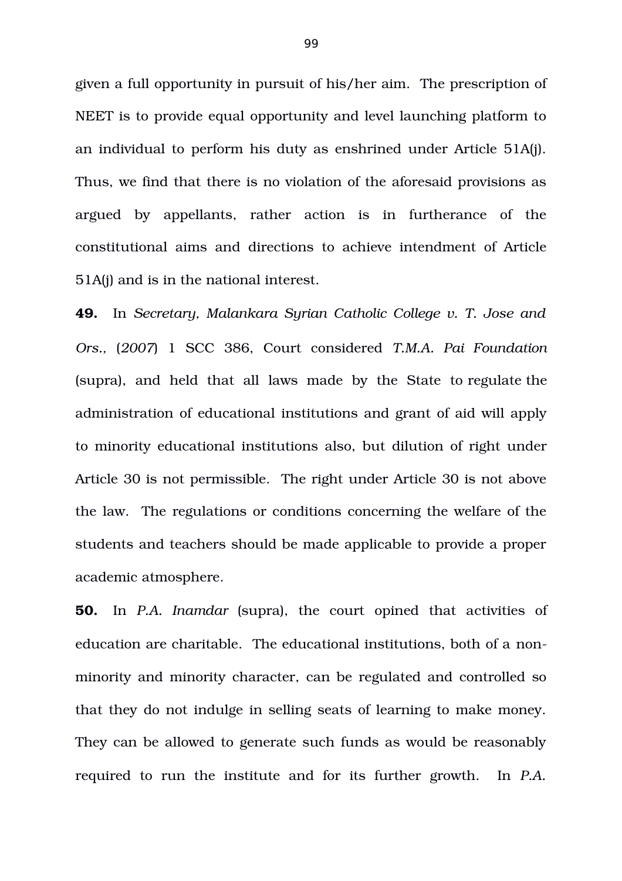given a full opportunity in pursuit of his/her aim. The prescription of NEET is to provide equal opportunity and level launching platform to an individual to perform his duty as enshrined under Article 51A(j). Thus, we find that there is no violation of the aforesaid provisions as argued by appellants, rather action is in furtherance of the constitutional aims and directions to achieve intendment of Article 51A(j) and is in the national interest.

**49.** In *Secretary, Malankara Syrian Catholic College v. T. Jose and Ors., (2007)* 1 SCC 386, Court considered *T.M.A. Pai Foundation* (supra), and held that all laws made by the State to regulate the administration of educational institutions and grant of aid will apply to minority educational institutions also, but dilution of right under Article 30 is not permissible. The right under Article 30 is not above the law. The regulations or conditions concerning the welfare of the students and teachers should be made applicable to provide a proper academic atmosphere.

**50.** In *P.A. Inamdar* (supra), the court opined that activities of education are charitable. The educational institutions, both of a non-minority and minority character, can be regulated and controlled so that they do not indulge in selling seats of learning to make money. They can be allowed to generate such funds as would be reasonably required to run the institute and for its further growth. In *P.A.*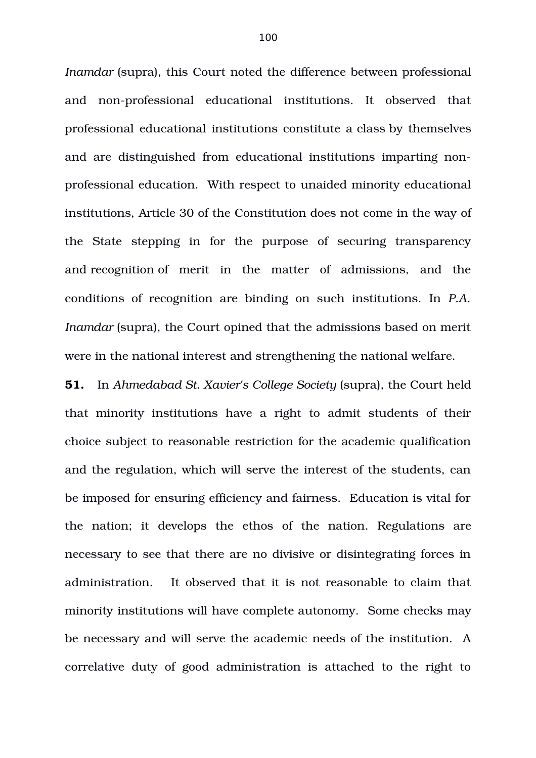*Inamdar* (supra), this Court noted the difference between professional and non-professional educational institutions. It observed that professional educational institutions constitute a class by themselves and are distinguished from educational institutions imparting non-professional education. With respect to unaided minority educational institutions, Article 30 of the Constitution does not come in the way of the State stepping in for the purpose of securing transparency and recognition of merit in the matter of admissions, and the conditions of recognition are binding on such institutions. In *P.A. Inamdar* (supra), the Court opined that the admissions based on merit were in the national interest and strengthening the national welfare.

**51.** In *Ahmedabad St. Xavier's College Society* (supra), the Court held that minority institutions have a right to admit students of their choice subject to reasonable restriction for the academic qualification and the regulation, which will serve the interest of the students, can be imposed for ensuring efficiency and fairness. Education is vital for the nation; it develops the ethos of the nation. Regulations are necessary to see that there are no divisive or disintegrating forces in administration. It observed that it is not reasonable to claim that minority institutions will have complete autonomy. Some checks may be necessary and will serve the academic needs of the institution. A correlative duty of good administration is attached to the right to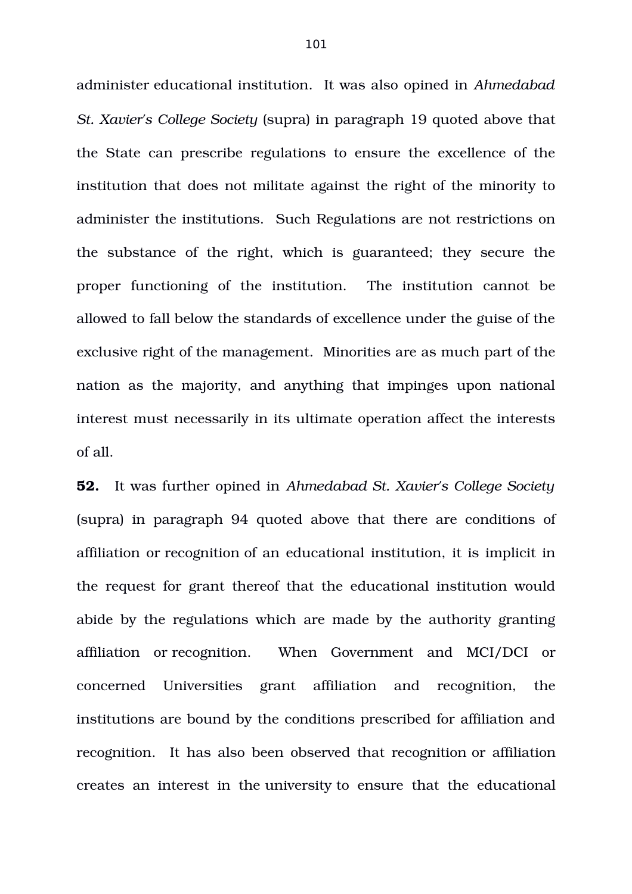administer educational institution. It was also opined in *Ahmedabad St. Xavier's College Society* (supra) in paragraph 19 quoted above that the State can prescribe regulations to ensure the excellence of the institution that does not militate against the right of the minority to administer the institutions. Such Regulations are not restrictions on the substance of the right, which is guaranteed; they secure the proper functioning of the institution. The institution cannot be allowed to fall below the standards of excellence under the guise of the exclusive right of the management. Minorities are as much part of the nation as the majority, and anything that impinges upon national interest must necessarily in its ultimate operation affect the interests of all.

**52.** It was further opined in *Ahmedabad St. Xavier's College Society* (supra) in paragraph 94 quoted above that there are conditions of affiliation or recognition of an educational institution, it is implicit in the request for grant thereof that the educational institution would abide by the regulations which are made by the authority granting affiliation or recognition. When Government and MCI/DCI or concerned Universities grant affiliation and recognition, the institutions are bound by the conditions prescribed for affiliation and recognition. It has also been observed that recognition or affiliation creates an interest in the university to ensure that the educational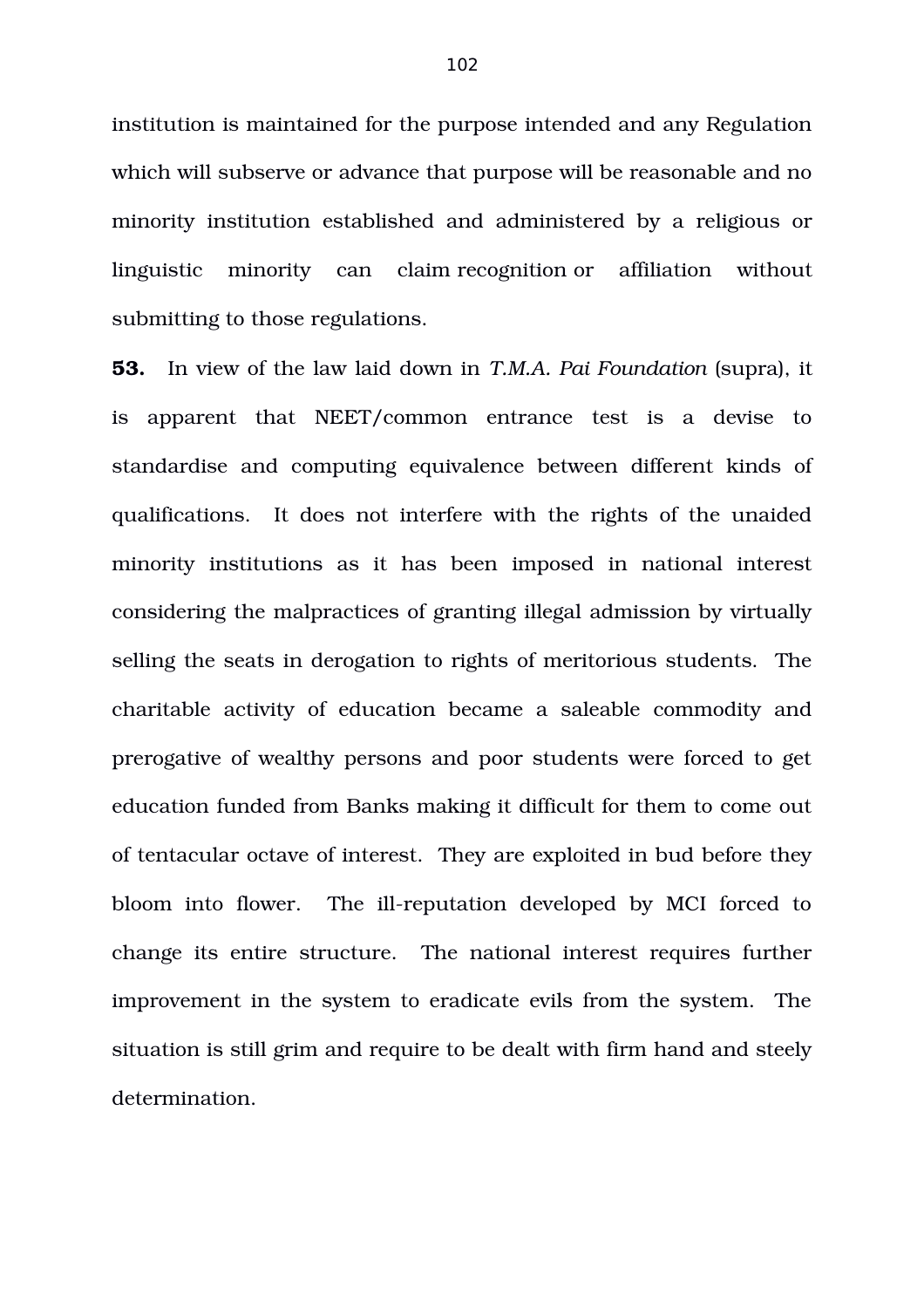institution is maintained for the purpose intended and any Regulation which will subserve or advance that purpose will be reasonable and no minority institution established and administered by a religious or linguistic minority can claim recognition or affiliation without submitting to those regulations.

**53.** In view of the law laid down in *T.M.A. Pai Foundation* (supra), it is apparent that NEET/common entrance test is a devise to standardise and computing equivalence between different kinds of qualifications. It does not interfere with the rights of the unaided minority institutions as it has been imposed in national interest considering the malpractices of granting illegal admission by virtually selling the seats in derogation to rights of meritorious students. The charitable activity of education became a saleable commodity and prerogative of wealthy persons and poor students were forced to get education funded from Banks making it difficult for them to come out of tentacular octave of interest. They are exploited in bud before they bloom into flower. The ill-reputation developed by MCI forced to change its entire structure. The national interest requires further improvement in the system to eradicate evils from the system. The situation is still grim and require to be dealt with firm hand and steely determination.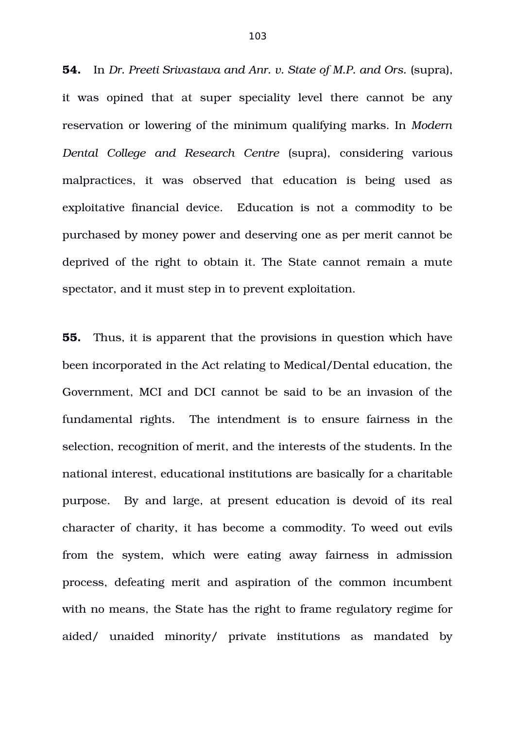**54.** In *Dr. Preeti Srivastava and Anr. v. State of M.P. and Ors.* (supra), it was opined that at super speciality level there cannot be any reservation or lowering of the minimum qualifying marks. In *Modern Dental College and Research Centre* (supra), considering various malpractices, it was observed that education is being used as exploitative financial device. Education is not a commodity to be purchased by money power and deserving one as per merit cannot be deprived of the right to obtain it. The State cannot remain a mute spectator, and it must step in to prevent exploitation.

**55.** Thus, it is apparent that the provisions in question which have been incorporated in the Act relating to Medical/Dental education, the Government, MCI and DCI cannot be said to be an invasion of the fundamental rights. The intendment is to ensure fairness in the selection, recognition of merit, and the interests of the students. In the national interest, educational institutions are basically for a charitable purpose. By and large, at present education is devoid of its real character of charity, it has become a commodity. To weed out evils from the system, which were eating away fairness in admission process, defeating merit and aspiration of the common incumbent with no means, the State has the right to frame regulatory regime for aided/ unaided minority/ private institutions as mandated by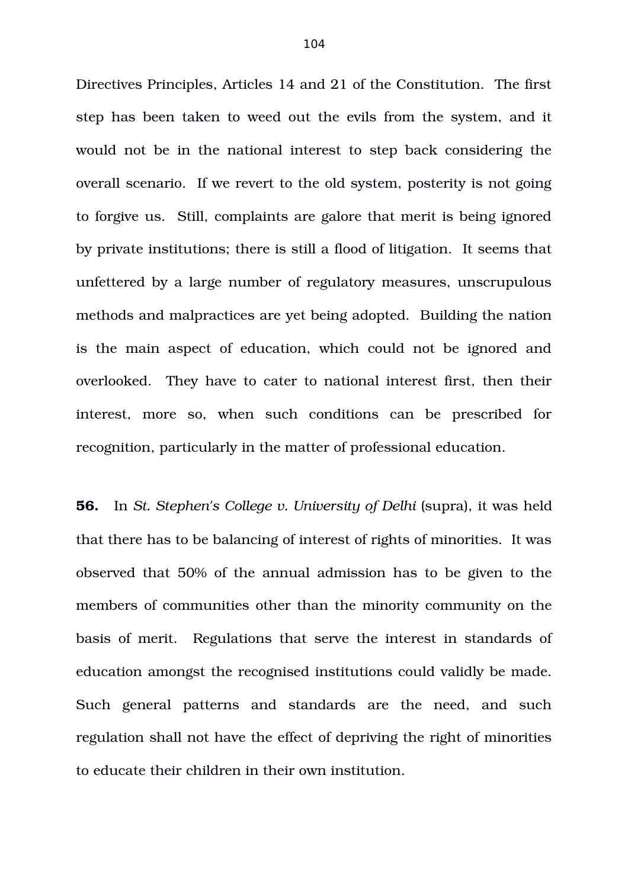Directives Principles, Articles 14 and 21 of the Constitution. The first step has been taken to weed out the evils from the system, and it would not be in the national interest to step back considering the overall scenario. If we revert to the old system, posterity is not going to forgive us. Still, complaints are galore that merit is being ignored by private institutions; there is still a flood of litigation. It seems that unfettered by a large number of regulatory measures, unscrupulous methods and malpractices are yet being adopted. Building the nation is the main aspect of education, which could not be ignored and overlooked. They have to cater to national interest first, then their interest, more so, when such conditions can be prescribed for recognition, particularly in the matter of professional education.

**56.** In *St. Stephen's College v. University of Delhi* (supra), it was held that there has to be balancing of interest of rights of minorities. It was observed that 50% of the annual admission has to be given to the members of communities other than the minority community on the basis of merit. Regulations that serve the interest in standards of education amongst the recognised institutions could validly be made. Such general patterns and standards are the need, and such regulation shall not have the effect of depriving the right of minorities to educate their children in their own institution.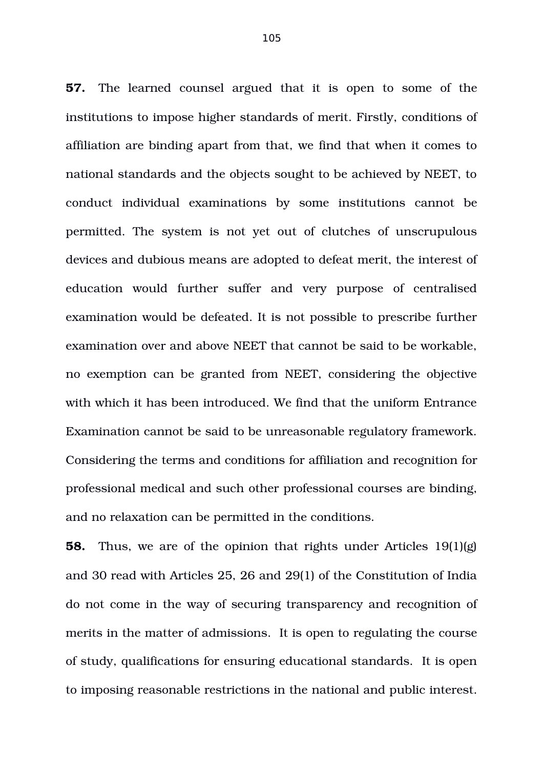**57.** The learned counsel argued that it is open to some of the institutions to impose higher standards of merit. Firstly, conditions of affiliation are binding apart from that, we find that when it comes to national standards and the objects sought to be achieved by NEET, to conduct individual examinations by some institutions cannot be permitted. The system is not yet out of clutches of unscrupulous devices and dubious means are adopted to defeat merit, the interest of education would further suffer and very purpose of centralised examination would be defeated. It is not possible to prescribe further examination over and above NEET that cannot be said to be workable, no exemption can be granted from NEET, considering the objective with which it has been introduced. We find that the uniform Entrance Examination cannot be said to be unreasonable regulatory framework. Considering the terms and conditions for affiliation and recognition for professional medical and such other professional courses are binding, and no relaxation can be permitted in the conditions.

**58.** Thus, we are of the opinion that rights under Articles 19(1)(g) and 30 read with Articles 25, 26 and 29(1) of the Constitution of India do not come in the way of securing transparency and recognition of merits in the matter of admissions. It is open to regulating the course of study, qualifications for ensuring educational standards. It is open to imposing reasonable restrictions in the national and public interest.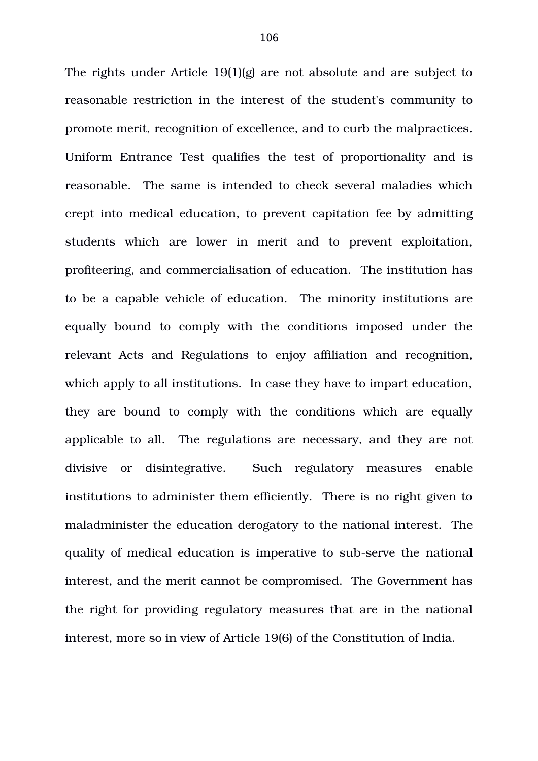The rights under Article 19(1)(g) are not absolute and are subject to reasonable restriction in the interest of the student's community to promote merit, recognition of excellence, and to curb the malpractices. Uniform Entrance Test qualifies the test of proportionality and is reasonable. The same is intended to check several maladies which crept into medical education, to prevent capitation fee by admitting students which are lower in merit and to prevent exploitation, profiteering, and commercialisation of education. The institution has to be a capable vehicle of education. The minority institutions are equally bound to comply with the conditions imposed under the relevant Acts and Regulations to enjoy affiliation and recognition, which apply to all institutions. In case they have to impart education, they are bound to comply with the conditions which are equally applicable to all. The regulations are necessary, and they are not divisive or disintegrative. Such regulatory measures enable institutions to administer them efficiently. There is no right given to maladminister the education derogatory to the national interest. The quality of medical education is imperative to sub-serve the national interest, and the merit cannot be compromised. The Government has the right for providing regulatory measures that are in the national interest, more so in view of Article 19(6) of the Constitution of India.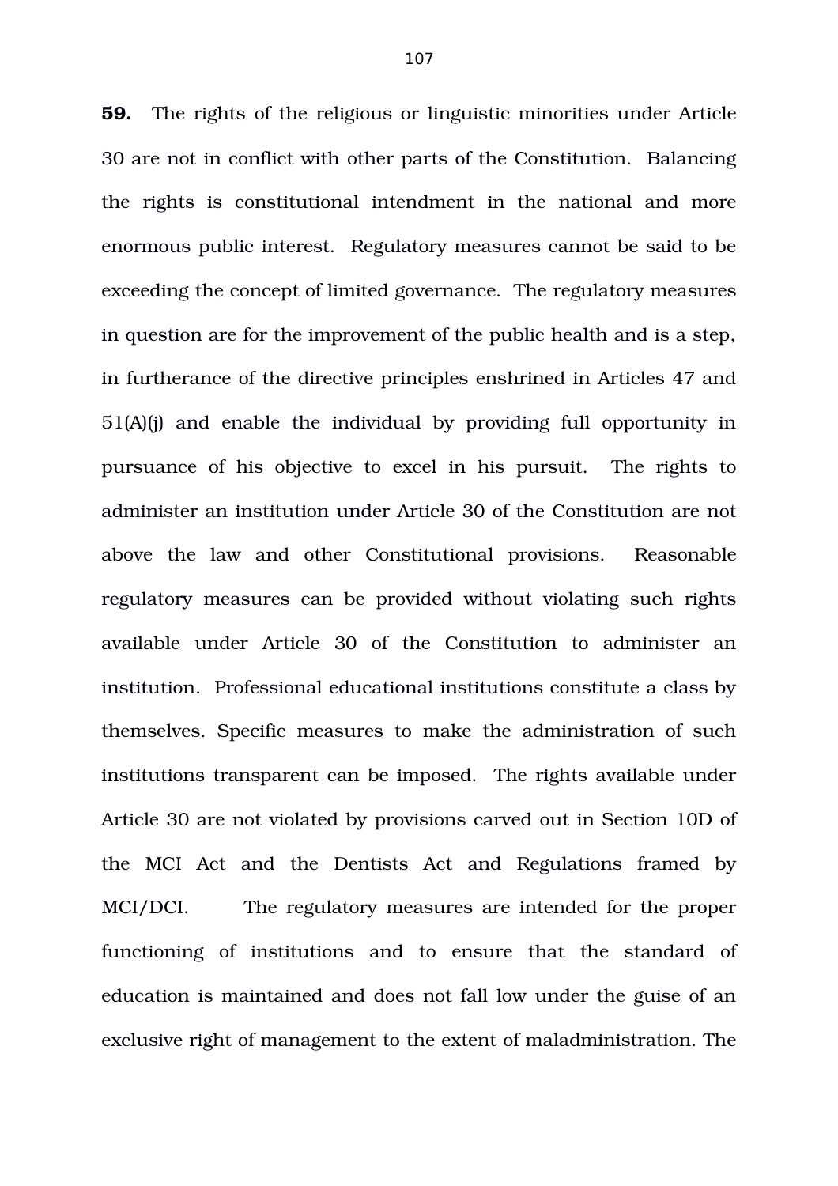**59.** The rights of the religious or linguistic minorities under Article 30 are not in conflict with other parts of the Constitution. Balancing the rights is constitutional intendment in the national and more enormous public interest. Regulatory measures cannot be said to be exceeding the concept of limited governance. The regulatory measures in question are for the improvement of the public health and is a step, in furtherance of the directive principles enshrined in Articles 47 and 51(A)(j) and enable the individual by providing full opportunity in pursuance of his objective to excel in his pursuit. The rights to administer an institution under Article 30 of the Constitution are not above the law and other Constitutional provisions. Reasonable regulatory measures can be provided without violating such rights available under Article 30 of the Constitution to administer an institution. Professional educational institutions constitute a class by themselves. Specific measures to make the administration of such institutions transparent can be imposed. The rights available under Article 30 are not violated by provisions carved out in Section 10D of the MCI Act and the Dentists Act and Regulations framed by MCI/DCI. The regulatory measures are intended for the proper functioning of institutions and to ensure that the standard of education is maintained and does not fall low under the guise of an exclusive right of management to the extent of maladministration. The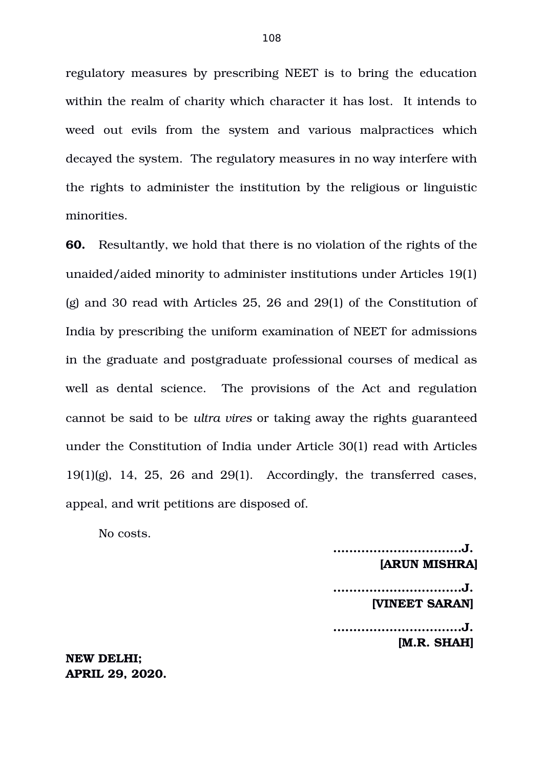regulatory measures by prescribing NEET is to bring the education within the realm of charity which character it has lost. It intends to weed out evils from the system and various malpractices which decayed the system. The regulatory measures in no way interfere with the rights to administer the institution by the religious or linguistic minorities.

**60.** Resultantly, we hold that there is no violation of the rights of the unaided/aided minority to administer institutions under Articles 19(1)(g) and 30 read with Articles 25, 26 and 29(1) of the Constitution of India by prescribing the uniform examination of NEET for admissions in the graduate and postgraduate professional courses of medical as well as dental science. The provisions of the Act and regulation cannot be said to be *ultra vires* or taking away the rights guaranteed under the Constitution of India under Article 30(1) read with Articles 19(1)(g), 14, 25, 26 and 29(1). Accordingly, the transferred cases, appeal, and writ petitions are disposed of.

No costs.

**..............................J.**
**[ARUN MISHRA]**

**..............................J.**
**[VINEET SARAN]**

**..............................J.**
**[M.R. SHAH]**

**NEW DELHI;**
**APRIL 29, 2020.**